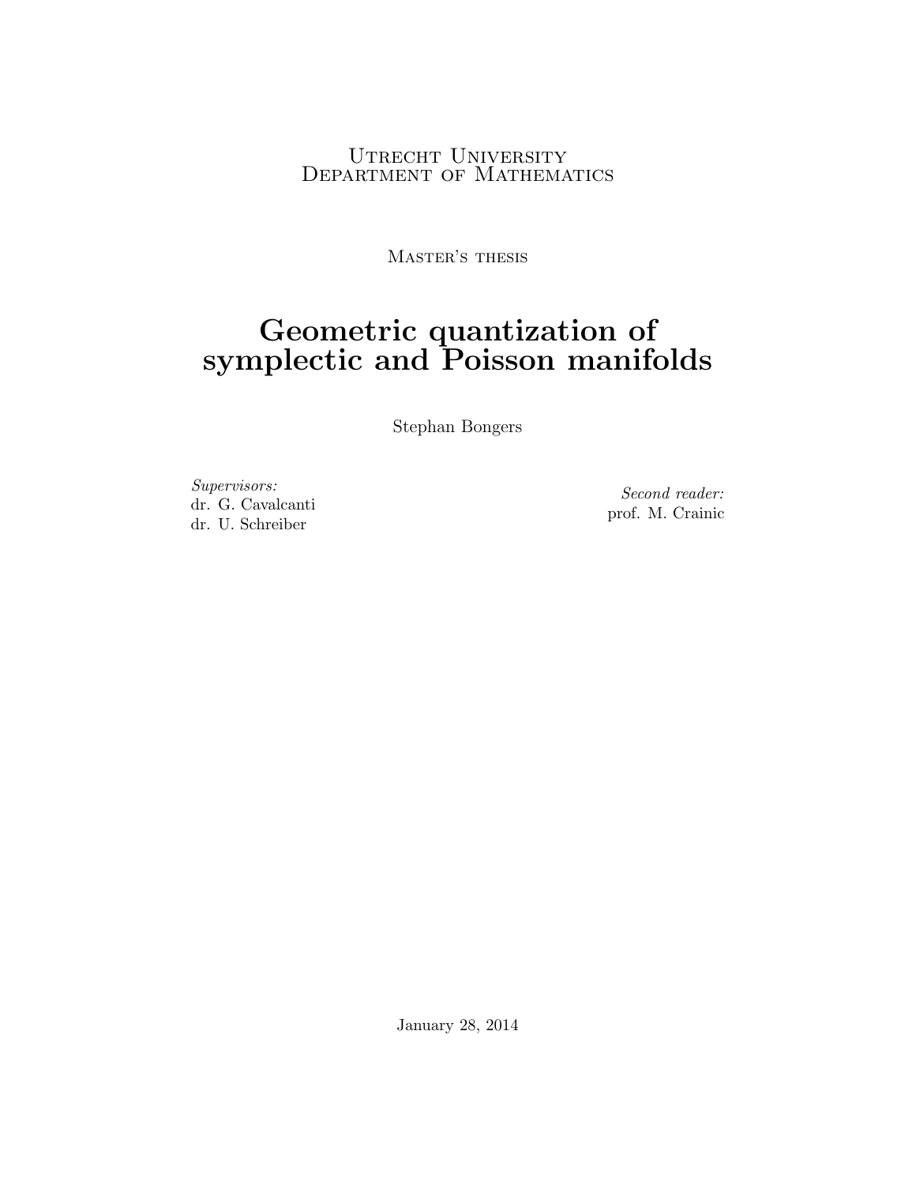Utrecht University
Department of Mathematics

Master's thesis

# Geometric quantization of symplectic and Poisson manifolds

Stephan Bongers

*Supervisors:*
dr. G. Cavalcanti
dr. U. Schreiber

*Second reader:*
prof. M. Crainic

January 28, 2014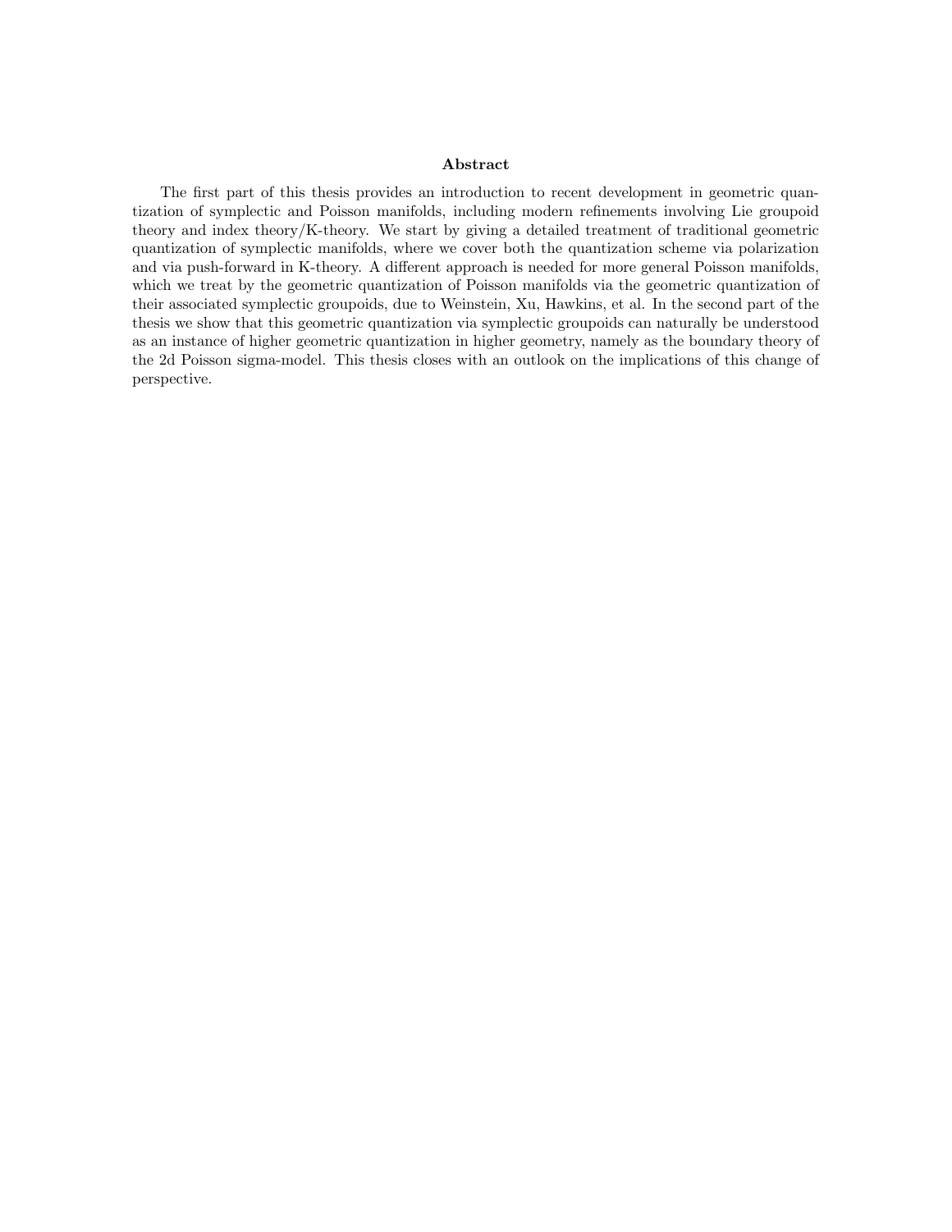## Abstract

The first part of this thesis provides an introduction to recent development in geometric quantization of symplectic and Poisson manifolds, including modern refinements involving Lie groupoid theory and index theory/K-theory. We start by giving a detailed treatment of traditional geometric quantization of symplectic manifolds, where we cover both the quantization scheme via polarization and via push-forward in K-theory. A different approach is needed for more general Poisson manifolds, which we treat by the geometric quantization of Poisson manifolds via the geometric quantization of their associated symplectic groupoids, due to Weinstein, Xu, Hawkins, et al. In the second part of the thesis we show that this geometric quantization via symplectic groupoids can naturally be understood as an instance of higher geometric quantization in higher geometry, namely as the boundary theory of the 2d Poisson sigma-model. This thesis closes with an outlook on the implications of this change of perspective.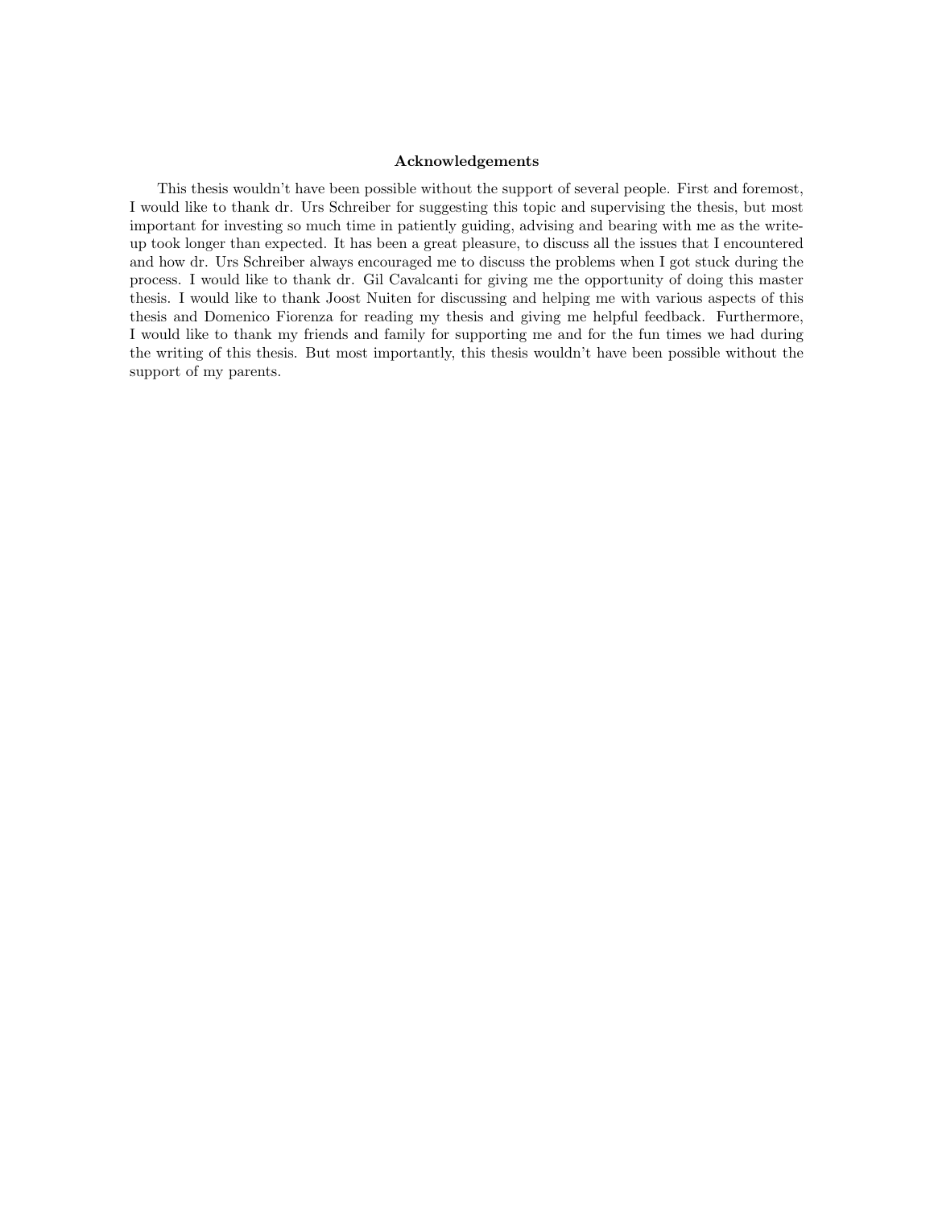**Acknowledgements**

This thesis wouldn't have been possible without the support of several people. First and foremost, I would like to thank dr. Urs Schreiber for suggesting this topic and supervising the thesis, but most important for investing so much time in patiently guiding, advising and bearing with me as the write-up took longer than expected. It has been a great pleasure, to discuss all the issues that I encountered and how dr. Urs Schreiber always encouraged me to discuss the problems when I got stuck during the process. I would like to thank dr. Gil Cavalcanti for giving me the opportunity of doing this master thesis. I would like to thank Joost Nuiten for discussing and helping me with various aspects of this thesis and Domenico Fiorenza for reading my thesis and giving me helpful feedback. Furthermore, I would like to thank my friends and family for supporting me and for the fun times we had during the writing of this thesis. But most importantly, this thesis wouldn't have been possible without the support of my parents.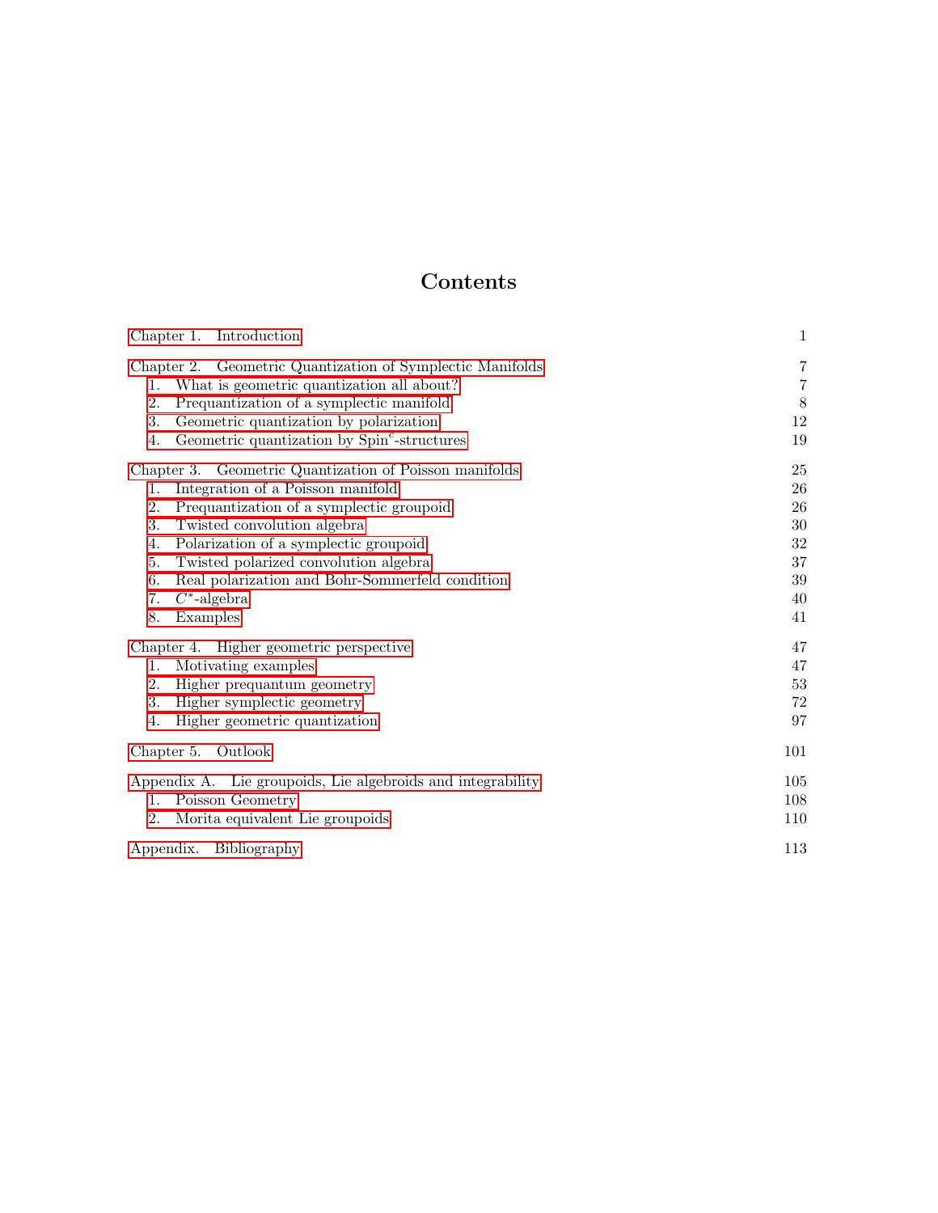# Contents

| | |
|---|---|
| Chapter 1. Introduction | 1 |
| Chapter 2. Geometric Quantization of Symplectic Manifolds | 7 |
| 1. What is geometric quantization all about? | 7 |
| 2. Prequantization of a symplectic manifold | 8 |
| 3. Geometric quantization by polarization | 12 |
| 4. Geometric quantization by Spin$^c$-structures | 19 |
| Chapter 3. Geometric Quantization of Poisson manifolds | 25 |
| 1. Integration of a Poisson manifold | 26 |
| 2. Prequantization of a symplectic groupoid | 26 |
| 3. Twisted convolution algebra | 30 |
| 4. Polarization of a symplectic groupoid | 32 |
| 5. Twisted polarized convolution algebra | 37 |
| 6. Real polarization and Bohr-Sommerfeld condition | 39 |
| 7. $C^*$-algebra | 40 |
| 8. Examples | 41 |
| Chapter 4. Higher geometric perspective | 47 |
| 1. Motivating examples | 47 |
| 2. Higher prequantum geometry | 53 |
| 3. Higher symplectic geometry | 72 |
| 4. Higher geometric quantization | 97 |
| Chapter 5. Outlook | 101 |
| Appendix A. Lie groupoids, Lie algebroids and integrability | 105 |
| 1. Poisson Geometry | 108 |
| 2. Morita equivalent Lie groupoids | 110 |
| Appendix. Bibliography | 113 |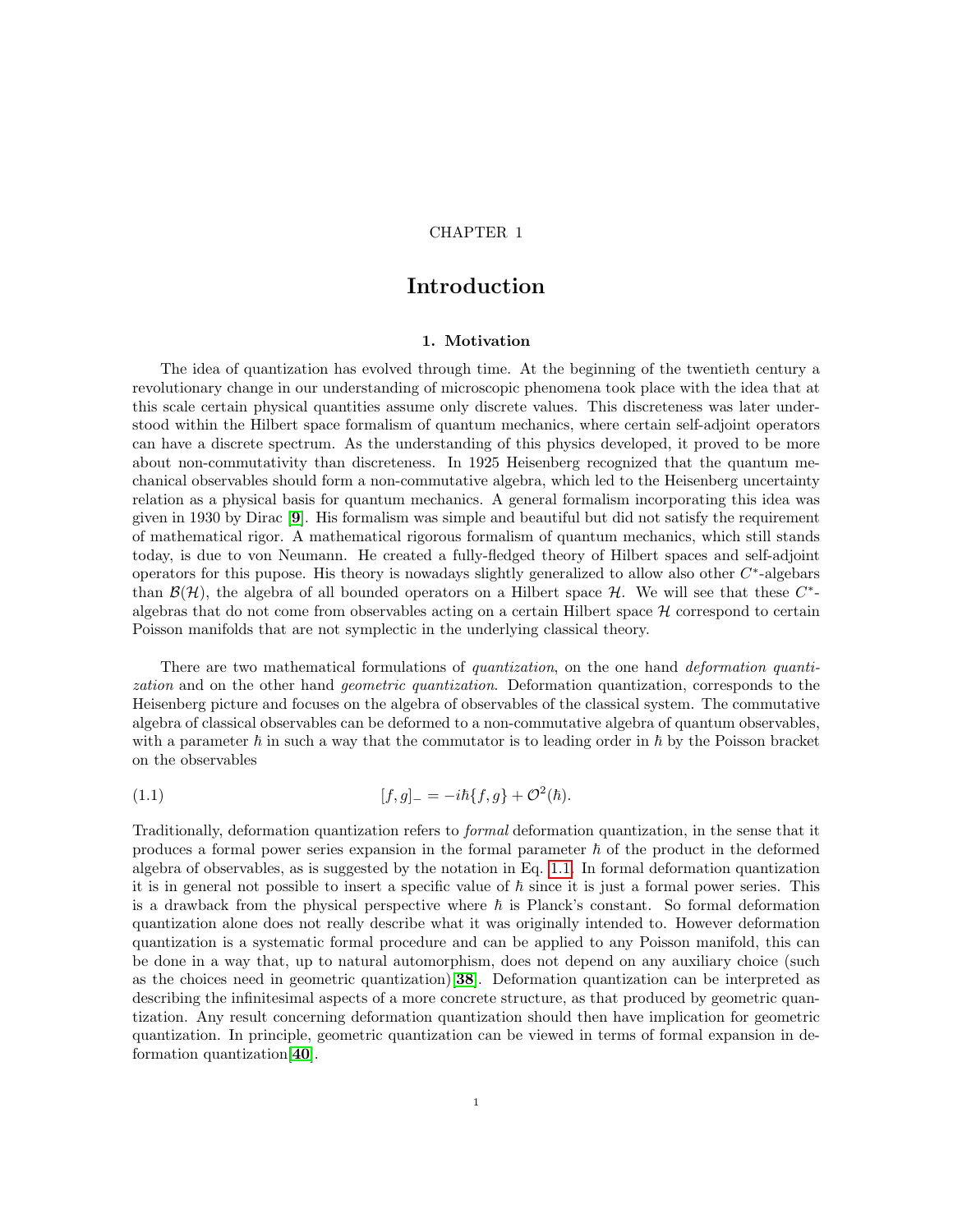CHAPTER 1

# Introduction

## 1. Motivation

The idea of quantization has evolved through time. At the beginning of the twentieth century a revolutionary change in our understanding of microscopic phenomena took place with the idea that at this scale certain physical quantities assume only discrete values. This discreteness was later understood within the Hilbert space formalism of quantum mechanics, where certain self-adjoint operators can have a discrete spectrum. As the understanding of this physics developed, it proved to be more about non-commutativity than discreteness. In 1925 Heisenberg recognized that the quantum mechanical observables should form a non-commutative algebra, which led to the Heisenberg uncertainty relation as a physical basis for quantum mechanics. A general formalism incorporating this idea was given in 1930 by Dirac [**9**]. His formalism was simple and beautiful but did not satisfy the requirement of mathematical rigor. A mathematical rigorous formalism of quantum mechanics, which still stands today, is due to von Neumann. He created a fully-fledged theory of Hilbert spaces and self-adjoint operators for this pupose. His theory is nowadays slightly generalized to allow also other $C^*$-algebars than $\mathcal{B}(\mathcal{H})$, the algebra of all bounded operators on a Hilbert space $\mathcal{H}$. We will see that these $C^*$-algebras that do not come from observables acting on a certain Hilbert space $\mathcal{H}$ correspond to certain Poisson manifolds that are not symplectic in the underlying classical theory.

There are two mathematical formulations of *quantization*, on the one hand *deformation quantization* and on the other hand *geometric quantization*. Deformation quantization, corresponds to the Heisenberg picture and focuses on the algebra of observables of the classical system. The commutative algebra of classical observables can be deformed to a non-commutative algebra of quantum observables, with a parameter $\hbar$ in such a way that the commutator is to leading order in $\hbar$ by the Poisson bracket on the observables

$$[f, g]_- = -i\hbar\{f, g\} + \mathcal{O}^2(\hbar). \tag{1.1}$$

Traditionally, deformation quantization refers to *formal* deformation quantization, in the sense that it produces a formal power series expansion in the formal parameter $\hbar$ of the product in the deformed algebra of observables, as is suggested by the notation in Eq. 1.1. In formal deformation quantization it is in general not possible to insert a specific value of $\hbar$ since it is just a formal power series. This is a drawback from the physical perspective where $\hbar$ is Planck's constant. So formal deformation quantization alone does not really describe what it was originally intended to. However deformation quantization is a systematic formal procedure and can be applied to any Poisson manifold, this can be done in a way that, up to natural automorphism, does not depend on any auxiliary choice (such as the choices need in geometric quantization)[**38**]. Deformation quantization can be interpreted as describing the infinitesimal aspects of a more concrete structure, as that produced by geometric quantization. Any result concerning deformation quantization should then have implication for geometric quantization. In principle, geometric quantization can be viewed in terms of formal expansion in deformation quantization[**40**].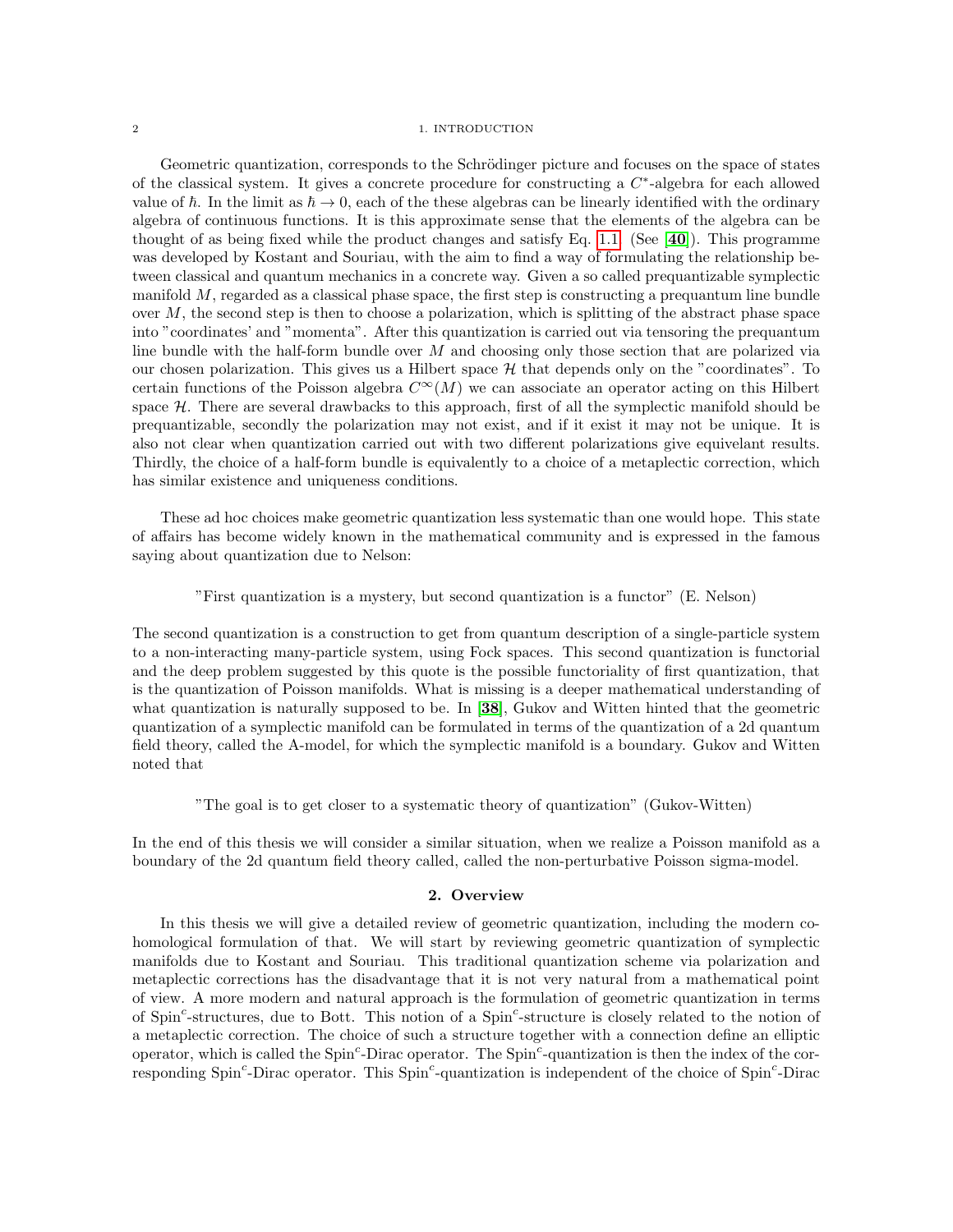Geometric quantization, corresponds to the Schrödinger picture and focuses on the space of states of the classical system. It gives a concrete procedure for constructing a $C^*$-algebra for each allowed value of $\hbar$. In the limit as $\hbar \to 0$, each of the these algebras can be linearly identified with the ordinary algebra of continuous functions. It is this approximate sense that the elements of the algebra can be thought of as being fixed while the product changes and satisfy Eq. 1.1 (See [**40**]). This programme was developed by Kostant and Souriau, with the aim to find a way of formulating the relationship between classical and quantum mechanics in a concrete way. Given a so called prequantizable symplectic manifold $M$, regarded as a classical phase space, the first step is constructing a prequantum line bundle over $M$, the second step is then to choose a polarization, which is splitting of the abstract phase space into "coordinates' and "momenta". After this quantization is carried out via tensoring the prequantum line bundle with the half-form bundle over $M$ and choosing only those section that are polarized via our chosen polarization. This gives us a Hilbert space $\mathcal{H}$ that depends only on the "coordinates". To certain functions of the Poisson algebra $C^\infty(M)$ we can associate an operator acting on this Hilbert space $\mathcal{H}$. There are several drawbacks to this approach, first of all the symplectic manifold should be prequantizable, secondly the polarization may not exist, and if it exist it may not be unique. It is also not clear when quantization carried out with two different polarizations give equivelant results. Thirdly, the choice of a half-form bundle is equivalently to a choice of a metaplectic correction, which has similar existence and uniqueness conditions.

These ad hoc choices make geometric quantization less systematic than one would hope. This state of affairs has become widely known in the mathematical community and is expressed in the famous saying about quantization due to Nelson:

"First quantization is a mystery, but second quantization is a functor" (E. Nelson)

The second quantization is a construction to get from quantum description of a single-particle system to a non-interacting many-particle system, using Fock spaces. This second quantization is functorial and the deep problem suggested by this quote is the possible functoriality of first quantization, that is the quantization of Poisson manifolds. What is missing is a deeper mathematical understanding of what quantization is naturally supposed to be. In [**38**], Gukov and Witten hinted that the geometric quantization of a symplectic manifold can be formulated in terms of the quantization of a 2d quantum field theory, called the A-model, for which the symplectic manifold is a boundary. Gukov and Witten noted that

"The goal is to get closer to a systematic theory of quantization" (Gukov-Witten)

In the end of this thesis we will consider a similar situation, when we realize a Poisson manifold as a boundary of the 2d quantum field theory called, called the non-perturbative Poisson sigma-model.

## 2. Overview

In this thesis we will give a detailed review of geometric quantization, including the modern cohomological formulation of that. We will start by reviewing geometric quantization of symplectic manifolds due to Kostant and Souriau. This traditional quantization scheme via polarization and metaplectic corrections has the disadvantage that it is not very natural from a mathematical point of view. A more modern and natural approach is the formulation of geometric quantization in terms of Spin$^c$-structures, due to Bott. This notion of a Spin$^c$-structure is closely related to the notion of a metaplectic correction. The choice of such a structure together with a connection define an elliptic operator, which is called the Spin$^c$-Dirac operator. The Spin$^c$-quantization is then the index of the corresponding Spin$^c$-Dirac operator. This Spin$^c$-quantization is independent of the choice of Spin$^c$-Dirac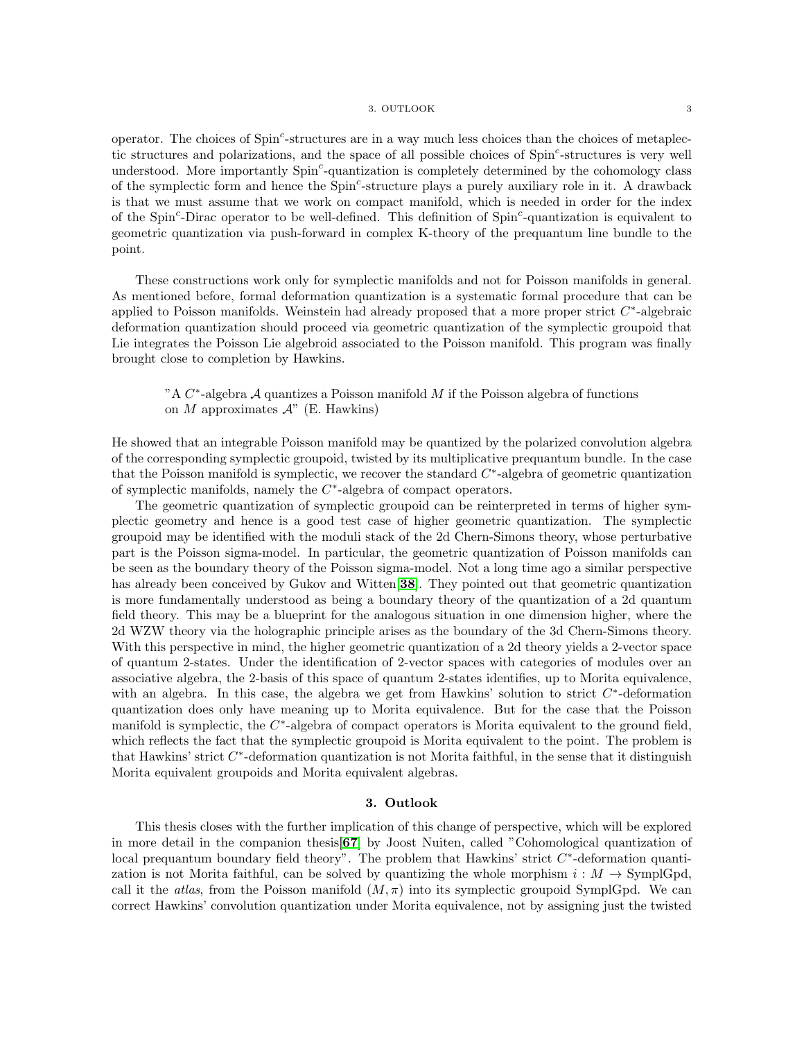operator. The choices of Spin$^c$-structures are in a way much less choices than the choices of metaplectic structures and polarizations, and the space of all possible choices of Spin$^c$-structures is very well understood. More importantly Spin$^c$-quantization is completely determined by the cohomology class of the symplectic form and hence the Spin$^c$-structure plays a purely auxiliary role in it. A drawback is that we must assume that we work on compact manifold, which is needed in order for the index of the Spin$^c$-Dirac operator to be well-defined. This definition of Spin$^c$-quantization is equivalent to geometric quantization via push-forward in complex K-theory of the prequantum line bundle to the point.

These constructions work only for symplectic manifolds and not for Poisson manifolds in general. As mentioned before, formal deformation quantization is a systematic formal procedure that can be applied to Poisson manifolds. Weinstein had already proposed that a more proper strict $C^*$-algebraic deformation quantization should proceed via geometric quantization of the symplectic groupoid that Lie integrates the Poisson Lie algebroid associated to the Poisson manifold. This program was finally brought close to completion by Hawkins.

> "A $C^*$-algebra $\mathcal{A}$ quantizes a Poisson manifold $M$ if the Poisson algebra of functions on $M$ approximates $\mathcal{A}$" (E. Hawkins)

He showed that an integrable Poisson manifold may be quantized by the polarized convolution algebra of the corresponding symplectic groupoid, twisted by its multiplicative prequantum bundle. In the case that the Poisson manifold is symplectic, we recover the standard $C^*$-algebra of geometric quantization of symplectic manifolds, namely the $C^*$-algebra of compact operators.

The geometric quantization of symplectic groupoid can be reinterpreted in terms of higher symplectic geometry and hence is a good test case of higher geometric quantization. The symplectic groupoid may be identified with the moduli stack of the 2d Chern-Simons theory, whose perturbative part is the Poisson sigma-model. In particular, the geometric quantization of Poisson manifolds can be seen as the boundary theory of the Poisson sigma-model. Not a long time ago a similar perspective has already been conceived by Gukov and Witten[**38**]. They pointed out that geometric quantization is more fundamentally understood as being a boundary theory of the quantization of a 2d quantum field theory. This may be a blueprint for the analogous situation in one dimension higher, where the 2d WZW theory via the holographic principle arises as the boundary of the 3d Chern-Simons theory. With this perspective in mind, the higher geometric quantization of a 2d theory yields a 2-vector space of quantum 2-states. Under the identification of 2-vector spaces with categories of modules over an associative algebra, the 2-basis of this space of quantum 2-states identifies, up to Morita equivalence, with an algebra. In this case, the algebra we get from Hawkins' solution to strict $C^*$-deformation quantization does only have meaning up to Morita equivalence. But for the case that the Poisson manifold is symplectic, the $C^*$-algebra of compact operators is Morita equivalent to the ground field, which reflects the fact that the symplectic groupoid is Morita equivalent to the point. The problem is that Hawkins' strict $C^*$-deformation quantization is not Morita faithful, in the sense that it distinguish Morita equivalent groupoids and Morita equivalent algebras.

## 3. Outlook

This thesis closes with the further implication of this change of perspective, which will be explored in more detail in the companion thesis[**67**] by Joost Nuiten, called "Cohomological quantization of local prequantum boundary field theory". The problem that Hawkins' strict $C^*$-deformation quantization is not Morita faithful, can be solved by quantizing the whole morphism $i : M \to \text{SymplGpd}$, call it the *atlas*, from the Poisson manifold $(M, \pi)$ into its symplectic groupoid SymplGpd. We can correct Hawkins' convolution quantization under Morita equivalence, not by assigning just the twisted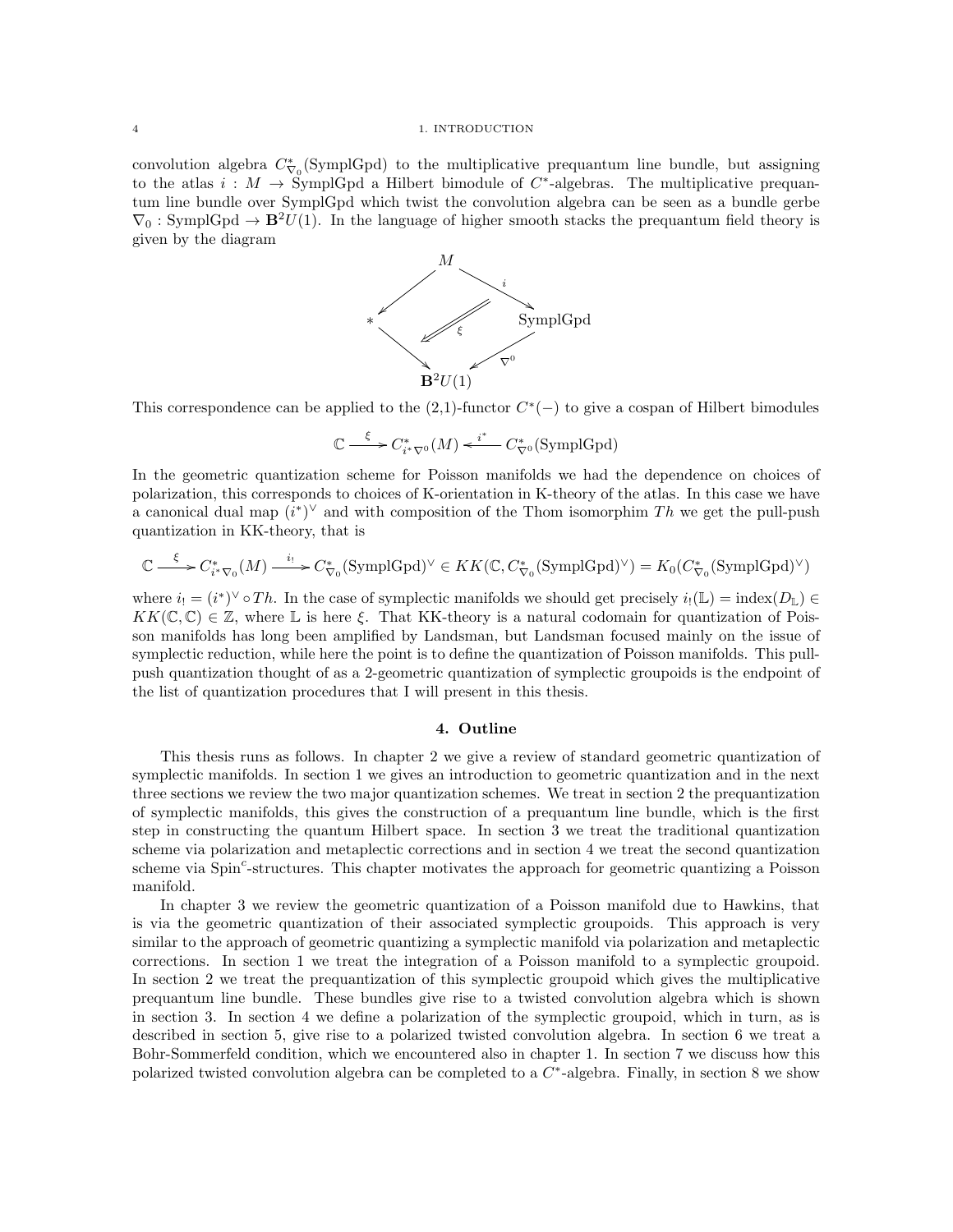convolution algebra $C^*_{\nabla_0}(\mathrm{SymplGpd})$ to the multiplicative prequantum line bundle, but assigning to the atlas $i : M \to \mathrm{SymplGpd}$ a Hilbert bimodule of $C^*$-algebras. The multiplicative prequantum line bundle over SymplGpd which twist the convolution algebra can be seen as a bundle gerbe $\nabla_0 : \mathrm{SymplGpd} \to \mathbf{B}^2U(1)$. In the language of higher smooth stacks the prequantum field theory is given by the diagram

$$
\begin{array}{ccccc}
 & & M & & \\
 & \swarrow & & \searrow^{i} & \\
* & & \overset{\xi}{\Longleftarrow} & & \mathrm{SymplGpd} \\
 & \searrow & & \swarrow_{\nabla^0} & \\
 & & \mathbf{B}^2U(1) & &
\end{array}
$$

This correspondence can be applied to the (2,1)-functor $C^*(-)$ to give a cospan of Hilbert bimodules

$$\mathbb{C} \xrightarrow{\ \xi\ } C^*_{i^*\nabla^0}(M) \xleftarrow{\ i^*\ } C^*_{\nabla^0}(\mathrm{SymplGpd})$$

In the geometric quantization scheme for Poisson manifolds we had the dependence on choices of polarization, this corresponds to choices of K-orientation in K-theory of the atlas. In this case we have a canonical dual map $(i^*)^\vee$ and with composition of the Thom isomorphim $Th$ we get the pull-push quantization in KK-theory, that is

$$\mathbb{C} \xrightarrow{\ \xi\ } C^*_{i^*\nabla_0}(M) \xrightarrow{\ i_!\ } C^*_{\nabla_0}(\mathrm{SymplGpd})^\vee \in KK(\mathbb{C}, C^*_{\nabla_0}(\mathrm{SymplGpd})^\vee) = K_0(C^*_{\nabla_0}(\mathrm{SymplGpd})^\vee)$$

where $i_! = (i^*)^\vee \circ Th$. In the case of symplectic manifolds we should get precisely $i_!(\mathbb{L}) = \mathrm{index}(D_{\mathbb{L}}) \in KK(\mathbb{C}, \mathbb{C}) \in \mathbb{Z}$, where $\mathbb{L}$ is here $\xi$. That KK-theory is a natural codomain for quantization of Poisson manifolds has long been amplified by Landsman, but Landsman focused mainly on the issue of symplectic reduction, while here the point is to define the quantization of Poisson manifolds. This pull-push quantization thought of as a 2-geometric quantization of symplectic groupoids is the endpoint of the list of quantization procedures that I will present in this thesis.

## 4. Outline

This thesis runs as follows. In chapter 2 we give a review of standard geometric quantization of symplectic manifolds. In section 1 we gives an introduction to geometric quantization and in the next three sections we review the two major quantization schemes. We treat in section 2 the prequantization of symplectic manifolds, this gives the construction of a prequantum line bundle, which is the first step in constructing the quantum Hilbert space. In section 3 we treat the traditional quantization scheme via polarization and metaplectic corrections and in section 4 we treat the second quantization scheme via Spin$^c$-structures. This chapter motivates the approach for geometric quantizing a Poisson manifold.

In chapter 3 we review the geometric quantization of a Poisson manifold due to Hawkins, that is via the geometric quantization of their associated symplectic groupoids. This approach is very similar to the approach of geometric quantizing a symplectic manifold via polarization and metaplectic corrections. In section 1 we treat the integration of a Poisson manifold to a symplectic groupoid. In section 2 we treat the prequantization of this symplectic groupoid which gives the multiplicative prequantum line bundle. These bundles give rise to a twisted convolution algebra which is shown in section 3. In section 4 we define a polarization of the symplectic groupoid, which in turn, as is described in section 5, give rise to a polarized twisted convolution algebra. In section 6 we treat a Bohr-Sommerfeld condition, which we encountered also in chapter 1. In section 7 we discuss how this polarized twisted convolution algebra can be completed to a $C^*$-algebra. Finally, in section 8 we show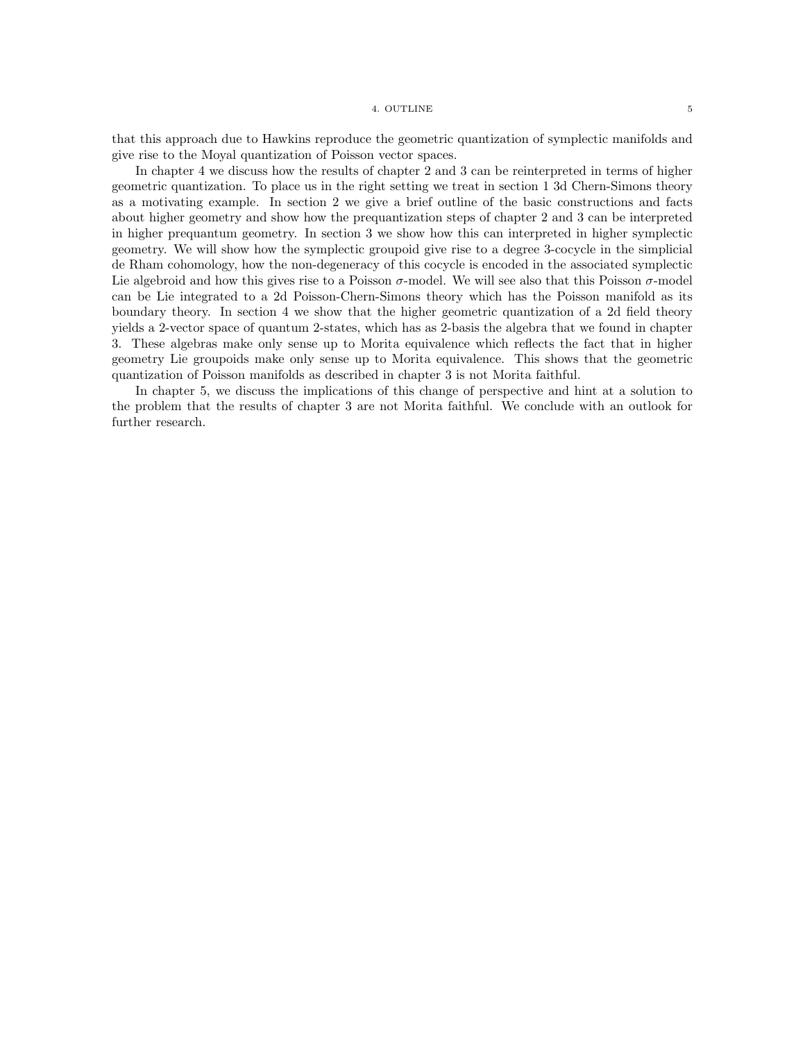that this approach due to Hawkins reproduce the geometric quantization of symplectic manifolds and give rise to the Moyal quantization of Poisson vector spaces.

In chapter 4 we discuss how the results of chapter 2 and 3 can be reinterpreted in terms of higher geometric quantization. To place us in the right setting we treat in section 1 3d Chern-Simons theory as a motivating example. In section 2 we give a brief outline of the basic constructions and facts about higher geometry and show how the prequantization steps of chapter 2 and 3 can be interpreted in higher prequantum geometry. In section 3 we show how this can interpreted in higher symplectic geometry. We will show how the symplectic groupoid give rise to a degree 3-cocycle in the simplicial de Rham cohomology, how the non-degeneracy of this cocycle is encoded in the associated symplectic Lie algebroid and how this gives rise to a Poisson $\sigma$-model. We will see also that this Poisson $\sigma$-model can be Lie integrated to a 2d Poisson-Chern-Simons theory which has the Poisson manifold as its boundary theory. In section 4 we show that the higher geometric quantization of a 2d field theory yields a 2-vector space of quantum 2-states, which has as 2-basis the algebra that we found in chapter 3. These algebras make only sense up to Morita equivalence which reflects the fact that in higher geometry Lie groupoids make only sense up to Morita equivalence. This shows that the geometric quantization of Poisson manifolds as described in chapter 3 is not Morita faithful.

In chapter 5, we discuss the implications of this change of perspective and hint at a solution to the problem that the results of chapter 3 are not Morita faithful. We conclude with an outlook for further research.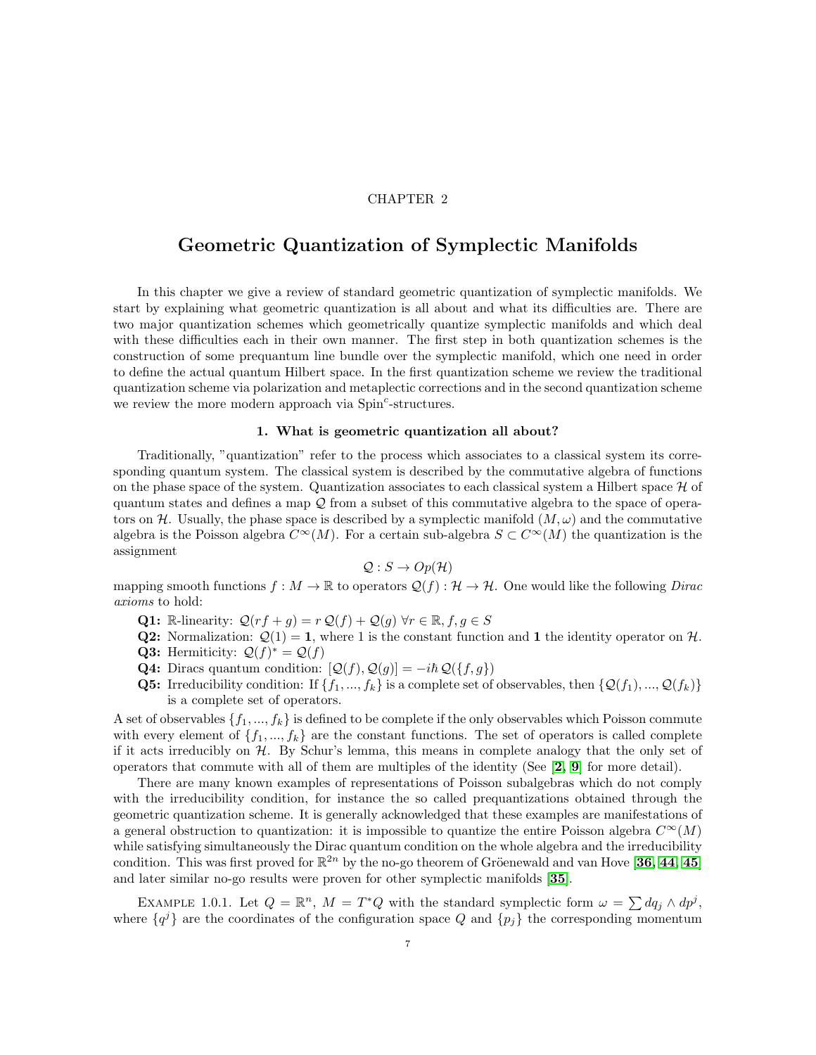CHAPTER 2

# Geometric Quantization of Symplectic Manifolds

In this chapter we give a review of standard geometric quantization of symplectic manifolds. We start by explaining what geometric quantization is all about and what its difficulties are. There are two major quantization schemes which geometrically quantize symplectic manifolds and which deal with these difficulties each in their own manner. The first step in both quantization schemes is the construction of some prequantum line bundle over the symplectic manifold, which one need in order to define the actual quantum Hilbert space. In the first quantization scheme we review the traditional quantization scheme via polarization and metaplectic corrections and in the second quantization scheme we review the more modern approach via Spin$^c$-structures.

## 1. What is geometric quantization all about?

Traditionally, "quantization" refer to the process which associates to a classical system its corresponding quantum system. The classical system is described by the commutative algebra of functions on the phase space of the system. Quantization associates to each classical system a Hilbert space $\mathcal{H}$ of quantum states and defines a map $\mathcal{Q}$ from a subset of this commutative algebra to the space of operators on $\mathcal{H}$. Usually, the phase space is described by a symplectic manifold $(M, \omega)$ and the commutative algebra is the Poisson algebra $C^\infty(M)$. For a certain sub-algebra $S \subset C^\infty(M)$ the quantization is the assignment

$$\mathcal{Q} : S \to Op(\mathcal{H})$$

mapping smooth functions $f : M \to \mathbb{R}$ to operators $\mathcal{Q}(f) : \mathcal{H} \to \mathcal{H}$. One would like the following *Dirac axioms* to hold:

- **Q1:** $\mathbb{R}$-linearity: $\mathcal{Q}(rf + g) = r\,\mathcal{Q}(f) + \mathcal{Q}(g)\ \forall r \in \mathbb{R}, f, g \in S$
- **Q2:** Normalization: $\mathcal{Q}(1) = \mathbf{1}$, where 1 is the constant function and $\mathbf{1}$ the identity operator on $\mathcal{H}$.
- **Q3:** Hermiticity: $\mathcal{Q}(f)^* = \mathcal{Q}(f)$
- **Q4:** Diracs quantum condition: $[\mathcal{Q}(f), \mathcal{Q}(g)] = -i\hbar\,\mathcal{Q}(\{f, g\})$
- **Q5:** Irreducibility condition: If $\{f_1, ..., f_k\}$ is a complete set of observables, then $\{\mathcal{Q}(f_1), ..., \mathcal{Q}(f_k)\}$ is a complete set of operators.

A set of observables $\{f_1, ..., f_k\}$ is defined to be complete if the only observables which Poisson commute with every element of $\{f_1, ..., f_k\}$ are the constant functions. The set of operators is called complete if it acts irreducibly on $\mathcal{H}$. By Schur's lemma, this means in complete analogy that the only set of operators that commute with all of them are multiples of the identity (See [**2**, **9**] for more detail).

There are many known examples of representations of Poisson subalgebras which do not comply with the irreducibility condition, for instance the so called prequantizations obtained through the geometric quantization scheme. It is generally acknowledged that these examples are manifestations of a general obstruction to quantization: it is impossible to quantize the entire Poisson algebra $C^\infty(M)$ while satisfying simultaneously the Dirac quantum condition on the whole algebra and the irreducibility condition. This was first proved for $\mathbb{R}^{2n}$ by the no-go theorem of Gröenewald and van Hove [**36**, **44**, **45**] and later similar no-go results were proven for other symplectic manifolds [**35**].

Example 1.0.1. Let $Q = \mathbb{R}^n$, $M = T^*Q$ with the standard symplectic form $\omega = \sum dq_j \wedge dp^j$, where $\{q^j\}$ are the coordinates of the configuration space $Q$ and $\{p_j\}$ the corresponding momentum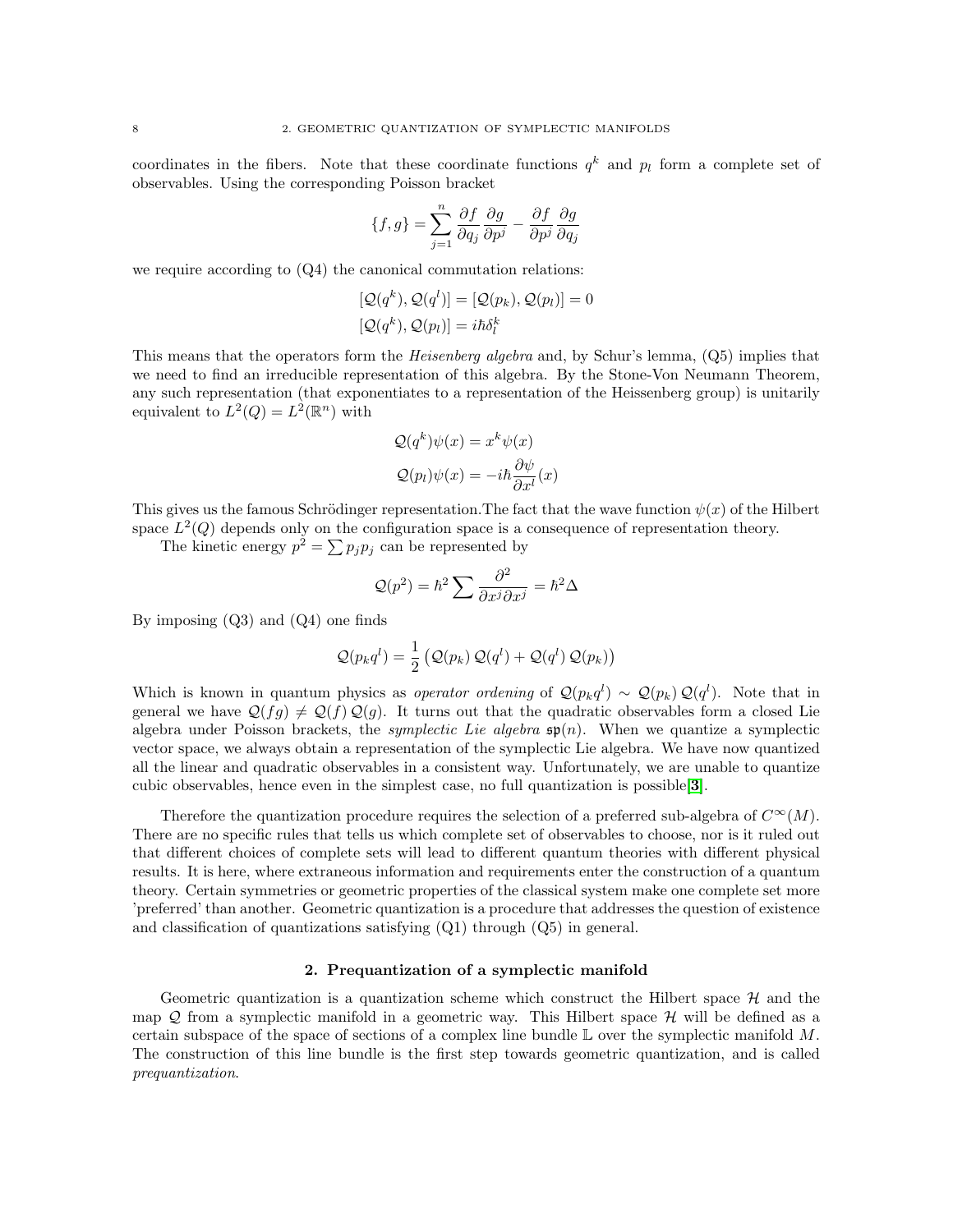coordinates in the fibers. Note that these coordinate functions $q^k$ and $p_l$ form a complete set of observables. Using the corresponding Poisson bracket

$$\{f, g\} = \sum_{j=1}^{n} \frac{\partial f}{\partial q_j} \frac{\partial g}{\partial p^j} - \frac{\partial f}{\partial p^j} \frac{\partial g}{\partial q_j}$$

we require according to (Q4) the canonical commutation relations:

$$[\mathcal{Q}(q^k), \mathcal{Q}(q^l)] = [\mathcal{Q}(p_k), \mathcal{Q}(p_l)] = 0$$

$$[\mathcal{Q}(q^k), \mathcal{Q}(p_l)] = i\hbar\delta_l^k$$

This means that the operators form the *Heisenberg algebra* and, by Schur's lemma, (Q5) implies that we need to find an irreducible representation of this algebra. By the Stone-Von Neumann Theorem, any such representation (that exponentiates to a representation of the Heissenberg group) is unitarily equivalent to $L^2(Q) = L^2(\mathbb{R}^n)$ with

$$\mathcal{Q}(q^k)\psi(x) = x^k \psi(x)$$

$$\mathcal{Q}(p_l)\psi(x) = -i\hbar \frac{\partial \psi}{\partial x^l}(x)$$

This gives us the famous Schrödinger representation.The fact that the wave function $\psi(x)$ of the Hilbert space $L^2(Q)$ depends only on the configuration space is a consequence of representation theory.

The kinetic energy $p^2 = \sum p_j p_j$ can be represented by

$$\mathcal{Q}(p^2) = \hbar^2 \sum \frac{\partial^2}{\partial x^j \partial x^j} = \hbar^2 \Delta$$

By imposing (Q3) and (Q4) one finds

$$\mathcal{Q}(p_k q^l) = \frac{1}{2} \left( \mathcal{Q}(p_k)\, \mathcal{Q}(q^l) + \mathcal{Q}(q^l)\, \mathcal{Q}(p_k) \right)$$

Which is known in quantum physics as *operator ordening* of $\mathcal{Q}(p_k q^l) \sim \mathcal{Q}(p_k)\, \mathcal{Q}(q^l)$. Note that in general we have $\mathcal{Q}(fg) \neq \mathcal{Q}(f)\, \mathcal{Q}(g)$. It turns out that the quadratic observables form a closed Lie algebra under Poisson brackets, the *symplectic Lie algebra* $\mathfrak{sp}(n)$. When we quantize a symplectic vector space, we always obtain a representation of the symplectic Lie algebra. We have now quantized all the linear and quadratic observables in a consistent way. Unfortunately, we are unable to quantize cubic observables, hence even in the simplest case, no full quantization is possible[**3**].

Therefore the quantization procedure requires the selection of a preferred sub-algebra of $C^\infty(M)$. There are no specific rules that tells us which complete set of observables to choose, nor is it ruled out that different choices of complete sets will lead to different quantum theories with different physical results. It is here, where extraneous information and requirements enter the construction of a quantum theory. Certain symmetries or geometric properties of the classical system make one complete set more 'preferred' than another. Geometric quantization is a procedure that addresses the question of existence and classification of quantizations satisfying (Q1) through (Q5) in general.

## 2. Prequantization of a symplectic manifold

Geometric quantization is a quantization scheme which construct the Hilbert space $\mathcal{H}$ and the map $\mathcal{Q}$ from a symplectic manifold in a geometric way. This Hilbert space $\mathcal{H}$ will be defined as a certain subspace of the space of sections of a complex line bundle $\mathbb{L}$ over the symplectic manifold $M$. The construction of this line bundle is the first step towards geometric quantization, and is called *prequantization*.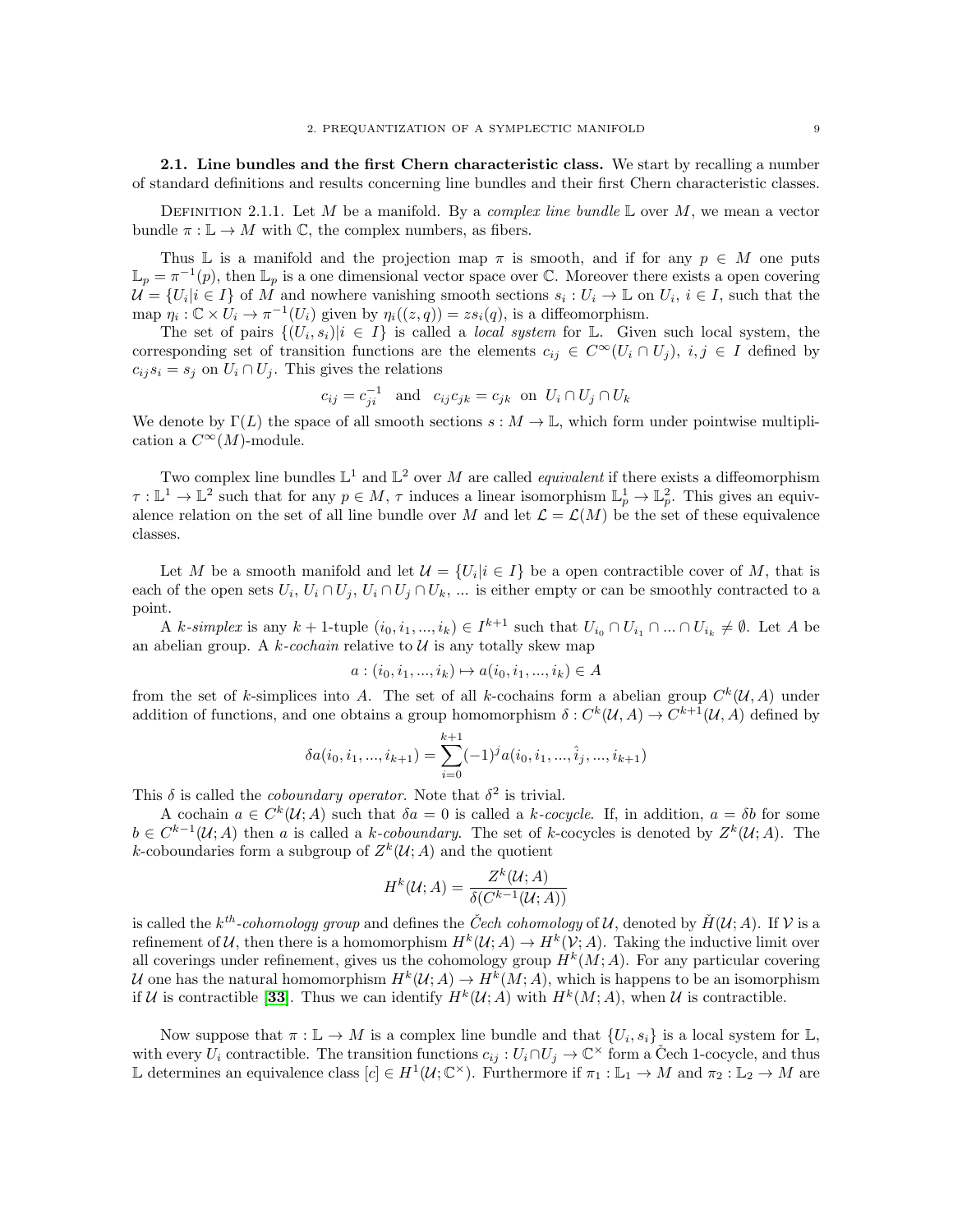**2.1. Line bundles and the first Chern characteristic class.** We start by recalling a number of standard definitions and results concerning line bundles and their first Chern characteristic classes.

DEFINITION 2.1.1. Let $M$ be a manifold. By a *complex line bundle* $\mathbb{L}$ over $M$, we mean a vector bundle $\pi : \mathbb{L} \to M$ with $\mathbb{C}$, the complex numbers, as fibers.

Thus $\mathbb{L}$ is a manifold and the projection map $\pi$ is smooth, and if for any $p \in M$ one puts $\mathbb{L}_p = \pi^{-1}(p)$, then $\mathbb{L}_p$ is a one dimensional vector space over $\mathbb{C}$. Moreover there exists a open covering $\mathcal{U} = \{U_i | i \in I\}$ of $M$ and nowhere vanishing smooth sections $s_i : U_i \to \mathbb{L}$ on $U_i$, $i \in I$, such that the map $\eta_i : \mathbb{C} \times U_i \to \pi^{-1}(U_i)$ given by $\eta_i((z, q)) = zs_i(q)$, is a diffeomorphism.

The set of pairs $\{(U_i, s_i) | i \in I\}$ is called a *local system* for $\mathbb{L}$. Given such local system, the corresponding set of transition functions are the elements $c_{ij} \in C^\infty(U_i \cap U_j)$, $i, j \in I$ defined by $c_{ij} s_i = s_j$ on $U_i \cap U_j$. This gives the relations

$$c_{ij} = c_{ji}^{-1} \quad \text{and} \quad c_{ij} c_{jk} = c_{jk} \;\; \text{on} \;\; U_i \cap U_j \cap U_k$$

We denote by $\Gamma(L)$ the space of all smooth sections $s : M \to \mathbb{L}$, which form under pointwise multiplication a $C^\infty(M)$-module.

Two complex line bundles $\mathbb{L}^1$ and $\mathbb{L}^2$ over $M$ are called *equivalent* if there exists a diffeomorphism $\tau : \mathbb{L}^1 \to \mathbb{L}^2$ such that for any $p \in M$, $\tau$ induces a linear isomorphism $\mathbb{L}^1_p \to \mathbb{L}^2_p$. This gives an equivalence relation on the set of all line bundle over $M$ and let $\mathcal{L} = \mathcal{L}(M)$ be the set of these equivalence classes.

Let $M$ be a smooth manifold and let $\mathcal{U} = \{U_i | i \in I\}$ be a open contractible cover of $M$, that is each of the open sets $U_i$, $U_i \cap U_j$, $U_i \cap U_j \cap U_k$, ... is either empty or can be smoothly contracted to a point.

A *k-simplex* is any $k+1$-tuple $(i_0, i_1, ..., i_k) \in I^{k+1}$ such that $U_{i_0} \cap U_{i_1} \cap ... \cap U_{i_k} \neq \emptyset$. Let $A$ be an abelian group. A *k-cochain* relative to $\mathcal{U}$ is any totally skew map

$$a : (i_0, i_1, ..., i_k) \mapsto a(i_0, i_1, ..., i_k) \in A$$

from the set of $k$-simplices into $A$. The set of all $k$-cochains form a abelian group $C^k(\mathcal{U}, A)$ under addition of functions, and one obtains a group homomorphism $\delta : C^k(\mathcal{U}, A) \to C^{k+1}(\mathcal{U}, A)$ defined by

$$\delta a(i_0, i_1, ..., i_{k+1}) = \sum_{i=0}^{k+1} (-1)^j a(i_0, i_1, ..., \hat{i}_j, ..., i_{k+1})$$

This $\delta$ is called the *coboundary operator*. Note that $\delta^2$ is trivial.

A cochain $a \in C^k(\mathcal{U}; A)$ such that $\delta a = 0$ is called a *k-cocycle*. If, in addition, $a = \delta b$ for some $b \in C^{k-1}(\mathcal{U}; A)$ then $a$ is called a *k-coboundary*. The set of $k$-cocycles is denoted by $Z^k(\mathcal{U}; A)$. The $k$-coboundaries form a subgroup of $Z^k(\mathcal{U}; A)$ and the quotient

$$H^k(\mathcal{U}; A) = \frac{Z^k(\mathcal{U}; A)}{\delta(C^{k-1}(\mathcal{U}; A))}$$

is called the $k^{th}$*-cohomology group* and defines the *Čech cohomology* of $\mathcal{U}$, denoted by $\check{H}(\mathcal{U}; A)$. If $\mathcal{V}$ is a refinement of $\mathcal{U}$, then there is a homomorphism $H^k(\mathcal{U}; A) \to H^k(\mathcal{V}; A)$. Taking the inductive limit over all coverings under refinement, gives us the cohomology group $H^k(M; A)$. For any particular covering $\mathcal{U}$ one has the natural homomorphism $H^k(\mathcal{U}; A) \to H^k(M; A)$, which is happens to be an isomorphism if $\mathcal{U}$ is contractible [**33**]. Thus we can identify $H^k(\mathcal{U}; A)$ with $H^k(M; A)$, when $\mathcal{U}$ is contractible.

Now suppose that $\pi : \mathbb{L} \to M$ is a complex line bundle and that $\{U_i, s_i\}$ is a local system for $\mathbb{L}$, with every $U_i$ contractible. The transition functions $c_{ij} : U_i \cap U_j \to \mathbb{C}^\times$ form a Čech 1-cocycle, and thus $\mathbb{L}$ determines an equivalence class $[c] \in H^1(\mathcal{U}; \mathbb{C}^\times)$. Furthermore if $\pi_1 : \mathbb{L}_1 \to M$ and $\pi_2 : \mathbb{L}_2 \to M$ are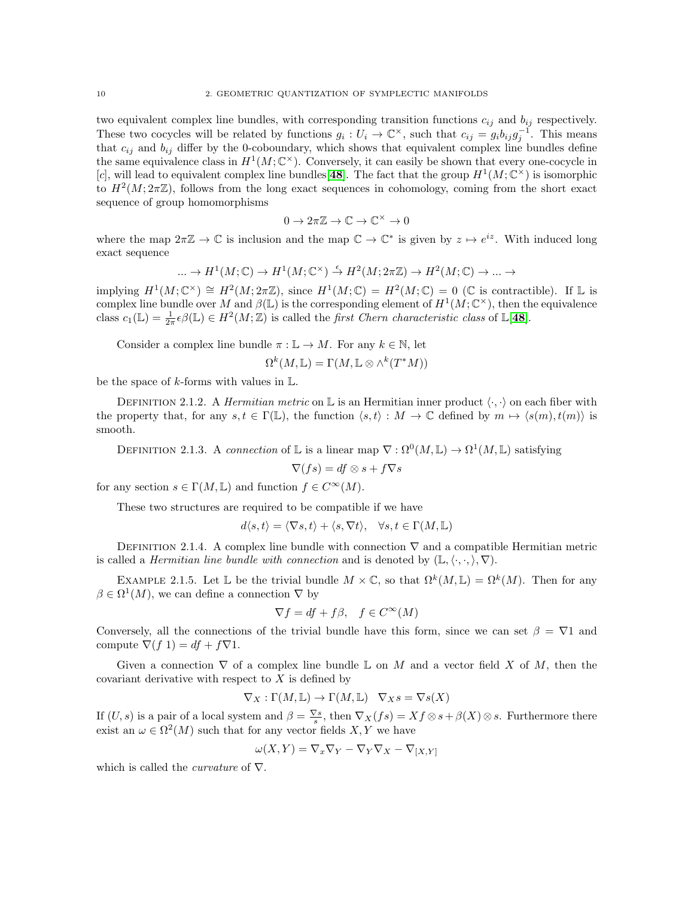two equivalent complex line bundles, with corresponding transition functions $c_{ij}$ and $b_{ij}$ respectively. These two cocycles will be related by functions $g_i : U_i \to \mathbb{C}^\times$, such that $c_{ij} = g_i b_{ij} g_j^{-1}$. This means that $c_{ij}$ and $b_{ij}$ differ by the 0-coboundary, which shows that equivalent complex line bundles define the same equivalence class in $H^1(M;\mathbb{C}^\times)$. Conversely, it can easily be shown that every one-cocycle in $[c]$, will lead to equivalent complex line bundles[**48**]. The fact that the group $H^1(M;\mathbb{C}^\times)$ is isomorphic to $H^2(M;2\pi\mathbb{Z})$, follows from the long exact sequences in cohomology, coming from the short exact sequence of group homomorphisms

$$0 \to 2\pi\mathbb{Z} \to \mathbb{C} \to \mathbb{C}^\times \to 0$$

where the map $2\pi\mathbb{Z} \to \mathbb{C}$ is inclusion and the map $\mathbb{C} \to \mathbb{C}^*$ is given by $z \mapsto e^{iz}$. With induced long exact sequence

$$\ldots \to H^1(M;\mathbb{C}) \to H^1(M;\mathbb{C}^\times) \xrightarrow{\epsilon} H^2(M;2\pi\mathbb{Z}) \to H^2(M;\mathbb{C}) \to \ldots \to$$

implying $H^1(M;\mathbb{C}^\times) \cong H^2(M;2\pi\mathbb{Z})$, since $H^1(M;\mathbb{C}) = H^2(M;\mathbb{C}) = 0$ ($\mathbb{C}$ is contractible). If $\mathbb{L}$ is complex line bundle over $M$ and $\beta(\mathbb{L})$ is the corresponding element of $H^1(M;\mathbb{C}^\times)$, then the equivalence class $c_1(\mathbb{L}) = \frac{1}{2\pi}\epsilon\beta(\mathbb{L}) \in H^2(M;\mathbb{Z})$ is called the *first Chern characteristic class* of $\mathbb{L}$[**48**].

Consider a complex line bundle $\pi : \mathbb{L} \to M$. For any $k \in \mathbb{N}$, let

$$\Omega^k(M,\mathbb{L}) = \Gamma(M, \mathbb{L} \otimes \wedge^k(T^*M))$$

be the space of $k$-forms with values in $\mathbb{L}$.

Definition 2.1.2. A *Hermitian metric* on $\mathbb{L}$ is an Hermitian inner product $\langle\cdot,\cdot\rangle$ on each fiber with the property that, for any $s, t \in \Gamma(\mathbb{L})$, the function $\langle s, t\rangle : M \to \mathbb{C}$ defined by $m \mapsto \langle s(m), t(m)\rangle$ is smooth.

Definition 2.1.3. A *connection* of $\mathbb{L}$ is a linear map $\nabla : \Omega^0(M,\mathbb{L}) \to \Omega^1(M,\mathbb{L})$ satisfying

$$\nabla(fs) = df \otimes s + f\nabla s$$

for any section $s \in \Gamma(M,\mathbb{L})$ and function $f \in C^\infty(M)$.

These two structures are required to be compatible if we have

$$d\langle s, t\rangle = \langle \nabla s, t\rangle + \langle s, \nabla t\rangle, \quad \forall s, t \in \Gamma(M,\mathbb{L})$$

Definition 2.1.4. A complex line bundle with connection $\nabla$ and a compatible Hermitian metric is called a *Hermitian line bundle with connection* and is denoted by $(\mathbb{L}, \langle\cdot,\cdot,\rangle, \nabla)$.

Example 2.1.5. Let $\mathbb{L}$ be the trivial bundle $M \times \mathbb{C}$, so that $\Omega^k(M,\mathbb{L}) = \Omega^k(M)$. Then for any $\beta \in \Omega^1(M)$, we can define a connection $\nabla$ by

$$\nabla f = df + f\beta, \quad f \in C^\infty(M)$$

Conversely, all the connections of the trivial bundle have this form, since we can set $\beta = \nabla 1$ and compute $\nabla(f\ 1) = df + f\nabla 1$.

Given a connection $\nabla$ of a complex line bundle $\mathbb{L}$ on $M$ and a vector field $X$ of $M$, then the covariant derivative with respect to $X$ is defined by

$$\nabla_X : \Gamma(M,\mathbb{L}) \to \Gamma(M,\mathbb{L}) \quad \nabla_X s = \nabla s(X)$$

If $(U, s)$ is a pair of a local system and $\beta = \frac{\nabla s}{s}$, then $\nabla_X(fs) = Xf \otimes s + \beta(X) \otimes s$. Furthermore there exist an $\omega \in \Omega^2(M)$ such that for any vector fields $X, Y$ we have

$$\omega(X,Y) = \nabla_x\nabla_Y - \nabla_Y\nabla_X - \nabla_{[X,Y]}$$

which is called the *curvature* of $\nabla$.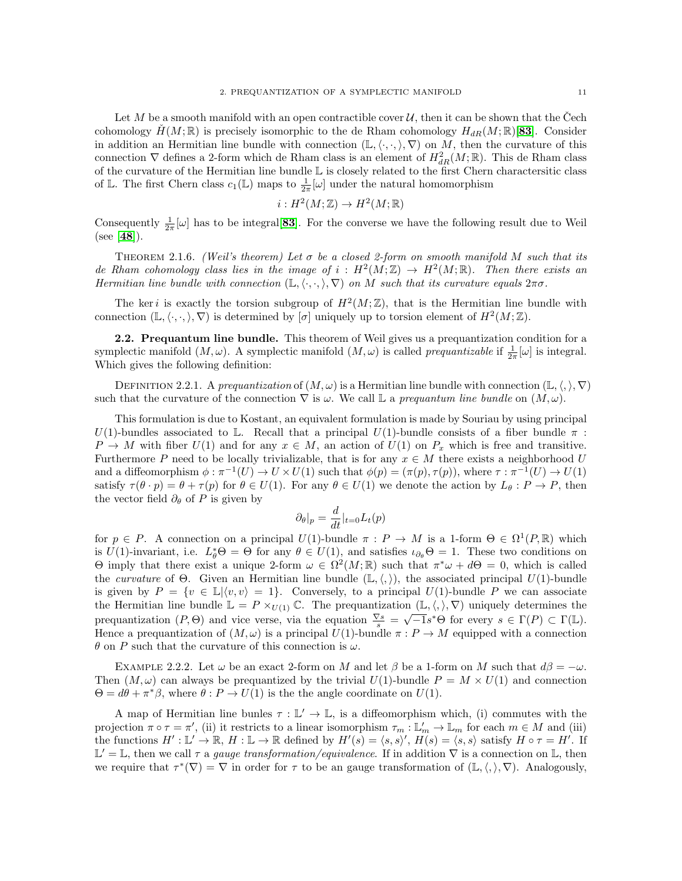Let $M$ be a smooth manifold with an open contractible cover $\mathcal{U}$, then it can be shown that the Čech cohomology $\check{H}(M;\mathbb{R})$ is precisely isomorphic to the de Rham cohomology $H_{dR}(M;\mathbb{R})$[**83**]. Consider in addition an Hermitian line bundle with connection $(\mathbb{L}, \langle\cdot,\cdot,\rangle, \nabla)$ on $M$, then the curvature of this connection $\nabla$ defines a 2-form which de Rham class is an element of $H^2_{dR}(M;\mathbb{R})$. This de Rham class of the curvature of the Hermitian line bundle $\mathbb{L}$ is closely related to the first Chern charactersitic class of $\mathbb{L}$. The first Chern class $c_1(\mathbb{L})$ maps to $\frac{1}{2\pi}[\omega]$ under the natural homomorphism

$$i : H^2(M;\mathbb{Z}) \to H^2(M;\mathbb{R})$$

Consequently $\frac{1}{2\pi}[\omega]$ has to be integral[**83**]. For the converse we have the following result due to Weil (see [**48**]).

THEOREM 2.1.6. *(Weil's theorem) Let $\sigma$ be a closed 2-form on smooth manifold $M$ such that its de Rham cohomology class lies in the image of $i : H^2(M;\mathbb{Z}) \to H^2(M;\mathbb{R})$. Then there exists an Hermitian line bundle with connection $(\mathbb{L}, \langle\cdot,\cdot,\rangle, \nabla)$ on $M$ such that its curvature equals $2\pi\sigma$.*

The $\ker i$ is exactly the torsion subgroup of $H^2(M;\mathbb{Z})$, that is the Hermitian line bundle with connection $(\mathbb{L}, \langle\cdot,\cdot,\rangle, \nabla)$ is determined by $[\sigma]$ uniquely up to torsion element of $H^2(M;\mathbb{Z})$.

**2.2. Prequantum line bundle.** This theorem of Weil gives us a prequantization condition for a symplectic manifold $(M,\omega)$. A symplectic manifold $(M,\omega)$ is called *prequantizable* if $\frac{1}{2\pi}[\omega]$ is integral. Which gives the following definition:

DEFINITION 2.2.1. A *prequantization* of $(M,\omega)$ is a Hermitian line bundle with connection $(\mathbb{L}, \langle,\rangle, \nabla)$ such that the curvature of the connection $\nabla$ is $\omega$. We call $\mathbb{L}$ a *prequantum line bundle* on $(M,\omega)$.

This formulation is due to Kostant, an equivalent formulation is made by Souriau by using principal $U(1)$-bundles associated to $\mathbb{L}$. Recall that a principal $U(1)$-bundle consists of a fiber bundle $\pi : P \to M$ with fiber $U(1)$ and for any $x \in M$, an action of $U(1)$ on $P_x$ which is free and transitive. Furthermore $P$ need to be locally trivializable, that is for any $x \in M$ there exists a neighborhood $U$ and a diffeomorphism $\phi : \pi^{-1}(U) \to U \times U(1)$ such that $\phi(p) = (\pi(p), \tau(p))$, where $\tau : \pi^{-1}(U) \to U(1)$ satisfy $\tau(\theta \cdot p) = \theta + \tau(p)$ for $\theta \in U(1)$. For any $\theta \in U(1)$ we denote the action by $L_\theta : P \to P$, then the vector field $\partial_\theta$ of $P$ is given by

$$\partial_\theta|_p = \frac{d}{dt}|_{t=0} L_t(p)$$

for $p \in P$. A connection on a principal $U(1)$-bundle $\pi : P \to M$ is a 1-form $\Theta \in \Omega^1(P,\mathbb{R})$ which is $U(1)$-invariant, i.e. $L^*_\theta\Theta = \Theta$ for any $\theta \in U(1)$, and satisfies $\iota_{\partial_\theta}\Theta = 1$. These two conditions on $\Theta$ imply that there exist a unique 2-form $\omega \in \Omega^2(M;\mathbb{R})$ such that $\pi^*\omega + d\Theta = 0$, which is called the *curvature* of $\Theta$. Given an Hermitian line bundle $(\mathbb{L}, \langle,\rangle)$, the associated principal $U(1)$-bundle is given by $P = \{v \in \mathbb{L} | \langle v, v\rangle = 1\}$. Conversely, to a principal $U(1)$-bundle $P$ we can associate the Hermitian line bundle $\mathbb{L} = P \times_{U(1)} \mathbb{C}$. The prequantization $(\mathbb{L}, \langle,\rangle, \nabla)$ uniquely determines the prequantization $(P, \Theta)$ and vice verse, via the equation $\frac{\nabla s}{s} = \sqrt{-1} s^*\Theta$ for every $s \in \Gamma(P) \subset \Gamma(\mathbb{L})$. Hence a prequantization of $(M,\omega)$ is a principal $U(1)$-bundle $\pi : P \to M$ equipped with a connection $\theta$ on $P$ such that the curvature of this connection is $\omega$.

EXAMPLE 2.2.2. Let $\omega$ be an exact 2-form on $M$ and let $\beta$ be a 1-form on $M$ such that $d\beta = -\omega$. Then $(M,\omega)$ can always be prequantized by the trivial $U(1)$-bundle $P = M \times U(1)$ and connection $\Theta = d\theta + \pi^*\beta$, where $\theta : P \to U(1)$ is the the angle coordinate on $U(1)$.

A map of Hermitian line bunles $\tau : \mathbb{L}' \to \mathbb{L}$, is a diffeomorphism which, (i) commutes with the projection $\pi \circ \tau = \pi'$, (ii) it restricts to a linear isomorphism $\tau_m : \mathbb{L}'_m \to \mathbb{L}_m$ for each $m \in M$ and (iii) the functions $H' : \mathbb{L}' \to \mathbb{R}$, $H : \mathbb{L} \to \mathbb{R}$ defined by $H'(s) = \langle s, s\rangle'$, $H(s) = \langle s, s\rangle$ satisfy $H \circ \tau = H'$. If $\mathbb{L}' = \mathbb{L}$, then we call $\tau$ a *gauge transformation/equivalence*. If in addition $\nabla$ is a connection on $\mathbb{L}$, then we require that $\tau^*(\nabla) = \nabla$ in order for $\tau$ to be an gauge transformation of $(\mathbb{L}, \langle,\rangle, \nabla)$. Analogously,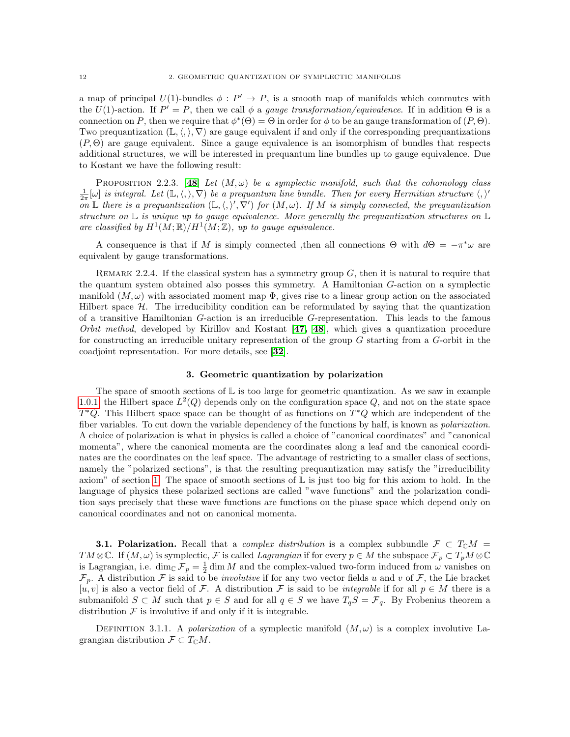a map of principal $U(1)$-bundles $\phi : P' \to P$, is a smooth map of manifolds which commutes with the $U(1)$-action. If $P' = P$, then we call $\phi$ a *gauge transformation/equivalence*. If in addition $\Theta$ is a connection on $P$, then we require that $\phi^*(\Theta) = \Theta$ in order for $\phi$ to be an gauge transformation of $(P, \Theta)$. Two prequantization $(\mathbb{L}, \langle , \rangle, \nabla)$ are gauge equivalent if and only if the corresponding prequantizations $(P, \Theta)$ are gauge equivalent. Since a gauge equivalence is an isomorphism of bundles that respects additional structures, we will be interested in prequantum line bundles up to gauge equivalence. Due to Kostant we have the following result:

PROPOSITION 2.2.3. [**48**] *Let $(M, \omega)$ be a symplectic manifold, such that the cohomology class $\frac{1}{2\pi}[\omega]$ is integral. Let $(\mathbb{L}, \langle , \rangle, \nabla)$ be a prequantum line bundle. Then for every Hermitian structure $\langle , \rangle'$ on $\mathbb{L}$ there is a prequantization $(\mathbb{L}, \langle , \rangle', \nabla')$ for $(M, \omega)$. If $M$ is simply connected, the prequantization structure on $\mathbb{L}$ is unique up to gauge equivalence. More generally the prequantization structures on $\mathbb{L}$ are classified by $H^1(M; \mathbb{R})/H^1(M; \mathbb{Z})$, up to gauge equivalence.*

A consequence is that if $M$ is simply connected ,then all connections $\Theta$ with $d\Theta = -\pi^*\omega$ are equivalent by gauge transformations.

REMARK 2.2.4. If the classical system has a symmetry group $G$, then it is natural to require that the quantum system obtained also posses this symmetry. A Hamiltonian $G$-action on a symplectic manifold $(M, \omega)$ with associated moment map $\Phi$, gives rise to a linear group action on the associated Hilbert space $\mathcal{H}$. The irreducibility condition can be reformulated by saying that the quantization of a transitive Hamiltonian $G$-action is an irreducible $G$-representation. This leads to the famous *Orbit method*, developed by Kirillov and Kostant [**47**, **48**], which gives a quantization procedure for constructing an irreducible unitary representation of the group $G$ starting from a $G$-orbit in the coadjoint representation. For more details, see [**32**].

## 3. Geometric quantization by polarization

The space of smooth sections of $\mathbb{L}$ is too large for geometric quantization. As we saw in example 1.0.1, the Hilbert space $L^2(Q)$ depends only on the configuration space $Q$, and not on the state space $T^*Q$. This Hilbert space space can be thought of as functions on $T^*Q$ which are independent of the fiber variables. To cut down the variable dependency of the functions by half, is known as *polarization*. A choice of polarization is what in physics is called a choice of "canonical coordinates" and "canonical momenta", where the canonical momenta are the coordinates along a leaf and the canonical coordinates are the coordinates on the leaf space. The advantage of restricting to a smaller class of sections, namely the "polarized sections", is that the resulting prequantization may satisfy the "irreducibility axiom" of section 1. The space of smooth sections of $\mathbb{L}$ is just too big for this axiom to hold. In the language of physics these polarized sections are called "wave functions" and the polarization condition says precisely that these wave functions are functions on the phase space which depend only on canonical coordinates and not on canonical momenta.

**3.1. Polarization.** Recall that a *complex distribution* is a complex subbundle $\mathcal{F} \subset T_{\mathbb{C}}M = TM \otimes \mathbb{C}$. If $(M, \omega)$ is symplectic, $\mathcal{F}$ is called *Lagrangian* if for every $p \in M$ the subspace $\mathcal{F}_p \subset T_pM \otimes \mathbb{C}$ is Lagrangian, i.e. $\dim_{\mathbb{C}} \mathcal{F}_p = \frac{1}{2} \dim M$ and the complex-valued two-form induced from $\omega$ vanishes on $\mathcal{F}_p$. A distribution $\mathcal{F}$ is said to be *involutive* if for any two vector fields $u$ and $v$ of $\mathcal{F}$, the Lie bracket $[u, v]$ is also a vector field of $\mathcal{F}$. A distribution $\mathcal{F}$ is said to be *integrable* if for all $p \in M$ there is a submanifold $S \subset M$ such that $p \in S$ and for all $q \in S$ we have $T_qS = \mathcal{F}_q$. By Frobenius theorem a distribution $\mathcal{F}$ is involutive if and only if it is integrable.

DEFINITION 3.1.1. A *polarization* of a symplectic manifold $(M, \omega)$ is a complex involutive Lagrangian distribution $\mathcal{F} \subset T_{\mathbb{C}}M$.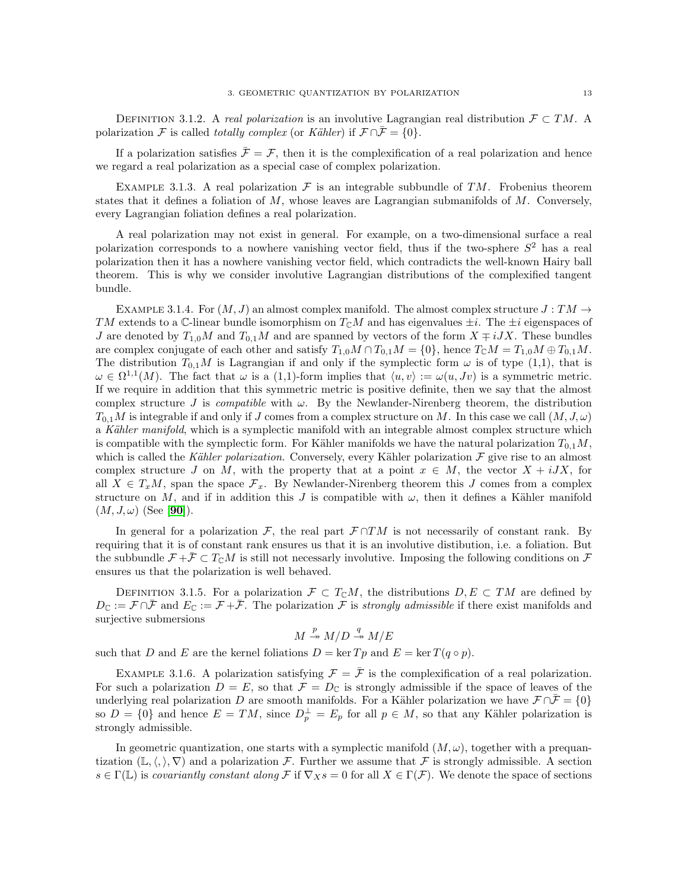DEFINITION 3.1.2. A *real polarization* is an involutive Lagrangian real distribution $\mathcal{F} \subset TM$. A polarization $\mathcal{F}$ is called *totally complex* (or *Kähler*) if $\mathcal{F} \cap \bar{\mathcal{F}} = \{0\}$.

If a polarization satisfies $\bar{\mathcal{F}} = \mathcal{F}$, then it is the complexification of a real polarization and hence we regard a real polarization as a special case of complex polarization.

EXAMPLE 3.1.3. A real polarization $\mathcal{F}$ is an integrable subbundle of $TM$. Frobenius theorem states that it defines a foliation of $M$, whose leaves are Lagrangian submanifolds of $M$. Conversely, every Lagrangian foliation defines a real polarization.

A real polarization may not exist in general. For example, on a two-dimensional surface a real polarization corresponds to a nowhere vanishing vector field, thus if the two-sphere $S^2$ has a real polarization then it has a nowhere vanishing vector field, which contradicts the well-known Hairy ball theorem. This is why we consider involutive Lagrangian distributions of the complexified tangent bundle.

EXAMPLE 3.1.4. For $(M, J)$ an almost complex manifold. The almost complex structure $J : TM \to TM$ extends to a $\mathbb{C}$-linear bundle isomorphism on $T_{\mathbb{C}}M$ and has eigenvalues $\pm i$. The $\pm i$ eigenspaces of $J$ are denoted by $T_{1,0}M$ and $T_{0,1}M$ and are spanned by vectors of the form $X \mp iJX$. These bundles are complex conjugate of each other and satisfy $T_{1,0}M \cap T_{0,1}M = \{0\}$, hence $T_{\mathbb{C}}M = T_{1,0}M \oplus T_{0,1}M$. The distribution $T_{0,1}M$ is Lagrangian if and only if the symplectic form $\omega$ is of type (1,1), that is $\omega \in \Omega^{1,1}(M)$. The fact that $\omega$ is a (1,1)-form implies that $\langle u, v\rangle := \omega(u, Jv)$ is a symmetric metric. If we require in addition that this symmetric metric is positive definite, then we say that the almost complex structure $J$ is *compatible* with $\omega$. By the Newlander-Nirenberg theorem, the distribution $T_{0,1}M$ is integrable if and only if $J$ comes from a complex structure on $M$. In this case we call $(M, J, \omega)$ a *Kähler manifold*, which is a symplectic manifold with an integrable almost complex structure which is compatible with the symplectic form. For Kähler manifolds we have the natural polarization $T_{0,1}M$, which is called the *Kähler polarization*. Conversely, every Kähler polarization $\mathcal{F}$ give rise to an almost complex structure $J$ on $M$, with the property that at a point $x \in M$, the vector $X + iJX$, for all $X \in T_xM$, span the space $\mathcal{F}_x$. By Newlander-Nirenberg theorem this $J$ comes from a complex structure on $M$, and if in addition this $J$ is compatible with $\omega$, then it defines a Kähler manifold $(M, J, \omega)$ (See [**90**]).

In general for a polarization $\mathcal{F}$, the real part $\mathcal{F} \cap TM$ is not necessarily of constant rank. By requiring that it is of constant rank ensures us that it is an involutive distibution, i.e. a foliation. But the subbundle $\mathcal{F} + \bar{\mathcal{F}} \subset T_{\mathbb{C}}M$ is still not necessarily involutive. Imposing the following conditions on $\mathcal{F}$ ensures us that the polarization is well behaved.

DEFINITION 3.1.5. For a polarization $\mathcal{F} \subset T_{\mathbb{C}}M$, the distributions $D, E \subset TM$ are defined by $D_{\mathbb{C}} := \mathcal{F} \cap \bar{\mathcal{F}}$ and $E_{\mathbb{C}} := \mathcal{F} + \bar{\mathcal{F}}$. The polarization $\mathcal{F}$ is *strongly admissible* if there exist manifolds and surjective submersions

$$M \overset{p}{\twoheadrightarrow} M/D \overset{q}{\twoheadrightarrow} M/E$$

such that $D$ and $E$ are the kernel foliations $D = \ker Tp$ and $E = \ker T(q \circ p)$.

EXAMPLE 3.1.6. A polarization satisfying $\mathcal{F} = \bar{\mathcal{F}}$ is the complexification of a real polarization. For such a polarization $D = E$, so that $\mathcal{F} = D_{\mathbb{C}}$ is strongly admissible if the space of leaves of the underlying real polarization $D$ are smooth manifolds. For a Kähler polarization we have $\mathcal{F} \cap \bar{\mathcal{F}} = \{0\}$ so $D = \{0\}$ and hence $E = TM$, since $D_p^{\perp} = E_p$ for all $p \in M$, so that any Kähler polarization is strongly admissible.

In geometric quantization, one starts with a symplectic manifold $(M, \omega)$, together with a prequantization $(\mathbb{L}, \langle , \rangle, \nabla)$ and a polarization $\mathcal{F}$. Further we assume that $\mathcal{F}$ is strongly admissible. A section $s \in \Gamma(\mathbb{L})$ is *covariantly constant along* $\mathcal{F}$ if $\nabla_X s = 0$ for all $X \in \Gamma(\mathcal{F})$. We denote the space of sections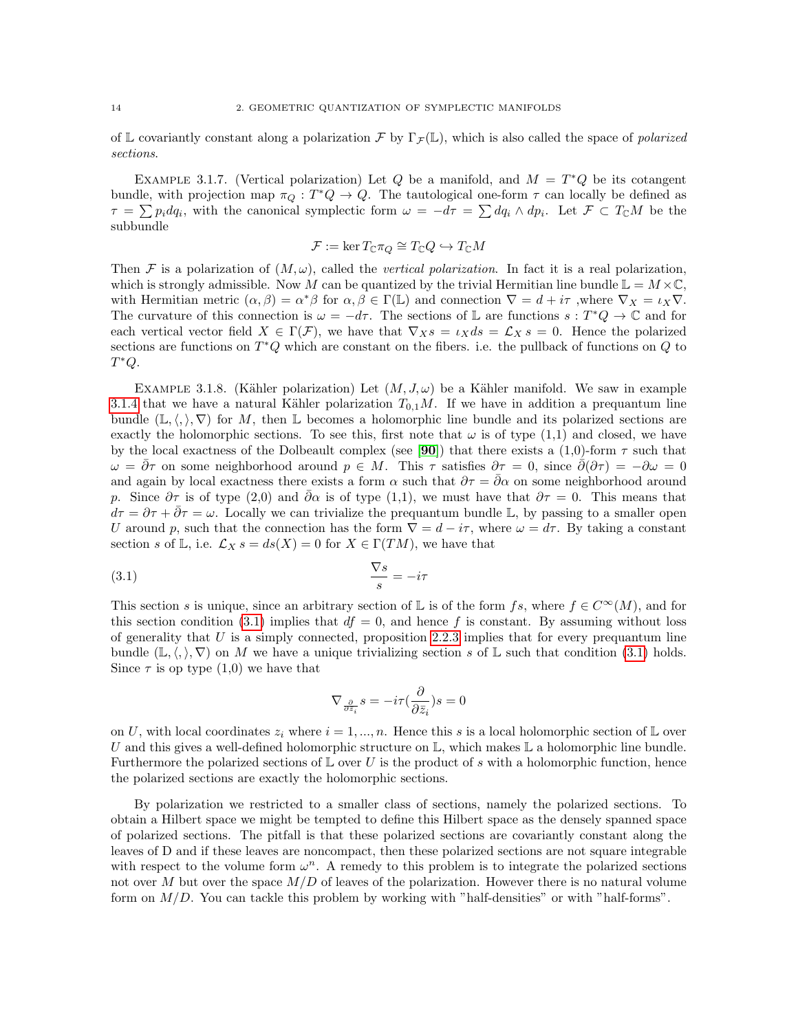of $\mathbb{L}$ covariantly constant along a polarization $\mathcal{F}$ by $\Gamma_{\mathcal{F}}(\mathbb{L})$, which is also called the space of *polarized sections*.

Example 3.1.7. (Vertical polarization) Let $Q$ be a manifold, and $M = T^*Q$ be its cotangent bundle, with projection map $\pi_Q : T^*Q \to Q$. The tautological one-form $\tau$ can locally be defined as $\tau = \sum p_i dq_i$, with the canonical symplectic form $\omega = -d\tau = \sum dq_i \wedge dp_i$. Let $\mathcal{F} \subset T_{\mathbb{C}}M$ be the subbundle

$$\mathcal{F} := \ker T_{\mathbb{C}}\pi_Q \cong T_{\mathbb{C}}Q \hookrightarrow T_{\mathbb{C}}M$$

Then $\mathcal{F}$ is a polarization of $(M, \omega)$, called the *vertical polarization*. In fact it is a real polarization, which is strongly admissible. Now $M$ can be quantized by the trivial Hermitian line bundle $\mathbb{L} = M \times \mathbb{C}$, with Hermitian metric $(\alpha, \beta) = \alpha^* \beta$ for $\alpha, \beta \in \Gamma(\mathbb{L})$ and connection $\nabla = d + i\tau$ ,where $\nabla_X = \iota_X \nabla$. The curvature of this connection is $\omega = -d\tau$. The sections of $\mathbb{L}$ are functions $s : T^*Q \to \mathbb{C}$ and for each vertical vector field $X \in \Gamma(\mathcal{F})$, we have that $\nabla_X s = \iota_X ds = \mathcal{L}_X s = 0$. Hence the polarized sections are functions on $T^*Q$ which are constant on the fibers. i.e. the pullback of functions on $Q$ to $T^*Q$.

Example 3.1.8. (Kähler polarization) Let $(M, J, \omega)$ be a Kähler manifold. We saw in example 3.1.4 that we have a natural Kähler polarization $T_{0,1}M$. If we have in addition a prequantum line bundle $(\mathbb{L}, \langle , \rangle, \nabla)$ for $M$, then $\mathbb{L}$ becomes a holomorphic line bundle and its polarized sections are exactly the holomorphic sections. To see this, first note that $\omega$ is of type (1,1) and closed, we have by the local exactness of the Dolbeault complex (see [**90**]) that there exists a (1,0)-form $\tau$ such that $\omega = \bar{\partial}\tau$ on some neighborhood around $p \in M$. This $\tau$ satisfies $\partial\tau = 0$, since $\bar{\partial}(\partial\tau) = -\partial\omega = 0$ and again by local exactness there exists a form $\alpha$ such that $\partial\tau = \bar{\partial}\alpha$ on some neighborhood around $p$. Since $\partial\tau$ is of type (2,0) and $\bar{\partial}\alpha$ is of type (1,1), we must have that $\partial\tau = 0$. This means that $d\tau = \partial\tau + \bar{\partial}\tau = \omega$. Locally we can trivialize the prequantum bundle $\mathbb{L}$, by passing to a smaller open $U$ around $p$, such that the connection has the form $\nabla = d - i\tau$, where $\omega = d\tau$. By taking a constant section $s$ of $\mathbb{L}$, i.e. $\mathcal{L}_X s = ds(X) = 0$ for $X \in \Gamma(TM)$, we have that

$$\frac{\nabla s}{s} = -i\tau \tag{3.1}$$

This section $s$ is unique, since an arbitrary section of $\mathbb{L}$ is of the form $fs$, where $f \in C^\infty(M)$, and for this section condition (3.1) implies that $df = 0$, and hence $f$ is constant. By assuming without loss of generality that $U$ is a simply connected, proposition 2.2.3 implies that for every prequantum line bundle $(\mathbb{L}, \langle , \rangle, \nabla)$ on $M$ we have a unique trivializing section $s$ of $\mathbb{L}$ such that condition (3.1) holds. Since $\tau$ is op type (1,0) we have that

$$\nabla_{\frac{\partial}{\partial \bar{z}_i}} s = -i\tau(\frac{\partial}{\partial \bar{z}_i})s = 0$$

on $U$, with local coordinates $z_i$ where $i = 1, ..., n$. Hence this $s$ is a local holomorphic section of $\mathbb{L}$ over $U$ and this gives a well-defined holomorphic structure on $\mathbb{L}$, which makes $\mathbb{L}$ a holomorphic line bundle. Furthermore the polarized sections of $\mathbb{L}$ over $U$ is the product of $s$ with a holomorphic function, hence the polarized sections are exactly the holomorphic sections.

By polarization we restricted to a smaller class of sections, namely the polarized sections. To obtain a Hilbert space we might be tempted to define this Hilbert space as the densely spanned space of polarized sections. The pitfall is that these polarized sections are covariantly constant along the leaves of D and if these leaves are noncompact, then these polarized sections are not square integrable with respect to the volume form $\omega^n$. A remedy to this problem is to integrate the polarized sections not over $M$ but over the space $M/D$ of leaves of the polarization. However there is no natural volume form on $M/D$. You can tackle this problem by working with "half-densities" or with "half-forms".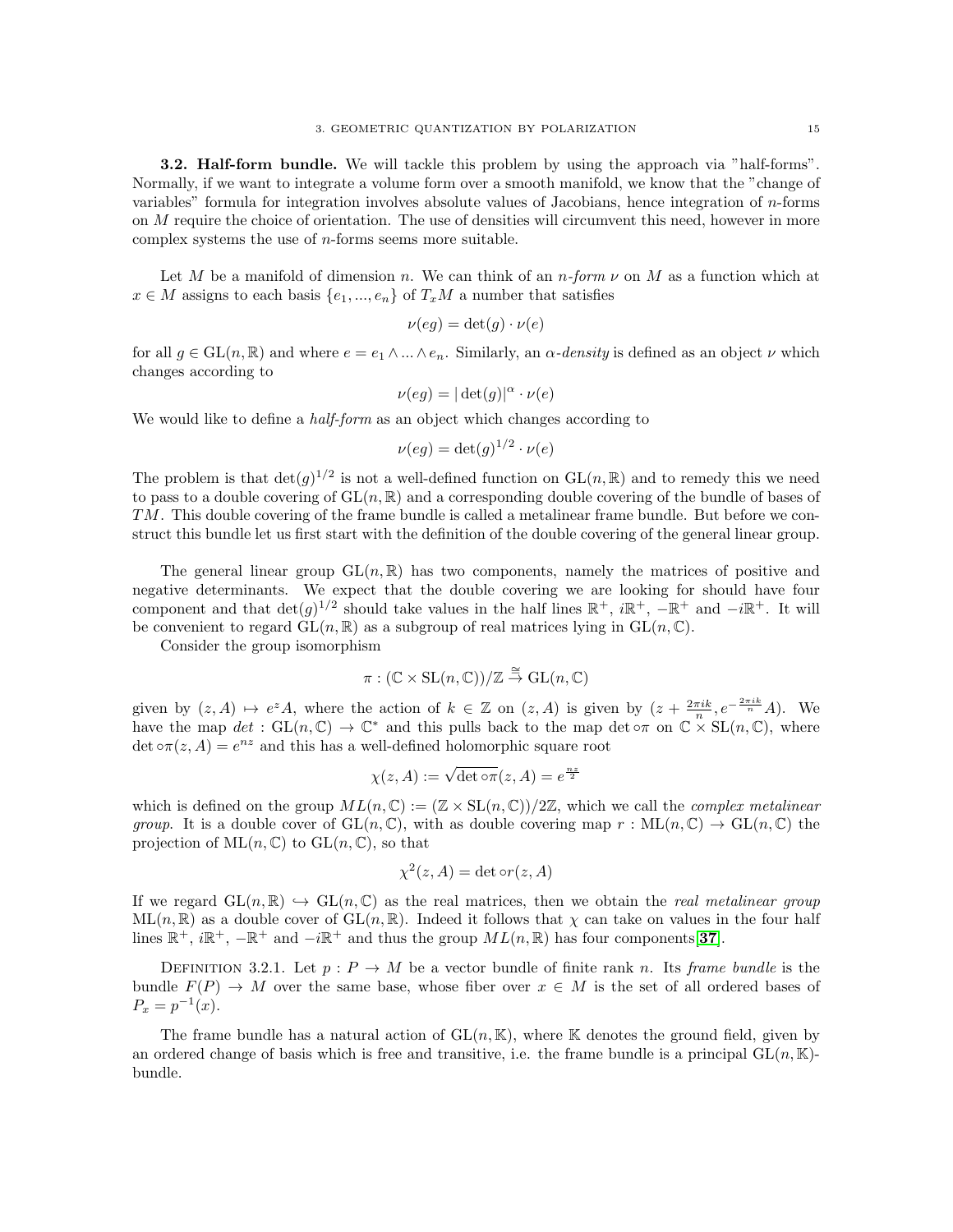**3.2. Half-form bundle.** We will tackle this problem by using the approach via "half-forms". Normally, if we want to integrate a volume form over a smooth manifold, we know that the "change of variables" formula for integration involves absolute values of Jacobians, hence integration of $n$-forms on $M$ require the choice of orientation. The use of densities will circumvent this need, however in more complex systems the use of $n$-forms seems more suitable.

Let $M$ be a manifold of dimension $n$. We can think of an *$n$-form* $\nu$ on $M$ as a function which at $x \in M$ assigns to each basis $\{e_1, ..., e_n\}$ of $T_xM$ a number that satisfies

$$\nu(eg) = \det(g) \cdot \nu(e)$$

for all $g \in \mathrm{GL}(n, \mathbb{R})$ and where $e = e_1 \wedge ... \wedge e_n$. Similarly, an *$\alpha$-density* is defined as an object $\nu$ which changes according to

$$\nu(eg) = |\det(g)|^{\alpha} \cdot \nu(e)$$

We would like to define a *half-form* as an object which changes according to

$$\nu(eg) = \det(g)^{1/2} \cdot \nu(e)$$

The problem is that $\det(g)^{1/2}$ is not a well-defined function on $\mathrm{GL}(n, \mathbb{R})$ and to remedy this we need to pass to a double covering of $\mathrm{GL}(n, \mathbb{R})$ and a corresponding double covering of the bundle of bases of $TM$. This double covering of the frame bundle is called a metalinear frame bundle. But before we construct this bundle let us first start with the definition of the double covering of the general linear group.

The general linear group $\mathrm{GL}(n, \mathbb{R})$ has two components, namely the matrices of positive and negative determinants. We expect that the double covering we are looking for should have four component and that $\det(g)^{1/2}$ should take values in the half lines $\mathbb{R}^+$, $i\mathbb{R}^+$, $-\mathbb{R}^+$ and $-i\mathbb{R}^+$. It will be convenient to regard $\mathrm{GL}(n, \mathbb{R})$ as a subgroup of real matrices lying in $\mathrm{GL}(n, \mathbb{C})$.

Consider the group isomorphism

$$\pi : (\mathbb{C} \times \mathrm{SL}(n, \mathbb{C}))/\mathbb{Z} \xrightarrow{\cong} \mathrm{GL}(n, \mathbb{C})$$

given by $(z, A) \mapsto e^z A$, where the action of $k \in \mathbb{Z}$ on $(z, A)$ is given by $(z + \frac{2\pi i k}{n}, e^{-\frac{2\pi i k}{n}} A)$. We have the map $det : \mathrm{GL}(n, \mathbb{C}) \to \mathbb{C}^*$ and this pulls back to the map $\det \circ \pi$ on $\mathbb{C} \times \mathrm{SL}(n, \mathbb{C})$, where $\det \circ \pi(z, A) = e^{nz}$ and this has a well-defined holomorphic square root

$$\chi(z, A) := \sqrt{\det \circ \pi}(z, A) = e^{\frac{nz}{2}}$$

which is defined on the group $ML(n, \mathbb{C}) := (\mathbb{Z} \times \mathrm{SL}(n, \mathbb{C}))/2\mathbb{Z}$, which we call the *complex metalinear group*. It is a double cover of $\mathrm{GL}(n, \mathbb{C})$, with as double covering map $r : \mathrm{ML}(n, \mathbb{C}) \to \mathrm{GL}(n, \mathbb{C})$ the projection of $\mathrm{ML}(n, \mathbb{C})$ to $\mathrm{GL}(n, \mathbb{C})$, so that

$$\chi^2(z, A) = \det \circ r(z, A)$$

If we regard $\mathrm{GL}(n, \mathbb{R}) \hookrightarrow \mathrm{GL}(n, \mathbb{C})$ as the real matrices, then we obtain the *real metalinear group* $\mathrm{ML}(n, \mathbb{R})$ as a double cover of $\mathrm{GL}(n, \mathbb{R})$. Indeed it follows that $\chi$ can take on values in the four half lines $\mathbb{R}^+$, $i\mathbb{R}^+$, $-\mathbb{R}^+$ and $-i\mathbb{R}^+$ and thus the group $ML(n, \mathbb{R})$ has four components[**37**].

Definition 3.2.1. Let $p : P \to M$ be a vector bundle of finite rank $n$. Its *frame bundle* is the bundle $F(P) \to M$ over the same base, whose fiber over $x \in M$ is the set of all ordered bases of $P_x = p^{-1}(x)$.

The frame bundle has a natural action of $\mathrm{GL}(n, \mathbb{K})$, where $\mathbb{K}$ denotes the ground field, given by an ordered change of basis which is free and transitive, i.e. the frame bundle is a principal $\mathrm{GL}(n, \mathbb{K})$-bundle.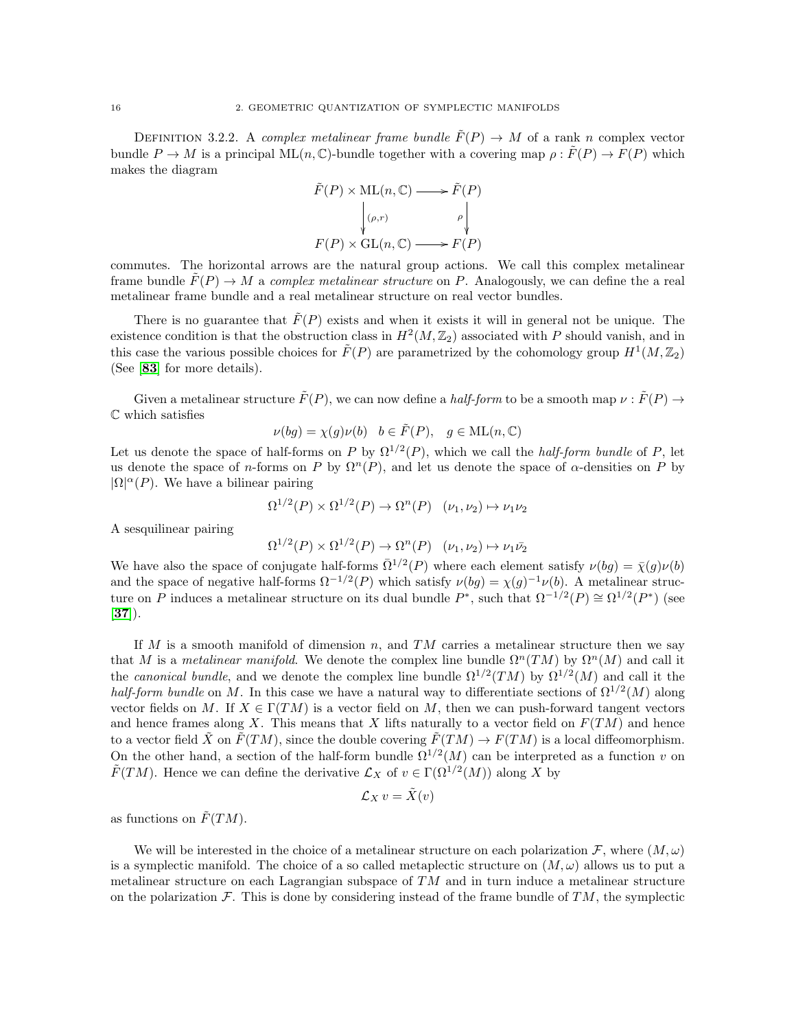Definition 3.2.2. A *complex metalinear frame bundle* $\tilde{F}(P) \to M$ of a rank $n$ complex vector bundle $P \to M$ is a principal $\mathrm{ML}(n, \mathbb{C})$-bundle together with a covering map $\rho : \tilde{F}(P) \to F(P)$ which makes the diagram

$$\begin{array}{ccc} \tilde{F}(P) \times \mathrm{ML}(n,\mathbb{C}) & \longrightarrow & \tilde{F}(P) \\ \Big\downarrow{\scriptstyle (\rho, r)} & & \Big\downarrow{\scriptstyle \rho} \\ F(P) \times \mathrm{GL}(n,\mathbb{C}) & \longrightarrow & F(P) \end{array}$$

commutes. The horizontal arrows are the natural group actions. We call this complex metalinear frame bundle $\tilde{F}(P) \to M$ a *complex metalinear structure* on $P$. Analogously, we can define the a real metalinear frame bundle and a real metalinear structure on real vector bundles.

There is no guarantee that $\tilde{F}(P)$ exists and when it exists it will in general not be unique. The existence condition is that the obstruction class in $H^2(M, \mathbb{Z}_2)$ associated with $P$ should vanish, and in this case the various possible choices for $\tilde{F}(P)$ are parametrized by the cohomology group $H^1(M, \mathbb{Z}_2)$ (See [**83**] for more details).

Given a metalinear structure $\tilde{F}(P)$, we can now define a *half-form* to be a smooth map $\nu : \tilde{F}(P) \to \mathbb{C}$ which satisfies

$$\nu(bg) = \chi(g)\nu(b) \quad b \in \tilde{F}(P), \quad g \in \mathrm{ML}(n, \mathbb{C})$$

Let us denote the space of half-forms on $P$ by $\Omega^{1/2}(P)$, which we call the *half-form bundle* of $P$, let us denote the space of $n$-forms on $P$ by $\Omega^n(P)$, and let us denote the space of $\alpha$-densities on $P$ by $|\Omega|^\alpha(P)$. We have a bilinear pairing

$$\Omega^{1/2}(P) \times \Omega^{1/2}(P) \to \Omega^n(P) \quad (\nu_1, \nu_2) \mapsto \nu_1\nu_2$$

A sesquilinear pairing

$$\Omega^{1/2}(P) \times \Omega^{1/2}(P) \to \Omega^n(P) \quad (\nu_1, \nu_2) \mapsto \nu_1\bar{\nu_2}$$

We have also the space of conjugate half-forms $\bar{\Omega}^{1/2}(P)$ where each element satisfy $\nu(bg) = \bar{\chi}(g)\nu(b)$ and the space of negative half-forms $\Omega^{-1/2}(P)$ which satisfy $\nu(bg) = \chi(g)^{-1}\nu(b)$. A metalinear structure on $P$ induces a metalinear structure on its dual bundle $P^*$, such that $\Omega^{-1/2}(P) \cong \Omega^{1/2}(P^*)$ (see [**37**]).

If $M$ is a smooth manifold of dimension $n$, and $TM$ carries a metalinear structure then we say that $M$ is a *metalinear manifold*. We denote the complex line bundle $\Omega^n(TM)$ by $\Omega^n(M)$ and call it the *canonical bundle*, and we denote the complex line bundle $\Omega^{1/2}(TM)$ by $\Omega^{1/2}(M)$ and call it the *half-form bundle* on $M$. In this case we have a natural way to differentiate sections of $\Omega^{1/2}(M)$ along vector fields on $M$. If $X \in \Gamma(TM)$ is a vector field on $M$, then we can push-forward tangent vectors and hence frames along $X$. This means that $X$ lifts naturally to a vector field on $F(TM)$ and hence to a vector field $\tilde{X}$ on $\tilde{F}(TM)$, since the double covering $\tilde{F}(TM) \to F(TM)$ is a local diffeomorphism. On the other hand, a section of the half-form bundle $\Omega^{1/2}(M)$ can be interpreted as a function $v$ on $\tilde{F}(TM)$. Hence we can define the derivative $\mathcal{L}_X$ of $v \in \Gamma(\Omega^{1/2}(M))$ along $X$ by

$$\mathcal{L}_X \, v = \tilde{X}(v)$$

as functions on $\tilde{F}(TM)$.

We will be interested in the choice of a metalinear structure on each polarization $\mathcal{F}$, where $(M, \omega)$ is a symplectic manifold. The choice of a so called metaplectic structure on $(M, \omega)$ allows us to put a metalinear structure on each Lagrangian subspace of $TM$ and in turn induce a metalinear structure on the polarization $\mathcal{F}$. This is done by considering instead of the frame bundle of $TM$, the symplectic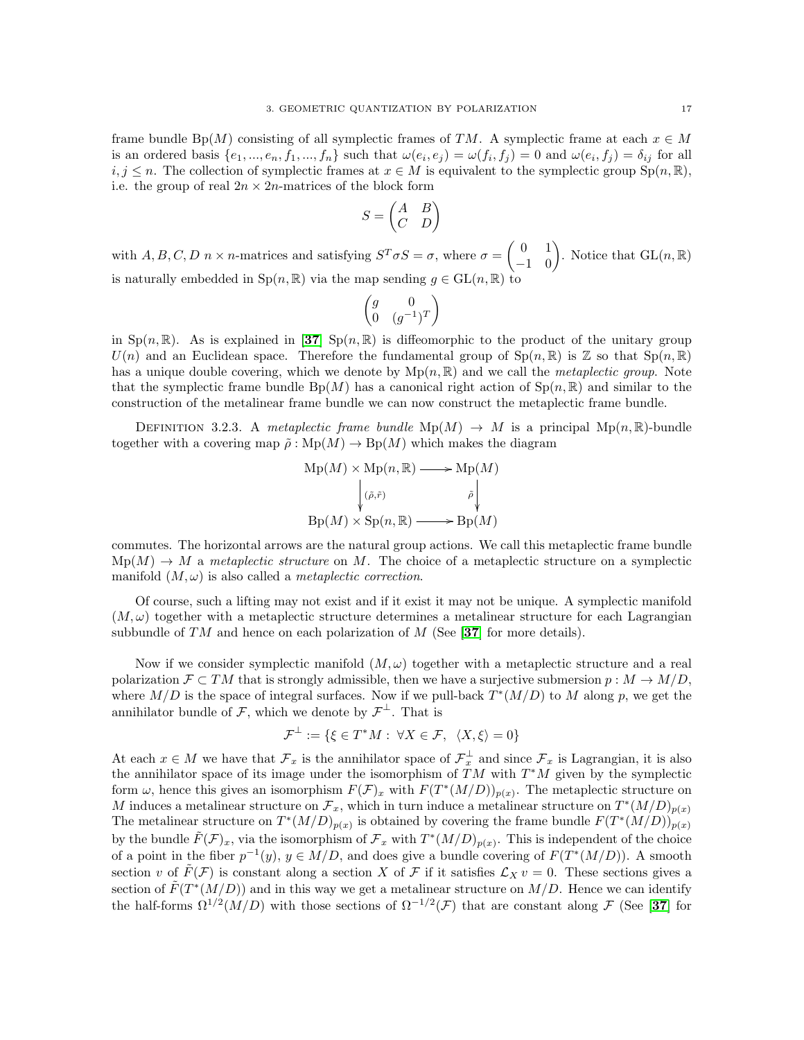frame bundle $\mathrm{Bp}(M)$ consisting of all symplectic frames of $TM$. A symplectic frame at each $x \in M$ is an ordered basis $\{e_1, ..., e_n, f_1, ..., f_n\}$ such that $\omega(e_i, e_j) = \omega(f_i, f_j) = 0$ and $\omega(e_i, f_j) = \delta_{ij}$ for all $i, j \leq n$. The collection of symplectic frames at $x \in M$ is equivalent to the symplectic group $\mathrm{Sp}(n, \mathbb{R})$, i.e. the group of real $2n \times 2n$-matrices of the block form

$$S = \begin{pmatrix} A & B \\ C & D \end{pmatrix}$$

with $A, B, C, D$ $n \times n$-matrices and satisfying $S^T \sigma S = \sigma$, where $\sigma = \begin{pmatrix} 0 & 1 \\ -1 & 0 \end{pmatrix}$. Notice that $\mathrm{GL}(n, \mathbb{R})$ is naturally embedded in $\mathrm{Sp}(n, \mathbb{R})$ via the map sending $g \in \mathrm{GL}(n, \mathbb{R})$ to

$$\begin{pmatrix} g & 0 \\ 0 & (g^{-1})^T \end{pmatrix}$$

in $\mathrm{Sp}(n, \mathbb{R})$. As is explained in [37] $\mathrm{Sp}(n, \mathbb{R})$ is diffeomorphic to the product of the unitary group $U(n)$ and an Euclidean space. Therefore the fundamental group of $\mathrm{Sp}(n, \mathbb{R})$ is $\mathbb{Z}$ so that $\mathrm{Sp}(n, \mathbb{R})$ has a unique double covering, which we denote by $\mathrm{Mp}(n, \mathbb{R})$ and we call the *metaplectic group*. Note that the symplectic frame bundle $\mathrm{Bp}(M)$ has a canonical right action of $\mathrm{Sp}(n, \mathbb{R})$ and similar to the construction of the metalinear frame bundle we can now construct the metaplectic frame bundle.

Definition 3.2.3. A *metaplectic frame bundle* $\mathrm{Mp}(M) \to M$ is a principal $\mathrm{Mp}(n, \mathbb{R})$-bundle together with a covering map $\tilde{\rho} : \mathrm{Mp}(M) \to \mathrm{Bp}(M)$ which makes the diagram

$$\begin{array}{ccc} \mathrm{Mp}(M) \times \mathrm{Mp}(n, \mathbb{R}) & \longrightarrow & \mathrm{Mp}(M) \\ \downarrow{\scriptstyle (\tilde{\rho}, \tilde{r})} & & \downarrow{\scriptstyle \tilde{\rho}} \\ \mathrm{Bp}(M) \times \mathrm{Sp}(n, \mathbb{R}) & \longrightarrow & \mathrm{Bp}(M) \end{array}$$

commutes. The horizontal arrows are the natural group actions. We call this metaplectic frame bundle $\mathrm{Mp}(M) \to M$ a *metaplectic structure* on $M$. The choice of a metaplectic structure on a symplectic manifold $(M, \omega)$ is also called a *metaplectic correction*.

Of course, such a lifting may not exist and if it exist it may not be unique. A symplectic manifold $(M, \omega)$ together with a metaplectic structure determines a metalinear structure for each Lagrangian subbundle of $TM$ and hence on each polarization of $M$ (See [37] for more details).

Now if we consider symplectic manifold $(M, \omega)$ together with a metaplectic structure and a real polarization $\mathcal{F} \subset TM$ that is strongly admissible, then we have a surjective submersion $p : M \to M/D$, where $M/D$ is the space of integral surfaces. Now if we pull-back $T^*(M/D)$ to $M$ along $p$, we get the annihilator bundle of $\mathcal{F}$, which we denote by $\mathcal{F}^\perp$. That is

$$\mathcal{F}^\perp := \{\xi \in T^*M : \ \forall X \in \mathcal{F}, \ \ \langle X, \xi \rangle = 0\}$$

At each $x \in M$ we have that $\mathcal{F}_x$ is the annihilator space of $\mathcal{F}_x^\perp$ and since $\mathcal{F}_x$ is Lagrangian, it is also the annihilator space of its image under the isomorphism of $TM$ with $T^*M$ given by the symplectic form $\omega$, hence this gives an isomorphism $F(\mathcal{F})_x$ with $F(T^*(M/D))_{p(x)}$. The metaplectic structure on $M$ induces a metalinear structure on $\mathcal{F}_x$, which in turn induce a metalinear structure on $T^*(M/D)_{p(x)}$. The metalinear structure on $T^*(M/D)_{p(x)}$ is obtained by covering the frame bundle $F(T^*(M/D))_{p(x)}$ by the bundle $\tilde{F}(\mathcal{F})_x$, via the isomorphism of $\mathcal{F}_x$ with $T^*(M/D)_{p(x)}$. This is independent of the choice of a point in the fiber $p^{-1}(y)$, $y \in M/D$, and does give a bundle covering of $F(T^*(M/D))$. A smooth section $v$ of $\tilde{F}(\mathcal{F})$ is constant along a section $X$ of $\mathcal{F}$ if it satisfies $\mathcal{L}_X \, v = 0$. These sections gives a section of $\tilde{F}(T^*(M/D))$ and in this way we get a metalinear structure on $M/D$. Hence we can identify the half-forms $\Omega^{1/2}(M/D)$ with those sections of $\Omega^{-1/2}(\mathcal{F})$ that are constant along $\mathcal{F}$ (See [37] for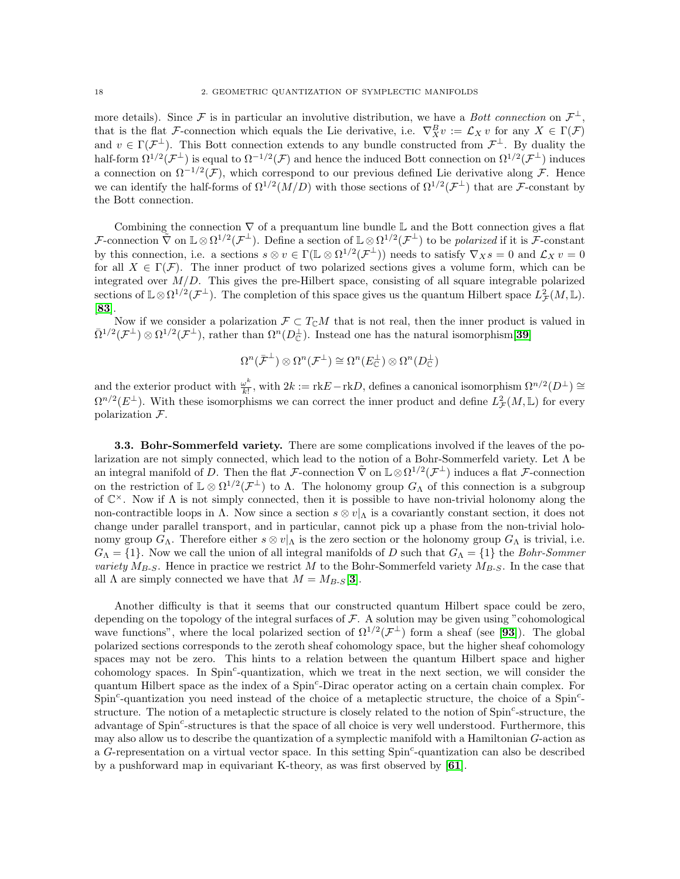more details). Since $\mathcal{F}$ is in particular an involutive distribution, we have a *Bott connection* on $\mathcal{F}^\perp$, that is the flat $\mathcal{F}$-connection which equals the Lie derivative, i.e. $\nabla^B_X v := \mathcal{L}_X v$ for any $X \in \Gamma(\mathcal{F})$ and $v \in \Gamma(\mathcal{F}^\perp)$. This Bott connection extends to any bundle constructed from $\mathcal{F}^\perp$. By duality the half-form $\Omega^{1/2}(\mathcal{F}^\perp)$ is equal to $\Omega^{-1/2}(\mathcal{F})$ and hence the induced Bott connection on $\Omega^{1/2}(\mathcal{F}^\perp)$ induces a connection on $\Omega^{-1/2}(\mathcal{F})$, which correspond to our previous defined Lie derivative along $\mathcal{F}$. Hence we can identify the half-forms of $\Omega^{1/2}(M/D)$ with those sections of $\Omega^{1/2}(\mathcal{F}^\perp)$ that are $\mathcal{F}$-constant by the Bott connection.

Combining the connection $\nabla$ of a prequantum line bundle $\mathbb{L}$ and the Bott connection gives a flat $\mathcal{F}$-connection $\tilde{\nabla}$ on $\mathbb{L} \otimes \Omega^{1/2}(\mathcal{F}^\perp)$. Define a section of $\mathbb{L} \otimes \Omega^{1/2}(\mathcal{F}^\perp)$ to be *polarized* if it is $\mathcal{F}$-constant by this connection, i.e. a sections $s \otimes v \in \Gamma(\mathbb{L} \otimes \Omega^{1/2}(\mathcal{F}^\perp))$ needs to satisfy $\nabla_X s = 0$ and $\mathcal{L}_X v = 0$ for all $X \in \Gamma(\mathcal{F})$. The inner product of two polarized sections gives a volume form, which can be integrated over $M/D$. This gives the pre-Hilbert space, consisting of all square integrable polarized sections of $\mathbb{L} \otimes \Omega^{1/2}(\mathcal{F}^\perp)$. The completion of this space gives us the quantum Hilbert space $L^2_{\mathcal{F}}(M, \mathbb{L})$. [**83**].

Now if we consider a polarization $\mathcal{F} \subset T_{\mathbb{C}}M$ that is not real, then the inner product is valued in $\bar{\Omega}^{1/2}(\mathcal{F}^\perp) \otimes \Omega^{1/2}(\mathcal{F}^\perp)$, rather than $\Omega^n(D^\perp_{\mathbb{C}})$. Instead one has the natural isomorphism[**39**]

$$\Omega^n(\bar{\mathcal{F}}^\perp) \otimes \Omega^n(\mathcal{F}^\perp) \cong \Omega^n(E^\perp_{\mathbb{C}}) \otimes \Omega^n(D^\perp_{\mathbb{C}})$$

and the exterior product with $\frac{\omega^k}{k!}$, with $2k := \mathrm{rk}E - \mathrm{rk}D$, defines a canonical isomorphism $\Omega^{n/2}(D^\perp) \cong \Omega^{n/2}(E^\perp)$. With these isomorphisms we can correct the inner product and define $L^2_{\mathcal{F}}(M, \mathbb{L})$ for every polarization $\mathcal{F}$.

**3.3. Bohr-Sommerfeld variety.** There are some complications involved if the leaves of the polarization are not simply connected, which lead to the notion of a Bohr-Sommerfeld variety. Let $\Lambda$ be an integral manifold of $D$. Then the flat $\mathcal{F}$-connection $\tilde{\nabla}$ on $\mathbb{L} \otimes \Omega^{1/2}(\mathcal{F}^\perp)$ induces a flat $\mathcal{F}$-connection on the restriction of $\mathbb{L} \otimes \Omega^{1/2}(\mathcal{F}^\perp)$ to $\Lambda$. The holonomy group $G_\Lambda$ of this connection is a subgroup of $\mathbb{C}^\times$. Now if $\Lambda$ is not simply connected, then it is possible to have non-trivial holonomy along the non-contractible loops in $\Lambda$. Now since a section $s \otimes v|_\Lambda$ is a covariantly constant section, it does not change under parallel transport, and in particular, cannot pick up a phase from the non-trivial holonomy group $G_\Lambda$. Therefore either $s \otimes v|_\Lambda$ is the zero section or the holonomy group $G_\Lambda$ is trivial, i.e. $G_\Lambda = \{1\}$. Now we call the union of all integral manifolds of $D$ such that $G_\Lambda = \{1\}$ the *Bohr-Sommer variety* $M_{B\text{-}S}$. Hence in practice we restrict $M$ to the Bohr-Sommerfeld variety $M_{B\text{-}S}$. In the case that all $\Lambda$ are simply connected we have that $M = M_{B\text{-}S}$[**3**].

Another difficulty is that it seems that our constructed quantum Hilbert space could be zero, depending on the topology of the integral surfaces of $\mathcal{F}$. A solution may be given using "cohomological wave functions", where the local polarized section of $\Omega^{1/2}(\mathcal{F}^\perp)$ form a sheaf (see [**93**]). The global polarized sections corresponds to the zeroth sheaf cohomology space, but the higher sheaf cohomology spaces may not be zero. This hints to a relation between the quantum Hilbert space and higher cohomology spaces. In Spin$^c$-quantization, which we treat in the next section, we will consider the quantum Hilbert space as the index of a Spin$^c$-Dirac operator acting on a certain chain complex. For Spin$^c$-quantization you need instead of the choice of a metaplectic structure, the choice of a Spin$^c$-structure. The notion of a metaplectic structure is closely related to the notion of Spin$^c$-structure, the advantage of Spin$^c$-structures is that the space of all choice is very well understood. Furthermore, this may also allow us to describe the quantization of a symplectic manifold with a Hamiltonian $G$-action as a $G$-representation on a virtual vector space. In this setting Spin$^c$-quantization can also be described by a pushforward map in equivariant K-theory, as was first observed by [**61**].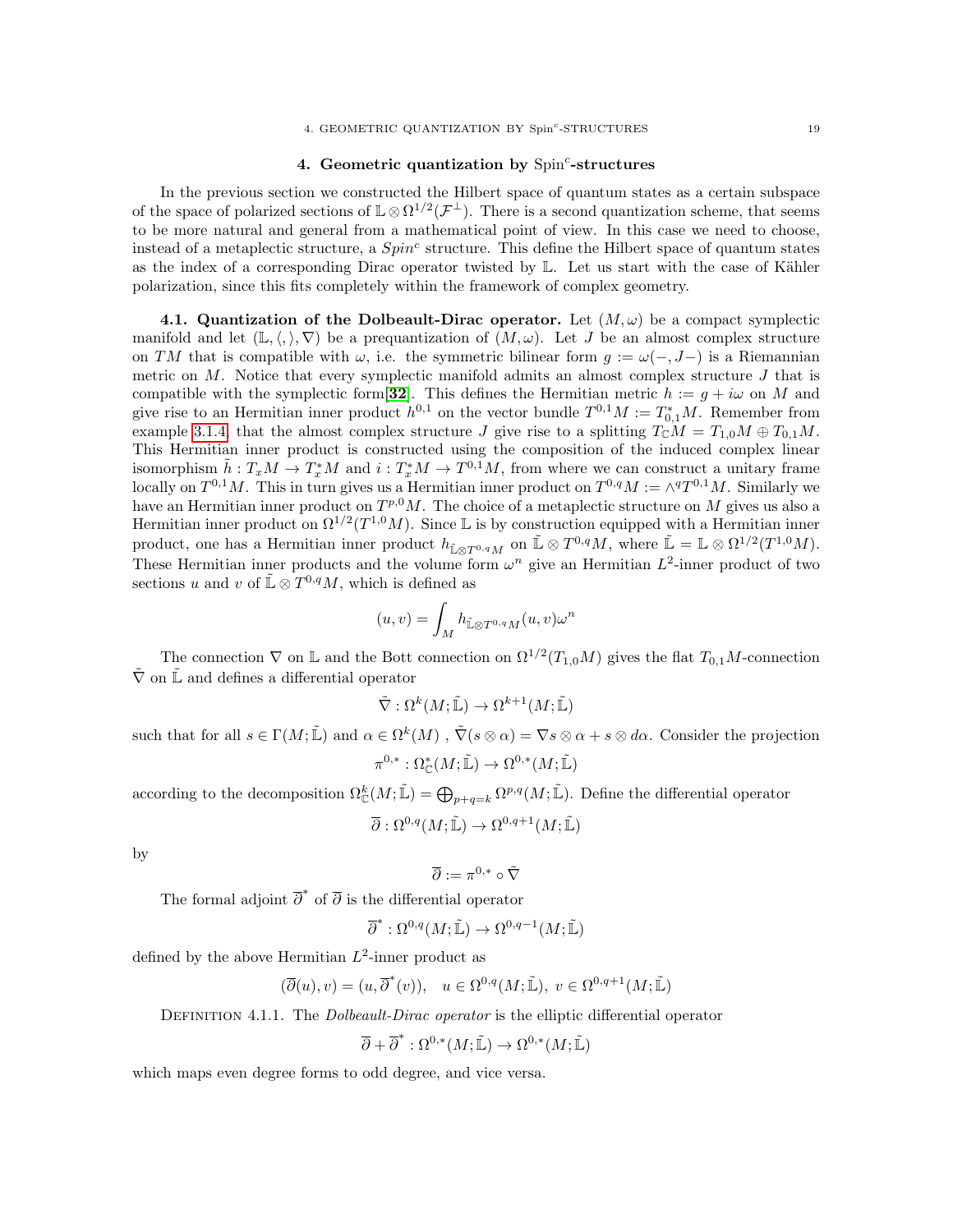## 4. Geometric quantization by $\mathrm{Spin}^c$-structures

In the previous section we constructed the Hilbert space of quantum states as a certain subspace of the space of polarized sections of $\mathbb{L} \otimes \Omega^{1/2}(\mathcal{F}^\perp)$. There is a second quantization scheme, that seems to be more natural and general from a mathematical point of view. In this case we need to choose, instead of a metaplectic structure, a $Spin^c$ structure. This define the Hilbert space of quantum states as the index of a corresponding Dirac operator twisted by $\mathbb{L}$. Let us start with the case of Kähler polarization, since this fits completely within the framework of complex geometry.

**4.1. Quantization of the Dolbeault-Dirac operator.** Let $(M, \omega)$ be a compact symplectic manifold and let $(\mathbb{L}, \langle, \rangle, \nabla)$ be a prequantization of $(M, \omega)$. Let $J$ be an almost complex structure on $TM$ that is compatible with $\omega$, i.e. the symmetric bilinear form $g := \omega(-, J-)$ is a Riemannian metric on $M$. Notice that every symplectic manifold admits an almost complex structure $J$ that is compatible with the symplectic form[**32**]. This defines the Hermitian metric $h := g + i\omega$ on $M$ and give rise to an Hermitian inner product $h^{0,1}$ on the vector bundle $T^{0,1}M := T^*_{0,1}M$. Remember from example 3.1.4, that the almost complex structure $J$ give rise to a splitting $T_\mathbb{C}M = T_{1,0}M \oplus T_{0,1}M$. This Hermitian inner product is constructed using the composition of the induced complex linear isomorphism $\tilde{h} : T_xM \to T^*_xM$ and $i : T^*_xM \to T^{0,1}M$, from where we can construct a unitary frame locally on $T^{0,1}M$. This in turn gives us a Hermitian inner product on $T^{0,q}M := \wedge^q T^{0,1}M$. Similarly we have an Hermitian inner product on $T^{p,0}M$. The choice of a metaplectic structure on $M$ gives us also a Hermitian inner product on $\Omega^{1/2}(T^{1,0}M)$. Since $\mathbb{L}$ is by construction equipped with a Hermitian inner product, one has a Hermitian inner product $h_{\tilde{\mathbb{L}} \otimes T^{0,q}M}$ on $\tilde{\mathbb{L}} \otimes T^{0,q}M$, where $\tilde{\mathbb{L}} = \mathbb{L} \otimes \Omega^{1/2}(T^{1,0}M)$. These Hermitian inner products and the volume form $\omega^n$ give an Hermitian $L^2$-inner product of two sections $u$ and $v$ of $\tilde{\mathbb{L}} \otimes T^{0,q}M$, which is defined as

$$(u, v) = \int_M h_{\tilde{\mathbb{L}} \otimes T^{0,q}M}(u, v)\omega^n$$

The connection $\nabla$ on $\mathbb{L}$ and the Bott connection on $\Omega^{1/2}(T_{1,0}M)$ gives the flat $T_{0,1}M$-connection $\tilde{\nabla}$ on $\tilde{\mathbb{L}}$ and defines a differential operator

$$\tilde{\nabla} : \Omega^k(M; \tilde{\mathbb{L}}) \to \Omega^{k+1}(M; \tilde{\mathbb{L}})$$

such that for all $s \in \Gamma(M; \tilde{\mathbb{L}})$ and $\alpha \in \Omega^k(M)$ , $\tilde{\nabla}(s \otimes \alpha) = \nabla s \otimes \alpha + s \otimes d\alpha$. Consider the projection

$$\pi^{0,*} : \Omega^*_\mathbb{C}(M; \tilde{\mathbb{L}}) \to \Omega^{0,*}(M; \tilde{\mathbb{L}})$$

according to the decomposition $\Omega^k_\mathbb{C}(M; \tilde{\mathbb{L}}) = \bigoplus_{p+q=k} \Omega^{p,q}(M; \tilde{\mathbb{L}})$. Define the differential operator

$$\overline{\partial} : \Omega^{0,q}(M; \tilde{\mathbb{L}}) \to \Omega^{0,q+1}(M; \tilde{\mathbb{L}})$$

by

$$\overline{\partial} := \pi^{0,*} \circ \tilde{\nabla}$$

The formal adjoint $\overline{\partial}^*$ of $\overline{\partial}$ is the differential operator

$$\overline{\partial}^* : \Omega^{0,q}(M; \tilde{\mathbb{L}}) \to \Omega^{0,q-1}(M; \tilde{\mathbb{L}})$$

defined by the above Hermitian $L^2$-inner product as

$$(\overline{\partial}(u), v) = (u, \overline{\partial}^*(v)), \quad u \in \Omega^{0,q}(M; \tilde{\mathbb{L}}),\ v \in \Omega^{0,q+1}(M; \tilde{\mathbb{L}})$$

Definition 4.1.1. The *Dolbeault-Dirac operator* is the elliptic differential operator

$$\overline{\partial} + \overline{\partial}^* : \Omega^{0,*}(M; \tilde{\mathbb{L}}) \to \Omega^{0,*}(M; \tilde{\mathbb{L}})$$

which maps even degree forms to odd degree, and vice versa.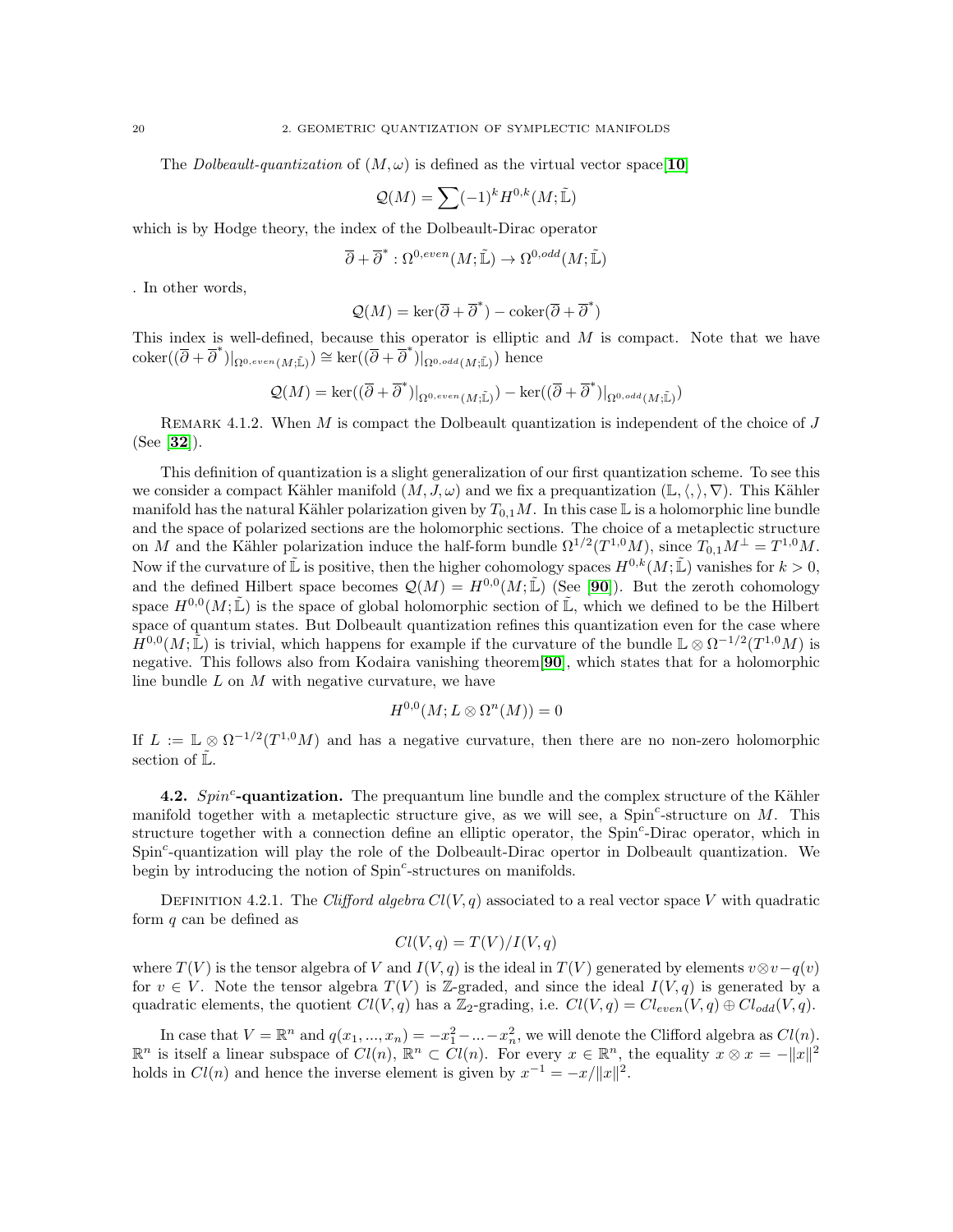The *Dolbeault-quantization* of $(M, \omega)$ is defined as the virtual vector space[**10**]

$$\mathcal{Q}(M) = \sum (-1)^k H^{0,k}(M; \tilde{\mathbb{L}})$$

which is by Hodge theory, the index of the Dolbeault-Dirac operator

$$\overline{\partial} + \overline{\partial}^* : \Omega^{0,even}(M; \tilde{\mathbb{L}}) \to \Omega^{0,odd}(M; \tilde{\mathbb{L}})$$

. In other words,

$$\mathcal{Q}(M) = \ker(\overline{\partial} + \overline{\partial}^*) - \operatorname{coker}(\overline{\partial} + \overline{\partial}^*)$$

This index is well-defined, because this operator is elliptic and $M$ is compact. Note that we have $\operatorname{coker}((\overline{\partial} + \overline{\partial}^*)|_{\Omega^{0,even}(M;\tilde{\mathbb{L}})}) \cong \ker((\overline{\partial} + \overline{\partial}^*)|_{\Omega^{0,odd}(M;\tilde{\mathbb{L}})})$ hence

$$\mathcal{Q}(M) = \ker((\overline{\partial} + \overline{\partial}^*)|_{\Omega^{0,even}(M;\tilde{\mathbb{L}})}) - \ker((\overline{\partial} + \overline{\partial}^*)|_{\Omega^{0,odd}(M;\tilde{\mathbb{L}})})$$

REMARK 4.1.2. When $M$ is compact the Dolbeault quantization is independent of the choice of $J$ (See [**32**]).

This definition of quantization is a slight generalization of our first quantization scheme. To see this we consider a compact Kähler manifold $(M, J, \omega)$ and we fix a prequantization $(\mathbb{L}, \langle,\rangle, \nabla)$. This Kähler manifold has the natural Kähler polarization given by $T_{0,1}M$. In this case $\mathbb{L}$ is a holomorphic line bundle and the space of polarized sections are the holomorphic sections. The choice of a metaplectic structure on $M$ and the Kähler polarization induce the half-form bundle $\Omega^{1/2}(T^{1,0}M)$, since $T_{0,1}M^{\perp} = T^{1,0}M$. Now if the curvature of $\tilde{\mathbb{L}}$ is positive, then the higher cohomology spaces $H^{0,k}(M; \tilde{\mathbb{L}})$ vanishes for $k > 0$, and the defined Hilbert space becomes $\mathcal{Q}(M) = H^{0,0}(M; \tilde{\mathbb{L}})$ (See [**90**]). But the zeroth cohomology space $H^{0,0}(M; \tilde{\mathbb{L}})$ is the space of global holomorphic section of $\tilde{\mathbb{L}}$, which we defined to be the Hilbert space of quantum states. But Dolbeault quantization refines this quantization even for the case where $H^{0,0}(M; \tilde{\mathbb{L}})$ is trivial, which happens for example if the curvature of the bundle $\mathbb{L} \otimes \Omega^{-1/2}(T^{1,0}M)$ is negative. This follows also from Kodaira vanishing theorem[**90**], which states that for a holomorphic line bundle $L$ on $M$ with negative curvature, we have

$$H^{0,0}(M; L \otimes \Omega^n(M)) = 0$$

If $L := \mathbb{L} \otimes \Omega^{-1/2}(T^{1,0}M)$ and has a negative curvature, then there are no non-zero holomorphic section of $\tilde{\mathbb{L}}$.

**4.2.** ***Spin$^c$*-quantization.** The prequantum line bundle and the complex structure of the Kähler manifold together with a metaplectic structure give, as we will see, a Spin$^c$-structure on $M$. This structure together with a connection define an elliptic operator, the Spin$^c$-Dirac operator, which in Spin$^c$-quantization will play the role of the Dolbeault-Dirac opertor in Dolbeault quantization. We begin by introducing the notion of Spin$^c$-structures on manifolds.

DEFINITION 4.2.1. The *Clifford algebra* $Cl(V, q)$ associated to a real vector space $V$ with quadratic form $q$ can be defined as

$$Cl(V, q) = T(V)/I(V, q)$$

where $T(V)$ is the tensor algebra of $V$ and $I(V, q)$ is the ideal in $T(V)$ generated by elements $v \otimes v - q(v)$ for $v \in V$. Note the tensor algebra $T(V)$ is $\mathbb{Z}$-graded, and since the ideal $I(V, q)$ is generated by a quadratic elements, the quotient $Cl(V, q)$ has a $\mathbb{Z}_2$-grading, i.e. $Cl(V, q) = Cl_{even}(V, q) \oplus Cl_{odd}(V, q)$.

In case that $V = \mathbb{R}^n$ and $q(x_1, ..., x_n) = -x_1^2 - ... - x_n^2$, we will denote the Clifford algebra as $Cl(n)$. $\mathbb{R}^n$ is itself a linear subspace of $Cl(n)$, $\mathbb{R}^n \subset Cl(n)$. For every $x \in \mathbb{R}^n$, the equality $x \otimes x = -\|x\|^2$ holds in $Cl(n)$ and hence the inverse element is given by $x^{-1} = -x/\|x\|^2$.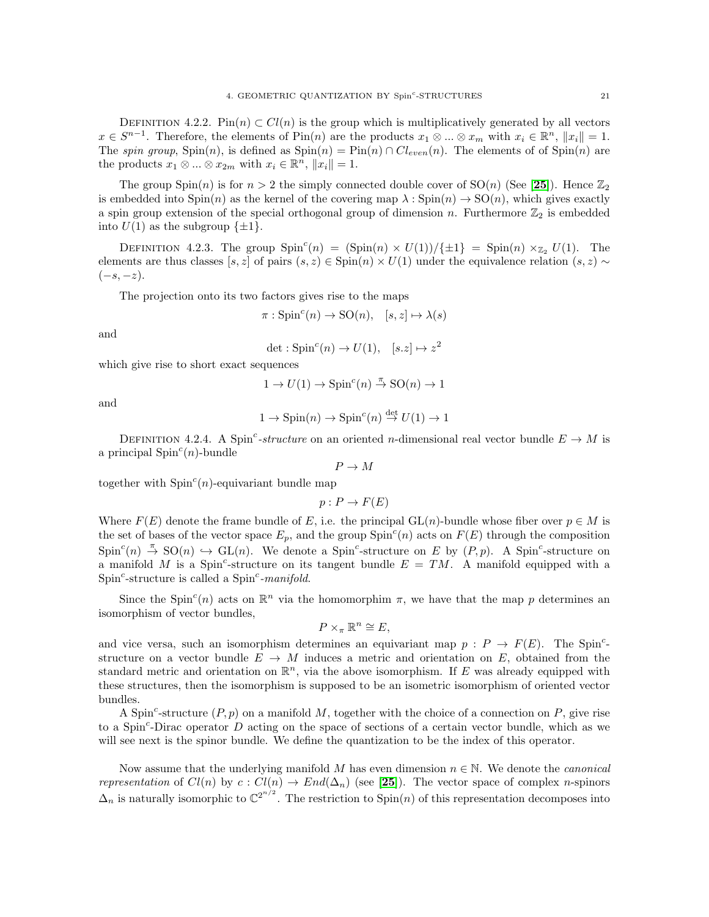DEFINITION 4.2.2. $\mathrm{Pin}(n) \subset Cl(n)$ is the group which is multiplicatively generated by all vectors $x \in S^{n-1}$. Therefore, the elements of $\mathrm{Pin}(n)$ are the products $x_1 \otimes ... \otimes x_m$ with $x_i \in \mathbb{R}^n$, $\|x_i\| = 1$. The *spin group*, $\mathrm{Spin}(n)$, is defined as $\mathrm{Spin}(n) = \mathrm{Pin}(n) \cap Cl_{even}(n)$. The elements of of $\mathrm{Spin}(n)$ are the products $x_1 \otimes ... \otimes x_{2m}$ with $x_i \in \mathbb{R}^n$, $\|x_i\| = 1$.

The group $\mathrm{Spin}(n)$ is for $n > 2$ the simply connected double cover of $\mathrm{SO}(n)$ (See [**25**]). Hence $\mathbb{Z}_2$ is embedded into $\mathrm{Spin}(n)$ as the kernel of the covering map $\lambda : \mathrm{Spin}(n) \to \mathrm{SO}(n)$, which gives exactly a spin group extension of the special orthogonal group of dimension $n$. Furthermore $\mathbb{Z}_2$ is embedded into $U(1)$ as the subgroup $\{\pm 1\}$.

DEFINITION 4.2.3. The group $\mathrm{Spin}^c(n) = (\mathrm{Spin}(n) \times U(1))/\{\pm 1\} = \mathrm{Spin}(n) \times_{\mathbb{Z}_2} U(1)$. The elements are thus classes $[s, z]$ of pairs $(s, z) \in \mathrm{Spin}(n) \times U(1)$ under the equivalence relation $(s, z) \sim (-s, -z)$.

The projection onto its two factors gives rise to the maps

$$\pi : \mathrm{Spin}^c(n) \to \mathrm{SO}(n), \quad [s, z] \mapsto \lambda(s)$$

and

$$\det : \mathrm{Spin}^c(n) \to U(1), \quad [s.z] \mapsto z^2$$

which give rise to short exact sequences

$$1 \to U(1) \to \mathrm{Spin}^c(n) \xrightarrow{\pi} \mathrm{SO}(n) \to 1$$

and

$$1 \to \mathrm{Spin}(n) \to \mathrm{Spin}^c(n) \xrightarrow{\det} U(1) \to 1$$

DEFINITION 4.2.4. A $\mathrm{Spin}^c$-*structure* on an oriented $n$-dimensional real vector bundle $E \to M$ is a principal $\mathrm{Spin}^c(n)$-bundle

$$P \to M$$

together with $\mathrm{Spin}^c(n)$-equivariant bundle map

$$p : P \to F(E)$$

Where $F(E)$ denote the frame bundle of $E$, i.e. the principal $\mathrm{GL}(n)$-bundle whose fiber over $p \in M$ is the set of bases of the vector space $E_p$, and the group $\mathrm{Spin}^c(n)$ acts on $F(E)$ through the composition $\mathrm{Spin}^c(n) \xrightarrow{\pi} \mathrm{SO}(n) \hookrightarrow \mathrm{GL}(n)$. We denote a $\mathrm{Spin}^c$-structure on $E$ by $(P, p)$. A $\mathrm{Spin}^c$-structure on a manifold $M$ is a $\mathrm{Spin}^c$-structure on its tangent bundle $E = TM$. A manifold equipped with a $\mathrm{Spin}^c$-structure is called a $\mathrm{Spin}^c$-*manifold*.

Since the $\mathrm{Spin}^c(n)$ acts on $\mathbb{R}^n$ via the homomorphim $\pi$, we have that the map $p$ determines an isomorphism of vector bundles,

$$P \times_\pi \mathbb{R}^n \cong E,$$

and vice versa, such an isomorphism determines an equivariant map $p : P \to F(E)$. The $\mathrm{Spin}^c$-structure on a vector bundle $E \to M$ induces a metric and orientation on $E$, obtained from the standard metric and orientation on $\mathbb{R}^n$, via the above isomorphism. If $E$ was already equipped with these structures, then the isomorphism is supposed to be an isometric isomorphism of oriented vector bundles.

A $\mathrm{Spin}^c$-structure $(P, p)$ on a manifold $M$, together with the choice of a connection on $P$, give rise to a $\mathrm{Spin}^c$-Dirac operator $D$ acting on the space of sections of a certain vector bundle, which as we will see next is the spinor bundle. We define the quantization to be the index of this operator.

Now assume that the underlying manifold $M$ has even dimension $n \in \mathbb{N}$. We denote the *canonical representation* of $Cl(n)$ by $c : Cl(n) \to End(\Delta_n)$ (see [**25**]). The vector space of complex $n$-spinors $\Delta_n$ is naturally isomorphic to $\mathbb{C}^{2^{n/2}}$. The restriction to $\mathrm{Spin}(n)$ of this representation decomposes into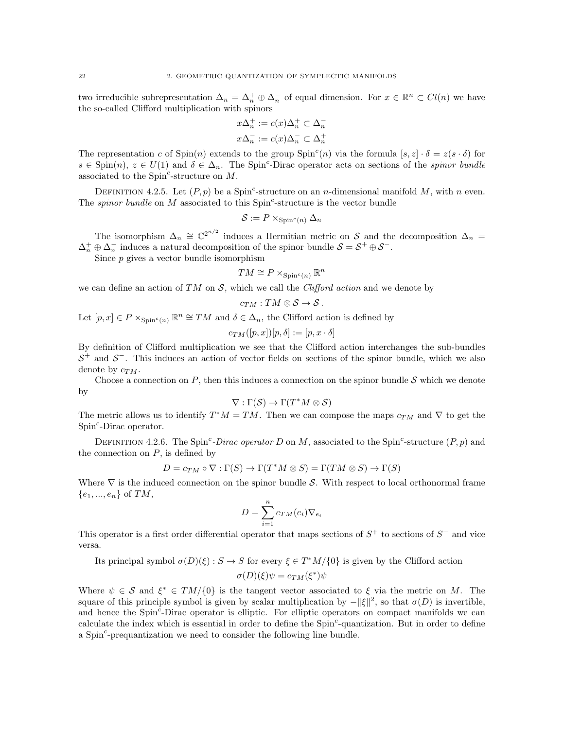two irreducible subrepresentation $\Delta_n = \Delta_n^+ \oplus \Delta_n^-$ of equal dimension. For $x \in \mathbb{R}^n \subset Cl(n)$ we have the so-called Clifford multiplication with spinors

$$x\Delta_n^+ := c(x)\Delta_n^+ \subset \Delta_n^-$$
$$x\Delta_n^- := c(x)\Delta_n^- \subset \Delta_n^+$$

The representation $c$ of $\mathrm{Spin}(n)$ extends to the group $\mathrm{Spin}^c(n)$ via the formula $[s, z] \cdot \delta = z(s \cdot \delta)$ for $s \in \mathrm{Spin}(n)$, $z \in U(1)$ and $\delta \in \Delta_n$. The $\mathrm{Spin}^c$-Dirac operator acts on sections of the *spinor bundle* associated to the $\mathrm{Spin}^c$-structure on $M$.

Definition 4.2.5. Let $(P, p)$ be a $\mathrm{Spin}^c$-structure on an $n$-dimensional manifold $M$, with $n$ even. The *spinor bundle* on $M$ associated to this $\mathrm{Spin}^c$-structure is the vector bundle

$$\mathcal{S} := P \times_{\mathrm{Spin}^c(n)} \Delta_n$$

The isomorphism $\Delta_n \cong \mathbb{C}^{2^{n/2}}$ induces a Hermitian metric on $\mathcal{S}$ and the decomposition $\Delta_n = \Delta_n^+ \oplus \Delta_n^-$ induces a natural decomposition of the spinor bundle $\mathcal{S} = \mathcal{S}^+ \oplus \mathcal{S}^-$.

Since $p$ gives a vector bundle isomorphism

$$TM \cong P \times_{\mathrm{Spin}^c(n)} \mathbb{R}^n$$

we can define an action of $TM$ on $\mathcal{S}$, which we call the *Clifford action* and we denote by

$$c_{TM} : TM \otimes \mathcal{S} \to \mathcal{S}\,.$$

Let $[p, x] \in P \times_{\mathrm{Spin}^c(n)} \mathbb{R}^n \cong TM$ and $\delta \in \Delta_n$, the Clifford action is defined by

$$c_{TM}([p, x])[p, \delta] := [p, x \cdot \delta]$$

By definition of Clifford multiplication we see that the Clifford action interchanges the sub-bundles $\mathcal{S}^+$ and $\mathcal{S}^-$. This induces an action of vector fields on sections of the spinor bundle, which we also denote by $c_{TM}$.

Choose a connection on $P$, then this induces a connection on the spinor bundle $\mathcal{S}$ which we denote by

$$\nabla : \Gamma(\mathcal{S}) \to \Gamma(T^*M \otimes \mathcal{S})$$

The metric allows us to identify $T^*M = TM$. Then we can compose the maps $c_{TM}$ and $\nabla$ to get the $\mathrm{Spin}^c$-Dirac operator.

Definition 4.2.6. The $\mathrm{Spin}^c$*-Dirac operator* $D$ on $M$, associated to the $\mathrm{Spin}^c$-structure $(P, p)$ and the connection on $P$, is defined by

$$D = c_{TM} \circ \nabla : \Gamma(S) \to \Gamma(T^*M \otimes S) = \Gamma(TM \otimes S) \to \Gamma(S)$$

Where $\nabla$ is the induced connection on the spinor bundle $\mathcal{S}$. With respect to local orthonormal frame $\{e_1, ..., e_n\}$ of $TM$,

$$D = \sum_{i=1}^{n} c_{TM}(e_i)\nabla_{e_i}$$

This operator is a first order differential operator that maps sections of $S^+$ to sections of $S^-$ and vice versa.

Its principal symbol $\sigma(D)(\xi) : S \to S$ for every $\xi \in T^*M/\{0\}$ is given by the Clifford action

$$\sigma(D)(\xi)\psi = c_{TM}(\xi^*)\psi$$

Where $\psi \in \mathcal{S}$ and $\xi^* \in TM/\{0\}$ is the tangent vector associated to $\xi$ via the metric on $M$. The square of this principle symbol is given by scalar multiplication by $-\|\xi\|^2$, so that $\sigma(D)$ is invertible, and hence the $\mathrm{Spin}^c$-Dirac operator is elliptic. For elliptic operators on compact manifolds we can calculate the index which is essential in order to define the $\mathrm{Spin}^c$-quantization. But in order to define a $\mathrm{Spin}^c$-prequantization we need to consider the following line bundle.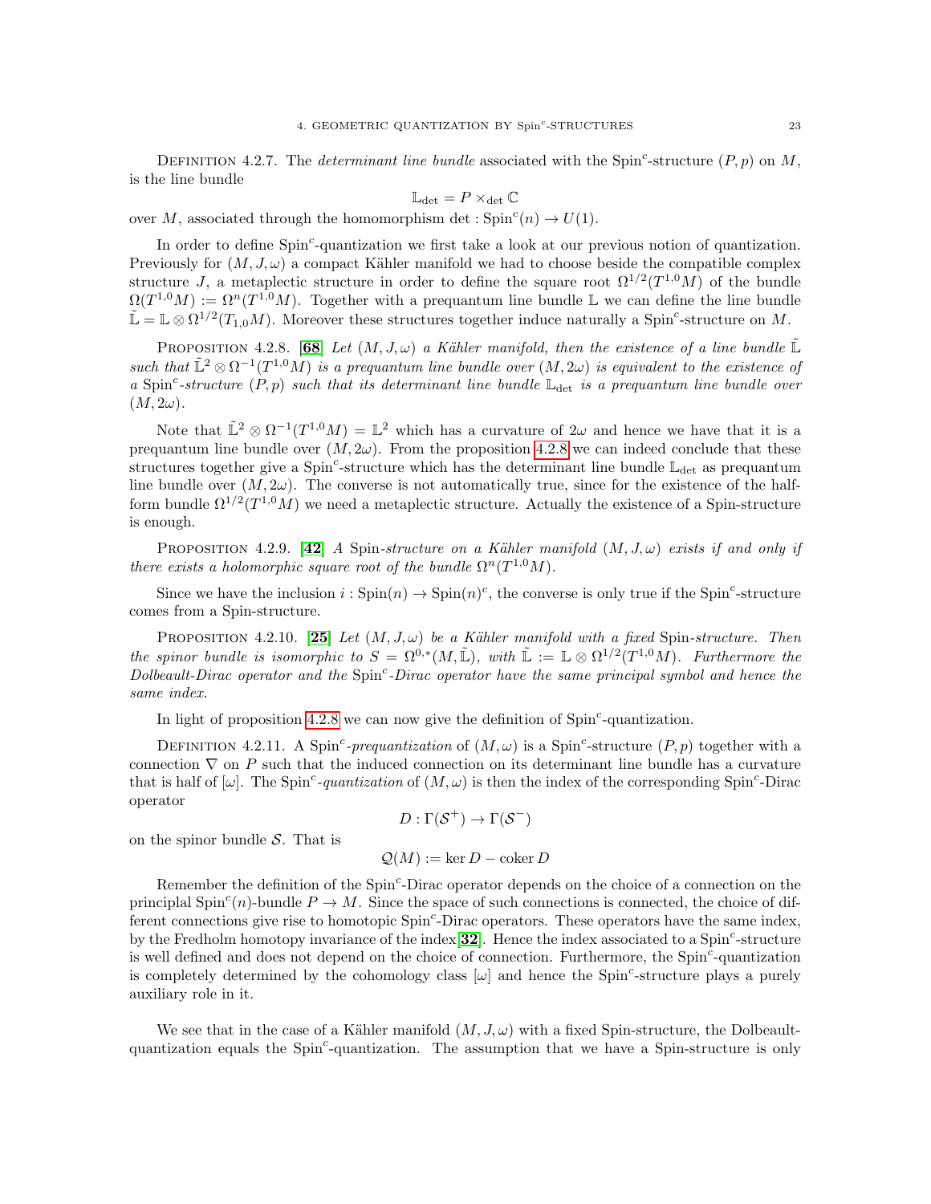Definition 4.2.7. The *determinant line bundle* associated with the $\mathrm{Spin}^c$-structure $(P, p)$ on $M$, is the line bundle

$$\mathbb{L}_{\det} = P \times_{\det} \mathbb{C}$$

over $M$, associated through the homomorphism $\det : \mathrm{Spin}^c(n) \to U(1)$.

In order to define $\mathrm{Spin}^c$-quantization we first take a look at our previous notion of quantization. Previously for $(M, J, \omega)$ a compact Kähler manifold we had to choose beside the compatible complex structure $J$, a metaplectic structure in order to define the square root $\Omega^{1/2}(T^{1,0}M)$ of the bundle $\Omega(T^{1,0}M) := \Omega^n(T^{1,0}M)$. Together with a prequantum line bundle $\mathbb{L}$ we can define the line bundle $\tilde{\mathbb{L}} = \mathbb{L} \otimes \Omega^{1/2}(T_{1,0}M)$. Moreover these structures together induce naturally a $\mathrm{Spin}^c$-structure on $M$.

Proposition 4.2.8. [**68**] *Let $(M, J, \omega)$ a Kähler manifold, then the existence of a line bundle $\tilde{\mathbb{L}}$ such that $\tilde{\mathbb{L}}^2 \otimes \Omega^{-1}(T^{1,0}M)$ is a prequantum line bundle over $(M, 2\omega)$ is equivalent to the existence of a $\mathrm{Spin}^c$-structure $(P, p)$ such that its determinant line bundle $\mathbb{L}_{\det}$ is a prequantum line bundle over $(M, 2\omega)$.*

Note that $\tilde{\mathbb{L}}^2 \otimes \Omega^{-1}(T^{1,0}M) = \mathbb{L}^2$ which has a curvature of $2\omega$ and hence we have that it is a prequantum line bundle over $(M, 2\omega)$. From the proposition 4.2.8 we can indeed conclude that these structures together give a $\mathrm{Spin}^c$-structure which has the determinant line bundle $\mathbb{L}_{\det}$ as prequantum line bundle over $(M, 2\omega)$. The converse is not automatically true, since for the existence of the half-form bundle $\Omega^{1/2}(T^{1,0}M)$ we need a metaplectic structure. Actually the existence of a Spin-structure is enough.

Proposition 4.2.9. [**42**] *A* Spin-*structure on a Kähler manifold $(M, J, \omega)$ exists if and only if there exists a holomorphic square root of the bundle $\Omega^n(T^{1,0}M)$.*

Since we have the inclusion $i : \mathrm{Spin}(n) \to \mathrm{Spin}(n)^c$, the converse is only true if the $\mathrm{Spin}^c$-structure comes from a Spin-structure.

Proposition 4.2.10. [**25**] *Let $(M, J, \omega)$ be a Kähler manifold with a fixed* Spin-*structure. Then the spinor bundle is isomorphic to $S = \Omega^{0,*}(M, \tilde{\mathbb{L}})$, with $\tilde{\mathbb{L}} := \mathbb{L} \otimes \Omega^{1/2}(T^{1,0}M)$. Furthermore the Dolbeault-Dirac operator and the $\mathrm{Spin}^c$-Dirac operator have the same principal symbol and hence the same index.*

In light of proposition 4.2.8 we can now give the definition of $\mathrm{Spin}^c$-quantization.

Definition 4.2.11. A $\mathrm{Spin}^c$-*prequantization* of $(M, \omega)$ is a $\mathrm{Spin}^c$-structure $(P, p)$ together with a connection $\nabla$ on $P$ such that the induced connection on its determinant line bundle has a curvature that is half of $[\omega]$. The $\mathrm{Spin}^c$-*quantization* of $(M, \omega)$ is then the index of the corresponding $\mathrm{Spin}^c$-Dirac operator

$$D : \Gamma(\mathcal{S}^+) \to \Gamma(\mathcal{S}^-)$$

on the spinor bundle $\mathcal{S}$. That is

$$\mathcal{Q}(M) := \ker D - \operatorname{coker} D$$

Remember the definition of the $\mathrm{Spin}^c$-Dirac operator depends on the choice of a connection on the principlal $\mathrm{Spin}^c(n)$-bundle $P \to M$. Since the space of such connections is connected, the choice of different connections give rise to homotopic $\mathrm{Spin}^c$-Dirac operators. These operators have the same index, by the Fredholm homotopy invariance of the index[**32**]. Hence the index associated to a $\mathrm{Spin}^c$-structure is well defined and does not depend on the choice of connection. Furthermore, the $\mathrm{Spin}^c$-quantization is completely determined by the cohomology class $[\omega]$ and hence the $\mathrm{Spin}^c$-structure plays a purely auxiliary role in it.

We see that in the case of a Kähler manifold $(M, J, \omega)$ with a fixed Spin-structure, the Dolbeault-quantization equals the $\mathrm{Spin}^c$-quantization. The assumption that we have a Spin-structure is only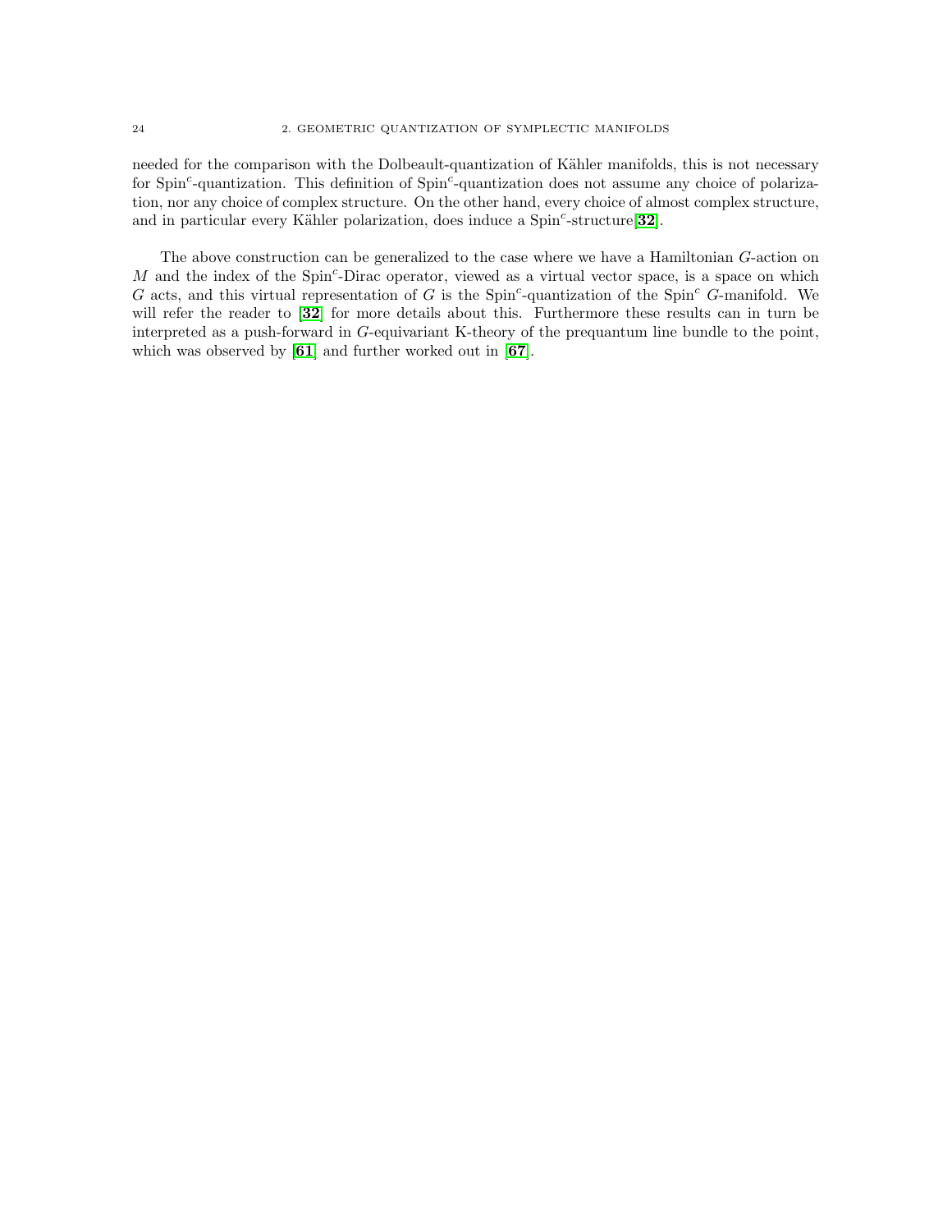needed for the comparison with the Dolbeault-quantization of Kähler manifolds, this is not necessary for Spin$^c$-quantization. This definition of Spin$^c$-quantization does not assume any choice of polarization, nor any choice of complex structure. On the other hand, every choice of almost complex structure, and in particular every Kähler polarization, does induce a Spin$^c$-structure[**32**].

The above construction can be generalized to the case where we have a Hamiltonian $G$-action on $M$ and the index of the Spin$^c$-Dirac operator, viewed as a virtual vector space, is a space on which $G$ acts, and this virtual representation of $G$ is the Spin$^c$-quantization of the Spin$^c$ $G$-manifold. We will refer the reader to [**32**] for more details about this. Furthermore these results can in turn be interpreted as a push-forward in $G$-equivariant K-theory of the prequantum line bundle to the point, which was observed by [**61**] and further worked out in [**67**].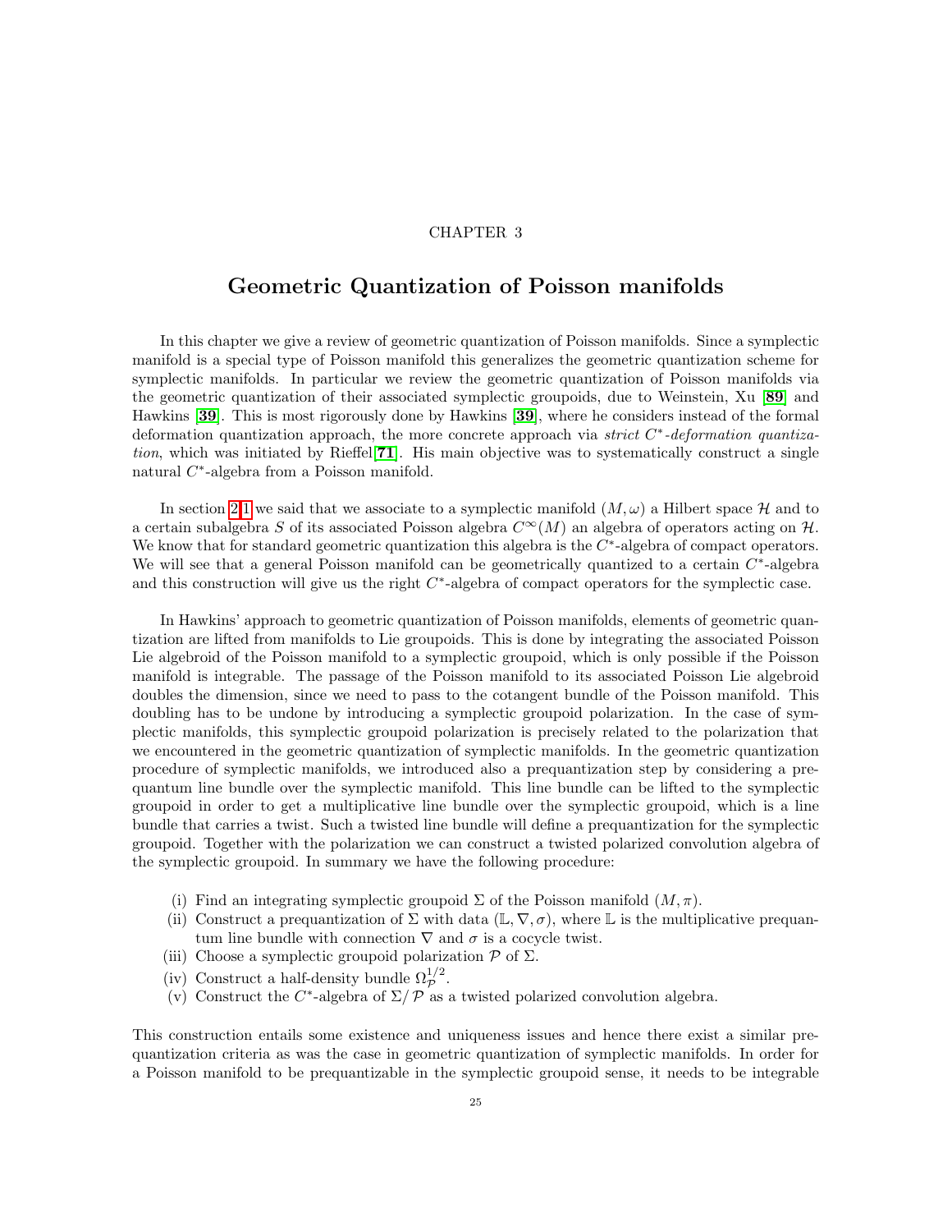CHAPTER 3

# Geometric Quantization of Poisson manifolds

In this chapter we give a review of geometric quantization of Poisson manifolds. Since a symplectic manifold is a special type of Poisson manifold this generalizes the geometric quantization scheme for symplectic manifolds. In particular we review the geometric quantization of Poisson manifolds via the geometric quantization of their associated symplectic groupoids, due to Weinstein, Xu [**89**] and Hawkins [**39**]. This is most rigorously done by Hawkins [**39**], where he considers instead of the formal deformation quantization approach, the more concrete approach via *strict $C^*$-deformation quantization*, which was initiated by Rieffel[**71**]. His main objective was to systematically construct a single natural $C^*$-algebra from a Poisson manifold.

In section 2.1 we said that we associate to a symplectic manifold $(M, \omega)$ a Hilbert space $\mathcal{H}$ and to a certain subalgebra $S$ of its associated Poisson algebra $C^\infty(M)$ an algebra of operators acting on $\mathcal{H}$. We know that for standard geometric quantization this algebra is the $C^*$-algebra of compact operators. We will see that a general Poisson manifold can be geometrically quantized to a certain $C^*$-algebra and this construction will give us the right $C^*$-algebra of compact operators for the symplectic case.

In Hawkins' approach to geometric quantization of Poisson manifolds, elements of geometric quantization are lifted from manifolds to Lie groupoids. This is done by integrating the associated Poisson Lie algebroid of the Poisson manifold to a symplectic groupoid, which is only possible if the Poisson manifold is integrable. The passage of the Poisson manifold to its associated Poisson Lie algebroid doubles the dimension, since we need to pass to the cotangent bundle of the Poisson manifold. This doubling has to be undone by introducing a symplectic groupoid polarization. In the case of symplectic manifolds, this symplectic groupoid polarization is precisely related to the polarization that we encountered in the geometric quantization of symplectic manifolds. In the geometric quantization procedure of symplectic manifolds, we introduced also a prequantization step by considering a prequantum line bundle over the symplectic manifold. This line bundle can be lifted to the symplectic groupoid in order to get a multiplicative line bundle over the symplectic groupoid, which is a line bundle that carries a twist. Such a twisted line bundle will define a prequantization for the symplectic groupoid. Together with the polarization we can construct a twisted polarized convolution algebra of the symplectic groupoid. In summary we have the following procedure:

(i) Find an integrating symplectic groupoid $\Sigma$ of the Poisson manifold $(M, \pi)$.
(ii) Construct a prequantization of $\Sigma$ with data $(\mathbb{L}, \nabla, \sigma)$, where $\mathbb{L}$ is the multiplicative prequantum line bundle with connection $\nabla$ and $\sigma$ is a cocycle twist.
(iii) Choose a symplectic groupoid polarization $\mathcal{P}$ of $\Sigma$.
(iv) Construct a half-density bundle $\Omega^{1/2}_{\mathcal{P}}$.
(v) Construct the $C^*$-algebra of $\Sigma/\mathcal{P}$ as a twisted polarized convolution algebra.

This construction entails some existence and uniqueness issues and hence there exist a similar prequantization criteria as was the case in geometric quantization of symplectic manifolds. In order for a Poisson manifold to be prequantizable in the symplectic groupoid sense, it needs to be integrable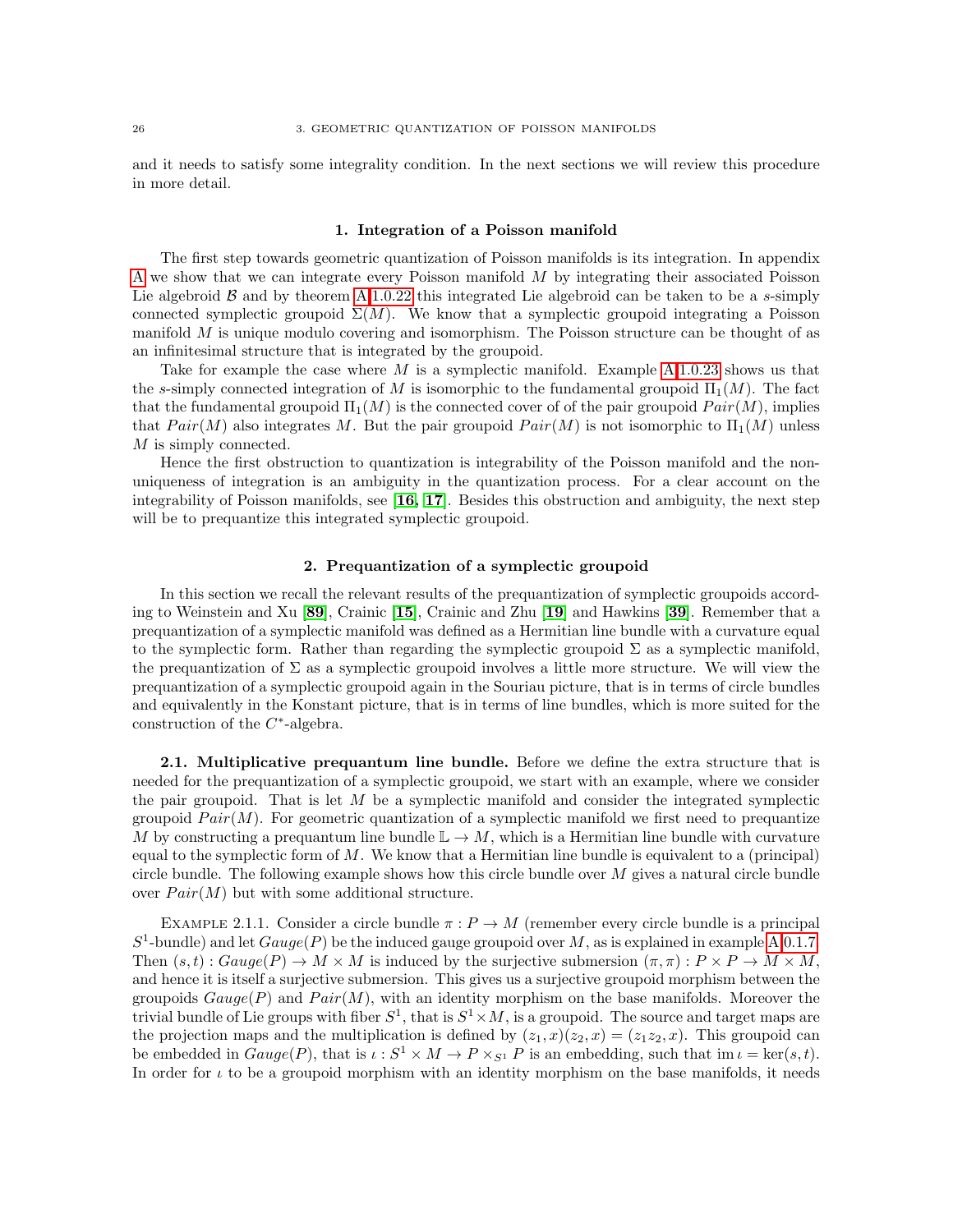and it needs to satisfy some integrality condition. In the next sections we will review this procedure in more detail.

## 1. Integration of a Poisson manifold

The first step towards geometric quantization of Poisson manifolds is its integration. In appendix A we show that we can integrate every Poisson manifold $M$ by integrating their associated Poisson Lie algebroid $\mathcal{B}$ and by theorem A.1.0.22 this integrated Lie algebroid can be taken to be a $s$-simply connected symplectic groupoid $\Sigma(M)$. We know that a symplectic groupoid integrating a Poisson manifold $M$ is unique modulo covering and isomorphism. The Poisson structure can be thought of as an infinitesimal structure that is integrated by the groupoid.

Take for example the case where $M$ is a symplectic manifold. Example A.1.0.23 shows us that the $s$-simply connected integration of $M$ is isomorphic to the fundamental groupoid $\Pi_1(M)$. The fact that the fundamental groupoid $\Pi_1(M)$ is the connected cover of of the pair groupoid $Pair(M)$, implies that $Pair(M)$ also integrates $M$. But the pair groupoid $Pair(M)$ is not isomorphic to $\Pi_1(M)$ unless $M$ is simply connected.

Hence the first obstruction to quantization is integrability of the Poisson manifold and the non-uniqueness of integration is an ambiguity in the quantization process. For a clear account on the integrability of Poisson manifolds, see [**16**, **17**]. Besides this obstruction and ambiguity, the next step will be to prequantize this integrated symplectic groupoid.

## 2. Prequantization of a symplectic groupoid

In this section we recall the relevant results of the prequantization of symplectic groupoids according to Weinstein and Xu [**89**], Crainic [**15**], Crainic and Zhu [**19**] and Hawkins [**39**]. Remember that a prequantization of a symplectic manifold was defined as a Hermitian line bundle with a curvature equal to the symplectic form. Rather than regarding the symplectic groupoid $\Sigma$ as a symplectic manifold, the prequantization of $\Sigma$ as a symplectic groupoid involves a little more structure. We will view the prequantization of a symplectic groupoid again in the Souriau picture, that is in terms of circle bundles and equivalently in the Konstant picture, that is in terms of line bundles, which is more suited for the construction of the $C^*$-algebra.

**2.1. Multiplicative prequantum line bundle.** Before we define the extra structure that is needed for the prequantization of a symplectic groupoid, we start with an example, where we consider the pair groupoid. That is let $M$ be a symplectic manifold and consider the integrated symplectic groupoid $Pair(M)$. For geometric quantization of a symplectic manifold we first need to prequantize $M$ by constructing a prequantum line bundle $\mathbb{L} \to M$, which is a Hermitian line bundle with curvature equal to the symplectic form of $M$. We know that a Hermitian line bundle is equivalent to a (principal) circle bundle. The following example shows how this circle bundle over $M$ gives a natural circle bundle over $Pair(M)$ but with some additional structure.

Example 2.1.1. Consider a circle bundle $\pi : P \to M$ (remember every circle bundle is a principal $S^1$-bundle) and let $Gauge(P)$ be the induced gauge groupoid over $M$, as is explained in example A.0.1.7. Then $(s,t) : Gauge(P) \to M \times M$ is induced by the surjective submersion $(\pi, \pi) : P \times P \to M \times M$, and hence it is itself a surjective submersion. This gives us a surjective groupoid morphism between the groupoids $Gauge(P)$ and $Pair(M)$, with an identity morphism on the base manifolds. Moreover the trivial bundle of Lie groups with fiber $S^1$, that is $S^1 \times M$, is a groupoid. The source and target maps are the projection maps and the multiplication is defined by $(z_1, x)(z_2, x) = (z_1 z_2, x)$. This groupoid can be embedded in $Gauge(P)$, that is $\iota : S^1 \times M \to P \times_{S^1} P$ is an embedding, such that $\operatorname{im} \iota = \ker(s,t)$. In order for $\iota$ to be a groupoid morphism with an identity morphism on the base manifolds, it needs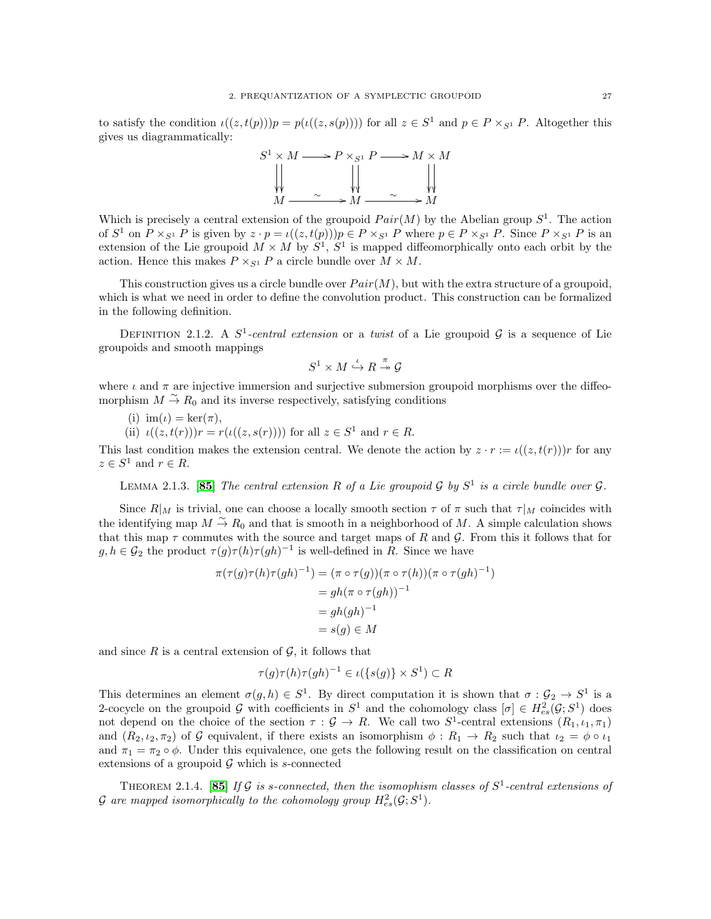to satisfy the condition $\iota((z,t(p)))p = p(\iota((z,s(p))))$ for all $z \in S^1$ and $p \in P \times_{S^1} P$. Altogether this gives us diagrammatically:

$$\begin{array}{ccccc} S^1 \times M & \longrightarrow & P \times_{S^1} P & \longrightarrow & M \times M \\ \downdownarrows & & \downdownarrows & & \downdownarrows \\ M & \xrightarrow{\sim} & M & \xrightarrow{\sim} & M \end{array}$$

Which is precisely a central extension of the groupoid $Pair(M)$ by the Abelian group $S^1$. The action of $S^1$ on $P \times_{S^1} P$ is given by $z \cdot p = \iota((z,t(p)))p \in P \times_{S^1} P$ where $p \in P \times_{S^1} P$. Since $P \times_{S^1} P$ is an extension of the Lie groupoid $M \times M$ by $S^1$, $S^1$ is mapped diffeomorphically onto each orbit by the action. Hence this makes $P \times_{S^1} P$ a circle bundle over $M \times M$.

This construction gives us a circle bundle over $Pair(M)$, but with the extra structure of a groupoid, which is what we need in order to define the convolution product. This construction can be formalized in the following definition.

Definition 2.1.2. A *$S^1$-central extension* or a *twist* of a Lie groupoid $\mathcal{G}$ is a sequence of Lie groupoids and smooth mappings

$$S^1 \times M \overset{\iota}{\hookrightarrow} R \overset{\pi}{\twoheadrightarrow} \mathcal{G}$$

where $\iota$ and $\pi$ are injective immersion and surjective submersion groupoid morphisms over the diffeomorphism $M \overset{\sim}{\to} R_0$ and its inverse respectively, satisfying conditions

(i) $\mathrm{im}(\iota) = \ker(\pi)$,
(ii) $\iota((z,t(r)))r = r(\iota((z,s(r))))$ for all $z \in S^1$ and $r \in R$.

This last condition makes the extension central. We denote the action by $z \cdot r := \iota((z,t(r)))r$ for any $z \in S^1$ and $r \in R$.

Lemma 2.1.3. **[85]** *The central extension $R$ of a Lie groupoid $\mathcal{G}$ by $S^1$ is a circle bundle over $\mathcal{G}$.*

Since $R|_M$ is trivial, one can choose a locally smooth section $\tau$ of $\pi$ such that $\tau|_M$ coincides with the identifying map $M \overset{\sim}{\to} R_0$ and that is smooth in a neighborhood of $M$. A simple calculation shows that this map $\tau$ commutes with the source and target maps of $R$ and $\mathcal{G}$. From this it follows that for $g, h \in \mathcal{G}_2$ the product $\tau(g)\tau(h)\tau(gh)^{-1}$ is well-defined in $R$. Since we have

$$\begin{aligned} \pi(\tau(g)\tau(h)\tau(gh)^{-1}) &= (\pi \circ \tau(g))(\pi \circ \tau(h))(\pi \circ \tau(gh)^{-1}) \\ &= gh(\pi \circ \tau(gh))^{-1} \\ &= gh(gh)^{-1} \\ &= s(g) \in M \end{aligned}$$

and since $R$ is a central extension of $\mathcal{G}$, it follows that

$$\tau(g)\tau(h)\tau(gh)^{-1} \in \iota(\{s(g)\} \times S^1) \subset R$$

This determines an element $\sigma(g,h) \in S^1$. By direct computation it is shown that $\sigma : \mathcal{G}_2 \to S^1$ is a 2-cocycle on the groupoid $\mathcal{G}$ with coefficients in $S^1$ and the cohomology class $[\sigma] \in H^2_{es}(\mathcal{G}; S^1)$ does not depend on the choice of the section $\tau : \mathcal{G} \to R$. We call two $S^1$-central extensions $(R_1, \iota_1, \pi_1)$ and $(R_2, \iota_2, \pi_2)$ of $\mathcal{G}$ equivalent, if there exists an isomorphism $\phi : R_1 \to R_2$ such that $\iota_2 = \phi \circ \iota_1$ and $\pi_1 = \pi_2 \circ \phi$. Under this equivalence, one gets the following result on the classification on central extensions of a groupoid $\mathcal{G}$ which is $s$-connected

Theorem 2.1.4. **[85]** *If $\mathcal{G}$ is $s$-connected, then the isomophism classes of $S^1$-central extensions of $\mathcal{G}$ are mapped isomorphically to the cohomology group $H^2_{es}(\mathcal{G}; S^1)$.*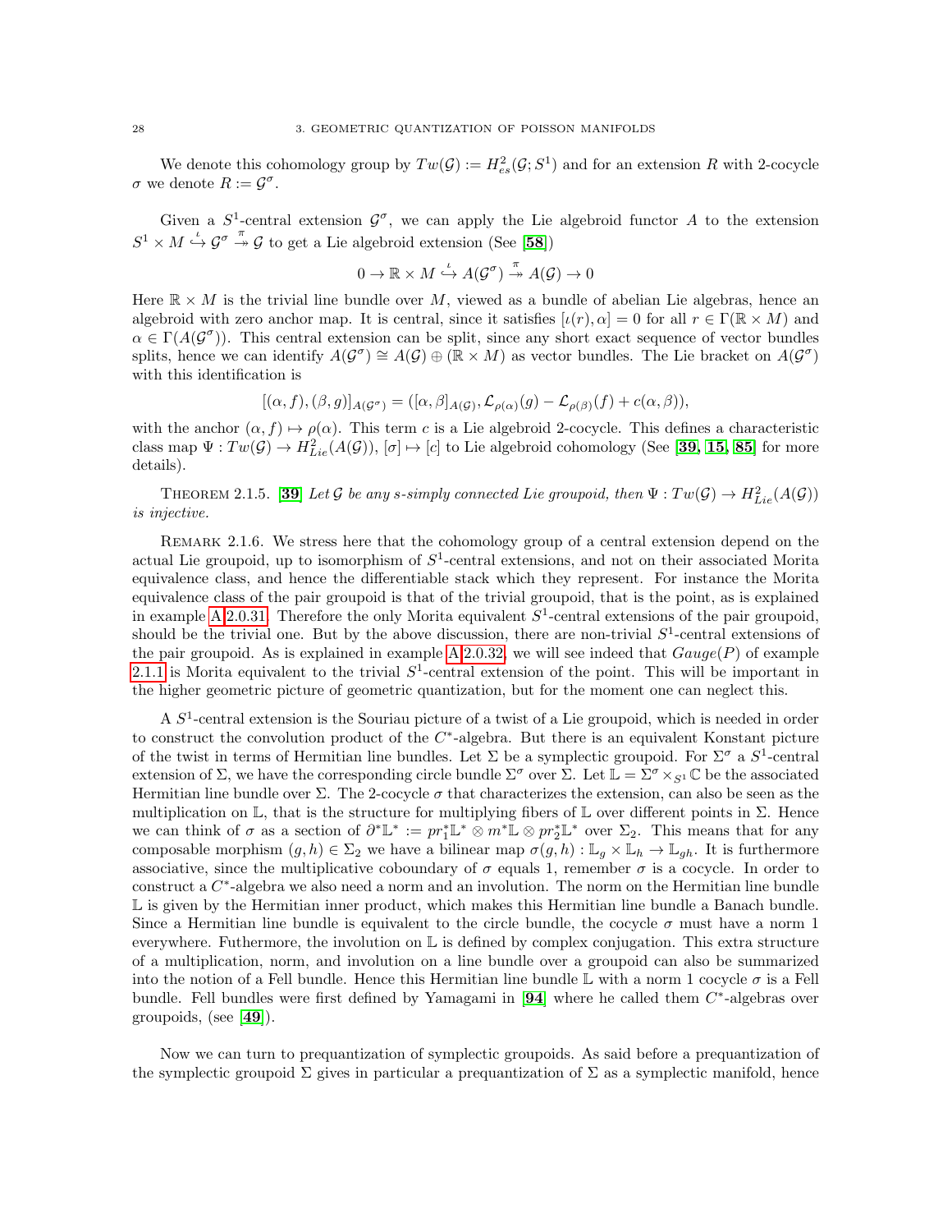We denote this cohomology group by $Tw(\mathcal{G}) := H^2_{es}(\mathcal{G}; S^1)$ and for an extension $R$ with 2-cocycle $\sigma$ we denote $R := \mathcal{G}^\sigma$.

Given a $S^1$-central extension $\mathcal{G}^\sigma$, we can apply the Lie algebroid functor $A$ to the extension $S^1 \times M \overset{\iota}{\hookrightarrow} \mathcal{G}^\sigma \overset{\pi}{\twoheadrightarrow} \mathcal{G}$ to get a Lie algebroid extension (See [**58**])

$$0 \to \mathbb{R} \times M \overset{\iota}{\hookrightarrow} A(\mathcal{G}^\sigma) \overset{\pi}{\twoheadrightarrow} A(\mathcal{G}) \to 0$$

Here $\mathbb{R} \times M$ is the trivial line bundle over $M$, viewed as a bundle of abelian Lie algebras, hence an algebroid with zero anchor map. It is central, since it satisfies $[\iota(r), \alpha] = 0$ for all $r \in \Gamma(\mathbb{R} \times M)$ and $\alpha \in \Gamma(A(\mathcal{G}^\sigma))$. This central extension can be split, since any short exact sequence of vector bundles splits, hence we can identify $A(\mathcal{G}^\sigma) \cong A(\mathcal{G}) \oplus (\mathbb{R} \times M)$ as vector bundles. The Lie bracket on $A(\mathcal{G}^\sigma)$ with this identification is

$$[(\alpha, f), (\beta, g)]_{A(\mathcal{G}^\sigma)} = ([\alpha, \beta]_{A(\mathcal{G})}, \mathcal{L}_{\rho(\alpha)}(g) - \mathcal{L}_{\rho(\beta)}(f) + c(\alpha, \beta)),$$

with the anchor $(\alpha, f) \mapsto \rho(\alpha)$. This term $c$ is a Lie algebroid 2-cocycle. This defines a characteristic class map $\Psi : Tw(\mathcal{G}) \to H^2_{Lie}(A(\mathcal{G}))$, $[\sigma] \mapsto [c]$ to Lie algebroid cohomology (See [**39**, **15**, **85**] for more details).

THEOREM 2.1.5. [**39**] *Let $\mathcal{G}$ be any s-simply connected Lie groupoid, then $\Psi : Tw(\mathcal{G}) \to H^2_{Lie}(A(\mathcal{G}))$ is injective.*

REMARK 2.1.6. We stress here that the cohomology group of a central extension depend on the actual Lie groupoid, up to isomorphism of $S^1$-central extensions, and not on their associated Morita equivalence class, and hence the differentiable stack which they represent. For instance the Morita equivalence class of the pair groupoid is that of the trivial groupoid, that is the point, as is explained in example A.2.0.31. Therefore the only Morita equivalent $S^1$-central extensions of the pair groupoid, should be the trivial one. But by the above discussion, there are non-trivial $S^1$-central extensions of the pair groupoid. As is explained in example A.2.0.32, we will see indeed that $Gauge(P)$ of example 2.1.1 is Morita equivalent to the trivial $S^1$-central extension of the point. This will be important in the higher geometric picture of geometric quantization, but for the moment one can neglect this.

A $S^1$-central extension is the Souriau picture of a twist of a Lie groupoid, which is needed in order to construct the convolution product of the $C^*$-algebra. But there is an equivalent Konstant picture of the twist in terms of Hermitian line bundles. Let $\Sigma$ be a symplectic groupoid. For $\Sigma^\sigma$ a $S^1$-central extension of $\Sigma$, we have the corresponding circle bundle $\Sigma^\sigma$ over $\Sigma$. Let $\mathbb{L} = \Sigma^\sigma \times_{S^1} \mathbb{C}$ be the associated Hermitian line bundle over $\Sigma$. The 2-cocycle $\sigma$ that characterizes the extension, can also be seen as the multiplication on $\mathbb{L}$, that is the structure for multiplying fibers of $\mathbb{L}$ over different points in $\Sigma$. Hence we can think of $\sigma$ as a section of $\partial^*\mathbb{L}^* := pr_1^*\mathbb{L}^* \otimes m^*\mathbb{L} \otimes pr_2^*\mathbb{L}^*$ over $\Sigma_2$. This means that for any composable morphism $(g, h) \in \Sigma_2$ we have a bilinear map $\sigma(g, h) : \mathbb{L}_g \times \mathbb{L}_h \to \mathbb{L}_{gh}$. It is furthermore associative, since the multiplicative coboundary of $\sigma$ equals 1, remember $\sigma$ is a cocycle. In order to construct a $C^*$-algebra we also need a norm and an involution. The norm on the Hermitian line bundle $\mathbb{L}$ is given by the Hermitian inner product, which makes this Hermitian line bundle a Banach bundle. Since a Hermitian line bundle is equivalent to the circle bundle, the cocycle $\sigma$ must have a norm 1 everywhere. Futhermore, the involution on $\mathbb{L}$ is defined by complex conjugation. This extra structure of a multiplication, norm, and involution on a line bundle over a groupoid can also be summarized into the notion of a Fell bundle. Hence this Hermitian line bundle $\mathbb{L}$ with a norm 1 cocycle $\sigma$ is a Fell bundle. Fell bundles were first defined by Yamagami in [**94**] where he called them $C^*$-algebras over groupoids, (see [**49**]).

Now we can turn to prequantization of symplectic groupoids. As said before a prequantization of the symplectic groupoid $\Sigma$ gives in particular a prequantization of $\Sigma$ as a symplectic manifold, hence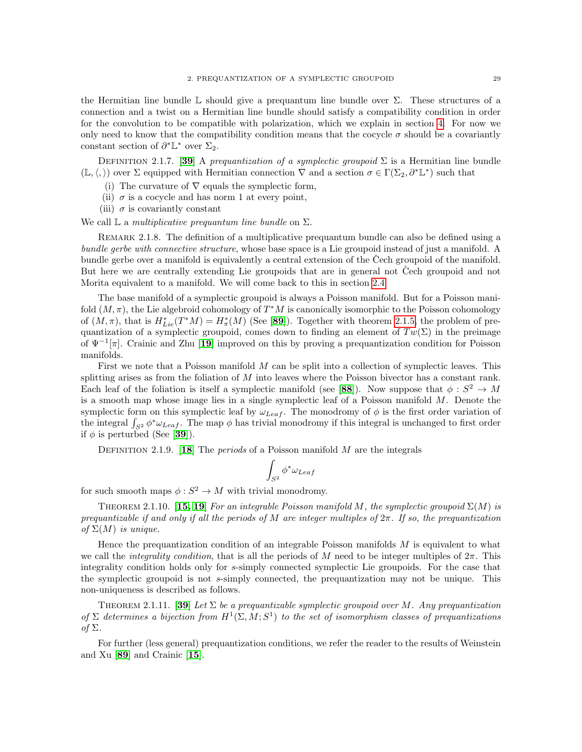the Hermitian line bundle $\mathbb{L}$ should give a prequantum line bundle over $\Sigma$. These structures of a connection and a twist on a Hermitian line bundle should satisfy a compatibility condition in order for the convolution to be compatible with polarization, which we explain in section 4. For now we only need to know that the compatibility condition means that the cocycle $\sigma$ should be a covariantly constant section of $\partial^*\mathbb{L}^*$ over $\Sigma_2$.

Definition 2.1.7. [**39**] A *prequantization of a symplectic groupoid* $\Sigma$ is a Hermitian line bundle $(\mathbb{L}, \langle, \rangle)$ over $\Sigma$ equipped with Hermitian connection $\nabla$ and a section $\sigma \in \Gamma(\Sigma_2, \partial^*\mathbb{L}^*)$ such that

(i) The curvature of $\nabla$ equals the symplectic form,
(ii) $\sigma$ is a cocycle and has norm 1 at every point,
(iii) $\sigma$ is covariantly constant

We call $\mathbb{L}$ a *multiplicative prequantum line bundle* on $\Sigma$.

Remark 2.1.8. The definition of a multiplicative prequantum bundle can also be defined using a *bundle gerbe with connective structure*, whose base space is a Lie groupoid instead of just a manifold. A bundle gerbe over a manifold is equivalently a central extension of the Čech groupoid of the manifold. But here we are centrally extending Lie groupoids that are in general not Čech groupoid and not Morita equivalent to a manifold. We will come back to this in section 2.4.

The base manifold of a symplectic groupoid is always a Poisson manifold. But for a Poisson manifold $(M, \pi)$, the Lie algebroid cohomology of $T^*M$ is canonically isomorphic to the Poisson cohomology of $(M, \pi)$, that is $H^*_{Lie}(T^*M) = H^*_{\pi}(M)$ (See [**89**]). Together with theorem 2.1.5, the problem of prequantization of a symplectic groupoid, comes down to finding an element of $Tw(\Sigma)$ in the preimage of $\Psi^{-1}[\pi]$. Crainic and Zhu [**19**] improved on this by proving a prequantization condition for Poisson manifolds.

First we note that a Poisson manifold $M$ can be split into a collection of symplectic leaves. This splitting arises as from the foliation of $M$ into leaves where the Poisson bivector has a constant rank. Each leaf of the foliation is itself a symplectic manifold (see [**88**]). Now suppose that $\phi : S^2 \to M$ is a smooth map whose image lies in a single symplectic leaf of a Poisson manifold $M$. Denote the symplectic form on this symplectic leaf by $\omega_{Leaf}$. The monodromy of $\phi$ is the first order variation of the integral $\int_{S^2} \phi^*\omega_{Leaf}$. The map $\phi$ has trivial monodromy if this integral is unchanged to first order if $\phi$ is perturbed (See [**39**]).

Definition 2.1.9. [**18**] The *periods* of a Poisson manifold $M$ are the integrals

$$\int_{S^2} \phi^*\omega_{Leaf}$$

for such smooth maps $\phi : S^2 \to M$ with trivial monodromy.

Theorem 2.1.10. [**15, 19**] *For an integrable Poisson manifold $M$, the symplectic groupoid $\Sigma(M)$ is prequantizable if and only if all the periods of $M$ are integer multiples of $2\pi$. If so, the prequantization of $\Sigma(M)$ is unique.*

Hence the prequantization condition of an integrable Poisson manifolds $M$ is equivalent to what we call the *integrality condition*, that is all the periods of $M$ need to be integer multiples of $2\pi$. This integrality condition holds only for $s$-simply connected symplectic Lie groupoids. For the case that the symplectic groupoid is not $s$-simply connected, the prequantization may not be unique. This non-uniqueness is described as follows.

Theorem 2.1.11. [**39**] *Let $\Sigma$ be a prequantizable symplectic groupoid over $M$. Any prequantization of $\Sigma$ determines a bijection from $H^1(\Sigma, M; S^1)$ to the set of isomorphism classes of prequantizations of $\Sigma$.*

For further (less general) prequantization conditions, we refer the reader to the results of Weinstein and Xu [**89**] and Crainic [**15**].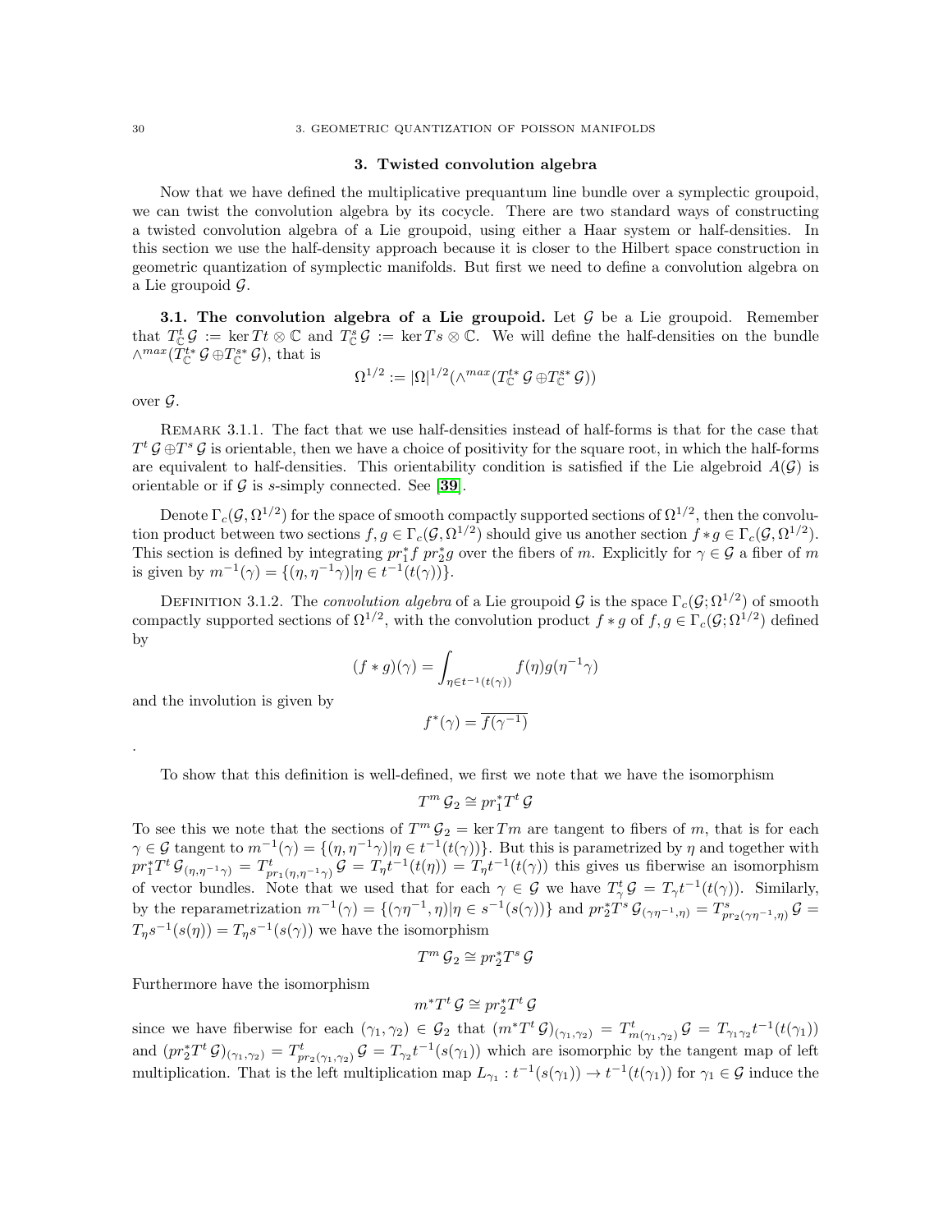## 3. Twisted convolution algebra

Now that we have defined the multiplicative prequantum line bundle over a symplectic groupoid, we can twist the convolution algebra by its cocycle. There are two standard ways of constructing a twisted convolution algebra of a Lie groupoid, using either a Haar system or half-densities. In this section we use the half-density approach because it is closer to the Hilbert space construction in geometric quantization of symplectic manifolds. But first we need to define a convolution algebra on a Lie groupoid $\mathcal{G}$.

**3.1. The convolution algebra of a Lie groupoid.** Let $\mathcal{G}$ be a Lie groupoid. Remember that $T^t_{\mathbb{C}}\mathcal{G} := \ker Tt \otimes \mathbb{C}$ and $T^s_{\mathbb{C}}\mathcal{G} := \ker Ts \otimes \mathbb{C}$. We will define the half-densities on the bundle $\wedge^{max}(T^{t*}_{\mathbb{C}}\mathcal{G} \oplus T^{s*}_{\mathbb{C}}\mathcal{G})$, that is

$$\Omega^{1/2} := |\Omega|^{1/2}(\wedge^{max}(T^{t*}_{\mathbb{C}}\mathcal{G} \oplus T^{s*}_{\mathbb{C}}\mathcal{G}))$$

over $\mathcal{G}$.

Remark 3.1.1. The fact that we use half-densities instead of half-forms is that for the case that $T^t\mathcal{G} \oplus T^s\mathcal{G}$ is orientable, then we have a choice of positivity for the square root, in which the half-forms are equivalent to half-densities. This orientability condition is satisfied if the Lie algebroid $A(\mathcal{G})$ is orientable or if $\mathcal{G}$ is $s$-simply connected. See [**39**].

Denote $\Gamma_c(\mathcal{G}, \Omega^{1/2})$ for the space of smooth compactly supported sections of $\Omega^{1/2}$, then the convolution product between two sections $f, g \in \Gamma_c(\mathcal{G}, \Omega^{1/2})$ should give us another section $f * g \in \Gamma_c(\mathcal{G}, \Omega^{1/2})$. This section is defined by integrating $pr_1^* f\ pr_2^* g$ over the fibers of $m$. Explicitly for $\gamma \in \mathcal{G}$ a fiber of $m$ is given by $m^{-1}(\gamma) = \{(\eta, \eta^{-1}\gamma) | \eta \in t^{-1}(t(\gamma))\}$.

Definition 3.1.2. The *convolution algebra* of a Lie groupoid $\mathcal{G}$ is the space $\Gamma_c(\mathcal{G}; \Omega^{1/2})$ of smooth compactly supported sections of $\Omega^{1/2}$, with the convolution product $f * g$ of $f, g \in \Gamma_c(\mathcal{G}; \Omega^{1/2})$ defined by

$$(f * g)(\gamma) = \int_{\eta \in t^{-1}(t(\gamma))} f(\eta) g(\eta^{-1}\gamma)$$

and the involution is given by

$$f^*(\gamma) = \overline{f(\gamma^{-1})}$$

.

To show that this definition is well-defined, we first we note that we have the isomorphism

$$T^m\mathcal{G}_2 \cong pr_1^* T^t\mathcal{G}$$

To see this we note that the sections of $T^m\mathcal{G}_2 = \ker Tm$ are tangent to fibers of $m$, that is for each $\gamma \in \mathcal{G}$ tangent to $m^{-1}(\gamma) = \{(\eta, \eta^{-1}\gamma) | \eta \in t^{-1}(t(\gamma))\}$. But this is parametrized by $\eta$ and together with $pr_1^* T^t\mathcal{G}_{(\eta,\eta^{-1}\gamma)} = T^t_{pr_1(\eta,\eta^{-1}\gamma)}\mathcal{G} = T_\eta t^{-1}(t(\eta)) = T_\eta t^{-1}(t(\gamma))$ this gives us fiberwise an isomorphism of vector bundles. Note that we used that for each $\gamma \in \mathcal{G}$ we have $T^t_\gamma\mathcal{G} = T_\gamma t^{-1}(t(\gamma))$. Similarly, by the reparametrization $m^{-1}(\gamma) = \{(\gamma\eta^{-1}, \eta) | \eta \in s^{-1}(s(\gamma))\}$ and $pr_2^* T^s\mathcal{G}_{(\gamma\eta^{-1},\eta)} = T^s_{pr_2(\gamma\eta^{-1},\eta)}\mathcal{G} = T_\eta s^{-1}(s(\eta)) = T_\eta s^{-1}(s(\gamma))$ we have the isomorphism

$$T^m\mathcal{G}_2 \cong pr_2^* T^s\mathcal{G}$$

Furthermore have the isomorphism

$$m^* T^t\mathcal{G} \cong pr_2^* T^t\mathcal{G}$$

since we have fiberwise for each $(\gamma_1, \gamma_2) \in \mathcal{G}_2$ that $(m^* T^t\mathcal{G})_{(\gamma_1,\gamma_2)} = T^t_{m(\gamma_1,\gamma_2)}\mathcal{G} = T_{\gamma_1\gamma_2} t^{-1}(t(\gamma_1))$ and $(pr_2^* T^t\mathcal{G})_{(\gamma_1,\gamma_2)} = T^t_{pr_2(\gamma_1,\gamma_2)}\mathcal{G} = T_{\gamma_2} t^{-1}(s(\gamma_1))$ which are isomorphic by the tangent map of left multiplication. That is the left multiplication map $L_{\gamma_1} : t^{-1}(s(\gamma_1)) \to t^{-1}(t(\gamma_1))$ for $\gamma_1 \in \mathcal{G}$ induce the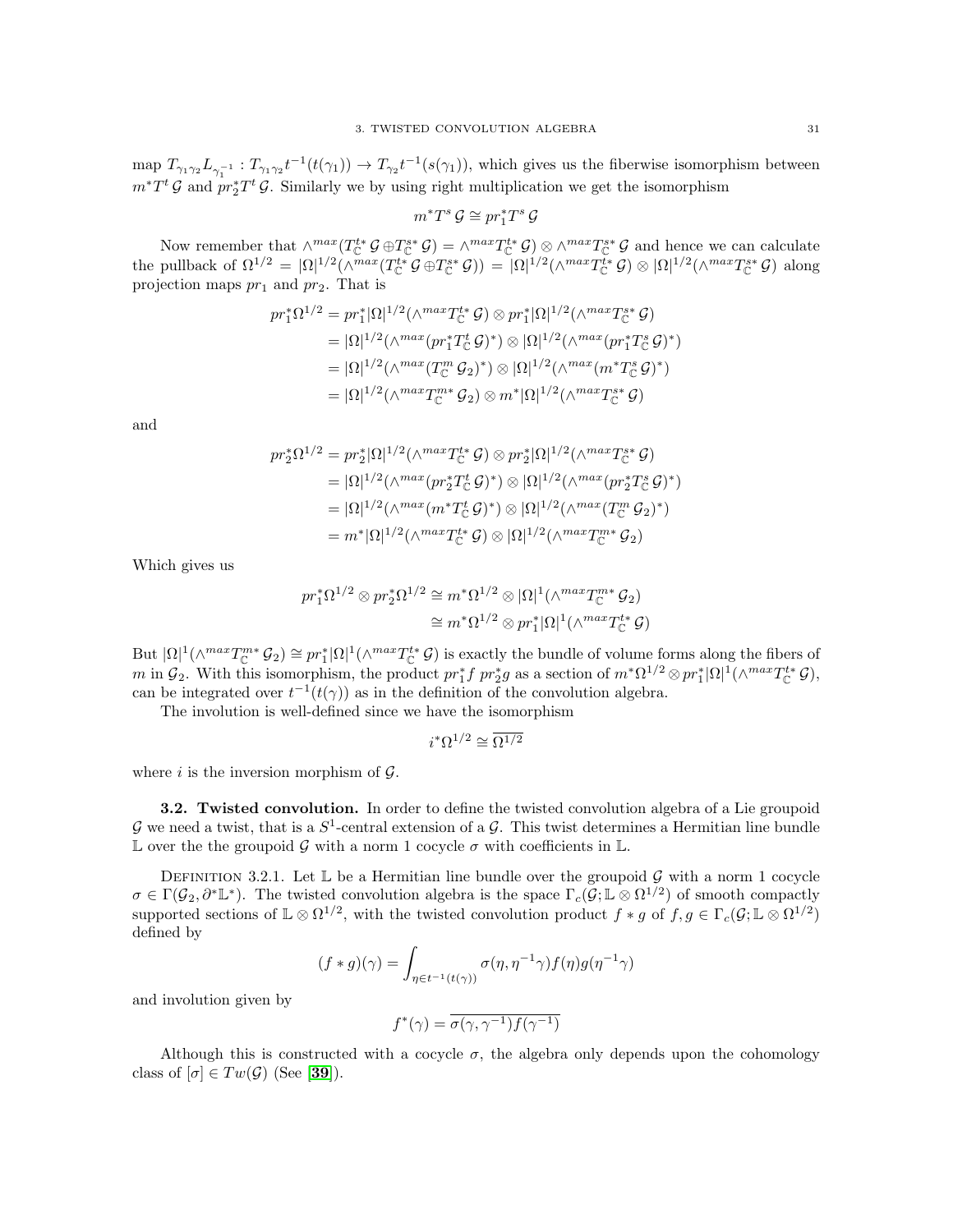map $T_{\gamma_1\gamma_2} L_{\gamma_1^{-1}} : T_{\gamma_1\gamma_2} t^{-1}(t(\gamma_1)) \to T_{\gamma_2} t^{-1}(s(\gamma_1))$, which gives us the fiberwise isomorphism between $m^* T^t \mathcal{G}$ and $pr_2^* T^t \mathcal{G}$. Similarly we by using right multiplication we get the isomorphism

$$m^* T^s \mathcal{G} \cong pr_1^* T^s \mathcal{G}$$

Now remember that $\wedge^{max}(T_{\mathbb{C}}^{t*} \mathcal{G} \oplus T_{\mathbb{C}}^{s*} \mathcal{G}) = \wedge^{max} T_{\mathbb{C}}^{t*} \mathcal{G}) \otimes \wedge^{max} T_{\mathbb{C}}^{s*} \mathcal{G}$ and hence we can calculate the pullback of $\Omega^{1/2} = |\Omega|^{1/2}(\wedge^{max}(T_{\mathbb{C}}^{t*} \mathcal{G} \oplus T_{\mathbb{C}}^{s*} \mathcal{G})) = |\Omega|^{1/2}(\wedge^{max} T_{\mathbb{C}}^{t*} \mathcal{G}) \otimes |\Omega|^{1/2}(\wedge^{max} T_{\mathbb{C}}^{s*} \mathcal{G})$ along projection maps $pr_1$ and $pr_2$. That is

$$\begin{aligned}
pr_1^* \Omega^{1/2} &= pr_1^* |\Omega|^{1/2}(\wedge^{max} T_{\mathbb{C}}^{t*} \mathcal{G}) \otimes pr_1^* |\Omega|^{1/2}(\wedge^{max} T_{\mathbb{C}}^{s*} \mathcal{G}) \\
&= |\Omega|^{1/2}(\wedge^{max}(pr_1^* T_{\mathbb{C}}^{t} \mathcal{G})^*) \otimes |\Omega|^{1/2}(\wedge^{max}(pr_1^* T_{\mathbb{C}}^{s} \mathcal{G})^*) \\
&= |\Omega|^{1/2}(\wedge^{max}(T_{\mathbb{C}}^{m} \mathcal{G}_2)^*) \otimes |\Omega|^{1/2}(\wedge^{max}(m^* T_{\mathbb{C}}^{s} \mathcal{G})^*) \\
&= |\Omega|^{1/2}(\wedge^{max} T_{\mathbb{C}}^{m*} \mathcal{G}_2) \otimes m^* |\Omega|^{1/2}(\wedge^{max} T_{\mathbb{C}}^{s*} \mathcal{G})
\end{aligned}$$

and

$$\begin{aligned}
pr_2^* \Omega^{1/2} &= pr_2^* |\Omega|^{1/2}(\wedge^{max} T_{\mathbb{C}}^{t*} \mathcal{G}) \otimes pr_2^* |\Omega|^{1/2}(\wedge^{max} T_{\mathbb{C}}^{s*} \mathcal{G}) \\
&= |\Omega|^{1/2}(\wedge^{max}(pr_2^* T_{\mathbb{C}}^{t} \mathcal{G})^*) \otimes |\Omega|^{1/2}(\wedge^{max}(pr_2^* T_{\mathbb{C}}^{s} \mathcal{G})^*) \\
&= |\Omega|^{1/2}(\wedge^{max}(m^* T_{\mathbb{C}}^{t} \mathcal{G})^*) \otimes |\Omega|^{1/2}(\wedge^{max}(T_{\mathbb{C}}^{m} \mathcal{G}_2)^*) \\
&= m^* |\Omega|^{1/2}(\wedge^{max} T_{\mathbb{C}}^{t*} \mathcal{G}) \otimes |\Omega|^{1/2}(\wedge^{max} T_{\mathbb{C}}^{m*} \mathcal{G}_2)
\end{aligned}$$

Which gives us

$$\begin{aligned}
pr_1^* \Omega^{1/2} \otimes pr_2^* \Omega^{1/2} &\cong m^* \Omega^{1/2} \otimes |\Omega|^1(\wedge^{max} T_{\mathbb{C}}^{m*} \mathcal{G}_2) \\
&\cong m^* \Omega^{1/2} \otimes pr_1^* |\Omega|^1(\wedge^{max} T_{\mathbb{C}}^{t*} \mathcal{G})
\end{aligned}$$

But $|\Omega|^1(\wedge^{max} T_{\mathbb{C}}^{m*} \mathcal{G}_2) \cong pr_1^* |\Omega|^1(\wedge^{max} T_{\mathbb{C}}^{t*} \mathcal{G})$ is exactly the bundle of volume forms along the fibers of $m$ in $\mathcal{G}_2$. With this isomorphism, the product $pr_1^* f \; pr_2^* g$ as a section of $m^* \Omega^{1/2} \otimes pr_1^* |\Omega|^1(\wedge^{max} T_{\mathbb{C}}^{t*} \mathcal{G})$, can be integrated over $t^{-1}(t(\gamma))$ as in the definition of the convolution algebra.

The involution is well-defined since we have the isomorphism

$$i^* \Omega^{1/2} \cong \overline{\Omega^{1/2}}$$

where $i$ is the inversion morphism of $\mathcal{G}$.

**3.2. Twisted convolution.** In order to define the twisted convolution algebra of a Lie groupoid $\mathcal{G}$ we need a twist, that is a $S^1$-central extension of a $\mathcal{G}$. This twist determines a Hermitian line bundle $\mathbb{L}$ over the the groupoid $\mathcal{G}$ with a norm 1 cocycle $\sigma$ with coefficients in $\mathbb{L}$.

Definition 3.2.1. Let $\mathbb{L}$ be a Hermitian line bundle over the groupoid $\mathcal{G}$ with a norm 1 cocycle $\sigma \in \Gamma(\mathcal{G}_2, \partial^* \mathbb{L}^*)$. The twisted convolution algebra is the space $\Gamma_c(\mathcal{G}; \mathbb{L} \otimes \Omega^{1/2})$ of smooth compactly supported sections of $\mathbb{L} \otimes \Omega^{1/2}$, with the twisted convolution product $f * g$ of $f, g \in \Gamma_c(\mathcal{G}; \mathbb{L} \otimes \Omega^{1/2})$ defined by

$$(f * g)(\gamma) = \int_{\eta \in t^{-1}(t(\gamma))} \sigma(\eta, \eta^{-1}\gamma) f(\eta) g(\eta^{-1}\gamma)$$

and involution given by

$$f^*(\gamma) = \overline{\sigma(\gamma, \gamma^{-1}) f(\gamma^{-1})}$$

Although this is constructed with a cocycle $\sigma$, the algebra only depends upon the cohomology class of $[\sigma] \in Tw(\mathcal{G})$ (See [**39**]).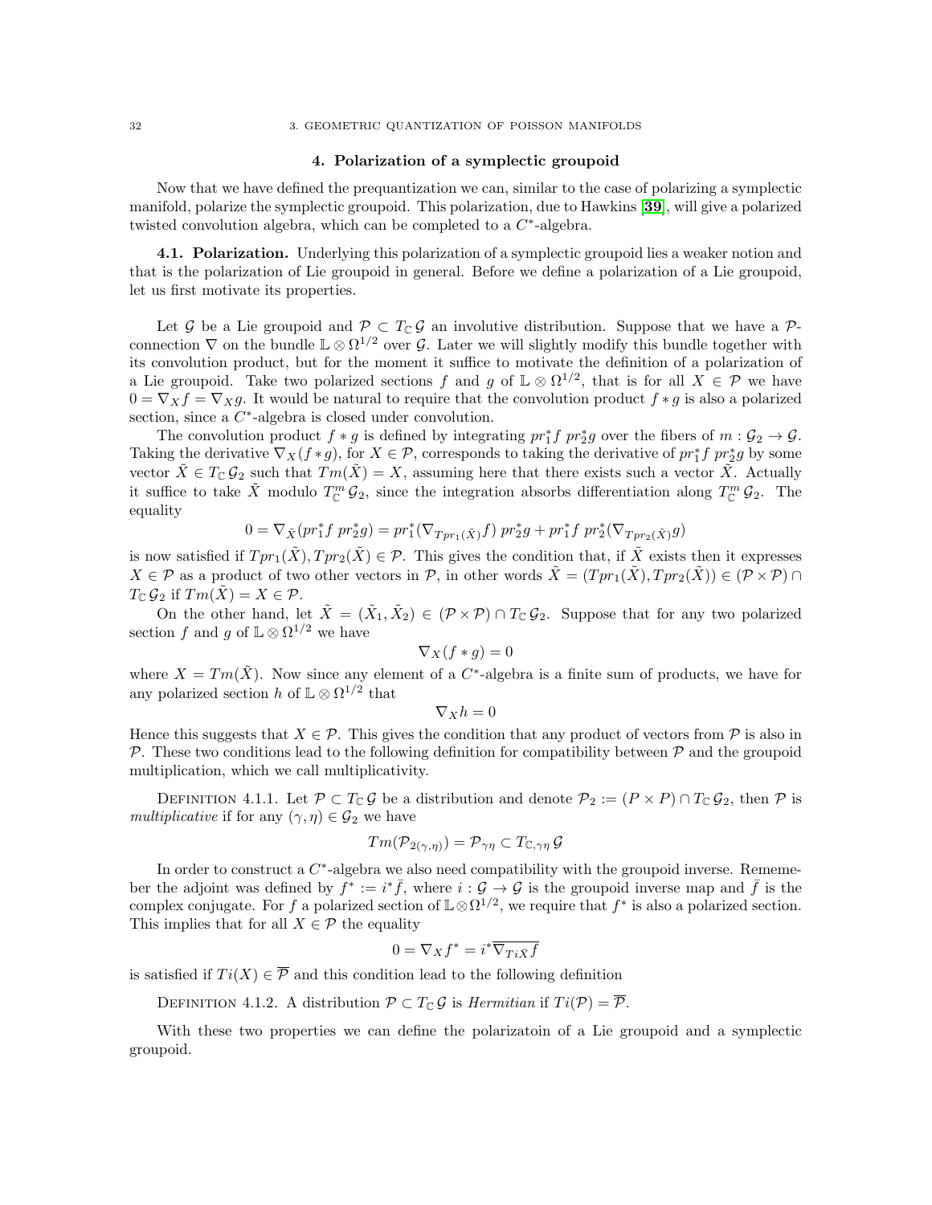## 4. Polarization of a symplectic groupoid

Now that we have defined the prequantization we can, similar to the case of polarizing a symplectic manifold, polarize the symplectic groupoid. This polarization, due to Hawkins [**39**], will give a polarized twisted convolution algebra, which can be completed to a $C^*$-algebra.

**4.1. Polarization.** Underlying this polarization of a symplectic groupoid lies a weaker notion and that is the polarization of Lie groupoid in general. Before we define a polarization of a Lie groupoid, let us first motivate its properties.

Let $\mathcal{G}$ be a Lie groupoid and $\mathcal{P} \subset T_{\mathbb{C}}\,\mathcal{G}$ an involutive distribution. Suppose that we have a $\mathcal{P}$-connection $\nabla$ on the bundle $\mathbb{L} \otimes \Omega^{1/2}$ over $\mathcal{G}$. Later we will slightly modify this bundle together with its convolution product, but for the moment it suffice to motivate the definition of a polarization of a Lie groupoid. Take two polarized sections $f$ and $g$ of $\mathbb{L} \otimes \Omega^{1/2}$, that is for all $X \in \mathcal{P}$ we have $0 = \nabla_X f = \nabla_X g$. It would be natural to require that the convolution product $f * g$ is also a polarized section, since a $C^*$-algebra is closed under convolution.

The convolution product $f * g$ is defined by integrating $pr_1^* f\ pr_2^* g$ over the fibers of $m : \mathcal{G}_2 \to \mathcal{G}$. Taking the derivative $\nabla_X(f * g)$, for $X \in \mathcal{P}$, corresponds to taking the derivative of $pr_1^* f\ pr_2^* g$ by some vector $\tilde{X} \in T_{\mathbb{C}}\,\mathcal{G}_2$ such that $Tm(\tilde{X}) = X$, assuming here that there exists such a vector $\tilde{X}$. Actually it suffice to take $\tilde{X}$ modulo $T^m_{\mathbb{C}}\,\mathcal{G}_2$, since the integration absorbs differentiation along $T^m_{\mathbb{C}}\,\mathcal{G}_2$. The equality

$$0 = \nabla_{\tilde{X}}(pr_1^* f\ pr_2^* g) = pr_1^*(\nabla_{Tpr_1(\tilde{X})} f)\ pr_2^* g + pr_1^* f\ pr_2^*(\nabla_{Tpr_2(\tilde{X})} g)$$

is now satisfied if $Tpr_1(\tilde{X}), Tpr_2(\tilde{X}) \in \mathcal{P}$. This gives the condition that, if $\tilde{X}$ exists then it expresses $X \in \mathcal{P}$ as a product of two other vectors in $\mathcal{P}$, in other words $\tilde{X} = (Tpr_1(\tilde{X}), Tpr_2(\tilde{X})) \in (\mathcal{P} \times \mathcal{P}) \cap T_{\mathbb{C}}\,\mathcal{G}_2$ if $Tm(\tilde{X}) = X \in \mathcal{P}$.

On the other hand, let $\tilde{X} = (\tilde{X}_1, \tilde{X}_2) \in (\mathcal{P} \times \mathcal{P}) \cap T_{\mathbb{C}}\,\mathcal{G}_2$. Suppose that for any two polarized section $f$ and $g$ of $\mathbb{L} \otimes \Omega^{1/2}$ we have

$$\nabla_X(f * g) = 0$$

where $X = Tm(\tilde{X})$. Now since any element of a $C^*$-algebra is a finite sum of products, we have for any polarized section $h$ of $\mathbb{L} \otimes \Omega^{1/2}$ that

$$\nabla_X h = 0$$

Hence this suggests that $X \in \mathcal{P}$. This gives the condition that any product of vectors from $\mathcal{P}$ is also in $\mathcal{P}$. These two conditions lead to the following definition for compatibility between $\mathcal{P}$ and the groupoid multiplication, which we call multiplicativity.

Definition 4.1.1. Let $\mathcal{P} \subset T_{\mathbb{C}}\,\mathcal{G}$ be a distribution and denote $\mathcal{P}_2 := (P \times P) \cap T_{\mathbb{C}}\,\mathcal{G}_2$, then $\mathcal{P}$ is *multiplicative* if for any $(\gamma, \eta) \in \mathcal{G}_2$ we have

$$Tm(\mathcal{P}_{2(\gamma,\eta)}) = \mathcal{P}_{\gamma\eta} \subset T_{\mathbb{C},\gamma\eta}\,\mathcal{G}$$

In order to construct a $C^*$-algebra we also need compatibility with the groupoid inverse. Rememeber the adjoint was defined by $f^* := i^* \bar{f}$, where $i : \mathcal{G} \to \mathcal{G}$ is the groupoid inverse map and $\bar{f}$ is the complex conjugate. For $f$ a polarized section of $\mathbb{L} \otimes \Omega^{1/2}$, we require that $f^*$ is also a polarized section. This implies that for all $X \in \mathcal{P}$ the equality

$$0 = \nabla_X f^* = i^* \overline{\nabla_{Ti\bar{X}} f}$$

is satisfied if $Ti(X) \in \overline{\mathcal{P}}$ and this condition lead to the following definition

Definition 4.1.2. A distribution $\mathcal{P} \subset T_{\mathbb{C}}\,\mathcal{G}$ is *Hermitian* if $Ti(\mathcal{P}) = \overline{\mathcal{P}}$.

With these two properties we can define the polarizatoin of a Lie groupoid and a symplectic groupoid.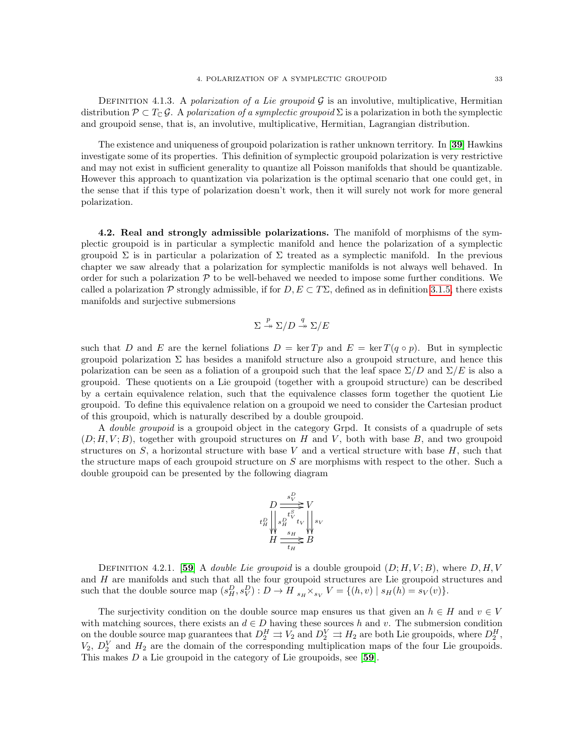DEFINITION 4.1.3. A *polarization of a Lie groupoid* $\mathcal{G}$ is an involutive, multiplicative, Hermitian distribution $\mathcal{P} \subset T_{\mathbb{C}}\,\mathcal{G}$. A *polarization of a symplectic groupoid* $\Sigma$ is a polarization in both the symplectic and groupoid sense, that is, an involutive, multiplicative, Hermitian, Lagrangian distribution.

The existence and uniqueness of groupoid polarization is rather unknown territory. In [**39**] Hawkins investigate some of its properties. This definition of symplectic groupoid polarization is very restrictive and may not exist in sufficient generality to quantize all Poisson manifolds that should be quantizable. However this approach to quantization via polarization is the optimal scenario that one could get, in the sense that if this type of polarization doesn't work, then it will surely not work for more general polarization.

**4.2. Real and strongly admissible polarizations.** The manifold of morphisms of the symplectic groupoid is in particular a symplectic manifold and hence the polarization of a symplectic groupoid $\Sigma$ is in particular a polarization of $\Sigma$ treated as a symplectic manifold. In the previous chapter we saw already that a polarization for symplectic manifolds is not always well behaved. In order for such a polarization $\mathcal{P}$ to be well-behaved we needed to impose some further conditions. We called a polarization $\mathcal{P}$ strongly admissible, if for $D, E \subset T\Sigma$, defined as in definition 3.1.5, there exists manifolds and surjective submersions

$$\Sigma \overset{p}{\twoheadrightarrow} \Sigma/D \overset{q}{\twoheadrightarrow} \Sigma/E$$

such that $D$ and $E$ are the kernel foliations $D = \ker Tp$ and $E = \ker T(q \circ p)$. But in symplectic groupoid polarization $\Sigma$ has besides a manifold structure also a groupoid structure, and hence this polarization can be seen as a foliation of a groupoid such that the leaf space $\Sigma/D$ and $\Sigma/E$ is also a groupoid. These quotients on a Lie groupoid (together with a groupoid structure) can be described by a certain equivalence relation, such that the equivalence classes form together the quotient Lie groupoid. To define this equivalence relation on a groupoid we need to consider the Cartesian product of this groupoid, which is naturally described by a double groupoid.

A *double groupoid* is a groupoid object in the category Grpd. It consists of a quadruple of sets $(D; H, V; B)$, together with groupoid structures on $H$ and $V$, both with base $B$, and two groupoid structures on $S$, a horizontal structure with base $V$ and a vertical structure with base $H$, such that the structure maps of each groupoid structure on $S$ are morphisms with respect to the other. Such a double groupoid can be presented by the following diagram

$$\begin{array}{ccc} D & \overset{s_V^D}{\underset{t_V^S}{\rightrightarrows}} & V \\ {\scriptstyle t_H^D}\downdownarrows{\scriptstyle s_H^D} & & {\scriptstyle t_V}\downdownarrows{\scriptstyle s_V} \\ H & \overset{s_H}{\underset{t_H}{\rightrightarrows}} & B \end{array}$$

DEFINITION 4.2.1. [**59**] A *double Lie groupoid* is a double groupoid $(D; H, V; B)$, where $D, H, V$ and $H$ are manifolds and such that all the four groupoid structures are Lie groupoid structures and such that the double source map $(s_H^D, s_V^D) : D \to H \;{}_{s_H}\!\times_{s_V} V = \{(h, v) \mid s_H(h) = s_V(v)\}$.

The surjectivity condition on the double source map ensures us that given an $h \in H$ and $v \in V$ with matching sources, there exists an $d \in D$ having these sources $h$ and $v$. The submersion condition on the double source map guarantees that $D_2^H \rightrightarrows V_2$ and $D_2^V \rightrightarrows H_2$ are both Lie groupoids, where $D_2^H$, $V_2$, $D_2^V$ and $H_2$ are the domain of the corresponding multiplication maps of the four Lie groupoids. This makes $D$ a Lie groupoid in the category of Lie groupoids, see [**59**].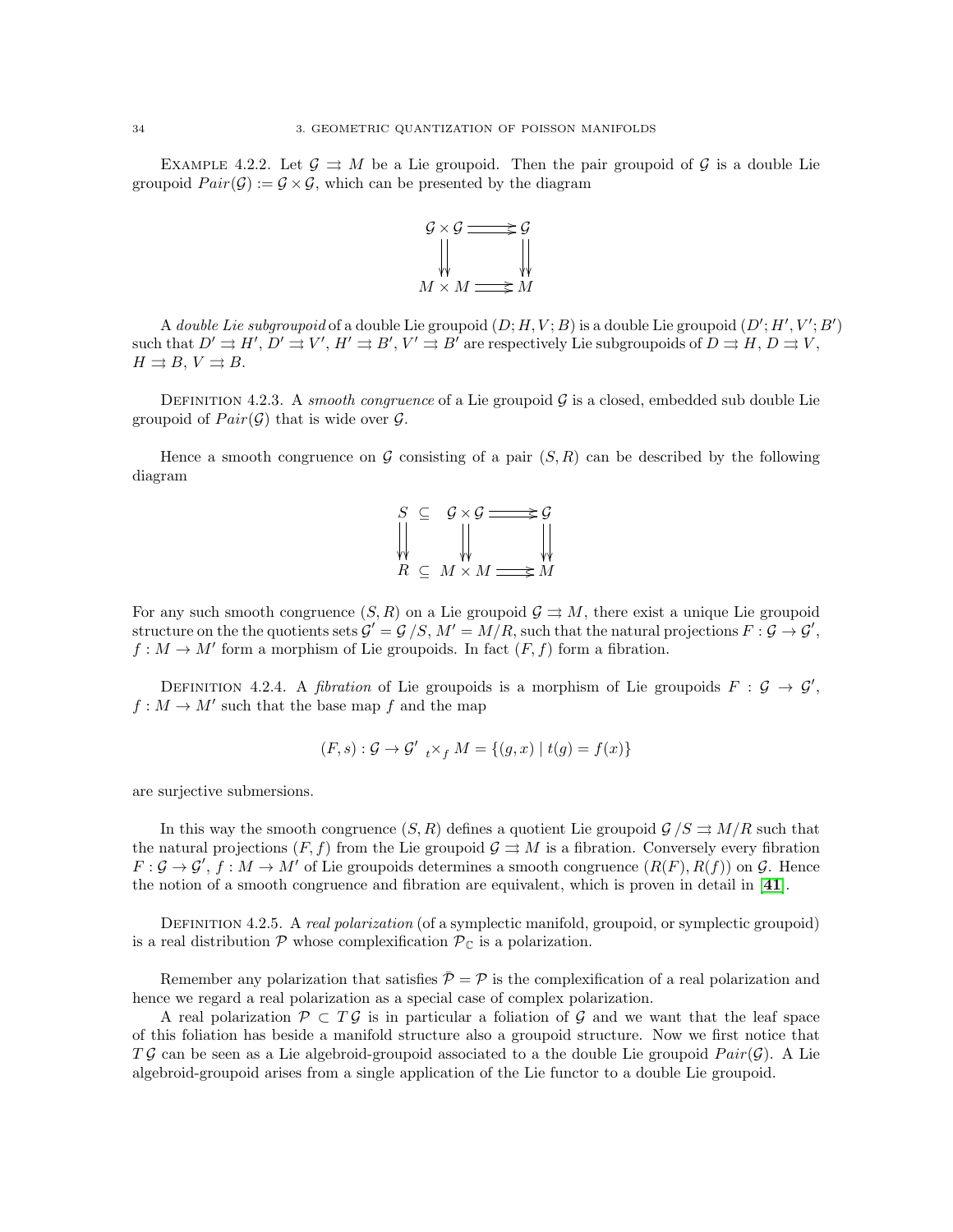Example 4.2.2. Let $\mathcal{G} \rightrightarrows M$ be a Lie groupoid. Then the pair groupoid of $\mathcal{G}$ is a double Lie groupoid $Pair(\mathcal{G}) := \mathcal{G} \times \mathcal{G}$, which can be presented by the diagram

$$\begin{array}{ccc} \mathcal{G} \times \mathcal{G} & \rightrightarrows & \mathcal{G} \\ \downdownarrows & & \downdownarrows \\ M \times M & \rightrightarrows & M \end{array}$$

A *double Lie subgroupoid* of a double Lie groupoid $(D; H, V; B)$ is a double Lie groupoid $(D'; H', V'; B')$ such that $D' \rightrightarrows H'$, $D' \rightrightarrows V'$, $H' \rightrightarrows B'$, $V' \rightrightarrows B'$ are respectively Lie subgroupoids of $D \rightrightarrows H$, $D \rightrightarrows V$, $H \rightrightarrows B$, $V \rightrightarrows B$.

Definition 4.2.3. A *smooth congruence* of a Lie groupoid $\mathcal{G}$ is a closed, embedded sub double Lie groupoid of $Pair(\mathcal{G})$ that is wide over $\mathcal{G}$.

Hence a smooth congruence on $\mathcal{G}$ consisting of a pair $(S, R)$ can be described by the following diagram

$$\begin{array}{ccccc} S & \subseteq & \mathcal{G} \times \mathcal{G} & \rightrightarrows & \mathcal{G} \\ \downdownarrows & & \downdownarrows & & \downdownarrows \\ R & \subseteq & M \times M & \rightrightarrows & M \end{array}$$

For any such smooth congruence $(S, R)$ on a Lie groupoid $\mathcal{G} \rightrightarrows M$, there exist a unique Lie groupoid structure on the the quotients sets $\mathcal{G}' = \mathcal{G}/S$, $M' = M/R$, such that the natural projections $F : \mathcal{G} \to \mathcal{G}'$, $f : M \to M'$ form a morphism of Lie groupoids. In fact $(F, f)$ form a fibration.

Definition 4.2.4. A *fibration* of Lie groupoids is a morphism of Lie groupoids $F : \mathcal{G} \to \mathcal{G}'$, $f : M \to M'$ such that the base map $f$ and the map

$$(F, s) : \mathcal{G} \to \mathcal{G}' \ {}_t\!\times_f M = \{(g, x) \mid t(g) = f(x)\}$$

are surjective submersions.

In this way the smooth congruence $(S, R)$ defines a quotient Lie groupoid $\mathcal{G}/S \rightrightarrows M/R$ such that the natural projections $(F, f)$ from the Lie groupoid $\mathcal{G} \rightrightarrows M$ is a fibration. Conversely every fibration $F : \mathcal{G} \to \mathcal{G}'$, $f : M \to M'$ of Lie groupoids determines a smooth congruence $(R(F), R(f))$ on $\mathcal{G}$. Hence the notion of a smooth congruence and fibration are equivalent, which is proven in detail in [**41**].

Definition 4.2.5. A *real polarization* (of a symplectic manifold, groupoid, or symplectic groupoid) is a real distribution $\mathcal{P}$ whose complexification $\mathcal{P}_{\mathbb{C}}$ is a polarization.

Remember any polarization that satisfies $\bar{\mathcal{P}} = \mathcal{P}$ is the complexification of a real polarization and hence we regard a real polarization as a special case of complex polarization.

A real polarization $\mathcal{P} \subset T\mathcal{G}$ is in particular a foliation of $\mathcal{G}$ and we want that the leaf space of this foliation has beside a manifold structure also a groupoid structure. Now we first notice that $T\mathcal{G}$ can be seen as a Lie algebroid-groupoid associated to a the double Lie groupoid $Pair(\mathcal{G})$. A Lie algebroid-groupoid arises from a single application of the Lie functor to a double Lie groupoid.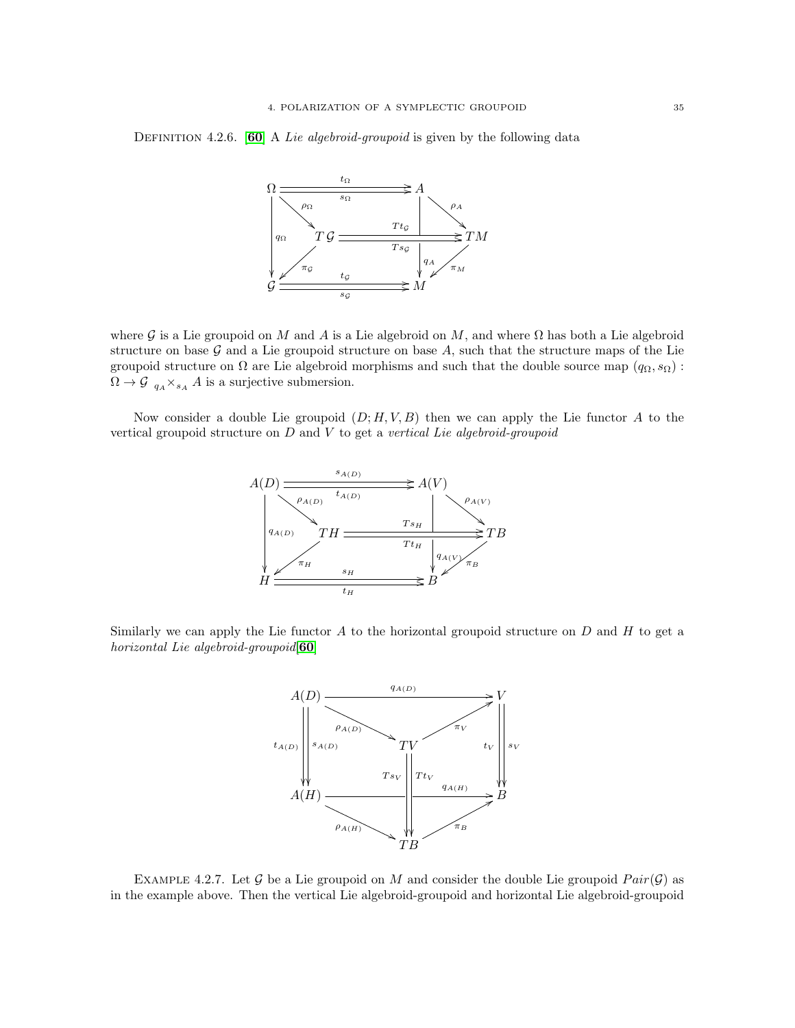DEFINITION 4.2.6. [60] A *Lie algebroid-groupoid* is given by the following data

$$
\begin{array}{ccccc}
\Omega & \overset{t_\Omega}{\underset{s_\Omega}{\rightrightarrows}} & A & & \\
& \searrow^{\rho_\Omega} & & \searrow^{\rho_A} & \\
\downarrow^{q_\Omega} & T\mathcal{G} & \overset{Tt_\mathcal{G}}{\underset{Ts_\mathcal{G}}{\rightrightarrows}} & \downarrow^{q_A} & TM \\
& \swarrow_{\pi_\mathcal{G}} & & \swarrow_{\pi_M} & \\
\mathcal{G} & \overset{t_\mathcal{G}}{\underset{s_\mathcal{G}}{\rightrightarrows}} & M & &
\end{array}
$$

where $\mathcal{G}$ is a Lie groupoid on $M$ and $A$ is a Lie algebroid on $M$, and where $\Omega$ has both a Lie algebroid structure on base $\mathcal{G}$ and a Lie groupoid structure on base $A$, such that the structure maps of the Lie groupoid structure on $\Omega$ are Lie algebroid morphisms and such that the double source map $(q_\Omega, s_\Omega) : \Omega \to \mathcal{G} \ {}_{q_A}\times_{s_A} A$ is a surjective submersion.

Now consider a double Lie groupoid $(D; H, V, B)$ then we can apply the Lie functor $A$ to the vertical groupoid structure on $D$ and $V$ to get a *vertical Lie algebroid-groupoid*

$$
\begin{array}{ccccc}
A(D) & \overset{s_{A(D)}}{\underset{t_{A(D)}}{\rightrightarrows}} & A(V) & & \\
& \searrow^{\rho_{A(D)}} & & \searrow^{\rho_{A(V)}} & \\
\downarrow^{q_{A(D)}} & TH & \overset{Ts_H}{\underset{Tt_H}{\rightrightarrows}} & \downarrow^{q_{A(V)}} & TB \\
& \swarrow_{\pi_H} & & \swarrow_{\pi_B} & \\
H & \overset{s_H}{\underset{t_H}{\rightrightarrows}} & B & &
\end{array}
$$

Similarly we can apply the Lie functor $A$ to the horizontal groupoid structure on $D$ and $H$ to get a *horizontal Lie algebroid-groupoid*[60]

$$
\begin{array}{ccccc}
A(D) & & \xrightarrow{q_{A(D)}} & & V \\
& \searrow^{\rho_{A(D)}} & & \nearrow^{\pi_V} & \\
t_{A(D)}\downdownarrows s_{A(D)} & & TV & & t_V \downdownarrows s_V \\
& & Ts_V \downdownarrows Tt_V & & \\
A(H) & & \xrightarrow{q_{A(H)}} & & B \\
& \searrow_{\rho_{A(H)}} & & \nearrow_{\pi_B} & \\
& & TB & &
\end{array}
$$

EXAMPLE 4.2.7. Let $\mathcal{G}$ be a Lie groupoid on $M$ and consider the double Lie groupoid $Pair(\mathcal{G})$ as in the example above. Then the vertical Lie algebroid-groupoid and horizontal Lie algebroid-groupoid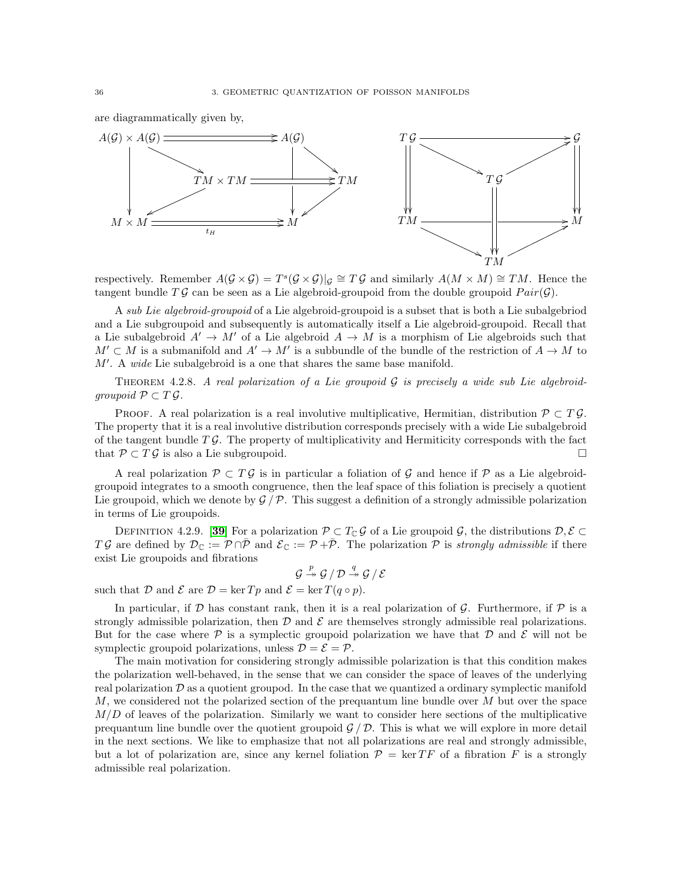are diagrammatically given by,

$$
\begin{array}{ccc}
A(\mathcal{G}) \times A(\mathcal{G}) & \rightrightarrows & A(\mathcal{G}) \\
& TM \times TM \rightrightarrows TM & \\
M \times M & \underset{t_H}{\rightrightarrows} & M
\end{array}
\qquad
\begin{array}{ccc}
T\mathcal{G} & \longrightarrow & \mathcal{G} \\
& T\mathcal{G} & \\
TM & \longrightarrow & M \\
& TM &
\end{array}
$$

respectively. Remember $A(\mathcal{G} \times \mathcal{G}) = T^s(\mathcal{G} \times \mathcal{G})|_{\mathcal{G}} \cong T\mathcal{G}$ and similarly $A(M \times M) \cong TM$. Hence the tangent bundle $T\mathcal{G}$ can be seen as a Lie algebroid-groupoid from the double groupoid $Pair(\mathcal{G})$.

A *sub Lie algebroid-groupoid* of a Lie algebroid-groupoid is a subset that is both a Lie subalgebriod and a Lie subgroupoid and subsequently is automatically itself a Lie algebroid-groupoid. Recall that a Lie subalgebroid $A' \to M'$ of a Lie algebroid $A \to M$ is a morphism of Lie algebroids such that $M' \subset M$ is a submanifold and $A' \to M'$ is a subbundle of the bundle of the restriction of $A \to M$ to $M'$. A *wide* Lie subalgebroid is a one that shares the same base manifold.

THEOREM 4.2.8. *A real polarization of a Lie groupoid $\mathcal{G}$ is precisely a wide sub Lie algebroid-groupoid $\mathcal{P} \subset T\mathcal{G}$.*

PROOF. A real polarization is a real involutive multiplicative, Hermitian, distribution $\mathcal{P} \subset T\mathcal{G}$. The property that it is a real involutive distribution corresponds precisely with a wide Lie subalgebroid of the tangent bundle $T\mathcal{G}$. The property of multiplicativity and Hermiticity corresponds with the fact that $\mathcal{P} \subset T\mathcal{G}$ is also a Lie subgroupoid. □

A real polarization $\mathcal{P} \subset T\mathcal{G}$ is in particular a foliation of $\mathcal{G}$ and hence if $\mathcal{P}$ as a Lie algebroid-groupoid integrates to a smooth congruence, then the leaf space of this foliation is precisely a quotient Lie groupoid, which we denote by $\mathcal{G}/\mathcal{P}$. This suggest a definition of a strongly admissible polarization in terms of Lie groupoids.

DEFINITION 4.2.9. **[39]** For a polarization $\mathcal{P} \subset T_{\mathbb{C}}\mathcal{G}$ of a Lie groupoid $\mathcal{G}$, the distributions $\mathcal{D}, \mathcal{E} \subset T\mathcal{G}$ are defined by $\mathcal{D}_{\mathbb{C}} := \mathcal{P} \cap \bar{\mathcal{P}}$ and $\mathcal{E}_{\mathbb{C}} := \mathcal{P} + \bar{\mathcal{P}}$. The polarization $\mathcal{P}$ is *strongly admissible* if there exist Lie groupoids and fibrations

$$\mathcal{G} \overset{p}{\twoheadrightarrow} \mathcal{G}/\mathcal{D} \overset{q}{\twoheadrightarrow} \mathcal{G}/\mathcal{E}$$

such that $\mathcal{D}$ and $\mathcal{E}$ are $\mathcal{D} = \ker Tp$ and $\mathcal{E} = \ker T(q \circ p)$.

In particular, if $\mathcal{D}$ has constant rank, then it is a real polarization of $\mathcal{G}$. Furthermore, if $\mathcal{P}$ is a strongly admissible polarization, then $\mathcal{D}$ and $\mathcal{E}$ are themselves strongly admissible real polarizations. But for the case where $\mathcal{P}$ is a symplectic groupoid polarization we have that $\mathcal{D}$ and $\mathcal{E}$ will not be symplectic groupoid polarizations, unless $\mathcal{D} = \mathcal{E} = \mathcal{P}$.

The main motivation for considering strongly admissible polarization is that this condition makes the polarization well-behaved, in the sense that we can consider the space of leaves of the underlying real polarization $\mathcal{D}$ as a quotient groupod. In the case that we quantized a ordinary symplectic manifold $M$, we considered not the polarized section of the prequantum line bundle over $M$ but over the space $M/D$ of leaves of the polarization. Similarly we want to consider here sections of the multiplicative prequantum line bundle over the quotient groupoid $\mathcal{G}/\mathcal{D}$. This is what we will explore in more detail in the next sections. We like to emphasize that not all polarizations are real and strongly admissible, but a lot of polarization are, since any kernel foliation $\mathcal{P} = \ker TF$ of a fibration $F$ is a strongly admissible real polarization.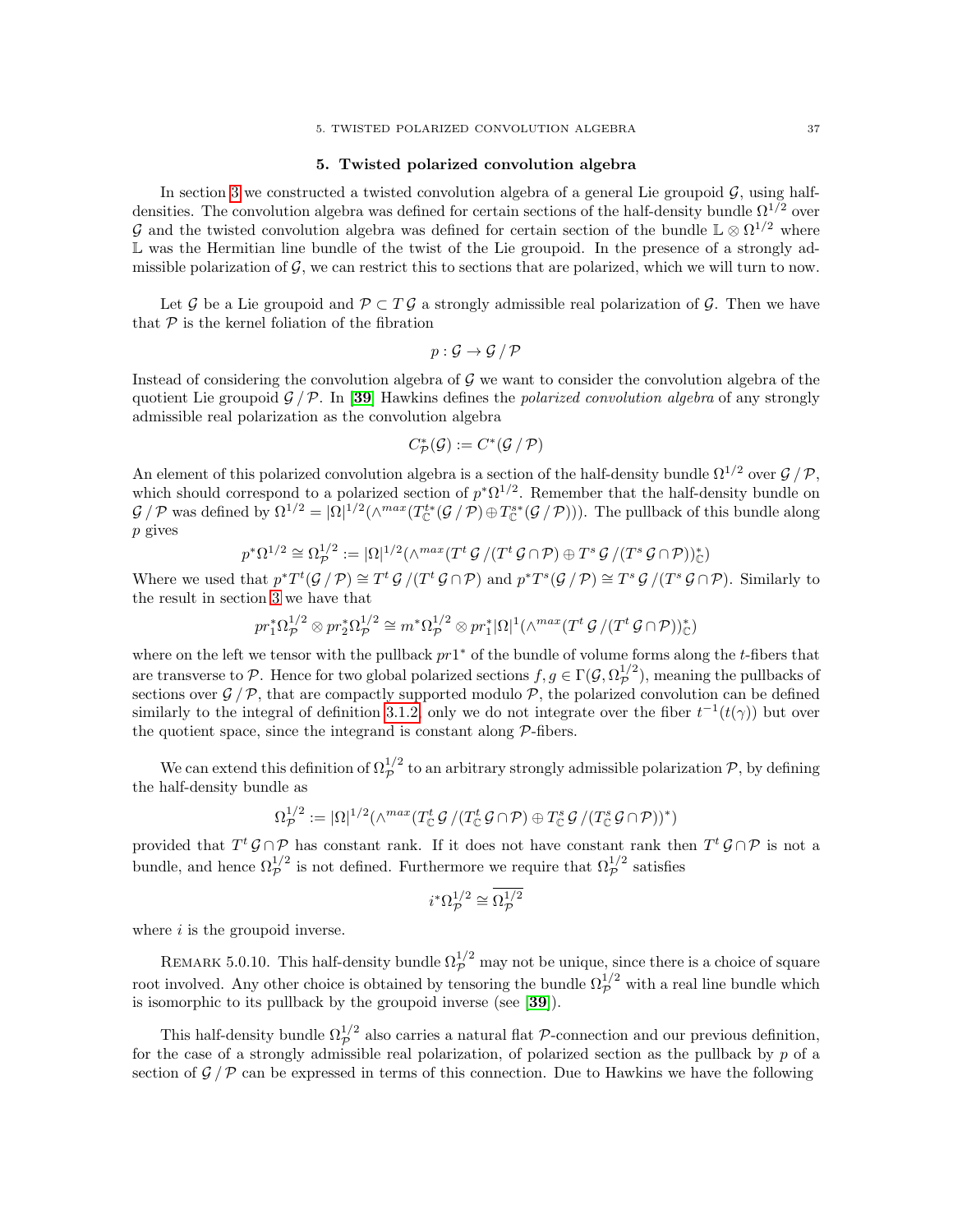## 5. Twisted polarized convolution algebra

In section 3 we constructed a twisted convolution algebra of a general Lie groupoid $\mathcal{G}$, using half-densities. The convolution algebra was defined for certain sections of the half-density bundle $\Omega^{1/2}$ over $\mathcal{G}$ and the twisted convolution algebra was defined for certain section of the bundle $\mathbb{L} \otimes \Omega^{1/2}$ where $\mathbb{L}$ was the Hermitian line bundle of the twist of the Lie groupoid. In the presence of a strongly admissible polarization of $\mathcal{G}$, we can restrict this to sections that are polarized, which we will turn to now.

Let $\mathcal{G}$ be a Lie groupoid and $\mathcal{P} \subset T\,\mathcal{G}$ a strongly admissible real polarization of $\mathcal{G}$. Then we have that $\mathcal{P}$ is the kernel foliation of the fibration

$$p : \mathcal{G} \to \mathcal{G}\,/\,\mathcal{P}$$

Instead of considering the convolution algebra of $\mathcal{G}$ we want to consider the convolution algebra of the quotient Lie groupoid $\mathcal{G}\,/\,\mathcal{P}$. In [**39**] Hawkins defines the *polarized convolution algebra* of any strongly admissible real polarization as the convolution algebra

$$C^*_{\mathcal{P}}(\mathcal{G}) := C^*(\mathcal{G}\,/\,\mathcal{P})$$

An element of this polarized convolution algebra is a section of the half-density bundle $\Omega^{1/2}$ over $\mathcal{G}\,/\,\mathcal{P}$, which should correspond to a polarized section of $p^*\Omega^{1/2}$. Remember that the half-density bundle on $\mathcal{G}\,/\,\mathcal{P}$ was defined by $\Omega^{1/2} = |\Omega|^{1/2}(\wedge^{max}(T^{t*}_{\mathbb{C}}(\mathcal{G}\,/\,\mathcal{P}) \oplus T^{s*}_{\mathbb{C}}(\mathcal{G}\,/\,\mathcal{P})))$. The pullback of this bundle along $p$ gives

$$p^*\Omega^{1/2} \cong \Omega^{1/2}_{\mathcal{P}} := |\Omega|^{1/2}(\wedge^{max}(T^t\,\mathcal{G}\,/(T^t\,\mathcal{G} \cap \mathcal{P}) \oplus T^s\,\mathcal{G}\,/(T^s\,\mathcal{G} \cap \mathcal{P}))^*_{\mathbb{C}})$$

Where we used that $p^*T^t(\mathcal{G}\,/\,\mathcal{P}) \cong T^t\,\mathcal{G}\,/(T^t\,\mathcal{G} \cap \mathcal{P})$ and $p^*T^s(\mathcal{G}\,/\,\mathcal{P}) \cong T^s\,\mathcal{G}\,/(T^s\,\mathcal{G} \cap \mathcal{P})$. Similarly to the result in section 3 we have that

$$pr_1^*\Omega^{1/2}_{\mathcal{P}} \otimes pr_2^*\Omega^{1/2}_{\mathcal{P}} \cong m^*\Omega^{1/2}_{\mathcal{P}} \otimes pr_1^*|\Omega|^1(\wedge^{max}(T^t\,\mathcal{G}\,/(T^t\,\mathcal{G} \cap \mathcal{P}))^*_{\mathbb{C}})$$

where on the left we tensor with the pullback $pr1^*$ of the bundle of volume forms along the $t$-fibers that are transverse to $\mathcal{P}$. Hence for two global polarized sections $f, g \in \Gamma(\mathcal{G}, \Omega^{1/2}_{\mathcal{P}})$, meaning the pullbacks of sections over $\mathcal{G}\,/\,\mathcal{P}$, that are compactly supported modulo $\mathcal{P}$, the polarized convolution can be defined similarly to the integral of definition 3.1.2, only we do not integrate over the fiber $t^{-1}(t(\gamma))$ but over the quotient space, since the integrand is constant along $\mathcal{P}$-fibers.

We can extend this definition of $\Omega^{1/2}_{\mathcal{P}}$ to an arbitrary strongly admissible polarization $\mathcal{P}$, by defining the half-density bundle as

$$\Omega^{1/2}_{\mathcal{P}} := |\Omega|^{1/2}(\wedge^{max}(T^t_{\mathbb{C}}\,\mathcal{G}\,/(T^t_{\mathbb{C}}\,\mathcal{G} \cap \mathcal{P}) \oplus T^s_{\mathbb{C}}\,\mathcal{G}\,/(T^s_{\mathbb{C}}\,\mathcal{G} \cap \mathcal{P}))^*)$$

provided that $T^t\,\mathcal{G} \cap \mathcal{P}$ has constant rank. If it does not have constant rank then $T^t\,\mathcal{G} \cap \mathcal{P}$ is not a bundle, and hence $\Omega^{1/2}_{\mathcal{P}}$ is not defined. Furthermore we require that $\Omega^{1/2}_{\mathcal{P}}$ satisfies

$$i^*\Omega^{1/2}_{\mathcal{P}} \cong \overline{\Omega^{1/2}_{\mathcal{P}}}$$

where $i$ is the groupoid inverse.

Remark 5.0.10. This half-density bundle $\Omega^{1/2}_{\mathcal{P}}$ may not be unique, since there is a choice of square root involved. Any other choice is obtained by tensoring the bundle $\Omega^{1/2}_{\mathcal{P}}$ with a real line bundle which is isomorphic to its pullback by the groupoid inverse (see [**39**]).

This half-density bundle $\Omega^{1/2}_{\mathcal{P}}$ also carries a natural flat $\mathcal{P}$-connection and our previous definition, for the case of a strongly admissible real polarization, of polarized section as the pullback by $p$ of a section of $\mathcal{G}\,/\,\mathcal{P}$ can be expressed in terms of this connection. Due to Hawkins we have the following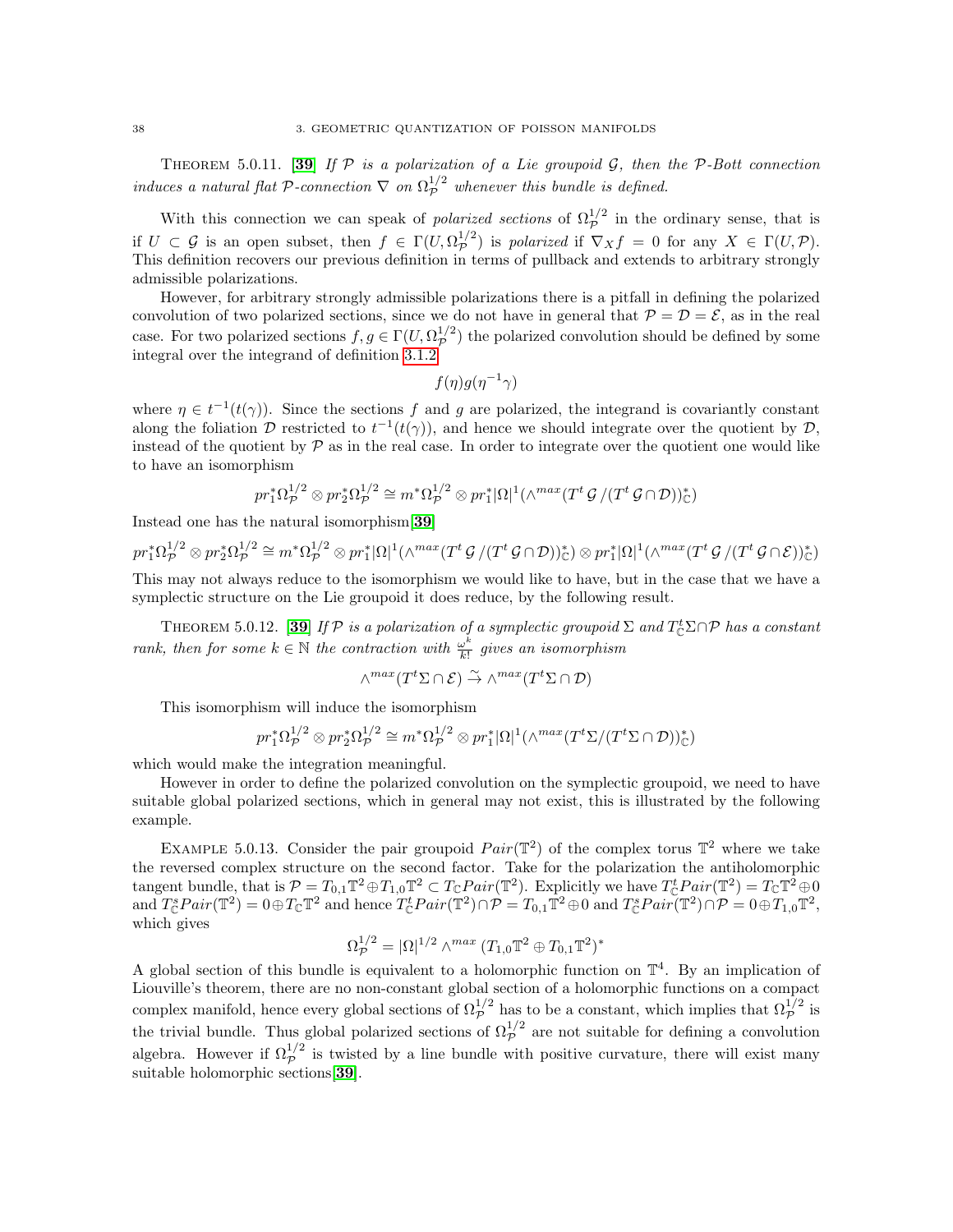Theorem 5.0.11. [**39**] *If $\mathcal{P}$ is a polarization of a Lie groupoid $\mathcal{G}$, then the $\mathcal{P}$-Bott connection induces a natural flat $\mathcal{P}$-connection $\nabla$ on $\Omega_{\mathcal{P}}^{1/2}$ whenever this bundle is defined.*

With this connection we can speak of *polarized sections* of $\Omega_{\mathcal{P}}^{1/2}$ in the ordinary sense, that is if $U \subset \mathcal{G}$ is an open subset, then $f \in \Gamma(U, \Omega_{\mathcal{P}}^{1/2})$ is *polarized* if $\nabla_X f = 0$ for any $X \in \Gamma(U, \mathcal{P})$. This definition recovers our previous definition in terms of pullback and extends to arbitrary strongly admissible polarizations.

However, for arbitrary strongly admissible polarizations there is a pitfall in defining the polarized convolution of two polarized sections, since we do not have in general that $\mathcal{P} = \mathcal{D} = \mathcal{E}$, as in the real case. For two polarized sections $f, g \in \Gamma(U, \Omega_{\mathcal{P}}^{1/2})$ the polarized convolution should be defined by some integral over the integrand of definition 3.1.2

$$f(\eta)g(\eta^{-1}\gamma)$$

where $\eta \in t^{-1}(t(\gamma))$. Since the sections $f$ and $g$ are polarized, the integrand is covariantly constant along the foliation $\mathcal{D}$ restricted to $t^{-1}(t(\gamma))$, and hence we should integrate over the quotient by $\mathcal{D}$, instead of the quotient by $\mathcal{P}$ as in the real case. In order to integrate over the quotient one would like to have an isomorphism

$$pr_1^*\Omega_{\mathcal{P}}^{1/2} \otimes pr_2^*\Omega_{\mathcal{P}}^{1/2} \cong m^*\Omega_{\mathcal{P}}^{1/2} \otimes pr_1^*|\Omega|^1(\wedge^{max}(T^t\,\mathcal{G}\,/(T^t\,\mathcal{G} \cap \mathcal{D}))^*_{\mathbb{C}})$$

Instead one has the natural isomorphism[**39**]

$$pr_1^*\Omega_{\mathcal{P}}^{1/2} \otimes pr_2^*\Omega_{\mathcal{P}}^{1/2} \cong m^*\Omega_{\mathcal{P}}^{1/2} \otimes pr_1^*|\Omega|^1(\wedge^{max}(T^t\,\mathcal{G}\,/(T^t\,\mathcal{G} \cap \mathcal{D}))^*_{\mathbb{C}}) \otimes pr_1^*|\Omega|^1(\wedge^{max}(T^t\,\mathcal{G}\,/(T^t\,\mathcal{G} \cap \mathcal{E}))^*_{\mathbb{C}})$$

This may not always reduce to the isomorphism we would like to have, but in the case that we have a symplectic structure on the Lie groupoid it does reduce, by the following result.

Theorem 5.0.12. [**39**] *If $\mathcal{P}$ is a polarization of a symplectic groupoid $\Sigma$ and $T^t_{\mathbb{C}}\Sigma \cap \mathcal{P}$ has a constant rank, then for some $k \in \mathbb{N}$ the contraction with $\frac{\omega^k}{k!}$ gives an isomorphism*

$$\wedge^{max}(T^t\Sigma \cap \mathcal{E}) \xrightarrow{\sim} \wedge^{max}(T^t\Sigma \cap \mathcal{D})$$

This isomorphism will induce the isomorphism

$$pr_1^*\Omega_{\mathcal{P}}^{1/2} \otimes pr_2^*\Omega_{\mathcal{P}}^{1/2} \cong m^*\Omega_{\mathcal{P}}^{1/2} \otimes pr_1^*|\Omega|^1(\wedge^{max}(T^t\Sigma/(T^t\Sigma \cap \mathcal{D}))^*_{\mathbb{C}})$$

which would make the integration meaningful.

However in order to define the polarized convolution on the symplectic groupoid, we need to have suitable global polarized sections, which in general may not exist, this is illustrated by the following example.

Example 5.0.13. Consider the pair groupoid $Pair(\mathbb{T}^2)$ of the complex torus $\mathbb{T}^2$ where we take the reversed complex structure on the second factor. Take for the polarization the antiholomorphic tangent bundle, that is $\mathcal{P} = T_{0,1}\mathbb{T}^2 \oplus T_{1,0}\mathbb{T}^2 \subset T_{\mathbb{C}}Pair(\mathbb{T}^2)$. Explicitly we have $T^t_{\mathbb{C}}Pair(\mathbb{T}^2) = T_{\mathbb{C}}\mathbb{T}^2 \oplus 0$ and $T^s_{\mathbb{C}}Pair(\mathbb{T}^2) = 0 \oplus T_{\mathbb{C}}\mathbb{T}^2$ and hence $T^t_{\mathbb{C}}Pair(\mathbb{T}^2) \cap \mathcal{P} = T_{0,1}\mathbb{T}^2 \oplus 0$ and $T^s_{\mathbb{C}}Pair(\mathbb{T}^2) \cap \mathcal{P} = 0 \oplus T_{1,0}\mathbb{T}^2$, which gives

$$\Omega_{\mathcal{P}}^{1/2} = |\Omega|^{1/2} \wedge^{max} (T_{1,0}\mathbb{T}^2 \oplus T_{0,1}\mathbb{T}^2)^*$$

A global section of this bundle is equivalent to a holomorphic function on $\mathbb{T}^4$. By an implication of Liouville's theorem, there are no non-constant global section of a holomorphic functions on a compact complex manifold, hence every global sections of $\Omega_{\mathcal{P}}^{1/2}$ has to be a constant, which implies that $\Omega_{\mathcal{P}}^{1/2}$ is the trivial bundle. Thus global polarized sections of $\Omega_{\mathcal{P}}^{1/2}$ are not suitable for defining a convolution algebra. However if $\Omega_{\mathcal{P}}^{1/2}$ is twisted by a line bundle with positive curvature, there will exist many suitable holomorphic sections[**39**].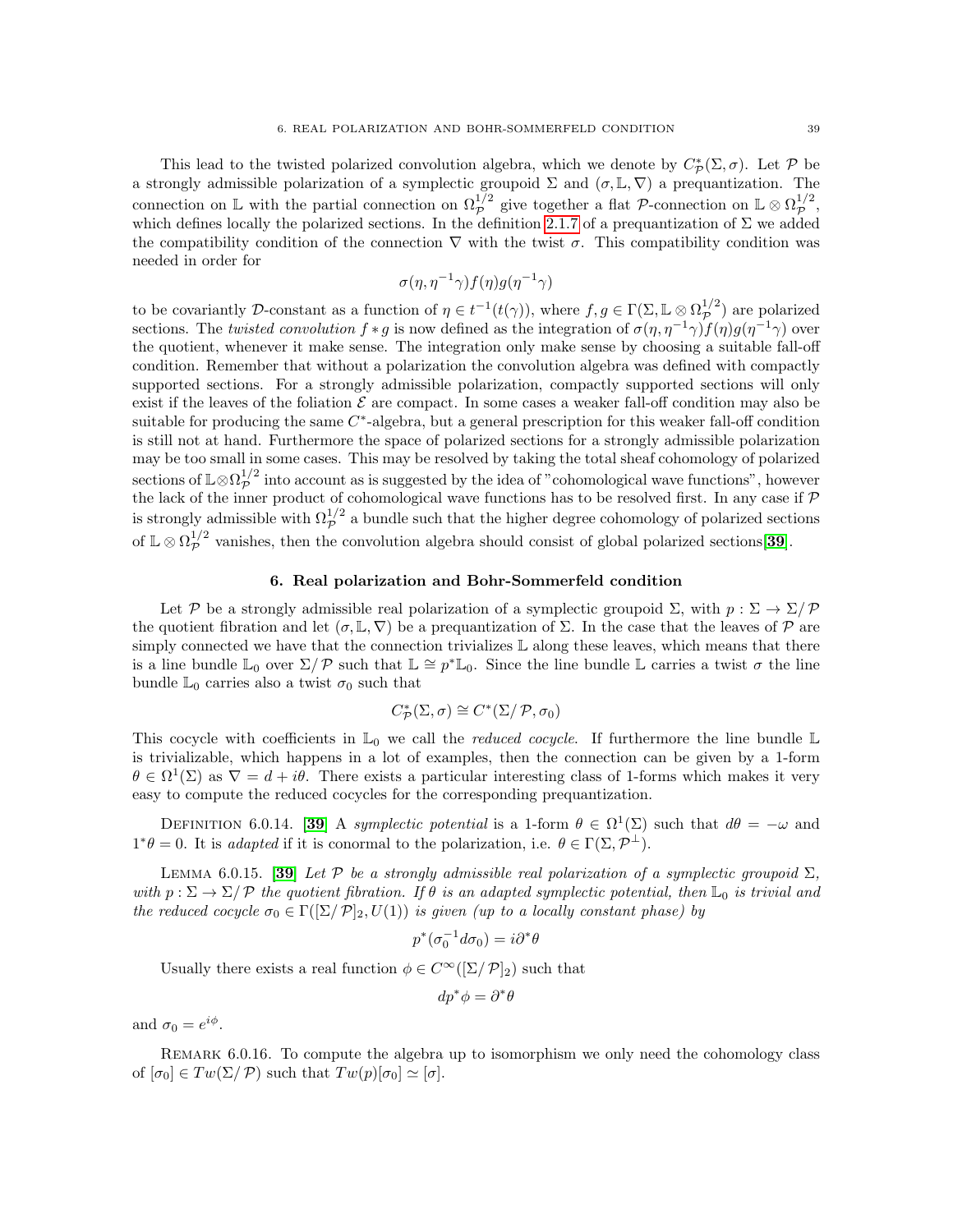This lead to the twisted polarized convolution algebra, which we denote by $C^*_{\mathcal{P}}(\Sigma, \sigma)$. Let $\mathcal{P}$ be a strongly admissible polarization of a symplectic groupoid $\Sigma$ and $(\sigma, \mathbb{L}, \nabla)$ a prequantization. The connection on $\mathbb{L}$ with the partial connection on $\Omega^{1/2}_{\mathcal{P}}$ give together a flat $\mathcal{P}$-connection on $\mathbb{L} \otimes \Omega^{1/2}_{\mathcal{P}}$, which defines locally the polarized sections. In the definition 2.1.7 of a prequantization of $\Sigma$ we added the compatibility condition of the connection $\nabla$ with the twist $\sigma$. This compatibility condition was needed in order for

$$\sigma(\eta, \eta^{-1}\gamma) f(\eta) g(\eta^{-1}\gamma)$$

to be covariantly $\mathcal{D}$-constant as a function of $\eta \in t^{-1}(t(\gamma))$, where $f, g \in \Gamma(\Sigma, \mathbb{L} \otimes \Omega^{1/2}_{\mathcal{P}})$ are polarized sections. The *twisted convolution* $f * g$ is now defined as the integration of $\sigma(\eta, \eta^{-1}\gamma) f(\eta) g(\eta^{-1}\gamma)$ over the quotient, whenever it make sense. The integration only make sense by choosing a suitable fall-off condition. Remember that without a polarization the convolution algebra was defined with compactly supported sections. For a strongly admissible polarization, compactly supported sections will only exist if the leaves of the foliation $\mathcal{E}$ are compact. In some cases a weaker fall-off condition may also be suitable for producing the same $C^*$-algebra, but a general prescription for this weaker fall-off condition is still not at hand. Furthermore the space of polarized sections for a strongly admissible polarization may be too small in some cases. This may be resolved by taking the total sheaf cohomology of polarized sections of $\mathbb{L} \otimes \Omega^{1/2}_{\mathcal{P}}$ into account as is suggested by the idea of "cohomological wave functions", however the lack of the inner product of cohomological wave functions has to be resolved first. In any case if $\mathcal{P}$ is strongly admissible with $\Omega^{1/2}_{\mathcal{P}}$ a bundle such that the higher degree cohomology of polarized sections of $\mathbb{L} \otimes \Omega^{1/2}_{\mathcal{P}}$ vanishes, then the convolution algebra should consist of global polarized sections[**39**].

## 6. Real polarization and Bohr-Sommerfeld condition

Let $\mathcal{P}$ be a strongly admissible real polarization of a symplectic groupoid $\Sigma$, with $p : \Sigma \to \Sigma/\mathcal{P}$ the quotient fibration and let $(\sigma, \mathbb{L}, \nabla)$ be a prequantization of $\Sigma$. In the case that the leaves of $\mathcal{P}$ are simply connected we have that the connection trivializes $\mathbb{L}$ along these leaves, which means that there is a line bundle $\mathbb{L}_0$ over $\Sigma/\mathcal{P}$ such that $\mathbb{L} \cong p^*\mathbb{L}_0$. Since the line bundle $\mathbb{L}$ carries a twist $\sigma$ the line bundle $\mathbb{L}_0$ carries also a twist $\sigma_0$ such that

$$C^*_{\mathcal{P}}(\Sigma, \sigma) \cong C^*(\Sigma/\mathcal{P}, \sigma_0)$$

This cocycle with coefficients in $\mathbb{L}_0$ we call the *reduced cocycle*. If furthermore the line bundle $\mathbb{L}$ is trivializable, which happens in a lot of examples, then the connection can be given by a 1-form $\theta \in \Omega^1(\Sigma)$ as $\nabla = d + i\theta$. There exists a particular interesting class of 1-forms which makes it very easy to compute the reduced cocycles for the corresponding prequantization.

Definition 6.0.14. [**39**] A *symplectic potential* is a 1-form $\theta \in \Omega^1(\Sigma)$ such that $d\theta = -\omega$ and $1^*\theta = 0$. It is *adapted* if it is conormal to the polarization, i.e. $\theta \in \Gamma(\Sigma, \mathcal{P}^\perp)$.

Lemma 6.0.15. [**39**] *Let $\mathcal{P}$ be a strongly admissible real polarization of a symplectic groupoid $\Sigma$, with $p : \Sigma \to \Sigma/\mathcal{P}$ the quotient fibration. If $\theta$ is an adapted symplectic potential, then $\mathbb{L}_0$ is trivial and the reduced cocycle $\sigma_0 \in \Gamma([\Sigma/\mathcal{P}]_2, U(1))$ is given (up to a locally constant phase) by*

$$p^*(\sigma_0^{-1} d\sigma_0) = i\partial^*\theta$$

Usually there exists a real function $\phi \in C^\infty([\Sigma/\mathcal{P}]_2)$ such that

$$dp^*\phi = \partial^*\theta$$

and $\sigma_0 = e^{i\phi}$.

Remark 6.0.16. To compute the algebra up to isomorphism we only need the cohomology class of $[\sigma_0] \in Tw(\Sigma/\mathcal{P})$ such that $Tw(p)[\sigma_0] \simeq [\sigma]$.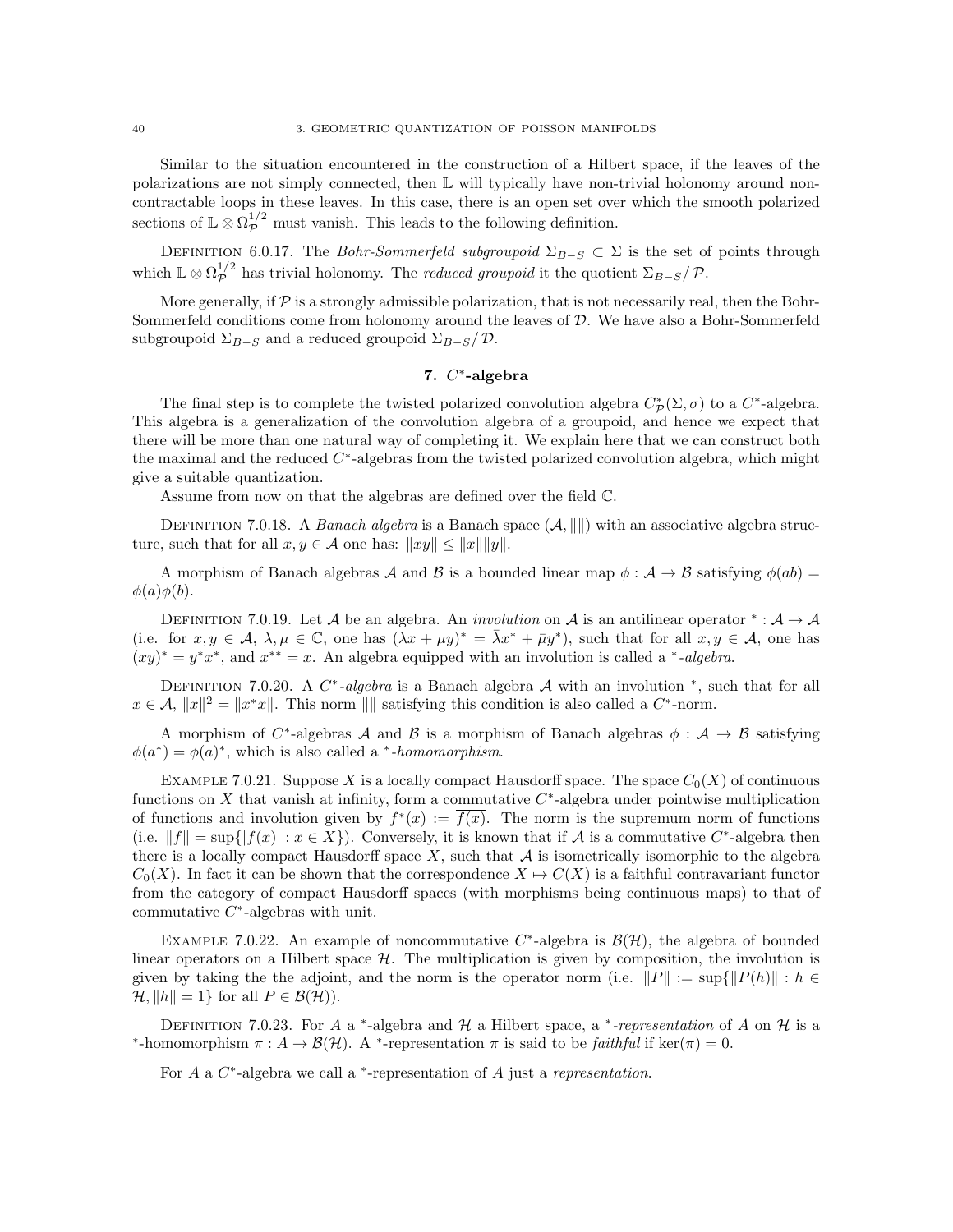Similar to the situation encountered in the construction of a Hilbert space, if the leaves of the polarizations are not simply connected, then $\mathbb{L}$ will typically have non-trivial holonomy around non-contractable loops in these leaves. In this case, there is an open set over which the smooth polarized sections of $\mathbb{L} \otimes \Omega_{\mathcal{P}}^{1/2}$ must vanish. This leads to the following definition.

DEFINITION 6.0.17. The *Bohr-Sommerfeld subgroupoid* $\Sigma_{B-S} \subset \Sigma$ is the set of points through which $\mathbb{L} \otimes \Omega_{\mathcal{P}}^{1/2}$ has trivial holonomy. The *reduced groupoid* it the quotient $\Sigma_{B-S}/\mathcal{P}$.

More generally, if $\mathcal{P}$ is a strongly admissible polarization, that is not necessarily real, then the Bohr-Sommerfeld conditions come from holonomy around the leaves of $\mathcal{D}$. We have also a Bohr-Sommerfeld subgroupoid $\Sigma_{B-S}$ and a reduced groupoid $\Sigma_{B-S}/\mathcal{D}$.

## 7. $C^*$-algebra

The final step is to complete the twisted polarized convolution algebra $C^*_{\mathcal{P}}(\Sigma, \sigma)$ to a $C^*$-algebra. This algebra is a generalization of the convolution algebra of a groupoid, and hence we expect that there will be more than one natural way of completing it. We explain here that we can construct both the maximal and the reduced $C^*$-algebras from the twisted polarized convolution algebra, which might give a suitable quantization.

Assume from now on that the algebras are defined over the field $\mathbb{C}$.

DEFINITION 7.0.18. A *Banach algebra* is a Banach space $(\mathcal{A}, \|\|)$ with an associative algebra structure, such that for all $x, y \in \mathcal{A}$ one has: $\|xy\| \leq \|x\|\|y\|$.

A morphism of Banach algebras $\mathcal{A}$ and $\mathcal{B}$ is a bounded linear map $\phi : \mathcal{A} \to \mathcal{B}$ satisfying $\phi(ab) = \phi(a)\phi(b)$.

DEFINITION 7.0.19. Let $\mathcal{A}$ be an algebra. An *involution* on $\mathcal{A}$ is an antilinear operator $^* : \mathcal{A} \to \mathcal{A}$ (i.e. for $x, y \in \mathcal{A}$, $\lambda, \mu \in \mathbb{C}$, one has $(\lambda x + \mu y)^* = \bar{\lambda} x^* + \bar{\mu} y^*$), such that for all $x, y \in \mathcal{A}$, one has $(xy)^* = y^* x^*$, and $x^{**} = x$. An algebra equipped with an involution is called a *$^*$-algebra*.

DEFINITION 7.0.20. A *$C^*$-algebra* is a Banach algebra $\mathcal{A}$ with an involution $^*$, such that for all $x \in \mathcal{A}$, $\|x\|^2 = \|x^* x\|$. This norm $\|\|$ satisfying this condition is also called a $C^*$-norm.

A morphism of $C^*$-algebras $\mathcal{A}$ and $\mathcal{B}$ is a morphism of Banach algebras $\phi : \mathcal{A} \to \mathcal{B}$ satisfying $\phi(a^*) = \phi(a)^*$, which is also called a *$^*$-homomorphism*.

EXAMPLE 7.0.21. Suppose $X$ is a locally compact Hausdorff space. The space $C_0(X)$ of continuous functions on $X$ that vanish at infinity, form a commutative $C^*$-algebra under pointwise multiplication of functions and involution given by $f^*(x) := \overline{f(x)}$. The norm is the supremum norm of functions (i.e. $\|f\| = \sup\{|f(x)| : x \in X\}$). Conversely, it is known that if $\mathcal{A}$ is a commutative $C^*$-algebra then there is a locally compact Hausdorff space $X$, such that $\mathcal{A}$ is isometrically isomorphic to the algebra $C_0(X)$. In fact it can be shown that the correspondence $X \mapsto C(X)$ is a faithful contravariant functor from the category of compact Hausdorff spaces (with morphisms being continuous maps) to that of commutative $C^*$-algebras with unit.

EXAMPLE 7.0.22. An example of noncommutative $C^*$-algebra is $\mathcal{B}(\mathcal{H})$, the algebra of bounded linear operators on a Hilbert space $\mathcal{H}$. The multiplication is given by composition, the involution is given by taking the the adjoint, and the norm is the operator norm (i.e. $\|P\| := \sup\{\|P(h)\| : h \in \mathcal{H}, \|h\| = 1\}$ for all $P \in \mathcal{B}(\mathcal{H})$).

DEFINITION 7.0.23. For $A$ a $^*$-algebra and $\mathcal{H}$ a Hilbert space, a *$^*$-representation* of $A$ on $\mathcal{H}$ is a $^*$-homomorphism $\pi : A \to \mathcal{B}(\mathcal{H})$. A $^*$-representation $\pi$ is said to be *faithful* if $\ker(\pi) = 0$.

For $A$ a $C^*$-algebra we call a $^*$-representation of $A$ just a *representation*.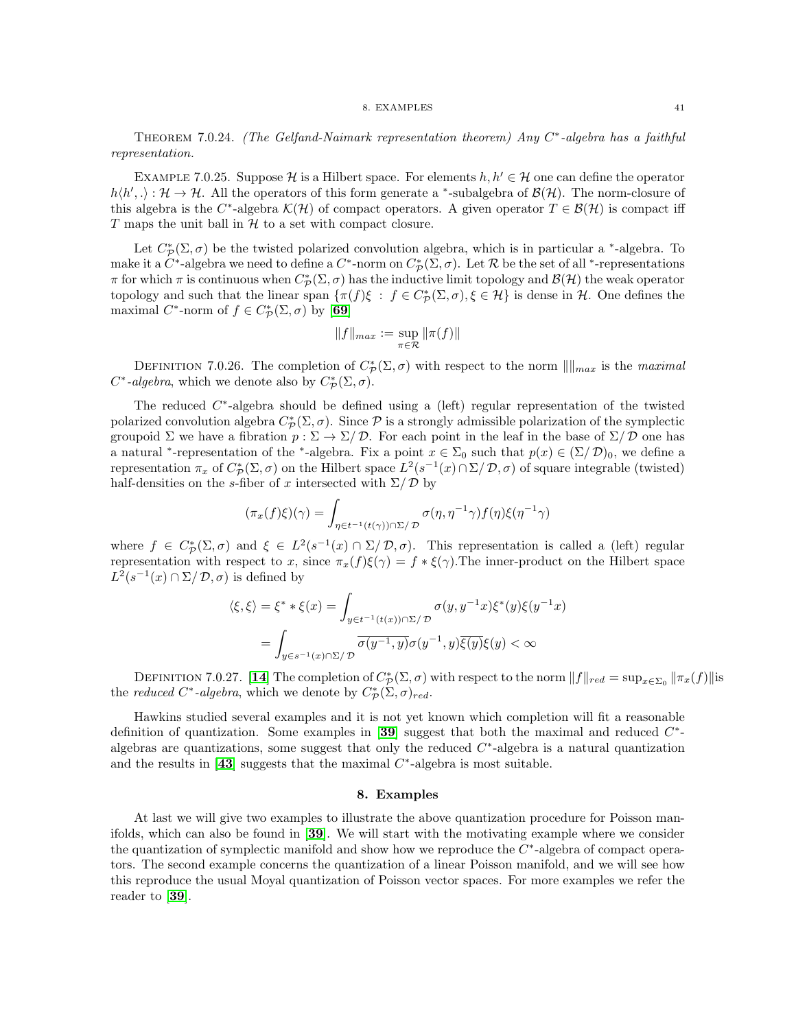THEOREM 7.0.24. *(The Gelfand-Naimark representation theorem) Any $C^*$-algebra has a faithful representation.*

EXAMPLE 7.0.25. Suppose $\mathcal{H}$ is a Hilbert space. For elements $h, h' \in \mathcal{H}$ one can define the operator $h\langle h', .\rangle : \mathcal{H} \to \mathcal{H}$. All the operators of this form generate a $^*$-subalgebra of $\mathcal{B}(\mathcal{H})$. The norm-closure of this algebra is the $C^*$-algebra $\mathcal{K}(\mathcal{H})$ of compact operators. A given operator $T \in \mathcal{B}(\mathcal{H})$ is compact iff $T$ maps the unit ball in $\mathcal{H}$ to a set with compact closure.

Let $C^*_{\mathcal{P}}(\Sigma, \sigma)$ be the twisted polarized convolution algebra, which is in particular a $^*$-algebra. To make it a $C^*$-algebra we need to define a $C^*$-norm on $C^*_{\mathcal{P}}(\Sigma, \sigma)$. Let $\mathcal{R}$ be the set of all $^*$-representations $\pi$ for which $\pi$ is continuous when $C^*_{\mathcal{P}}(\Sigma, \sigma)$ has the inductive limit topology and $\mathcal{B}(\mathcal{H})$ the weak operator topology and such that the linear span $\{\pi(f)\xi \, : \, f \in C^*_{\mathcal{P}}(\Sigma, \sigma), \xi \in \mathcal{H}\}$ is dense in $\mathcal{H}$. One defines the maximal $C^*$-norm of $f \in C^*_{\mathcal{P}}(\Sigma, \sigma)$ by [**69**]

$$\|f\|_{max} := \sup_{\pi \in \mathcal{R}} \|\pi(f)\|$$

DEFINITION 7.0.26. The completion of $C^*_{\mathcal{P}}(\Sigma, \sigma)$ with respect to the norm $\|\|_{max}$ is the *maximal $C^*$-algebra*, which we denote also by $C^*_{\mathcal{P}}(\Sigma, \sigma)$.

The reduced $C^*$-algebra should be defined using a (left) regular representation of the twisted polarized convolution algebra $C^*_{\mathcal{P}}(\Sigma, \sigma)$. Since $\mathcal{P}$ is a strongly admissible polarization of the symplectic groupoid $\Sigma$ we have a fibration $p : \Sigma \to \Sigma/\mathcal{D}$. For each point in the leaf in the base of $\Sigma/\mathcal{D}$ one has a natural $^*$-representation of the $^*$-algebra. Fix a point $x \in \Sigma_0$ such that $p(x) \in (\Sigma/\mathcal{D})_0$, we define a representation $\pi_x$ of $C^*_{\mathcal{P}}(\Sigma, \sigma)$ on the Hilbert space $L^2(s^{-1}(x) \cap \Sigma/\mathcal{D}, \sigma)$ of square integrable (twisted) half-densities on the $s$-fiber of $x$ intersected with $\Sigma/\mathcal{D}$ by

$$(\pi_x(f)\xi)(\gamma) = \int_{\eta \in t^{-1}(t(\gamma)) \cap \Sigma/\mathcal{D}} \sigma(\eta, \eta^{-1}\gamma) f(\eta) \xi(\eta^{-1}\gamma)$$

where $f \in C^*_{\mathcal{P}}(\Sigma, \sigma)$ and $\xi \in L^2(s^{-1}(x) \cap \Sigma/\mathcal{D}, \sigma)$. This representation is called a (left) regular representation with respect to $x$, since $\pi_x(f)\xi(\gamma) = f * \xi(\gamma)$.The inner-product on the Hilbert space $L^2(s^{-1}(x) \cap \Sigma/\mathcal{D}, \sigma)$ is defined by

$$\begin{aligned}
\langle \xi, \xi \rangle = \xi^* * \xi(x) &= \int_{y \in t^{-1}(t(x)) \cap \Sigma/\mathcal{D}} \sigma(y, y^{-1}x) \xi^*(y) \xi(y^{-1}x) \\
&= \int_{y \in s^{-1}(x) \cap \Sigma/\mathcal{D}} \overline{\sigma(y^{-1}, y)} \sigma(y^{-1}, y) \overline{\xi(y)} \xi(y) < \infty
\end{aligned}$$

DEFINITION 7.0.27. [**14**] The completion of $C^*_{\mathcal{P}}(\Sigma, \sigma)$ with respect to the norm $\|f\|_{red} = \sup_{x \in \Sigma_0} \|\pi_x(f)\|$is the *reduced $C^*$-algebra*, which we denote by $C^*_{\mathcal{P}}(\Sigma, \sigma)_{red}$.

Hawkins studied several examples and it is not yet known which completion will fit a reasonable definition of quantization. Some examples in [**39**] suggest that both the maximal and reduced $C^*$-algebras are quantizations, some suggest that only the reduced $C^*$-algebra is a natural quantization and the results in [**43**] suggests that the maximal $C^*$-algebra is most suitable.

## 8. Examples

At last we will give two examples to illustrate the above quantization procedure for Poisson manifolds, which can also be found in [**39**]. We will start with the motivating example where we consider the quantization of symplectic manifold and show how we reproduce the $C^*$-algebra of compact operators. The second example concerns the quantization of a linear Poisson manifold, and we will see how this reproduce the usual Moyal quantization of Poisson vector spaces. For more examples we refer the reader to [**39**].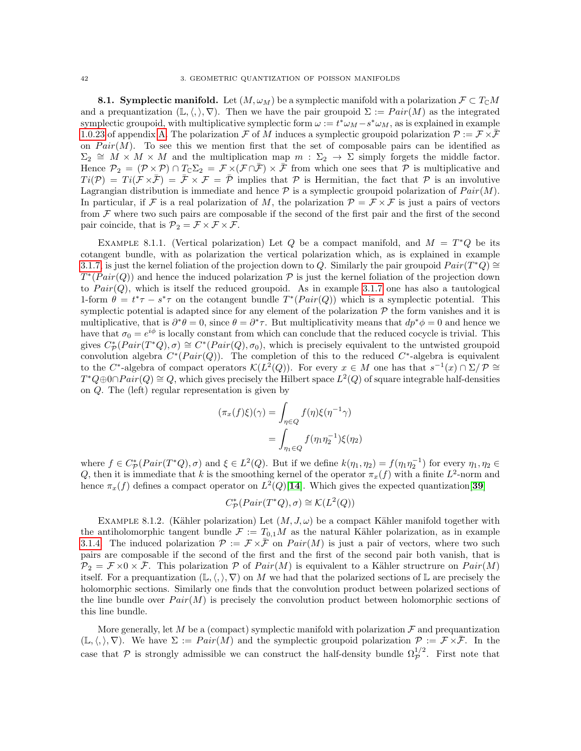**8.1. Symplectic manifold.** Let $(M, \omega_M)$ be a symplectic manifold with a polarization $\mathcal{F} \subset T_{\mathbb{C}}M$ and a prequantization $(\mathbb{L}, \langle,\rangle, \nabla)$. Then we have the pair groupoid $\Sigma := Pair(M)$ as the integrated symplectic groupoid, with multiplicative symplectic form $\omega := t^*\omega_M - s^*\omega_M$, as is explained in example 1.0.23 of appendix A. The polarization $\mathcal{F}$ of $M$ induces a symplectic groupoid polarization $\mathcal{P} := \mathcal{F} \times \bar{\mathcal{F}}$ on $Pair(M)$. To see this we mention first that the set of composable pairs can be identified as $\Sigma_2 \cong M \times M \times M$ and the multiplication map $m : \Sigma_2 \to \Sigma$ simply forgets the middle factor. Hence $\mathcal{P}_2 = (\mathcal{P} \times \mathcal{P}) \cap T_{\mathbb{C}}\Sigma_2 = \mathcal{F} \times (\mathcal{F} \cap \bar{\mathcal{F}}) \times \bar{\mathcal{F}}$ from which one sees that $\mathcal{P}$ is multiplicative and $Ti(\mathcal{P}) = Ti(\mathcal{F} \times \bar{\mathcal{F}}) = \bar{\mathcal{F}} \times \mathcal{F} = \bar{\mathcal{P}}$ implies that $\mathcal{P}$ is Hermitian, the fact that $\mathcal{P}$ is an involutive Lagrangian distribution is immediate and hence $\mathcal{P}$ is a symplectic groupoid polarization of $Pair(M)$. In particular, if $\mathcal{F}$ is a real polarization of $M$, the polarization $\mathcal{P} = \mathcal{F} \times \mathcal{F}$ is just a pairs of vectors from $\mathcal{F}$ where two such pairs are composable if the second of the first pair and the first of the second pair coincide, that is $\mathcal{P}_2 = \mathcal{F} \times \mathcal{F} \times \mathcal{F}$.

Example 8.1.1. (Vertical polarization) Let $Q$ be a compact manifold, and $M = T^*Q$ be its cotangent bundle, with as polarization the vertical polarization which, as is explained in example 3.1.7, is just the kernel foliation of the projection down to $Q$. Similarly the pair groupoid $Pair(T^*Q) \cong T^*(Pair(Q))$ and hence the induced polarization $\mathcal{P}$ is just the kernel foliation of the projection down to $Pair(Q)$, which is itself the reduced groupoid. As in example 3.1.7 one has also a tautological 1-form $\theta = t^*\tau - s^*\tau$ on the cotangent bundle $T^*(Pair(Q))$ which is a symplectic potential. This symplectic potential is adapted since for any element of the polarization $\mathcal{P}$ the form vanishes and it is multiplicative, that is $\partial^*\theta = 0$, since $\theta = \partial^*\tau$. But multiplicativity means that $dp^*\phi = 0$ and hence we have that $\sigma_0 = e^{i\phi}$ is locally constant from which can conclude that the reduced cocycle is trivial. This gives $C^*_{\mathcal{P}}(Pair(T^*Q), \sigma) \cong C^*(Pair(Q), \sigma_0)$, which is precisely equivalent to the untwisted groupoid convolution algebra $C^*(Pair(Q))$. The completion of this to the reduced $C^*$-algebra is equivalent to the $C^*$-algebra of compact operators $\mathcal{K}(L^2(Q))$. For every $x \in M$ one has that $s^{-1}(x) \cap \Sigma/\mathcal{P} \cong T^*Q \oplus 0 \cap Pair(Q) \cong Q$, which gives precisely the Hilbert space $L^2(Q)$ of square integrable half-densities on $Q$. The (left) regular representation is given by

$$
\begin{aligned}
(\pi_x(f)\xi)(\gamma) &= \int_{\eta \in Q} f(\eta)\xi(\eta^{-1}\gamma) \\
&= \int_{\eta_1 \in Q} f(\eta_1\eta_2^{-1})\xi(\eta_2)
\end{aligned}
$$

where $f \in C^*_{\mathcal{P}}(Pair(T^*Q), \sigma)$ and $\xi \in L^2(Q)$. But if we define $k(\eta_1, \eta_2) = f(\eta_1\eta_2^{-1})$ for every $\eta_1, \eta_2 \in Q$, then it is immediate that $k$ is the smoothing kernel of the operator $\pi_x(f)$ with a finite $L^2$-norm and hence $\pi_x(f)$ defines a compact operator on $L^2(Q)$[**14**]. Which gives the expected quantization[**39**]

$$
C^*_{\mathcal{P}}(Pair(T^*Q), \sigma) \cong \mathcal{K}(L^2(Q))
$$

Example 8.1.2. (Kähler polarization) Let $(M, J, \omega)$ be a compact Kähler manifold together with the antiholomorphic tangent bundle $\mathcal{F} := T_{0,1}M$ as the natural Kähler polarization, as in example 3.1.4. The induced polarization $\mathcal{P} := \mathcal{F} \times \bar{\mathcal{F}}$ on $Pair(M)$ is just a pair of vectors, where two such pairs are composable if the second of the first and the first of the second pair both vanish, that is $\mathcal{P}_2 = \mathcal{F} \times 0 \times \bar{\mathcal{F}}$. This polarization $\mathcal{P}$ of $Pair(M)$ is equivalent to a Kähler structrure on $Pair(M)$ itself. For a prequantization $(\mathbb{L}, \langle,\rangle, \nabla)$ on $M$ we had that the polarized sections of $\mathbb{L}$ are precisely the holomorphic sections. Similarly one finds that the convolution product between polarized sections of the line bundle over $Pair(M)$ is precisely the convolution product between holomorphic sections of this line bundle.

More generally, let $M$ be a (compact) symplectic manifold with polarization $\mathcal{F}$ and prequantization $(\mathbb{L}, \langle,\rangle, \nabla)$. We have $\Sigma := Pair(M)$ and the symplectic groupoid polarization $\mathcal{P} := \mathcal{F} \times \bar{\mathcal{F}}$. In the case that $\mathcal{P}$ is strongly admissible we can construct the half-density bundle $\Omega^{1/2}_{\mathcal{P}}$. First note that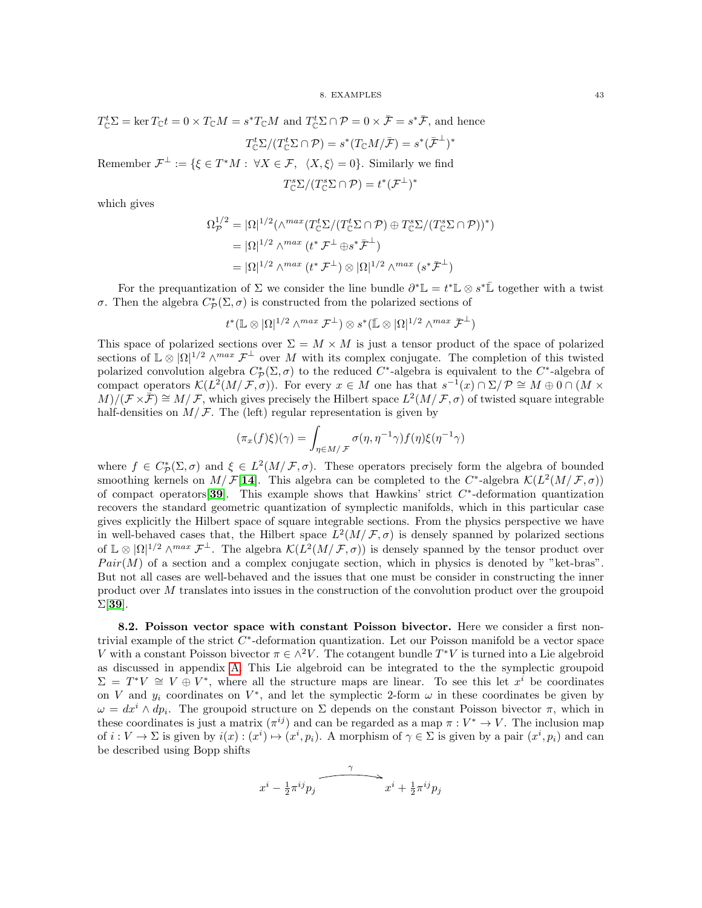$T^t_{\mathbb{C}}\Sigma = \ker T_{\mathbb{C}}t = 0 \times T_{\mathbb{C}}M = s^*T_{\mathbb{C}}M$ and $T^t_{\mathbb{C}}\Sigma \cap \mathcal{P} = 0 \times \bar{\mathcal{F}} = s^*\bar{\mathcal{F}}$, and hence

$$T^t_{\mathbb{C}}\Sigma/(T^t_{\mathbb{C}}\Sigma \cap \mathcal{P}) = s^*(T_{\mathbb{C}}M/\bar{\mathcal{F}}) = s^*(\bar{\mathcal{F}}^{\perp})^*$$

Remember $\mathcal{F}^{\perp} := \{\xi \in T^*M : \ \forall X \in \mathcal{F}, \ \langle X, \xi \rangle = 0\}$. Similarly we find

$$T^s_{\mathbb{C}}\Sigma/(T^s_{\mathbb{C}}\Sigma \cap \mathcal{P}) = t^*(\mathcal{F}^{\perp})^*$$

which gives

$$\begin{aligned}
\Omega^{1/2}_{\mathcal{P}} &= |\Omega|^{1/2}(\wedge^{max}(T^t_{\mathbb{C}}\Sigma/(T^t_{\mathbb{C}}\Sigma \cap \mathcal{P}) \oplus T^s_{\mathbb{C}}\Sigma/(T^s_{\mathbb{C}}\Sigma \cap \mathcal{P}))^*) \\
&= |\Omega|^{1/2} \wedge^{max} (t^* \mathcal{F}^{\perp} \oplus s^* \bar{\mathcal{F}}^{\perp}) \\
&= |\Omega|^{1/2} \wedge^{max} (t^* \mathcal{F}^{\perp}) \otimes |\Omega|^{1/2} \wedge^{max} (s^* \bar{\mathcal{F}}^{\perp})
\end{aligned}$$

For the prequantization of $\Sigma$ we consider the line bundle $\partial^*\mathbb{L} = t^*\mathbb{L} \otimes s^*\bar{\mathbb{L}}$ together with a twist $\sigma$. Then the algebra $C^*_{\mathcal{P}}(\Sigma, \sigma)$ is constructed from the polarized sections of

$$t^*(\mathbb{L} \otimes |\Omega|^{1/2} \wedge^{max} \mathcal{F}^{\perp}) \otimes s^*(\bar{\mathbb{L}} \otimes |\Omega|^{1/2} \wedge^{max} \bar{\mathcal{F}}^{\perp})$$

This space of polarized sections over $\Sigma = M \times M$ is just a tensor product of the space of polarized sections of $\mathbb{L} \otimes |\Omega|^{1/2} \wedge^{max} \mathcal{F}^{\perp}$ over $M$ with its complex conjugate. The completion of this twisted polarized convolution algebra $C^*_{\mathcal{P}}(\Sigma, \sigma)$ to the reduced $C^*$-algebra is equivalent to the $C^*$-algebra of compact operators $\mathcal{K}(L^2(M/\mathcal{F}, \sigma))$. For every $x \in M$ one has that $s^{-1}(x) \cap \Sigma/\mathcal{P} \cong M \oplus 0 \cap (M \times M)/(\mathcal{F} \times \bar{\mathcal{F}}) \cong M/\mathcal{F}$, which gives precisely the Hilbert space $L^2(M/\mathcal{F}, \sigma)$ of twisted square integrable half-densities on $M/\mathcal{F}$. The (left) regular representation is given by

$$(\pi_x(f)\xi)(\gamma) = \int_{\eta \in M/\mathcal{F}} \sigma(\eta, \eta^{-1}\gamma) f(\eta) \xi(\eta^{-1}\gamma)$$

where $f \in C^*_{\mathcal{P}}(\Sigma, \sigma)$ and $\xi \in L^2(M/\mathcal{F}, \sigma)$. These operators precisely form the algebra of bounded smoothing kernels on $M/\mathcal{F}$[**14**]. This algebra can be completed to the $C^*$-algebra $\mathcal{K}(L^2(M/\mathcal{F}, \sigma))$ of compact operators[**39**]. This example shows that Hawkins' strict $C^*$-deformation quantization recovers the standard geometric quantization of symplectic manifolds, which in this particular case gives explicitly the Hilbert space of square integrable sections. From the physics perspective we have in well-behaved cases that, the Hilbert space $L^2(M/\mathcal{F}, \sigma)$ is densely spanned by polarized sections of $\mathbb{L} \otimes |\Omega|^{1/2} \wedge^{max} \mathcal{F}^{\perp}$. The algebra $\mathcal{K}(L^2(M/\mathcal{F}, \sigma))$ is densely spanned by the tensor product over $Pair(M)$ of a section and a complex conjugate section, which in physics is denoted by "ket-bras". But not all cases are well-behaved and the issues that one must be consider in constructing the inner product over $M$ translates into issues in the construction of the convolution product over the groupoid $\Sigma$[**39**].

**8.2. Poisson vector space with constant Poisson bivector.** Here we consider a first non-trivial example of the strict $C^*$-deformation quantization. Let our Poisson manifold be a vector space $V$ with a constant Poisson bivector $\pi \in \wedge^2 V$. The cotangent bundle $T^*V$ is turned into a Lie algebroid as discussed in appendix A. This Lie algebroid can be integrated to the the symplectic groupoid $\Sigma = T^*V \cong V \oplus V^*$, where all the structure maps are linear. To see this let $x^i$ be coordinates on $V$ and $y_i$ coordinates on $V^*$, and let the symplectic 2-form $\omega$ in these coordinates be given by $\omega = dx^i \wedge dp_i$. The groupoid structure on $\Sigma$ depends on the constant Poisson bivector $\pi$, which in these coordinates is just a matrix $(\pi^{ij})$ and can be regarded as a map $\pi : V^* \to V$. The inclusion map of $i : V \to \Sigma$ is given by $i(x) : (x^i) \mapsto (x^i, p_i)$. A morphism of $\gamma \in \Sigma$ is given by a pair $(x^i, p_i)$ and can be described using Bopp shifts

$$x^i - \tfrac{1}{2}\pi^{ij}p_j \xrightarrow{\quad \gamma \quad} x^i + \tfrac{1}{2}\pi^{ij}p_j$$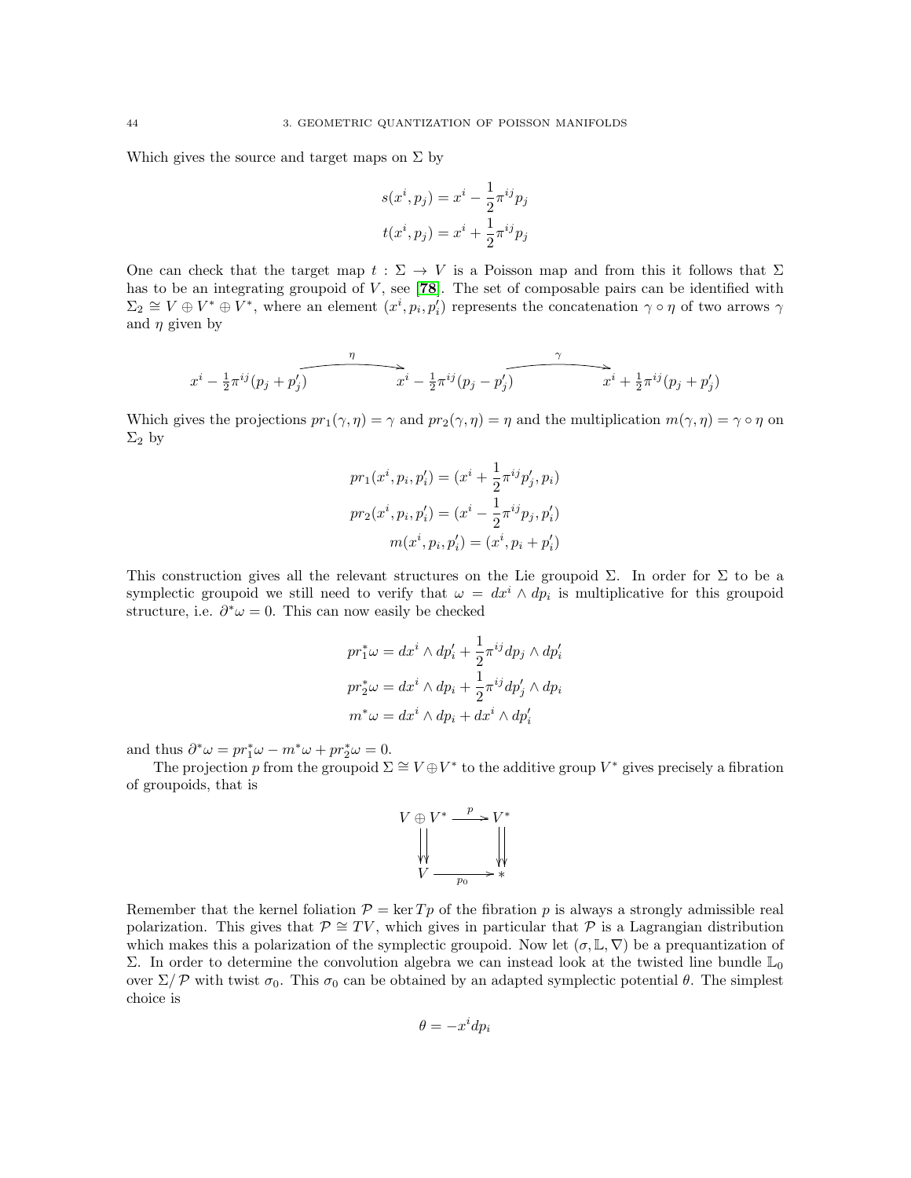Which gives the source and target maps on $\Sigma$ by

$$
\begin{aligned}
s(x^i, p_j) &= x^i - \frac{1}{2}\pi^{ij}p_j \\
t(x^i, p_j) &= x^i + \frac{1}{2}\pi^{ij}p_j
\end{aligned}
$$

One can check that the target map $t : \Sigma \to V$ is a Poisson map and from this it follows that $\Sigma$ has to be an integrating groupoid of $V$, see [**78**]. The set of composable pairs can be identified with $\Sigma_2 \cong V \oplus V^* \oplus V^*$, where an element $(x^i, p_i, p_i')$ represents the concatenation $\gamma \circ \eta$ of two arrows $\gamma$ and $\eta$ given by

$$
x^i - \tfrac{1}{2}\pi^{ij}(p_j + p_j') \xrightarrow{\quad\eta\quad} x^i - \tfrac{1}{2}\pi^{ij}(p_j - p_j') \xrightarrow{\quad\gamma\quad} x^i + \tfrac{1}{2}\pi^{ij}(p_j + p_j')
$$

Which gives the projections $pr_1(\gamma, \eta) = \gamma$ and $pr_2(\gamma, \eta) = \eta$ and the multiplication $m(\gamma, \eta) = \gamma \circ \eta$ on $\Sigma_2$ by

$$
\begin{aligned}
pr_1(x^i, p_i, p_i') &= (x^i + \frac{1}{2}\pi^{ij}p_j', p_i) \\
pr_2(x^i, p_i, p_i') &= (x^i - \frac{1}{2}\pi^{ij}p_j, p_i') \\
m(x^i, p_i, p_i') &= (x^i, p_i + p_i')
\end{aligned}
$$

This construction gives all the relevant structures on the Lie groupoid $\Sigma$. In order for $\Sigma$ to be a symplectic groupoid we still need to verify that $\omega = dx^i \wedge dp_i$ is multiplicative for this groupoid structure, i.e. $\partial^*\omega = 0$. This can now easily be checked

$$
\begin{aligned}
pr_1^*\omega &= dx^i \wedge dp_i' + \frac{1}{2}\pi^{ij}dp_j \wedge dp_i' \\
pr_2^*\omega &= dx^i \wedge dp_i + \frac{1}{2}\pi^{ij}dp_j' \wedge dp_i \\
m^*\omega &= dx^i \wedge dp_i + dx^i \wedge dp_i'
\end{aligned}
$$

and thus $\partial^*\omega = pr_1^*\omega - m^*\omega + pr_2^*\omega = 0$.

The projection $p$ from the groupoid $\Sigma \cong V \oplus V^*$ to the additive group $V^*$ gives precisely a fibration of groupoids, that is

$$
\begin{array}{ccc}
V \oplus V^* & \xrightarrow{\ p\ } & V^* \\
\downdownarrows & & \downdownarrows \\
V & \xrightarrow[p_0]{} & *
\end{array}
$$

Remember that the kernel foliation $\mathcal{P} = \ker Tp$ of the fibration $p$ is always a strongly admissible real polarization. This gives that $\mathcal{P} \cong TV$, which gives in particular that $\mathcal{P}$ is a Lagrangian distribution which makes this a polarization of the symplectic groupoid. Now let $(\sigma, \mathbb{L}, \nabla)$ be a prequantization of $\Sigma$. In order to determine the convolution algebra we can instead look at the twisted line bundle $\mathbb{L}_0$ over $\Sigma/\mathcal{P}$ with twist $\sigma_0$. This $\sigma_0$ can be obtained by an adapted symplectic potential $\theta$. The simplest choice is

$$
\theta = -x^i dp_i
$$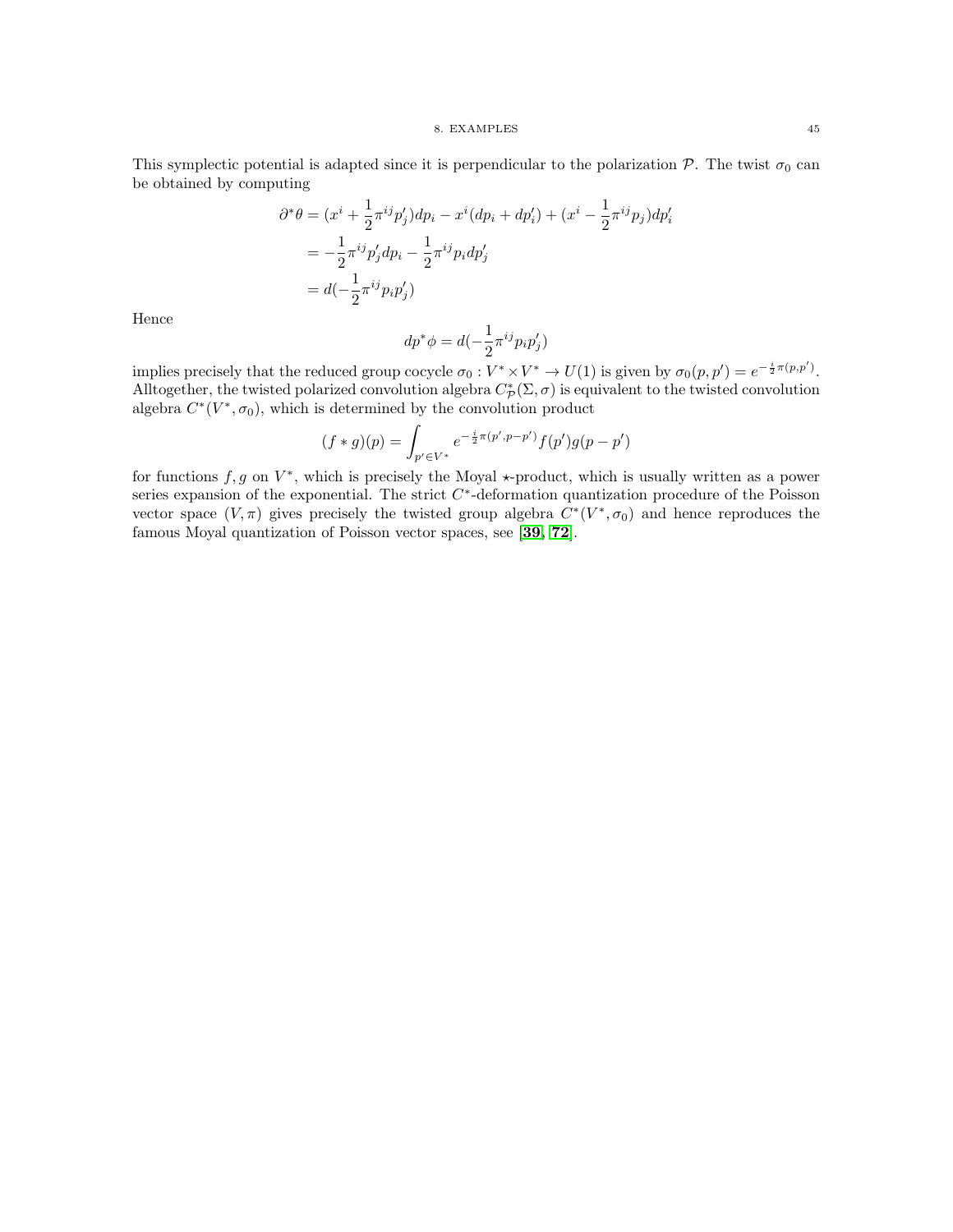This symplectic potential is adapted since it is perpendicular to the polarization $\mathcal{P}$. The twist $\sigma_0$ can be obtained by computing

$$
\begin{aligned}
\partial^*\theta &= (x^i + \frac{1}{2}\pi^{ij}p'_j)dp_i - x^i(dp_i + dp'_i) + (x^i - \frac{1}{2}\pi^{ij}p_j)dp'_i \\
&= -\frac{1}{2}\pi^{ij}p'_j dp_i - \frac{1}{2}\pi^{ij}p_i dp'_j \\
&= d(-\frac{1}{2}\pi^{ij}p_i p'_j)
\end{aligned}
$$

Hence

$$
dp^*\phi = d(-\frac{1}{2}\pi^{ij}p_i p'_j)
$$

implies precisely that the reduced group cocycle $\sigma_0 : V^* \times V^* \to U(1)$ is given by $\sigma_0(p,p') = e^{-\frac{i}{2}\pi(p,p')}$. Alltogether, the twisted polarized convolution algebra $C^*_{\mathcal{P}}(\Sigma, \sigma)$ is equivalent to the twisted convolution algebra $C^*(V^*, \sigma_0)$, which is determined by the convolution product

$$
(f * g)(p) = \int_{p' \in V^*} e^{-\frac{i}{2}\pi(p', p-p')} f(p') g(p - p')
$$

for functions $f, g$ on $V^*$, which is precisely the Moyal $\star$-product, which is usually written as a power series expansion of the exponential. The strict $C^*$-deformation quantization procedure of the Poisson vector space $(V, \pi)$ gives precisely the twisted group algebra $C^*(V^*, \sigma_0)$ and hence reproduces the famous Moyal quantization of Poisson vector spaces, see [**39**, **72**].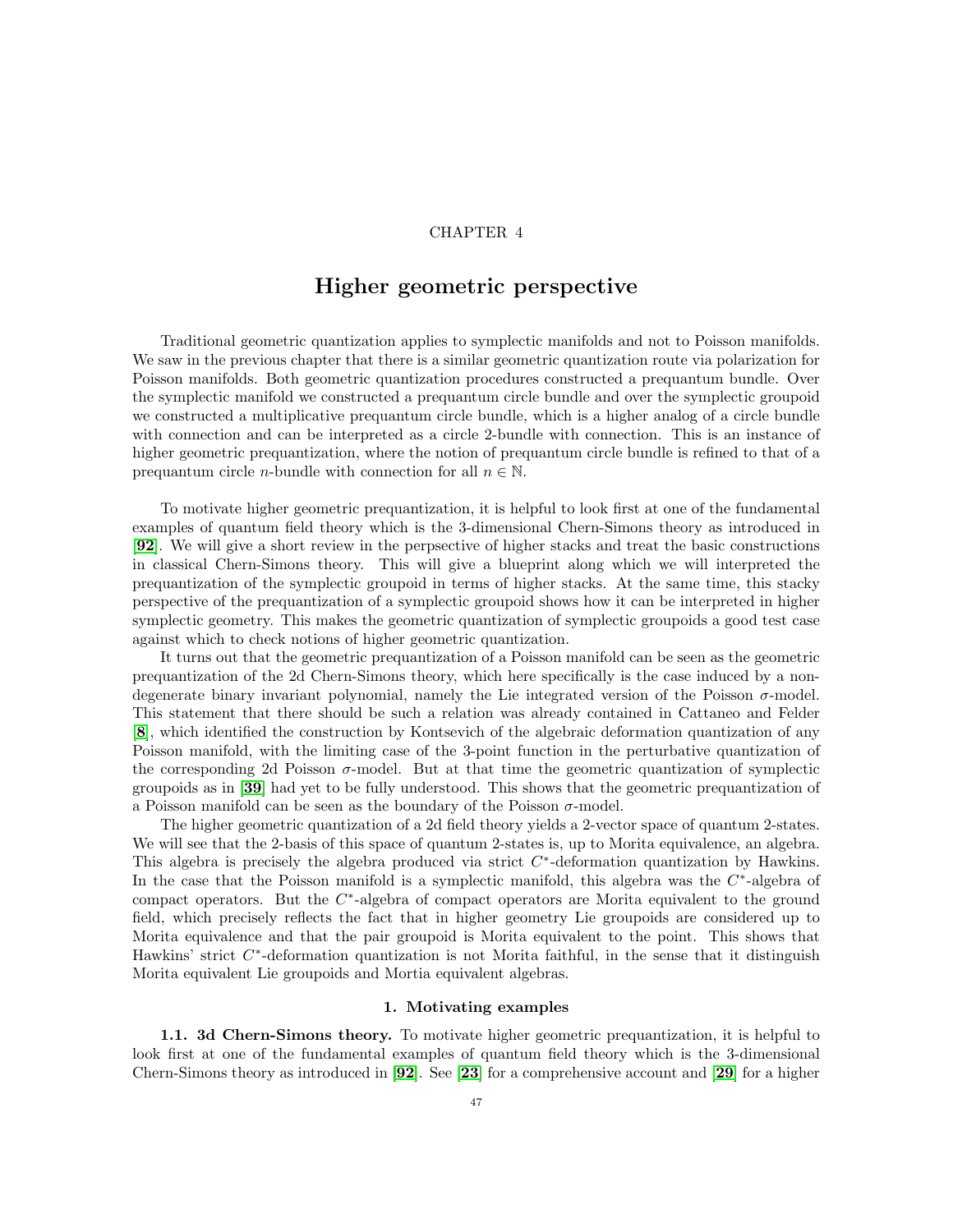CHAPTER 4

# Higher geometric perspective

Traditional geometric quantization applies to symplectic manifolds and not to Poisson manifolds. We saw in the previous chapter that there is a similar geometric quantization route via polarization for Poisson manifolds. Both geometric quantization procedures constructed a prequantum bundle. Over the symplectic manifold we constructed a prequantum circle bundle and over the symplectic groupoid we constructed a multiplicative prequantum circle bundle, which is a higher analog of a circle bundle with connection and can be interpreted as a circle 2-bundle with connection. This is an instance of higher geometric prequantization, where the notion of prequantum circle bundle is refined to that of a prequantum circle $n$-bundle with connection for all $n \in \mathbb{N}$.

To motivate higher geometric prequantization, it is helpful to look first at one of the fundamental examples of quantum field theory which is the 3-dimensional Chern-Simons theory as introduced in [**92**]. We will give a short review in the perpsective of higher stacks and treat the basic constructions in classical Chern-Simons theory. This will give a blueprint along which we will interpreted the prequantization of the symplectic groupoid in terms of higher stacks. At the same time, this stacky perspective of the prequantization of a symplectic groupoid shows how it can be interpreted in higher symplectic geometry. This makes the geometric quantization of symplectic groupoids a good test case against which to check notions of higher geometric quantization.

It turns out that the geometric prequantization of a Poisson manifold can be seen as the geometric prequantization of the 2d Chern-Simons theory, which here specifically is the case induced by a non-degenerate binary invariant polynomial, namely the Lie integrated version of the Poisson $\sigma$-model. This statement that there should be such a relation was already contained in Cattaneo and Felder [**8**], which identified the construction by Kontsevich of the algebraic deformation quantization of any Poisson manifold, with the limiting case of the 3-point function in the perturbative quantization of the corresponding 2d Poisson $\sigma$-model. But at that time the geometric quantization of symplectic groupoids as in [**39**] had yet to be fully understood. This shows that the geometric prequantization of a Poisson manifold can be seen as the boundary of the Poisson $\sigma$-model.

The higher geometric quantization of a 2d field theory yields a 2-vector space of quantum 2-states. We will see that the 2-basis of this space of quantum 2-states is, up to Morita equivalence, an algebra. This algebra is precisely the algebra produced via strict $C^*$-deformation quantization by Hawkins. In the case that the Poisson manifold is a symplectic manifold, this algebra was the $C^*$-algebra of compact operators. But the $C^*$-algebra of compact operators are Morita equivalent to the ground field, which precisely reflects the fact that in higher geometry Lie groupoids are considered up to Morita equivalence and that the pair groupoid is Morita equivalent to the point. This shows that Hawkins' strict $C^*$-deformation quantization is not Morita faithful, in the sense that it distinguish Morita equivalent Lie groupoids and Mortia equivalent algebras.

## 1. Motivating examples

**1.1. 3d Chern-Simons theory.** To motivate higher geometric prequantization, it is helpful to look first at one of the fundamental examples of quantum field theory which is the 3-dimensional Chern-Simons theory as introduced in [**92**]. See [**23**] for a comprehensive account and [**29**] for a higher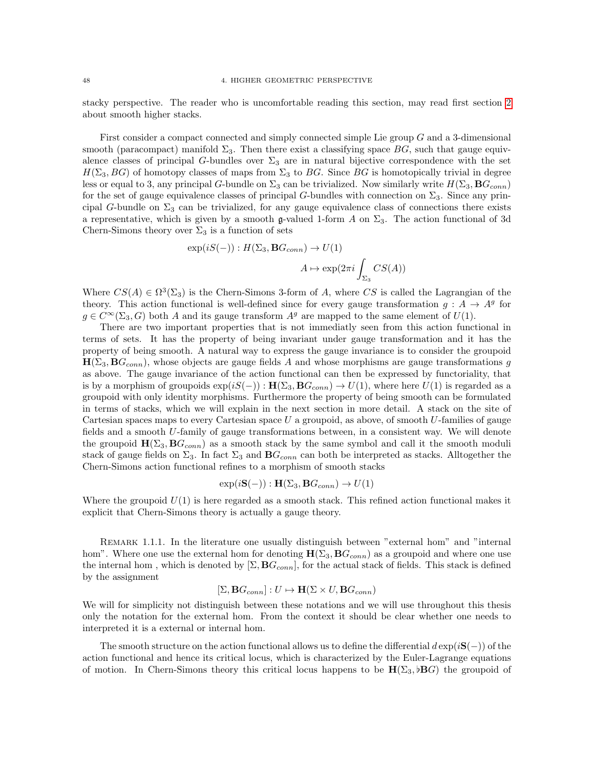stacky perspective. The reader who is uncomfortable reading this section, may read first section 2 about smooth higher stacks.

First consider a compact connected and simply connected simple Lie group $G$ and a 3-dimensional smooth (paracompact) manifold $\Sigma_3$. Then there exist a classifying space $BG$, such that gauge equivalence classes of principal $G$-bundles over $\Sigma_3$ are in natural bijective correspondence with the set $H(\Sigma_3, BG)$ of homotopy classes of maps from $\Sigma_3$ to $BG$. Since $BG$ is homotopically trivial in degree less or equal to 3, any principal $G$-bundle on $\Sigma_3$ can be trivialized. Now similarly write $H(\Sigma_3, \mathbf{B}G_{conn})$ for the set of gauge equivalence classes of principal $G$-bundles with connection on $\Sigma_3$. Since any principal $G$-bundle on $\Sigma_3$ can be trivialized, for any gauge equivalence class of connections there exists a representative, which is given by a smooth $\mathfrak{g}$-valued 1-form $A$ on $\Sigma_3$. The action functional of 3d Chern-Simons theory over $\Sigma_3$ is a function of sets

$$\exp(iS(-)) : H(\Sigma_3, \mathbf{B}G_{conn}) \to U(1)$$
$$A \mapsto \exp(2\pi i \int_{\Sigma_3} CS(A))$$

Where $CS(A) \in \Omega^3(\Sigma_3)$ is the Chern-Simons 3-form of $A$, where $CS$ is called the Lagrangian of the theory. This action functional is well-defined since for every gauge transformation $g : A \to A^g$ for $g \in C^\infty(\Sigma_3, G)$ both $A$ and its gauge transform $A^g$ are mapped to the same element of $U(1)$.

There are two important properties that is not immediatly seen from this action functional in terms of sets. It has the property of being invariant under gauge transformation and it has the property of being smooth. A natural way to express the gauge invariance is to consider the groupoid $\mathbf{H}(\Sigma_3, \mathbf{B}G_{conn})$, whose objects are gauge fields $A$ and whose morphisms are gauge transformations $g$ as above. The gauge invariance of the action functional can then be expressed by functoriality, that is by a morphism of groupoids $\exp(iS(-)) : \mathbf{H}(\Sigma_3, \mathbf{B}G_{conn}) \to U(1)$, where here $U(1)$ is regarded as a groupoid with only identity morphisms. Furthermore the property of being smooth can be formulated in terms of stacks, which we will explain in the next section in more detail. A stack on the site of Cartesian spaces maps to every Cartesian space $U$ a groupoid, as above, of smooth $U$-families of gauge fields and a smooth $U$-family of gauge transformations between, in a consistent way. We will denote the groupoid $\mathbf{H}(\Sigma_3, \mathbf{B}G_{conn})$ as a smooth stack by the same symbol and call it the smooth moduli stack of gauge fields on $\Sigma_3$. In fact $\Sigma_3$ and $\mathbf{B}G_{conn}$ can both be interpreted as stacks. Alltogether the Chern-Simons action functional refines to a morphism of smooth stacks

$$\exp(i\mathbf{S}(-)) : \mathbf{H}(\Sigma_3, \mathbf{B}G_{conn}) \to U(1)$$

Where the groupoid $U(1)$ is here regarded as a smooth stack. This refined action functional makes it explicit that Chern-Simons theory is actually a gauge theory.

Remark 1.1.1. In the literature one usually distinguish between "external hom" and "internal hom". Where one use the external hom for denoting $\mathbf{H}(\Sigma_3, \mathbf{B}G_{conn})$ as a groupoid and where one use the internal hom , which is denoted by $[\Sigma, \mathbf{B}G_{conn}]$, for the actual stack of fields. This stack is defined by the assignment

$$[\Sigma, \mathbf{B}G_{conn}] : U \mapsto \mathbf{H}(\Sigma \times U, \mathbf{B}G_{conn})$$

We will for simplicity not distinguish between these notations and we will use throughout this thesis only the notation for the external hom. From the context it should be clear whether one needs to interpreted it is a external or internal hom.

The smooth structure on the action functional allows us to define the differential $d\exp(i\mathbf{S}(-))$ of the action functional and hence its critical locus, which is characterized by the Euler-Lagrange equations of motion. In Chern-Simons theory this critical locus happens to be $\mathbf{H}(\Sigma_3, \flat\mathbf{B}G)$ the groupoid of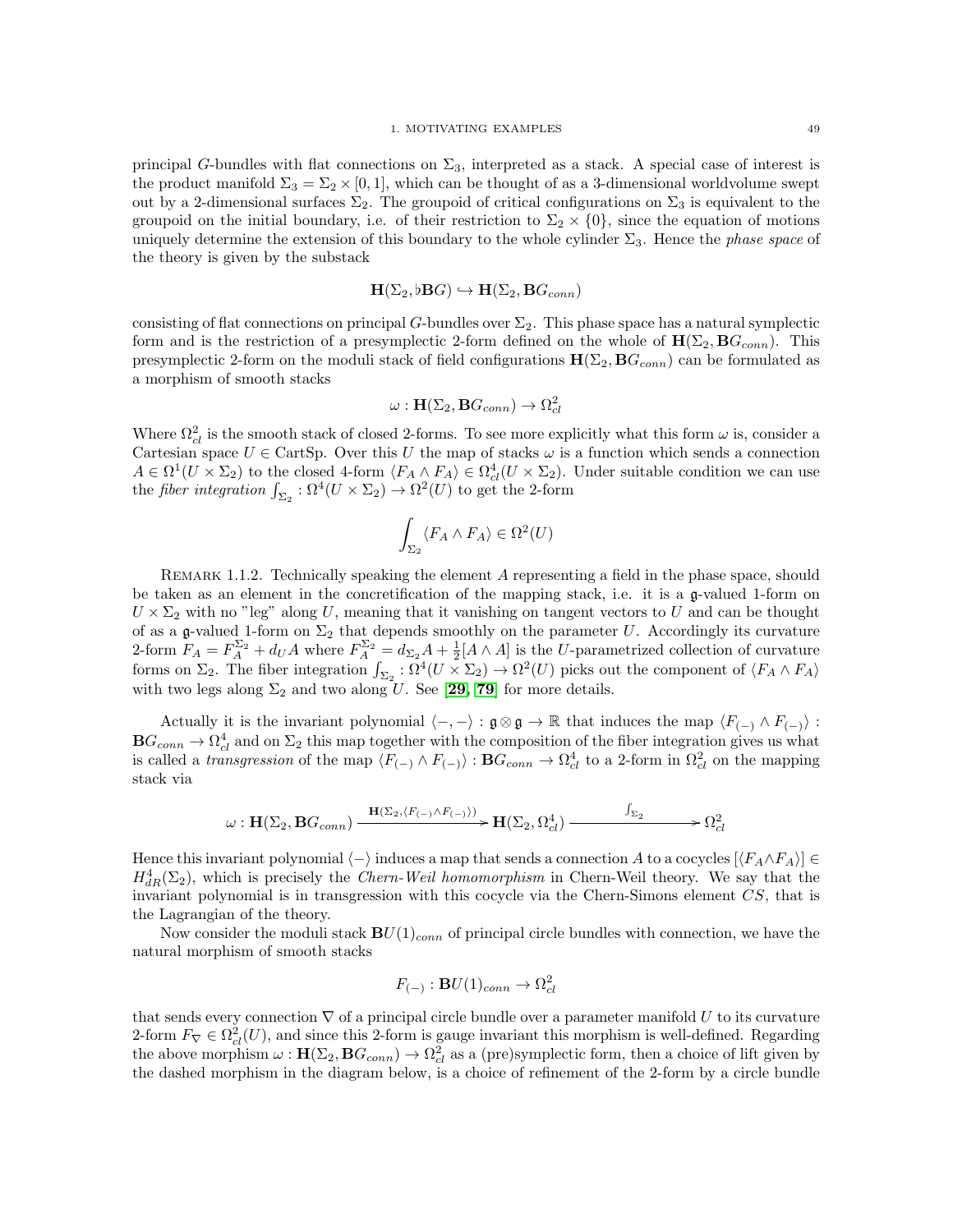principal $G$-bundles with flat connections on $\Sigma_3$, interpreted as a stack. A special case of interest is the product manifold $\Sigma_3 = \Sigma_2 \times [0,1]$, which can be thought of as a 3-dimensional worldvolume swept out by a 2-dimensional surfaces $\Sigma_2$. The groupoid of critical configurations on $\Sigma_3$ is equivalent to the groupoid on the initial boundary, i.e. of their restriction to $\Sigma_2 \times \{0\}$, since the equation of motions uniquely determine the extension of this boundary to the whole cylinder $\Sigma_3$. Hence the *phase space* of the theory is given by the substack

$$\mathbf{H}(\Sigma_2, \flat \mathbf{B}G) \hookrightarrow \mathbf{H}(\Sigma_2, \mathbf{B}G_{conn})$$

consisting of flat connections on principal $G$-bundles over $\Sigma_2$. This phase space has a natural symplectic form and is the restriction of a presymplectic 2-form defined on the whole of $\mathbf{H}(\Sigma_2, \mathbf{B}G_{conn})$. This presymplectic 2-form on the moduli stack of field configurations $\mathbf{H}(\Sigma_2, \mathbf{B}G_{conn})$ can be formulated as a morphism of smooth stacks

$$\omega : \mathbf{H}(\Sigma_2, \mathbf{B}G_{conn}) \to \Omega^2_{cl}$$

Where $\Omega^2_{cl}$ is the smooth stack of closed 2-forms. To see more explicitly what this form $\omega$ is, consider a Cartesian space $U \in \mathrm{CartSp}$. Over this $U$ the map of stacks $\omega$ is a function which sends a connection $A \in \Omega^1(U \times \Sigma_2)$ to the closed 4-form $\langle F_A \wedge F_A \rangle \in \Omega^4_{cl}(U \times \Sigma_2)$. Under suitable condition we can use the *fiber integration* $\int_{\Sigma_2} : \Omega^4(U \times \Sigma_2) \to \Omega^2(U)$ to get the 2-form

$$\int_{\Sigma_2} \langle F_A \wedge F_A \rangle \in \Omega^2(U)$$

REMARK 1.1.2. Technically speaking the element $A$ representing a field in the phase space, should be taken as an element in the concretification of the mapping stack, i.e. it is a $\mathfrak{g}$-valued 1-form on $U \times \Sigma_2$ with no "leg" along $U$, meaning that it vanishing on tangent vectors to $U$ and can be thought of as a $\mathfrak{g}$-valued 1-form on $\Sigma_2$ that depends smoothly on the parameter $U$. Accordingly its curvature 2-form $F_A = F_A^{\Sigma_2} + d_U A$ where $F_A^{\Sigma_2} = d_{\Sigma_2} A + \frac{1}{2}[A \wedge A]$ is the $U$-parametrized collection of curvature forms on $\Sigma_2$. The fiber integration $\int_{\Sigma_2} : \Omega^4(U \times \Sigma_2) \to \Omega^2(U)$ picks out the component of $\langle F_A \wedge F_A \rangle$ with two legs along $\Sigma_2$ and two along $U$. See **[29, 79]** for more details.

Actually it is the invariant polynomial $\langle -, - \rangle : \mathfrak{g} \otimes \mathfrak{g} \to \mathbb{R}$ that induces the map $\langle F_{(-)} \wedge F_{(-)} \rangle : \mathbf{B}G_{conn} \to \Omega^4_{cl}$ and on $\Sigma_2$ this map together with the composition of the fiber integration gives us what is called a *transgression* of the map $\langle F_{(-)} \wedge F_{(-)} \rangle : \mathbf{B}G_{conn} \to \Omega^4_{cl}$ to a 2-form in $\Omega^2_{cl}$ on the mapping stack via

$$\omega : \mathbf{H}(\Sigma_2, \mathbf{B}G_{conn}) \xrightarrow{\mathbf{H}(\Sigma_2, \langle F_{(-)} \wedge F_{(-)} \rangle)} \mathbf{H}(\Sigma_2, \Omega^4_{cl}) \xrightarrow{\int_{\Sigma_2}} \Omega^2_{cl}$$

Hence this invariant polynomial $\langle - \rangle$ induces a map that sends a connection $A$ to a cocycles $[\langle F_A \wedge F_A \rangle] \in H^4_{dR}(\Sigma_2)$, which is precisely the *Chern-Weil homomorphism* in Chern-Weil theory. We say that the invariant polynomial is in transgression with this cocycle via the Chern-Simons element $CS$, that is the Lagrangian of the theory.

Now consider the moduli stack $\mathbf{B}U(1)_{conn}$ of principal circle bundles with connection, we have the natural morphism of smooth stacks

$$F_{(-)} : \mathbf{B}U(1)_{conn} \to \Omega^2_{cl}$$

that sends every connection $\nabla$ of a principal circle bundle over a parameter manifold $U$ to its curvature 2-form $F_\nabla \in \Omega^2_{cl}(U)$, and since this 2-form is gauge invariant this morphism is well-defined. Regarding the above morphism $\omega : \mathbf{H}(\Sigma_2, \mathbf{B}G_{conn}) \to \Omega^2_{cl}$ as a (pre)symplectic form, then a choice of lift given by the dashed morphism in the diagram below, is a choice of refinement of the 2-form by a circle bundle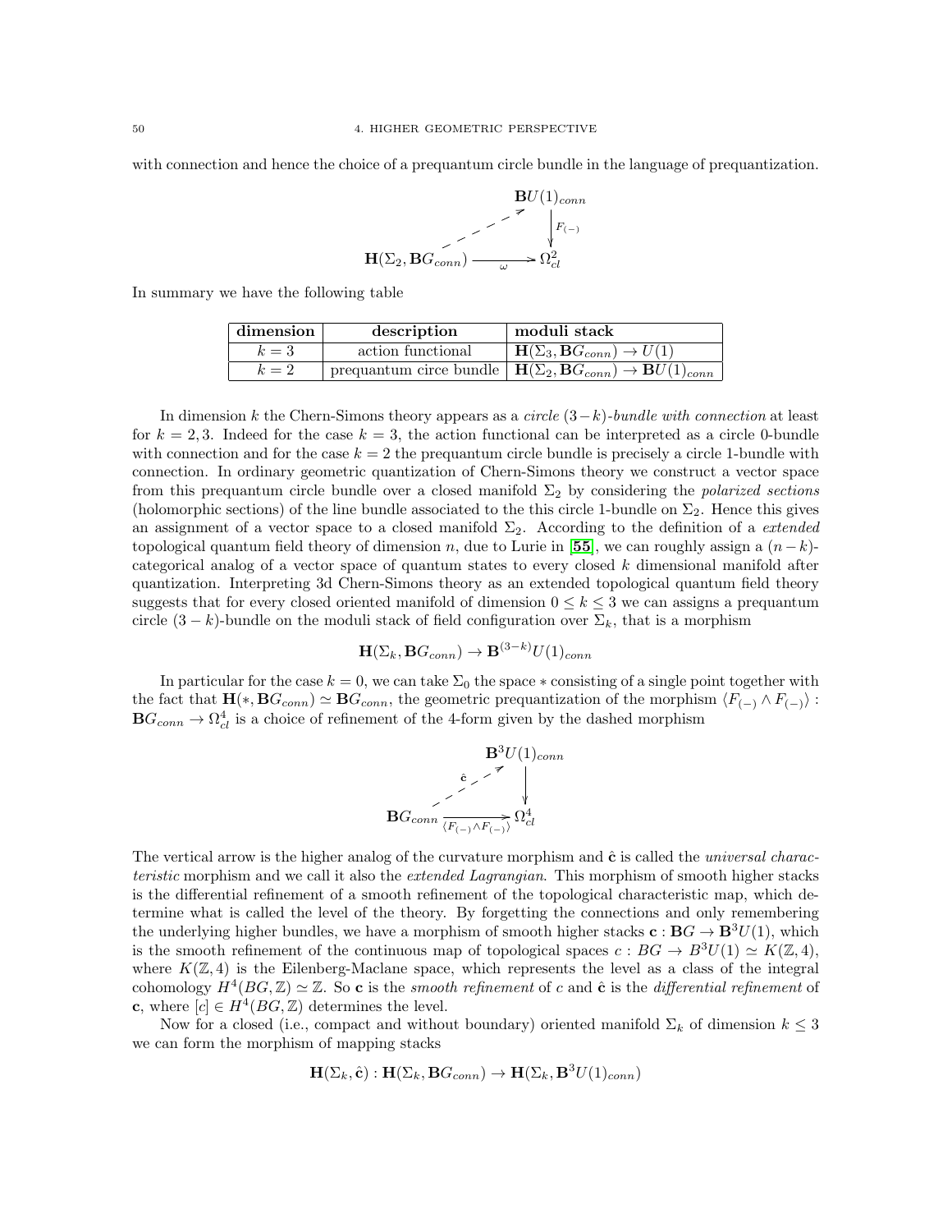with connection and hence the choice of a prequantum circle bundle in the language of prequantization.

$$
\begin{array}{ccc}
 & & \mathbf{B}U(1)_{conn} \\
 & \nearrow & \downarrow F_{(-)} \\
\mathbf{H}(\Sigma_2, \mathbf{B}G_{conn}) & \xrightarrow[\omega]{} & \Omega^2_{cl}
\end{array}
$$

In summary we have the following table

| dimension | description | moduli stack |
|---|---|---|
| $k=3$ | action functional | $\mathbf{H}(\Sigma_3, \mathbf{B}G_{conn}) \to U(1)$ |
| $k=2$ | prequantum circe bundle | $\mathbf{H}(\Sigma_2, \mathbf{B}G_{conn}) \to \mathbf{B}U(1)_{conn}$ |

In dimension $k$ the Chern-Simons theory appears as a *circle* $(3-k)$*-bundle with connection* at least for $k=2,3$. Indeed for the case $k=3$, the action functional can be interpreted as a circle 0-bundle with connection and for the case $k=2$ the prequantum circle bundle is precisely a circle 1-bundle with connection. In ordinary geometric quantization of Chern-Simons theory we construct a vector space from this prequantum circle bundle over a closed manifold $\Sigma_2$ by considering the *polarized sections* (holomorphic sections) of the line bundle associated to the this circle 1-bundle on $\Sigma_2$. Hence this gives an assignment of a vector space to a closed manifold $\Sigma_2$. According to the definition of a *extended* topological quantum field theory of dimension $n$, due to Lurie in [**55**], we can roughly assign a $(n-k)$-categorical analog of a vector space of quantum states to every closed $k$ dimensional manifold after quantization. Interpreting 3d Chern-Simons theory as an extended topological quantum field theory suggests that for every closed oriented manifold of dimension $0 \leq k \leq 3$ we can assigns a prequantum circle $(3-k)$-bundle on the moduli stack of field configuration over $\Sigma_k$, that is a morphism

$$\mathbf{H}(\Sigma_k, \mathbf{B}G_{conn}) \to \mathbf{B}^{(3-k)}U(1)_{conn}$$

In particular for the case $k=0$, we can take $\Sigma_0$ the space $*$ consisting of a single point together with the fact that $\mathbf{H}(*, \mathbf{B}G_{conn}) \simeq \mathbf{B}G_{conn}$, the geometric prequantization of the morphism $\langle F_{(-)} \wedge F_{(-)} \rangle : \mathbf{B}G_{conn} \to \Omega^4_{cl}$ is a choice of refinement of the 4-form given by the dashed morphism

$$
\begin{array}{ccc}
 & & \mathbf{B}^3U(1)_{conn} \\
 & \overset{\hat{\mathbf{c}}}{\nearrow} & \downarrow \\
\mathbf{B}G_{conn} & \xrightarrow[\langle F_{(-)} \wedge F_{(-)} \rangle]{} & \Omega^4_{cl}
\end{array}
$$

The vertical arrow is the higher analog of the curvature morphism and $\hat{\mathbf{c}}$ is called the *universal characteristic* morphism and we call it also the *extended Lagrangian*. This morphism of smooth higher stacks is the differential refinement of a smooth refinement of the topological characteristic map, which determine what is called the level of the theory. By forgetting the connections and only remembering the underlying higher bundles, we have a morphism of smooth higher stacks $\mathbf{c} : \mathbf{B}G \to \mathbf{B}^3U(1)$, which is the smooth refinement of the continuous map of topological spaces $c : BG \to B^3U(1) \simeq K(\mathbb{Z}, 4)$, where $K(\mathbb{Z}, 4)$ is the Eilenberg-Maclane space, which represents the level as a class of the integral cohomology $H^4(BG, \mathbb{Z}) \simeq \mathbb{Z}$. So $\mathbf{c}$ is the *smooth refinement* of $c$ and $\hat{\mathbf{c}}$ is the *differential refinement* of $\mathbf{c}$, where $[c] \in H^4(BG, \mathbb{Z})$ determines the level.

Now for a closed (i.e., compact and without boundary) oriented manifold $\Sigma_k$ of dimension $k \leq 3$ we can form the morphism of mapping stacks

$$\mathbf{H}(\Sigma_k, \hat{\mathbf{c}}) : \mathbf{H}(\Sigma_k, \mathbf{B}G_{conn}) \to \mathbf{H}(\Sigma_k, \mathbf{B}^3U(1)_{conn})$$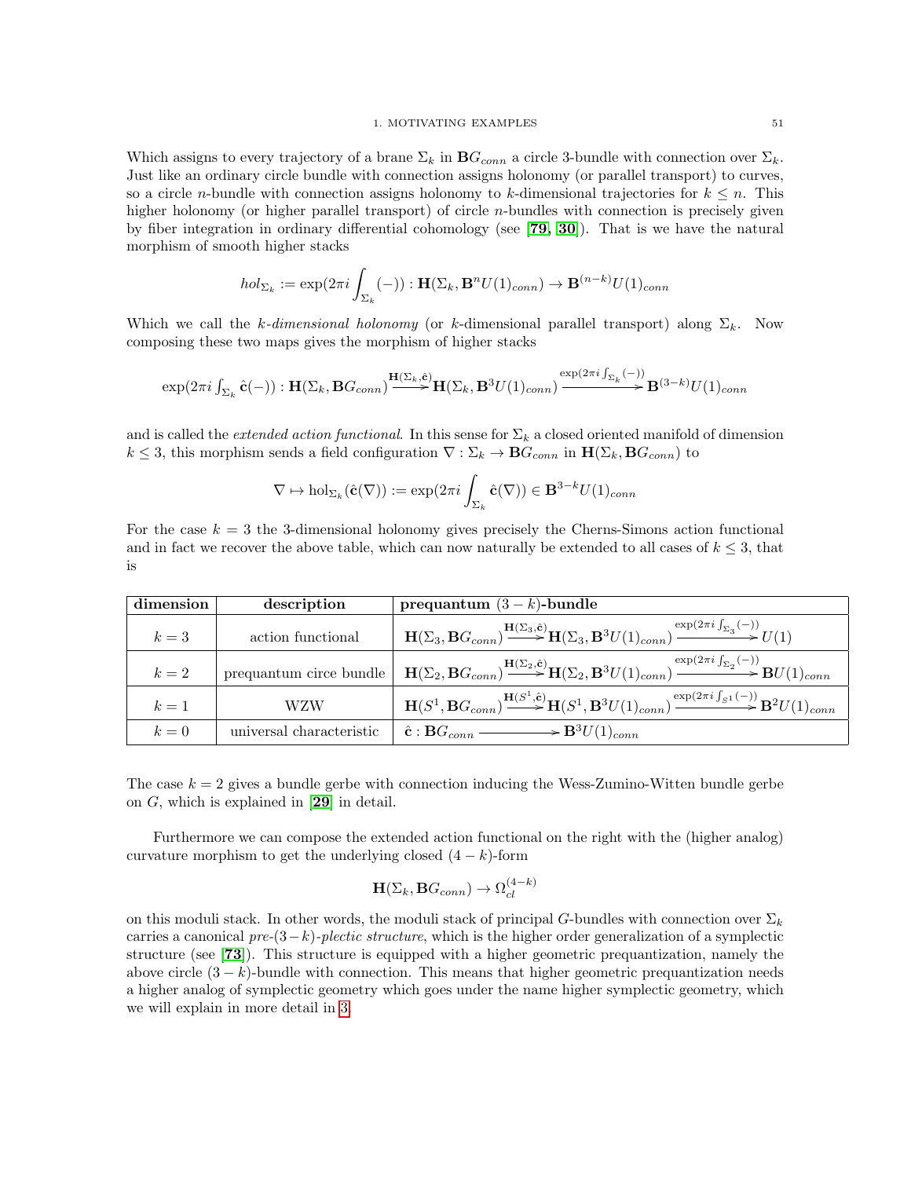Which assigns to every trajectory of a brane $\Sigma_k$ in $\mathbf{B}G_{conn}$ a circle 3-bundle with connection over $\Sigma_k$. Just like an ordinary circle bundle with connection assigns holonomy (or parallel transport) to curves, so a circle $n$-bundle with connection assigns holonomy to $k$-dimensional trajectories for $k \leq n$. This higher holonomy (or higher parallel transport) of circle $n$-bundles with connection is precisely given by fiber integration in ordinary differential cohomology (see [**79**, **30**]). That is we have the natural morphism of smooth higher stacks

$$hol_{\Sigma_k} := \exp(2\pi i \int_{\Sigma_k} (-)) : \mathbf{H}(\Sigma_k, \mathbf{B}^n U(1)_{conn}) \to \mathbf{B}^{(n-k)} U(1)_{conn}$$

Which we call the *k-dimensional holonomy* (or $k$-dimensional parallel transport) along $\Sigma_k$. Now composing these two maps gives the morphism of higher stacks

$$\exp(2\pi i \textstyle\int_{\Sigma_k} \hat{\mathbf{c}}(-)) : \mathbf{H}(\Sigma_k, \mathbf{B}G_{conn}) \xrightarrow{\mathbf{H}(\Sigma_k, \hat{\mathbf{c}})} \mathbf{H}(\Sigma_k, \mathbf{B}^3 U(1)_{conn}) \xrightarrow{\exp(2\pi i \int_{\Sigma_k}(-))} \mathbf{B}^{(3-k)} U(1)_{conn}$$

and is called the *extended action functional*. In this sense for $\Sigma_k$ a closed oriented manifold of dimension $k \leq 3$, this morphism sends a field configuration $\nabla : \Sigma_k \to \mathbf{B}G_{conn}$ in $\mathbf{H}(\Sigma_k, \mathbf{B}G_{conn})$ to

$$\nabla \mapsto \mathrm{hol}_{\Sigma_k}(\hat{\mathbf{c}}(\nabla)) := \exp(2\pi i \int_{\Sigma_k} \hat{\mathbf{c}}(\nabla)) \in \mathbf{B}^{3-k} U(1)_{conn}$$

For the case $k = 3$ the 3-dimensional holonomy gives precisely the Cherns-Simons action functional and in fact we recover the above table, which can now naturally be extended to all cases of $k \leq 3$, that is

| **dimension** | **description** | **prequantum $(3-k)$-bundle** |
|---|---|---|
| $k = 3$ | action functional | $\mathbf{H}(\Sigma_3, \mathbf{B}G_{conn}) \xrightarrow{\mathbf{H}(\Sigma_3, \hat{\mathbf{c}})} \mathbf{H}(\Sigma_3, \mathbf{B}^3 U(1)_{conn}) \xrightarrow{\exp(2\pi i \int_{\Sigma_3}(-))} U(1)$ |
| $k = 2$ | prequantum circe bundle | $\mathbf{H}(\Sigma_2, \mathbf{B}G_{conn}) \xrightarrow{\mathbf{H}(\Sigma_2, \hat{\mathbf{c}})} \mathbf{H}(\Sigma_2, \mathbf{B}^3 U(1)_{conn}) \xrightarrow{\exp(2\pi i \int_{\Sigma_2}(-))} \mathbf{B}U(1)_{conn}$ |
| $k = 1$ | WZW | $\mathbf{H}(S^1, \mathbf{B}G_{conn}) \xrightarrow{\mathbf{H}(S^1, \hat{\mathbf{c}})} \mathbf{H}(S^1, \mathbf{B}^3 U(1)_{conn}) \xrightarrow{\exp(2\pi i \int_{S^1}(-))} \mathbf{B}^2 U(1)_{conn}$ |
| $k = 0$ | universal characteristic | $\hat{\mathbf{c}} : \mathbf{B}G_{conn} \longrightarrow \mathbf{B}^3 U(1)_{conn}$ |

The case $k = 2$ gives a bundle gerbe with connection inducing the Wess-Zumino-Witten bundle gerbe on $G$, which is explained in [**29**] in detail.

Furthermore we can compose the extended action functional on the right with the (higher analog) curvature morphism to get the underlying closed $(4-k)$-form

$$\mathbf{H}(\Sigma_k, \mathbf{B}G_{conn}) \to \Omega^{(4-k)}_{cl}$$

on this moduli stack. In other words, the moduli stack of principal $G$-bundles with connection over $\Sigma_k$ carries a canonical *pre-$(3-k)$-plectic structure*, which is the higher order generalization of a symplectic structure (see [**73**]). This structure is equipped with a higher geometric prequantization, namely the above circle $(3-k)$-bundle with connection. This means that higher geometric prequantization needs a higher analog of symplectic geometry which goes under the name higher symplectic geometry, which we will explain in more detail in 3.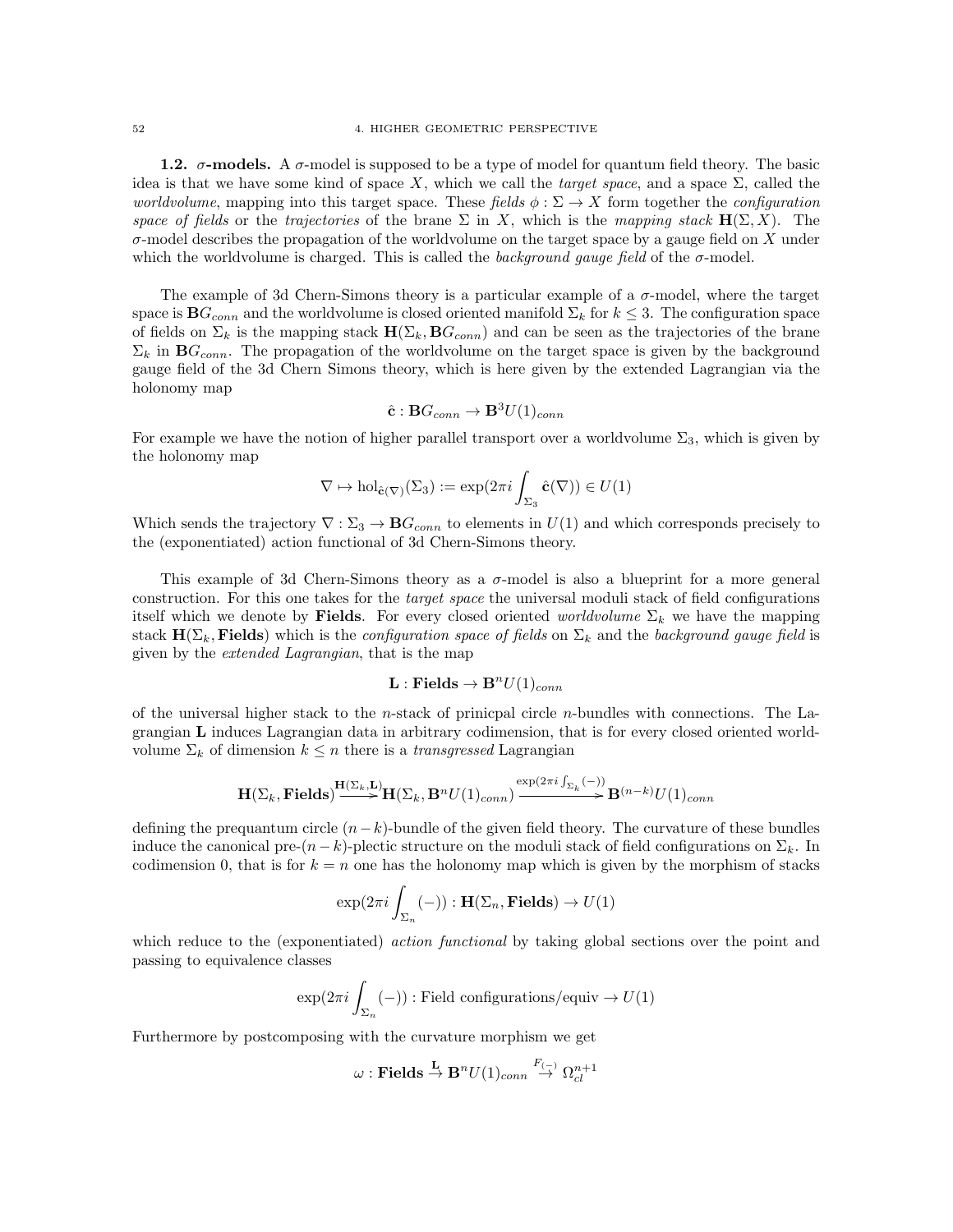**1.2. $\sigma$-models.** A $\sigma$-model is supposed to be a type of model for quantum field theory. The basic idea is that we have some kind of space $X$, which we call the *target space*, and a space $\Sigma$, called the *worldvolume*, mapping into this target space. These *fields* $\phi : \Sigma \to X$ form together the *configuration space of fields* or the *trajectories* of the brane $\Sigma$ in $X$, which is the *mapping stack* $\mathbf{H}(\Sigma, X)$. The $\sigma$-model describes the propagation of the worldvolume on the target space by a gauge field on $X$ under which the worldvolume is charged. This is called the *background gauge field* of the $\sigma$-model.

The example of 3d Chern-Simons theory is a particular example of a $\sigma$-model, where the target space is $\mathbf{B}G_{conn}$ and the worldvolume is closed oriented manifold $\Sigma_k$ for $k \leq 3$. The configuration space of fields on $\Sigma_k$ is the mapping stack $\mathbf{H}(\Sigma_k, \mathbf{B}G_{conn})$ and can be seen as the trajectories of the brane $\Sigma_k$ in $\mathbf{B}G_{conn}$. The propagation of the worldvolume on the target space is given by the background gauge field of the 3d Chern Simons theory, which is here given by the extended Lagrangian via the holonomy map

$$\hat{\mathbf{c}} : \mathbf{B}G_{conn} \to \mathbf{B}^3 U(1)_{conn}$$

For example we have the notion of higher parallel transport over a worldvolume $\Sigma_3$, which is given by the holonomy map

$$\nabla \mapsto \mathrm{hol}_{\hat{\mathbf{c}}(\nabla)}(\Sigma_3) := \exp(2\pi i \int_{\Sigma_3} \hat{\mathbf{c}}(\nabla)) \in U(1)$$

Which sends the trajectory $\nabla : \Sigma_3 \to \mathbf{B}G_{conn}$ to elements in $U(1)$ and which corresponds precisely to the (exponentiated) action functional of 3d Chern-Simons theory.

This example of 3d Chern-Simons theory as a $\sigma$-model is also a blueprint for a more general construction. For this one takes for the *target space* the universal moduli stack of field configurations itself which we denote by $\mathbf{Fields}$. For every closed oriented *worldvolume* $\Sigma_k$ we have the mapping stack $\mathbf{H}(\Sigma_k, \mathbf{Fields})$ which is the *configuration space of fields* on $\Sigma_k$ and the *background gauge field* is given by the *extended Lagrangian*, that is the map

$$\mathbf{L} : \mathbf{Fields} \to \mathbf{B}^n U(1)_{conn}$$

of the universal higher stack to the $n$-stack of prinicpal circle $n$-bundles with connections. The Lagrangian $\mathbf{L}$ induces Lagrangian data in arbitrary codimension, that is for every closed oriented worldvolume $\Sigma_k$ of dimension $k \leq n$ there is a *transgressed* Lagrangian

$$\mathbf{H}(\Sigma_k, \mathbf{Fields}) \xrightarrow{\mathbf{H}(\Sigma_k, \mathbf{L})} \mathbf{H}(\Sigma_k, \mathbf{B}^n U(1)_{conn}) \xrightarrow{\exp(2\pi i \int_{\Sigma_k}(-))} \mathbf{B}^{(n-k)} U(1)_{conn}$$

defining the prequantum circle $(n-k)$-bundle of the given field theory. The curvature of these bundles induce the canonical pre-$(n-k)$-plectic structure on the moduli stack of field configurations on $\Sigma_k$. In codimension 0, that is for $k = n$ one has the holonomy map which is given by the morphism of stacks

$$\exp(2\pi i \int_{\Sigma_n}(-)) : \mathbf{H}(\Sigma_n, \mathbf{Fields}) \to U(1)$$

which reduce to the (exponentiated) *action functional* by taking global sections over the point and passing to equivalence classes

$$\exp(2\pi i \int_{\Sigma_n}(-)) : \text{Field configurations/equiv} \to U(1)$$

Furthermore by postcomposing with the curvature morphism we get

$$\omega : \mathbf{Fields} \xrightarrow{\mathbf{L}} \mathbf{B}^n U(1)_{conn} \xrightarrow{F_{(-)}} \Omega^{n+1}_{cl}$$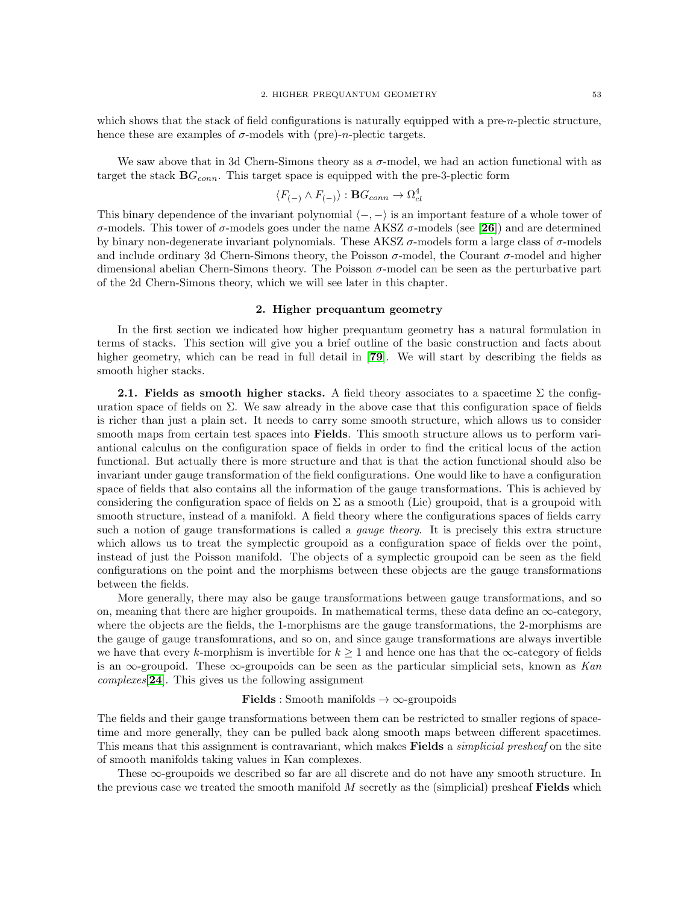which shows that the stack of field configurations is naturally equipped with a pre-$n$-plectic structure, hence these are examples of $\sigma$-models with (pre)-$n$-plectic targets.

We saw above that in 3d Chern-Simons theory as a $\sigma$-model, we had an action functional with as target the stack $\mathbf{B}G_{conn}$. This target space is equipped with the pre-3-plectic form

$$\langle F_{(-)} \wedge F_{(-)} \rangle : \mathbf{B}G_{conn} \to \Omega^4_{cl}$$

This binary dependence of the invariant polynomial $\langle -, - \rangle$ is an important feature of a whole tower of $\sigma$-models. This tower of $\sigma$-models goes under the name AKSZ $\sigma$-models (see [**26**]) and are determined by binary non-degenerate invariant polynomials. These AKSZ $\sigma$-models form a large class of $\sigma$-models and include ordinary 3d Chern-Simons theory, the Poisson $\sigma$-model, the Courant $\sigma$-model and higher dimensional abelian Chern-Simons theory. The Poisson $\sigma$-model can be seen as the perturbative part of the 2d Chern-Simons theory, which we will see later in this chapter.

## 2. Higher prequantum geometry

In the first section we indicated how higher prequantum geometry has a natural formulation in terms of stacks. This section will give you a brief outline of the basic construction and facts about higher geometry, which can be read in full detail in [**79**]. We will start by describing the fields as smooth higher stacks.

**2.1. Fields as smooth higher stacks.** A field theory associates to a spacetime $\Sigma$ the configuration space of fields on $\Sigma$. We saw already in the above case that this configuration space of fields is richer than just a plain set. It needs to carry some smooth structure, which allows us to consider smooth maps from certain test spaces into **Fields**. This smooth structure allows us to perform variantional calculus on the configuration space of fields in order to find the critical locus of the action functional. But actually there is more structure and that is that the action functional should also be invariant under gauge transformation of the field configurations. One would like to have a configuration space of fields that also contains all the information of the gauge transformations. This is achieved by considering the configuration space of fields on $\Sigma$ as a smooth (Lie) groupoid, that is a groupoid with smooth structure, instead of a manifold. A field theory where the configurations spaces of fields carry such a notion of gauge transformations is called a *gauge theory*. It is precisely this extra structure which allows us to treat the symplectic groupoid as a configuration space of fields over the point, instead of just the Poisson manifold. The objects of a symplectic groupoid can be seen as the field configurations on the point and the morphisms between these objects are the gauge transformations between the fields.

More generally, there may also be gauge transformations between gauge transformations, and so on, meaning that there are higher groupoids. In mathematical terms, these data define an $\infty$-category, where the objects are the fields, the 1-morphisms are the gauge transformations, the 2-morphisms are the gauge of gauge transfomrations, and so on, and since gauge transformations are always invertible we have that every $k$-morphism is invertible for $k \geq 1$ and hence one has that the $\infty$-category of fields is an $\infty$-groupoid. These $\infty$-groupoids can be seen as the particular simplicial sets, known as *Kan complexes*[**24**]. This gives us the following assignment

$$\textbf{Fields} : \text{Smooth manifolds} \to \infty\text{-groupoids}$$

The fields and their gauge transformations between them can be restricted to smaller regions of spacetime and more generally, they can be pulled back along smooth maps between different spacetimes. This means that this assignment is contravariant, which makes **Fields** a *simplicial presheaf* on the site of smooth manifolds taking values in Kan complexes.

These $\infty$-groupoids we described so far are all discrete and do not have any smooth structure. In the previous case we treated the smooth manifold $M$ secretly as the (simplicial) presheaf **Fields** which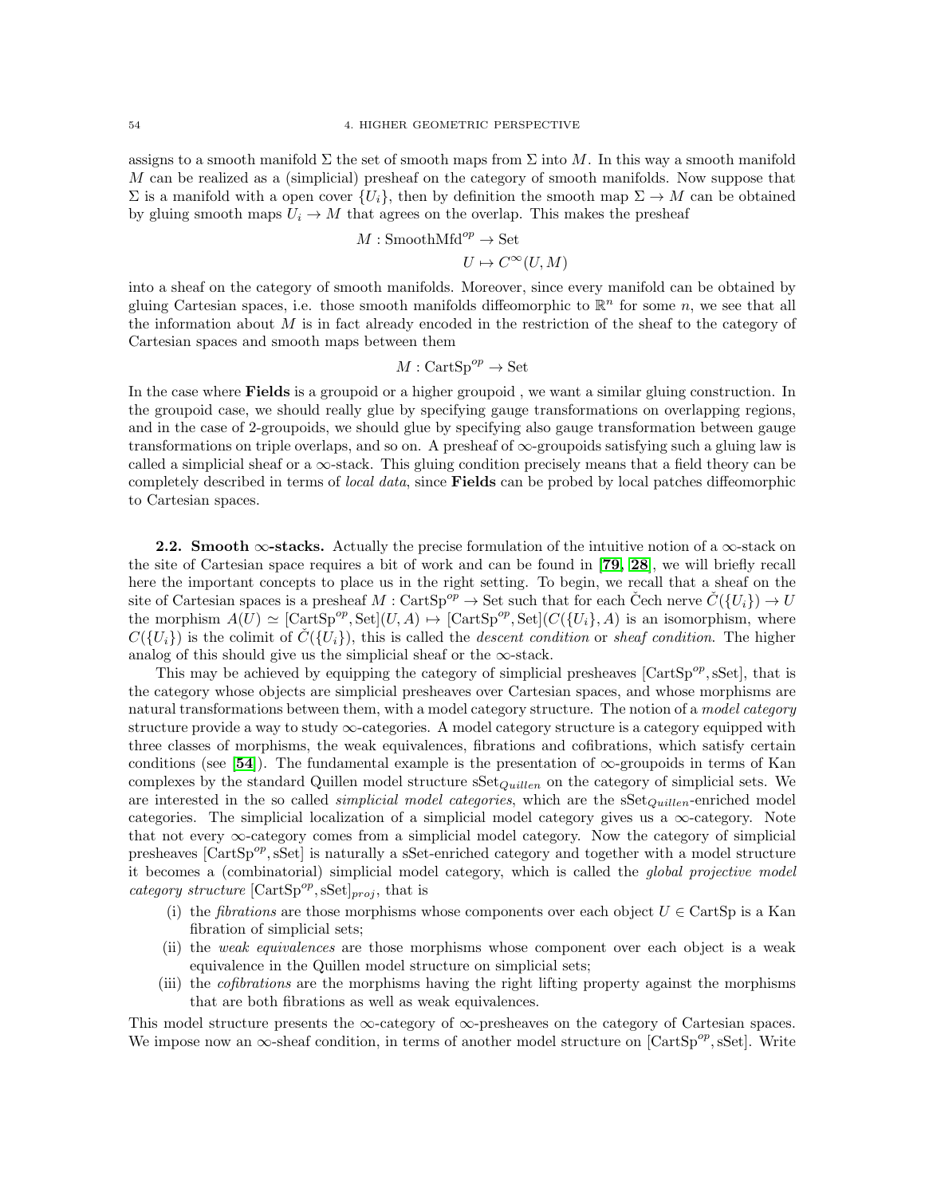assigns to a smooth manifold $\Sigma$ the set of smooth maps from $\Sigma$ into $M$. In this way a smooth manifold $M$ can be realized as a (simplicial) presheaf on the category of smooth manifolds. Now suppose that $\Sigma$ is a manifold with a open cover $\{U_i\}$, then by definition the smooth map $\Sigma \to M$ can be obtained by gluing smooth maps $U_i \to M$ that agrees on the overlap. This makes the presheaf

$$M : \mathrm{SmoothMfd}^{op} \to \mathrm{Set}$$
$$U \mapsto C^\infty(U, M)$$

into a sheaf on the category of smooth manifolds. Moreover, since every manifold can be obtained by gluing Cartesian spaces, i.e. those smooth manifolds diffeomorphic to $\mathbb{R}^n$ for some $n$, we see that all the information about $M$ is in fact already encoded in the restriction of the sheaf to the category of Cartesian spaces and smooth maps between them

$$M : \mathrm{CartSp}^{op} \to \mathrm{Set}$$

In the case where **Fields** is a groupoid or a higher groupoid , we want a similar gluing construction. In the groupoid case, we should really glue by specifying gauge transformations on overlapping regions, and in the case of 2-groupoids, we should glue by specifying also gauge transformation between gauge transformations on triple overlaps, and so on. A presheaf of $\infty$-groupoids satisfying such a gluing law is called a simplicial sheaf or a $\infty$-stack. This gluing condition precisely means that a field theory can be completely described in terms of *local data*, since **Fields** can be probed by local patches diffeomorphic to Cartesian spaces.

**2.2. Smooth $\infty$-stacks.** Actually the precise formulation of the intuitive notion of a $\infty$-stack on the site of Cartesian space requires a bit of work and can be found in [**79**, **28**], we will briefly recall here the important concepts to place us in the right setting. To begin, we recall that a sheaf on the site of Cartesian spaces is a presheaf $M : \mathrm{CartSp}^{op} \to \mathrm{Set}$ such that for each Čech nerve $\check{C}(\{U_i\}) \to U$ the morphism $A(U) \simeq [\mathrm{CartSp}^{op}, \mathrm{Set}](U, A) \mapsto [\mathrm{CartSp}^{op}, \mathrm{Set}](C(\{U_i\}, A)$ is an isomorphism, where $C(\{U_i\})$ is the colimit of $\check{C}(\{U_i\})$, this is called the *descent condition* or *sheaf condition*. The higher analog of this should give us the simplicial sheaf or the $\infty$-stack.

This may be achieved by equipping the category of simplicial presheaves $[\mathrm{CartSp}^{op}, \mathrm{sSet}]$, that is the category whose objects are simplicial presheaves over Cartesian spaces, and whose morphisms are natural transformations between them, with a model category structure. The notion of a *model category* structure provide a way to study $\infty$-categories. A model category structure is a category equipped with three classes of morphisms, the weak equivalences, fibrations and cofibrations, which satisfy certain conditions (see [**54**]). The fundamental example is the presentation of $\infty$-groupoids in terms of Kan complexes by the standard Quillen model structure $\mathrm{sSet}_{Quillen}$ on the category of simplicial sets. We are interested in the so called *simplicial model categories*, which are the $\mathrm{sSet}_{Quillen}$-enriched model categories. The simplicial localization of a simplicial model category gives us a $\infty$-category. Note that not every $\infty$-category comes from a simplicial model category. Now the category of simplicial presheaves $[\mathrm{CartSp}^{op}, \mathrm{sSet}]$ is naturally a sSet-enriched category and together with a model structure it becomes a (combinatorial) simplicial model category, which is called the *global projective model category structure* $[\mathrm{CartSp}^{op}, \mathrm{sSet}]_{proj}$, that is

(i) the *fibrations* are those morphisms whose components over each object $U \in \mathrm{CartSp}$ is a Kan fibration of simplicial sets;
(ii) the *weak equivalences* are those morphisms whose component over each object is a weak equivalence in the Quillen model structure on simplicial sets;
(iii) the *cofibrations* are the morphisms having the right lifting property against the morphisms that are both fibrations as well as weak equivalences.

This model structure presents the $\infty$-category of $\infty$-presheaves on the category of Cartesian spaces. We impose now an $\infty$-sheaf condition, in terms of another model structure on $[\mathrm{CartSp}^{op}, \mathrm{sSet}]$. Write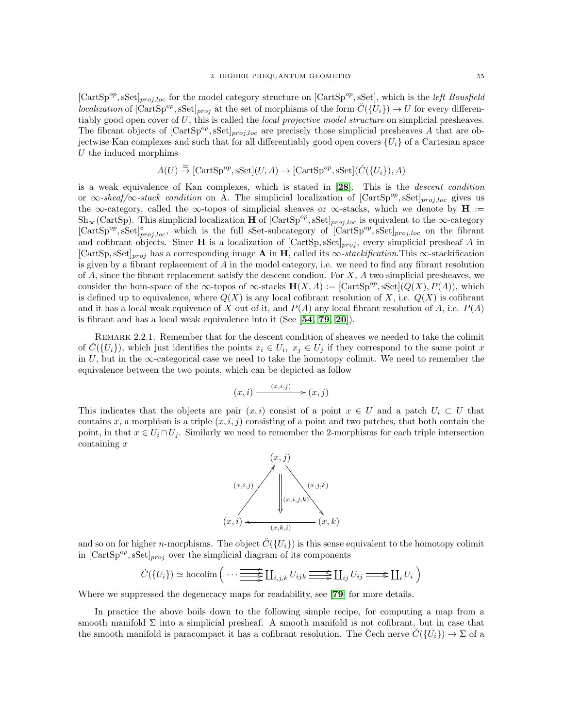$[\mathrm{CartSp}^{op}, \mathrm{sSet}]_{proj,loc}$ for the model category structure on $[\mathrm{CartSp}^{op}, \mathrm{sSet}]$, which is the *left Bousfield localization* of $[\mathrm{CartSp}^{op}, \mathrm{sSet}]_{proj}$ at the set of morphisms of the form $\check{C}(\{U_i\}) \to U$ for every differentiably good open cover of $U$, this is called the *local projective model structure* on simplicial presheaves. The fibrant objects of $[\mathrm{CartSp}^{op}, \mathrm{sSet}]_{proj,loc}$ are precisely those simplicial presheaves $A$ that are objectwise Kan complexes and such that for all differentiably good open covers $\{U_i\}$ of a Cartesian space $U$ the induced morphims

$$A(U) \overset{\simeq}{\to} [\mathrm{CartSp}^{op}, \mathrm{sSet}](U, A) \to [\mathrm{CartSp}^{op}, \mathrm{sSet}](\check{C}(\{U_i\}), A)$$

is a weak equivalence of Kan complexes, which is stated in [28]. This is the *descent condition* or *$\infty$-sheaf/$\infty$-stack condition* on A. The simplicial localization of $[\mathrm{CartSp}^{op}, \mathrm{sSet}]_{proj,loc}$ gives us the $\infty$-category, called the $\infty$-topos of simplicial sheaves or $\infty$-stacks, which we denote by $\mathbf{H} := \mathrm{Sh}_\infty(\mathrm{CartSp})$. This simplicial localization $\mathbf{H}$ of $[\mathrm{CartSp}^{op}, \mathrm{sSet}]_{proj,loc}$ is equivalent to the $\infty$-category $[\mathrm{CartSp}^{op}, \mathrm{sSet}]^{\circ}_{proj,loc}$, which is the full sSet-subcategory of $[\mathrm{CartSp}^{op}, \mathrm{sSet}]_{proj,loc}$ on the fibrant and cofibrant objects. Since $\mathbf{H}$ is a localization of $[\mathrm{CartSp}, \mathrm{sSet}]_{proj}$, every simplicial presheaf $A$ in $[\mathrm{CartSp}, \mathrm{sSet}]_{proj}$ has a corresponding image $\mathbf{A}$ in $\mathbf{H}$, called its *$\infty$-stackification*.This $\infty$-stackification is given by a fibrant replacement of $A$ in the model category, i.e. we need to find any fibrant resolution of $A$, since the fibrant replacement satisfy the descent condion. For $X$, $A$ two simplicial presheaves, we consider the hom-space of the $\infty$-topos of $\infty$-stacks $\mathbf{H}(X, A) := [\mathrm{CartSp}^{op}, \mathrm{sSet}](Q(X), P(A))$, which is defined up to equivalence, where $Q(X)$ is any local cofibrant resolution of $X$, i.e. $Q(X)$ is cofibrant and it has a local weak equivence of $X$ out of it, and $P(A)$ any local fibrant resolution of $A$, i.e. $P(A)$ is fibrant and has a local weak equivalence into it (See [54, 79, 20]).

Remark 2.2.1. Remember that for the descent condition of sheaves we needed to take the colimit of $\check{C}(\{U_i\})$, which just identifies the points $x_i \in U_i$, $x_j \in U_j$ if they correspond to the same point $x$ in $U$, but in the $\infty$-categorical case we need to take the homotopy colimit. We need to remember the equivalence between the two points, which can be depicted as follow

$$(x, i) \xrightarrow{(x,i,j)} (x, j)$$

This indicates that the objects are pair $(x, i)$ consist of a point $x \in U$ and a patch $U_i \subset U$ that contains $x$, a morphism is a triple $(x, i, j)$ consisting of a point and two patches, that both contain the point, in that $x \in U_i \cap U_j$. Similarly we need to remember the 2-morphisms for each triple intersection containing $x$

$$\begin{array}{ccccc} & & (x,j) & & \\ & \overset{(x,i,j)}{\nearrow} & \Downarrow{\scriptstyle (x,i,j,k)} & \overset{(x,j,k)}{\searrow} & \\ (x,i) & & \xleftarrow[(x,k,i)]{} & & (x,k) \end{array}$$

and so on for higher $n$-morphisms. The object $\check{C}(\{U_i\})$ is this sense equivalent to the homotopy colimit in $[\mathrm{CartSp}^{op}, \mathrm{sSet}]_{proj}$ over the simplicial diagram of its components

$$\check{C}(\{U_i\}) \simeq \mathrm{hocolim}\left( \cdots \substack{\longrightarrow\\\longrightarrow\\\longrightarrow\\\longrightarrow} \coprod_{i,j,k} U_{ijk} \substack{\longrightarrow\\\longrightarrow\\\longrightarrow} \coprod_{ij} U_{ij} \substack{\longrightarrow\\\longrightarrow} \coprod_i U_i \right)$$

Where we suppressed the degeneracy maps for readability, see [79] for more details.

In practice the above boils down to the following simple recipe, for computing a map from a smooth manifold $\Sigma$ into a simplicial presheaf. A smooth manifold is not cofibrant, but in case that the smooth manifold is paracompact it has a cofibrant resolution. The Čech nerve $\check{C}(\{U_i\}) \to \Sigma$ of a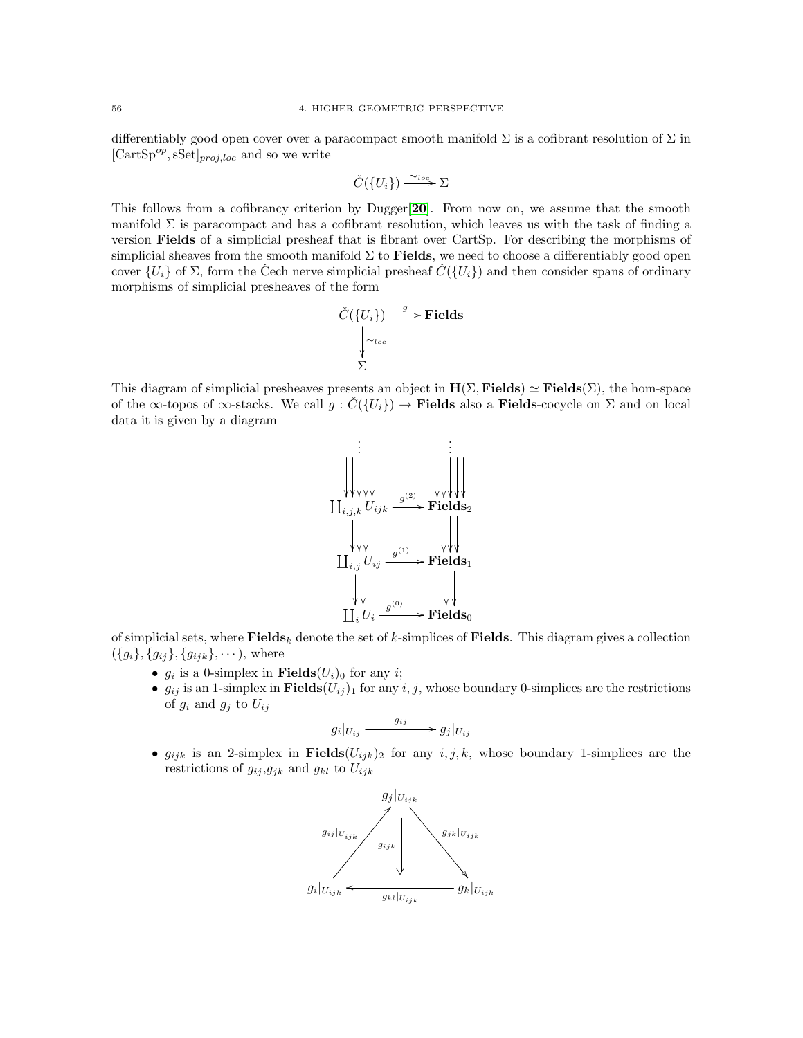differentiably good open cover over a paracompact smooth manifold $\Sigma$ is a cofibrant resolution of $\Sigma$ in $[\mathrm{CartSp}^{op}, \mathrm{sSet}]_{proj,loc}$ and so we write

$$\check{C}(\{U_i\}) \xrightarrow{\sim_{loc}} \Sigma$$

This follows from a cofibrancy criterion by Dugger[20]. From now on, we assume that the smooth manifold $\Sigma$ is paracompact and has a cofibrant resolution, which leaves us with the task of finding a version **Fields** of a simplicial presheaf that is fibrant over CartSp. For describing the morphisms of simplicial sheaves from the smooth manifold $\Sigma$ to **Fields**, we need to choose a differentiably good open cover $\{U_i\}$ of $\Sigma$, form the Čech nerve simplicial presheaf $\check{C}(\{U_i\})$ and then consider spans of ordinary morphisms of simplicial presheaves of the form

$$\begin{array}{ccc} \check{C}(\{U_i\}) & \xrightarrow{g} & \mathbf{Fields} \\ \downarrow{\scriptstyle \sim_{loc}} & & \\ \Sigma & & \end{array}$$

This diagram of simplicial presheaves presents an object in $\mathbf{H}(\Sigma, \mathbf{Fields}) \simeq \mathbf{Fields}(\Sigma)$, the hom-space of the $\infty$-topos of $\infty$-stacks. We call $g : \check{C}(\{U_i\}) \to \mathbf{Fields}$ also a **Fields**-cocycle on $\Sigma$ and on local data it is given by a diagram

$$\begin{array}{ccc} \vdots & & \vdots \\ \coprod_{i,j,k} U_{ijk} & \xrightarrow{g^{(2)}} & \mathbf{Fields}_2 \\ \downarrow\downarrow\downarrow & & \downarrow\downarrow\downarrow \\ \coprod_{i,j} U_{ij} & \xrightarrow{g^{(1)}} & \mathbf{Fields}_1 \\ \downarrow\downarrow & & \downarrow\downarrow \\ \coprod_{i} U_{i} & \xrightarrow{g^{(0)}} & \mathbf{Fields}_0 \end{array}$$

of simplicial sets, where $\mathbf{Fields}_k$ denote the set of $k$-simplices of **Fields**. This diagram gives a collection $(\{g_i\}, \{g_{ij}\}, \{g_{ijk}\}, \cdots)$, where

- $g_i$ is a 0-simplex in $\mathbf{Fields}(U_i)_0$ for any $i$;
- $g_{ij}$ is an 1-simplex in $\mathbf{Fields}(U_{ij})_1$ for any $i, j$, whose boundary 0-simplices are the restrictions of $g_i$ and $g_j$ to $U_{ij}$

$$g_i|_{U_{ij}} \xrightarrow{g_{ij}} g_j|_{U_{ij}}$$

- $g_{ijk}$ is an 2-simplex in $\mathbf{Fields}(U_{ijk})_2$ for any $i, j, k$, whose boundary 1-simplices are the restrictions of $g_{ij}$,$g_{jk}$ and $g_{kl}$ to $U_{ijk}$

$$\begin{array}{ccccc} & & g_j|_{U_{ijk}} & & \\ & {\scriptstyle g_{ij}|_{U_{ijk}}} \nearrow & \Downarrow {\scriptstyle g_{ijk}} & \searrow {\scriptstyle g_{jk}|_{U_{ijk}}} & \\ g_i|_{U_{ijk}} & & \xleftarrow{g_{kl}|_{U_{ijk}}} & & g_k|_{U_{ijk}} \end{array}$$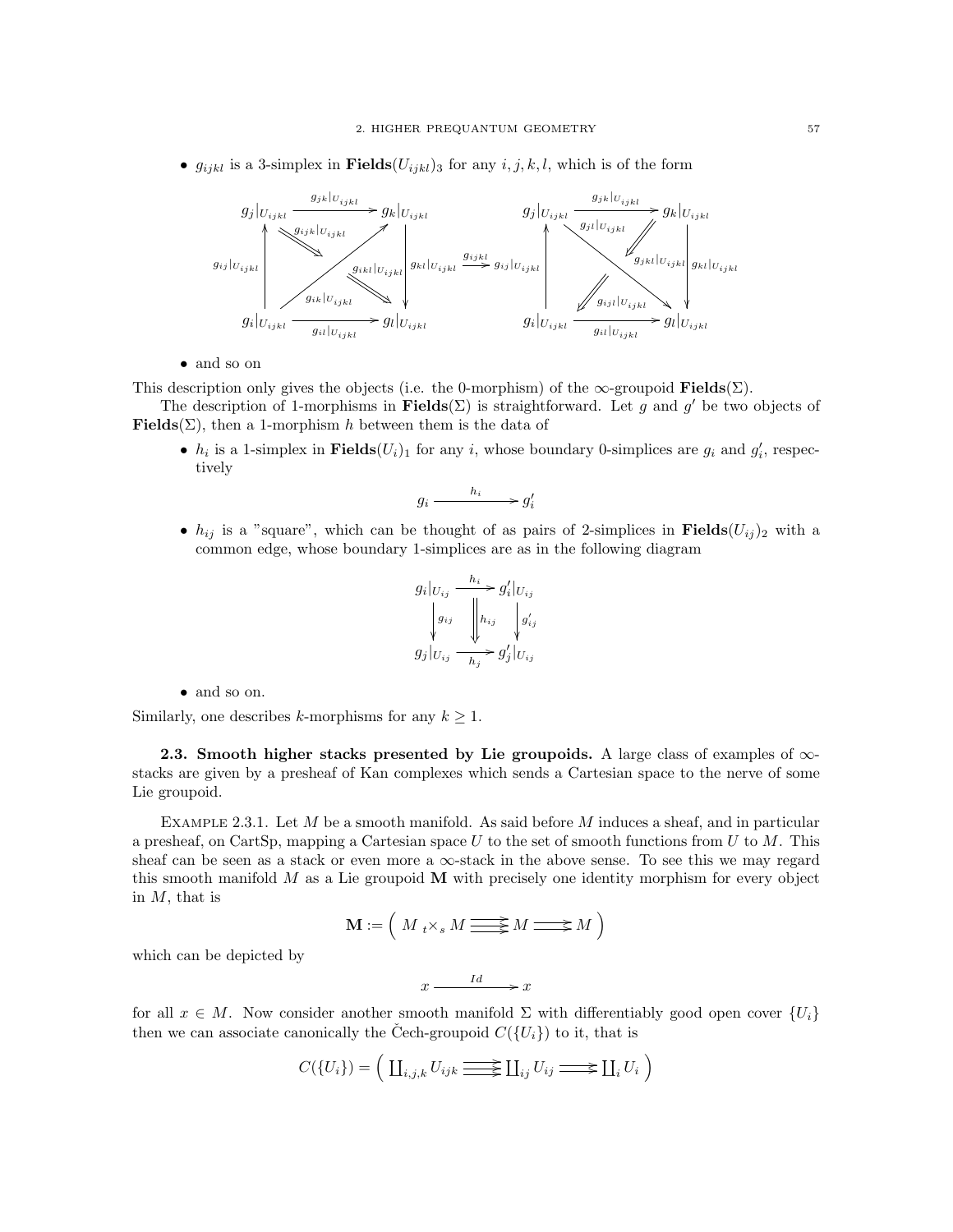- $g_{ijkl}$ is a 3-simplex in $\mathbf{Fields}(U_{ijkl})_3$ for any $i,j,k,l$, which is of the form

$$
\begin{array}{ccc}
\begin{array}{ccc}
g_j|_{U_{ijkl}} & \xrightarrow{g_{jk}|_{U_{ijkl}}} & g_k|_{U_{ijkl}} \\
\uparrow {\scriptstyle g_{ij}|_{U_{ijkl}}} & \Downarrow g_{ijk}|_{U_{ijkl}} \quad g_{ik}|_{U_{ijkl}} \quad \Downarrow g_{ikl}|_{U_{ijkl}} & \downarrow {\scriptstyle g_{kl}|_{U_{ijkl}}} \\
g_i|_{U_{ijkl}} & \xrightarrow[g_{il}|_{U_{ijkl}}]{} & g_l|_{U_{ijkl}}
\end{array}
& \overset{g_{ijkl}}{\Longrightarrow} &
\begin{array}{ccc}
g_j|_{U_{ijkl}} & \xrightarrow{g_{jk}|_{U_{ijkl}}} & g_k|_{U_{ijkl}} \\
\uparrow {\scriptstyle g_{ij}|_{U_{ijkl}}} & g_{jl}|_{U_{ijkl}} \quad \Downarrow g_{jkl}|_{U_{ijkl}} \quad \Downarrow g_{ijl}|_{U_{ijkl}} & \downarrow {\scriptstyle g_{kl}|_{U_{ijkl}}} \\
g_i|_{U_{ijkl}} & \xrightarrow[g_{il}|_{U_{ijkl}}]{} & g_l|_{U_{ijkl}}
\end{array}
\end{array}
$$

- and so on

This description only gives the objects (i.e. the 0-morphism) of the $\infty$-groupoid $\mathbf{Fields}(\Sigma)$.

The description of 1-morphisms in $\mathbf{Fields}(\Sigma)$ is straightforward. Let $g$ and $g'$ be two objects of $\mathbf{Fields}(\Sigma)$, then a 1-morphism $h$ between them is the data of

- $h_i$ is a 1-simplex in $\mathbf{Fields}(U_i)_1$ for any $i$, whose boundary 0-simplices are $g_i$ and $g'_i$, respectively

$$
g_i \xrightarrow{h_i} g'_i
$$

- $h_{ij}$ is a "square", which can be thought of as pairs of 2-simplices in $\mathbf{Fields}(U_{ij})_2$ with a common edge, whose boundary 1-simplices are as in the following diagram

$$
\begin{array}{ccc}
g_i|_{U_{ij}} & \xrightarrow{h_i} & g'_i|_{U_{ij}} \\
\downarrow {\scriptstyle g_{ij}} & \Downarrow {\scriptstyle h_{ij}} & \downarrow {\scriptstyle g'_{ij}} \\
g_j|_{U_{ij}} & \xrightarrow[h_j]{} & g'_j|_{U_{ij}}
\end{array}
$$

- and so on.

Similarly, one describes $k$-morphisms for any $k \geq 1$.

**2.3. Smooth higher stacks presented by Lie groupoids.** A large class of examples of $\infty$-stacks are given by a presheaf of Kan complexes which sends a Cartesian space to the nerve of some Lie groupoid.

EXAMPLE 2.3.1. Let $M$ be a smooth manifold. As said before $M$ induces a sheaf, and in particular a presheaf, on CartSp, mapping a Cartesian space $U$ to the set of smooth functions from $U$ to $M$. This sheaf can be seen as a stack or even more a $\infty$-stack in the above sense. To see this we may regard this smooth manifold $M$ as a Lie groupoid $\mathbf{M}$ with precisely one identity morphism for every object in $M$, that is

$$
\mathbf{M} := \left( M\ {}_t\!\times_s M \overset{\longrightarrow}{\underset{\longrightarrow}{\longrightarrow}} M \rightrightarrows M \right)
$$

which can be depicted by

$$
x \xrightarrow{Id} x
$$

for all $x \in M$. Now consider another smooth manifold $\Sigma$ with differentiably good open cover $\{U_i\}$ then we can associate canonically the Čech-groupoid $C(\{U_i\})$ to it, that is

$$
C(\{U_i\}) = \left( \coprod_{i,j,k} U_{ijk} \overset{\longrightarrow}{\underset{\longrightarrow}{\longrightarrow}} \coprod_{ij} U_{ij} \rightrightarrows \coprod_i U_i \right)
$$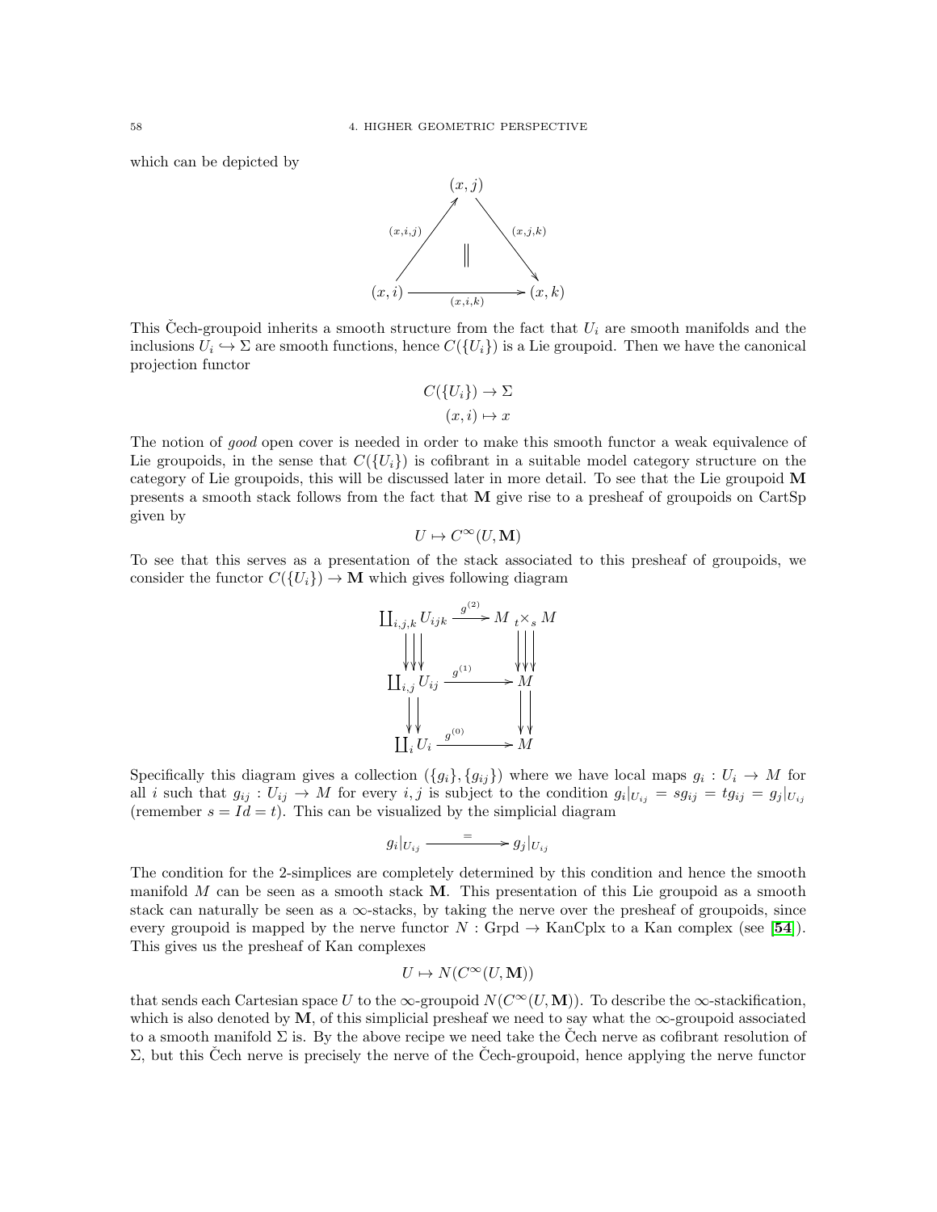which can be depicted by

$$\begin{array}{ccc} & (x,j) & \\ {\scriptstyle (x,i,j)} \nearrow & \| & \searrow {\scriptstyle (x,j,k)} \\ (x,i) & \xrightarrow[(x,i,k)]{} & (x,k) \end{array}$$

This Čech-groupoid inherits a smooth structure from the fact that $U_i$ are smooth manifolds and the inclusions $U_i \hookrightarrow \Sigma$ are smooth functions, hence $C(\{U_i\})$ is a Lie groupoid. Then we have the canonical projection functor

$$C(\{U_i\}) \to \Sigma$$
$$(x,i) \mapsto x$$

The notion of *good* open cover is needed in order to make this smooth functor a weak equivalence of Lie groupoids, in the sense that $C(\{U_i\})$ is cofibrant in a suitable model category structure on the category of Lie groupoids, this will be discussed later in more detail. To see that the Lie groupoid $\mathbf{M}$ presents a smooth stack follows from the fact that $\mathbf{M}$ give rise to a presheaf of groupoids on CartSp given by

$$U \mapsto C^\infty(U, \mathbf{M})$$

To see that this serves as a presentation of the stack associated to this presheaf of groupoids, we consider the functor $C(\{U_i\}) \to \mathbf{M}$ which gives following diagram

$$\begin{array}{ccc} \coprod_{i,j,k} U_{ijk} & \xrightarrow{g^{(2)}} & M \;{}_t\times_s M \\ \downarrow\downarrow\downarrow & & \downarrow\downarrow\downarrow \\ \coprod_{i,j} U_{ij} & \xrightarrow{g^{(1)}} & M \\ \downarrow\downarrow & & \downarrow\downarrow \\ \coprod_i U_i & \xrightarrow{g^{(0)}} & M \end{array}$$

Specifically this diagram gives a collection $(\{g_i\}, \{g_{ij}\})$ where we have local maps $g_i : U_i \to M$ for all $i$ such that $g_{ij} : U_{ij} \to M$ for every $i,j$ is subject to the condition $g_i|_{U_{ij}} = sg_{ij} = tg_{ij} = g_j|_{U_{ij}}$ (remember $s = Id = t$). This can be visualized by the simplicial diagram

$$g_i|_{U_{ij}} \xrightarrow{\quad = \quad} g_j|_{U_{ij}}$$

The condition for the 2-simplices are completely determined by this condition and hence the smooth manifold $M$ can be seen as a smooth stack $\mathbf{M}$. This presentation of this Lie groupoid as a smooth stack can naturally be seen as a $\infty$-stacks, by taking the nerve over the presheaf of groupoids, since every groupoid is mapped by the nerve functor $N : \text{Grpd} \to \text{KanCplx}$ to a Kan complex (see [**54**]). This gives us the presheaf of Kan complexes

$$U \mapsto N(C^\infty(U, \mathbf{M}))$$

that sends each Cartesian space $U$ to the $\infty$-groupoid $N(C^\infty(U, \mathbf{M}))$. To describe the $\infty$-stackification, which is also denoted by $\mathbf{M}$, of this simplicial presheaf we need to say what the $\infty$-groupoid associated to a smooth manifold $\Sigma$ is. By the above recipe we need take the Čech nerve as cofibrant resolution of $\Sigma$, but this Čech nerve is precisely the nerve of the Čech-groupoid, hence applying the nerve functor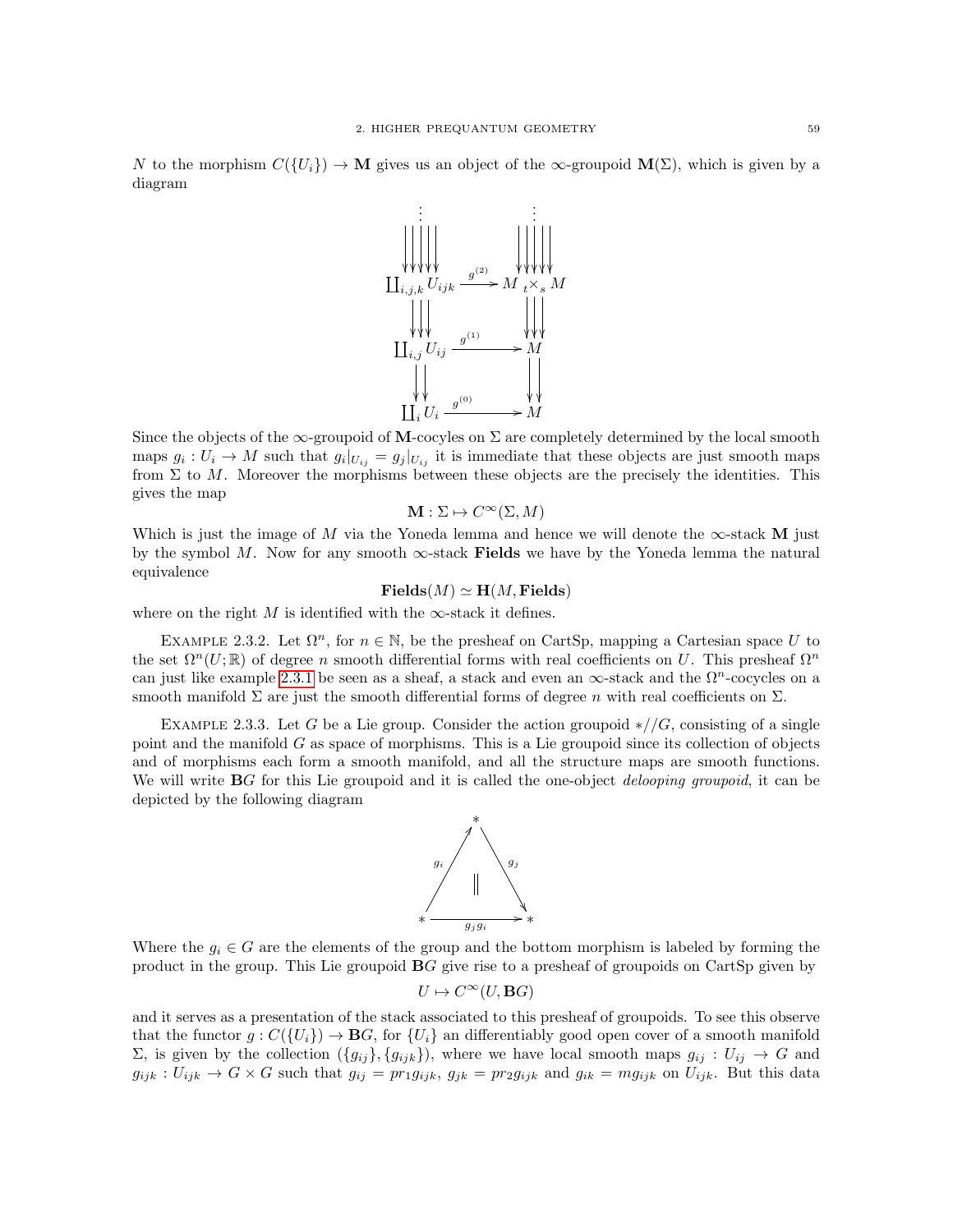$N$ to the morphism $C(\{U_i\}) \to \mathbf{M}$ gives us an object of the $\infty$-groupoid $\mathbf{M}(\Sigma)$, which is given by a diagram

$$\begin{array}{ccc}
\vdots & & \vdots \\
\coprod_{i,j,k} U_{ijk} & \xrightarrow{g^{(2)}} & M \,{}_t\!\times_s M \\
\downarrow\downarrow\downarrow & & \downarrow\downarrow\downarrow \\
\coprod_{i,j} U_{ij} & \xrightarrow{g^{(1)}} & M \\
\downarrow\downarrow & & \downarrow\downarrow \\
\coprod_i U_i & \xrightarrow{g^{(0)}} & M
\end{array}$$

Since the objects of the $\infty$-groupoid of $\mathbf{M}$-cocyles on $\Sigma$ are completely determined by the local smooth maps $g_i : U_i \to M$ such that $g_i|_{U_{ij}} = g_j|_{U_{ij}}$ it is immediate that these objects are just smooth maps from $\Sigma$ to $M$. Moreover the morphisms between these objects are the precisely the identities. This gives the map

$$\mathbf{M} : \Sigma \mapsto C^\infty(\Sigma, M)$$

Which is just the image of $M$ via the Yoneda lemma and hence we will denote the $\infty$-stack $\mathbf{M}$ just by the symbol $M$. Now for any smooth $\infty$-stack **Fields** we have by the Yoneda lemma the natural equivalence

$$\mathbf{Fields}(M) \simeq \mathbf{H}(M, \mathbf{Fields})$$

where on the right $M$ is identified with the $\infty$-stack it defines.

EXAMPLE 2.3.2. Let $\Omega^n$, for $n \in \mathbb{N}$, be the presheaf on CartSp, mapping a Cartesian space $U$ to the set $\Omega^n(U; \mathbb{R})$ of degree $n$ smooth differential forms with real coefficients on $U$. This presheaf $\Omega^n$ can just like example 2.3.1 be seen as a sheaf, a stack and even an $\infty$-stack and the $\Omega^n$-cocycles on a smooth manifold $\Sigma$ are just the smooth differential forms of degree $n$ with real coefficients on $\Sigma$.

EXAMPLE 2.3.3. Let $G$ be a Lie group. Consider the action groupoid $*//G$, consisting of a single point and the manifold $G$ as space of morphisms. This is a Lie groupoid since its collection of objects and of morphisms each form a smooth manifold, and all the structure maps are smooth functions. We will write $\mathbf{B}G$ for this Lie groupoid and it is called the one-object *delooping groupoid*, it can be depicted by the following diagram

$$\begin{array}{ccccc}
 & & * & & \\
 & {}^{g_i}\nearrow & \| & \searrow^{g_j} & \\
* & & \xrightarrow[g_j g_i]{} & & *
\end{array}$$

Where the $g_i \in G$ are the elements of the group and the bottom morphism is labeled by forming the product in the group. This Lie groupoid $\mathbf{B}G$ give rise to a presheaf of groupoids on CartSp given by

$$U \mapsto C^\infty(U, \mathbf{B}G)$$

and it serves as a presentation of the stack associated to this presheaf of groupoids. To see this observe that the functor $g : C(\{U_i\}) \to \mathbf{B}G$, for $\{U_i\}$ an differentiably good open cover of a smooth manifold $\Sigma$, is given by the collection $(\{g_{ij}\}, \{g_{ijk}\})$, where we have local smooth maps $g_{ij} : U_{ij} \to G$ and $g_{ijk} : U_{ijk} \to G \times G$ such that $g_{ij} = pr_1 g_{ijk}$, $g_{jk} = pr_2 g_{ijk}$ and $g_{ik} = m g_{ijk}$ on $U_{ijk}$. But this data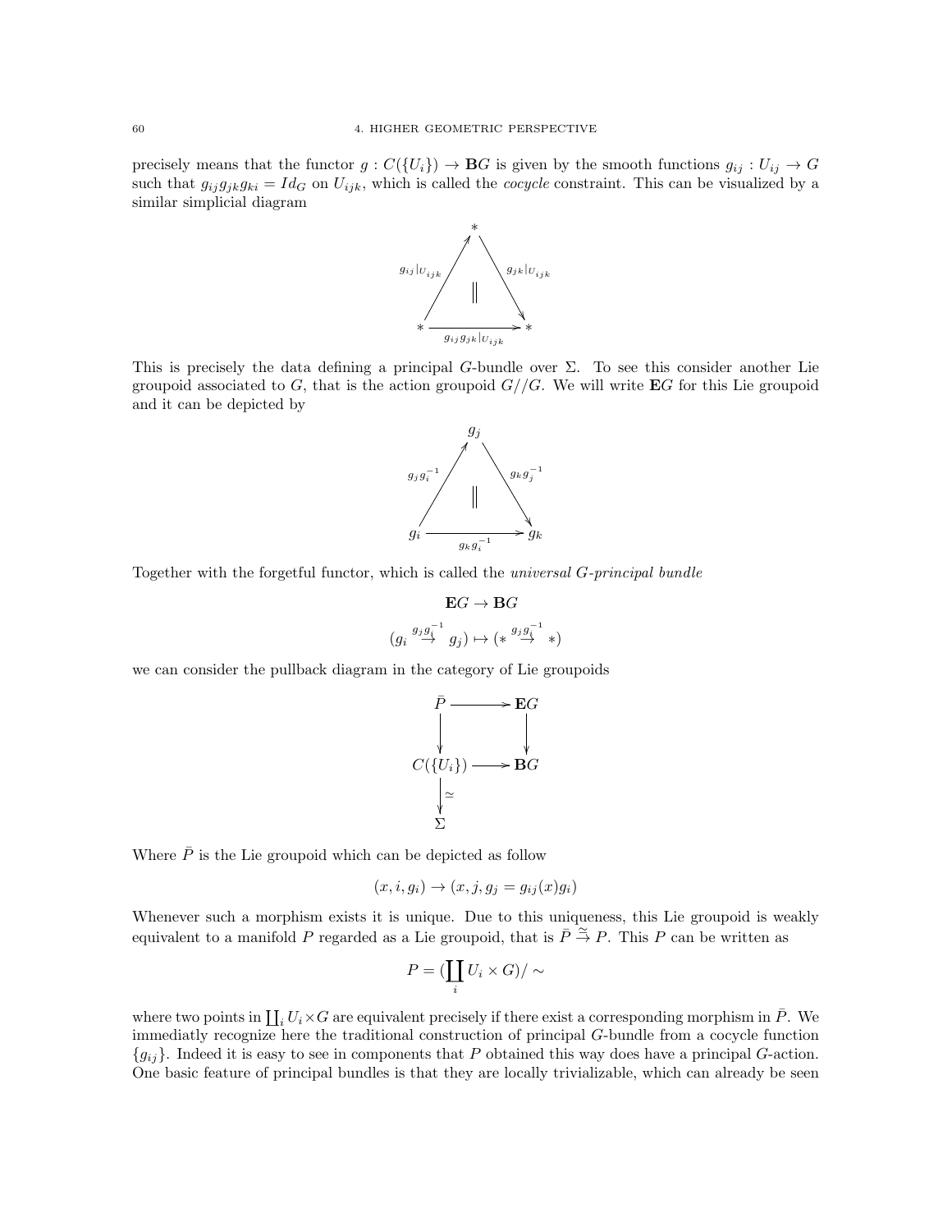precisely means that the functor $g : C(\{U_i\}) \to \mathbf{B}G$ is given by the smooth functions $g_{ij} : U_{ij} \to G$ such that $g_{ij}g_{jk}g_{ki} = Id_G$ on $U_{ijk}$, which is called the *cocycle* constraint. This can be visualized by a similar simplicial diagram

$$\begin{array}{ccccc} & & * & & \\ & {}^{g_{ij}|_{U_{ijk}}}\nearrow & \| & \searrow{}^{g_{jk}|_{U_{ijk}}} & \\ * & & \xrightarrow{\quad g_{ij}g_{jk}|_{U_{ijk}} \quad} & & * \end{array}$$

This is precisely the data defining a principal $G$-bundle over $\Sigma$. To see this consider another Lie groupoid associated to $G$, that is the action groupoid $G//G$. We will write $\mathbf{E}G$ for this Lie groupoid and it can be depicted by

$$\begin{array}{ccccc} & & g_j & & \\ & {}^{g_j g_i^{-1}}\nearrow & \| & \searrow{}^{g_k g_j^{-1}} & \\ g_i & & \xrightarrow{\quad g_k g_i^{-1} \quad} & & g_k \end{array}$$

Together with the forgetful functor, which is called the *universal $G$-principal bundle*

$$\mathbf{E}G \to \mathbf{B}G$$

$$(g_i \overset{g_j g_i^{-1}}{\to} g_j) \mapsto (* \overset{g_j g_i^{-1}}{\to} *)$$

we can consider the pullback diagram in the category of Lie groupoids

$$\begin{array}{ccc} \bar{P} & \longrightarrow & \mathbf{E}G \\ \downarrow & & \downarrow \\ C(\{U_i\}) & \longrightarrow & \mathbf{B}G \\ \downarrow \simeq & & \\ \Sigma & & \end{array}$$

Where $\bar{P}$ is the Lie groupoid which can be depicted as follow

$$(x, i, g_i) \to (x, j, g_j = g_{ij}(x)g_i)$$

Whenever such a morphism exists it is unique. Due to this uniqueness, this Lie groupoid is weakly equivalent to a manifold $P$ regarded as a Lie groupoid, that is $\bar{P} \overset{\simeq}{\to} P$. This $P$ can be written as

$$P = (\coprod_i U_i \times G)/\sim$$

where two points in $\coprod_i U_i \times G$ are equivalent precisely if there exist a corresponding morphism in $\bar{P}$. We immediatly recognize here the traditional construction of principal $G$-bundle from a cocycle function $\{g_{ij}\}$. Indeed it is easy to see in components that $P$ obtained this way does have a principal $G$-action. One basic feature of principal bundles is that they are locally trivializable, which can already be seen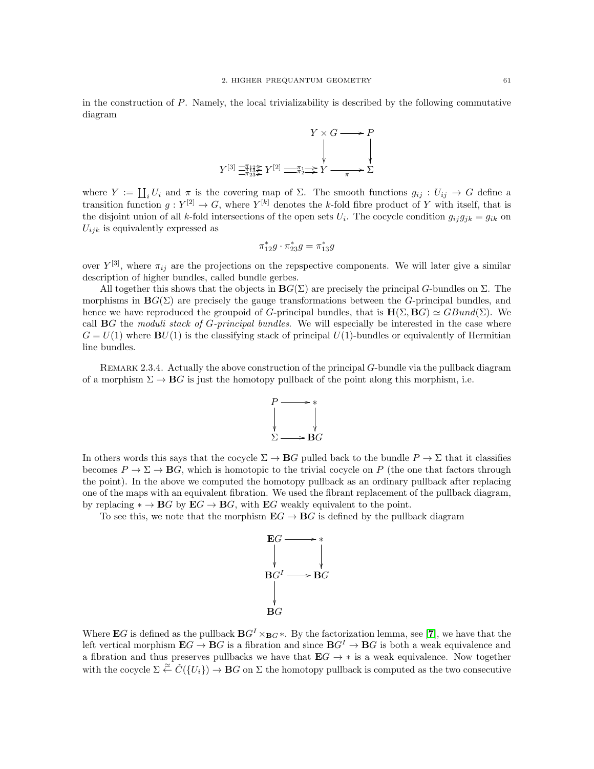in the construction of $P$. Namely, the local trivializability is described by the following commutative diagram

$$
\begin{array}{ccccccc}
 & & & & Y \times G & \longrightarrow & P \\
 & & & & \downarrow & & \downarrow \\
Y^{[3]} & \overset{\pi_{12}}{\underset{\pi_{23}}{\overset{\pi_{13}}{\rightrightarrows}}} & Y^{[2]} & \overset{\pi_1}{\underset{\pi_2}{\rightrightarrows}} & Y & \underset{\pi}{\longrightarrow} & \Sigma
\end{array}
$$

where $Y := \coprod_i U_i$ and $\pi$ is the covering map of $\Sigma$. The smooth functions $g_{ij} : U_{ij} \to G$ define a transition function $g : Y^{[2]} \to G$, where $Y^{[k]}$ denotes the $k$-fold fibre product of $Y$ with itself, that is the disjoint union of all $k$-fold intersections of the open sets $U_i$. The cocycle condition $g_{ij}g_{jk} = g_{ik}$ on $U_{ijk}$ is equivalently expressed as

$$\pi_{12}^* g \cdot \pi_{23}^* g = \pi_{13}^* g$$

over $Y^{[3]}$, where $\pi_{ij}$ are the projections on the repspective components. We will later give a similar description of higher bundles, called bundle gerbes.

All together this shows that the objects in $\mathbf{B}G(\Sigma)$ are precisely the principal $G$-bundles on $\Sigma$. The morphisms in $\mathbf{B}G(\Sigma)$ are precisely the gauge transformations between the $G$-principal bundles, and hence we have reproduced the groupoid of $G$-principal bundles, that is $\mathbf{H}(\Sigma, \mathbf{B}G) \simeq GBund(\Sigma)$. We call $\mathbf{B}G$ the *moduli stack of $G$-principal bundles*. We will especially be interested in the case where $G = U(1)$ where $\mathbf{B}U(1)$ is the classifying stack of principal $U(1)$-bundles or equivalently of Hermitian line bundles.

Remark 2.3.4. Actually the above construction of the principal $G$-bundle via the pullback diagram of a morphism $\Sigma \to \mathbf{B}G$ is just the homotopy pullback of the point along this morphism, i.e.

$$
\begin{array}{ccc}
P & \longrightarrow & * \\
\downarrow & & \downarrow \\
\Sigma & \longrightarrow & \mathbf{B}G
\end{array}
$$

In others words this says that the cocycle $\Sigma \to \mathbf{B}G$ pulled back to the bundle $P \to \Sigma$ that it classifies becomes $P \to \Sigma \to \mathbf{B}G$, which is homotopic to the trivial cocycle on $P$ (the one that factors through the point). In the above we computed the homotopy pullback as an ordinary pullback after replacing one of the maps with an equivalent fibration. We used the fibrant replacement of the pullback diagram, by replacing $* \to \mathbf{B}G$ by $\mathbf{E}G \to \mathbf{B}G$, with $\mathbf{E}G$ weakly equivalent to the point.

To see this, we note that the morphism $\mathbf{E}G \to \mathbf{B}G$ is defined by the pullback diagram

$$
\begin{array}{ccc}
\mathbf{E}G & \longrightarrow & * \\
\downarrow & & \downarrow \\
\mathbf{B}G^I & \longrightarrow & \mathbf{B}G \\
\downarrow & & \\
\mathbf{B}G & &
\end{array}
$$

Where $\mathbf{E}G$ is defined as the pullback $\mathbf{B}G^I \times_{\mathbf{B}G} *$. By the factorization lemma, see [7], we have that the left vertical morphism $\mathbf{E}G \to \mathbf{B}G$ is a fibration and since $\mathbf{B}G^I \to \mathbf{B}G$ is both a weak equivalence and a fibration and thus preserves pullbacks we have that $\mathbf{E}G \to *$ is a weak equivalence. Now together with the cocycle $\Sigma \overset{\simeq}{\leftarrow} \check{C}(\{U_i\}) \to \mathbf{B}G$ on $\Sigma$ the homotopy pullback is computed as the two consecutive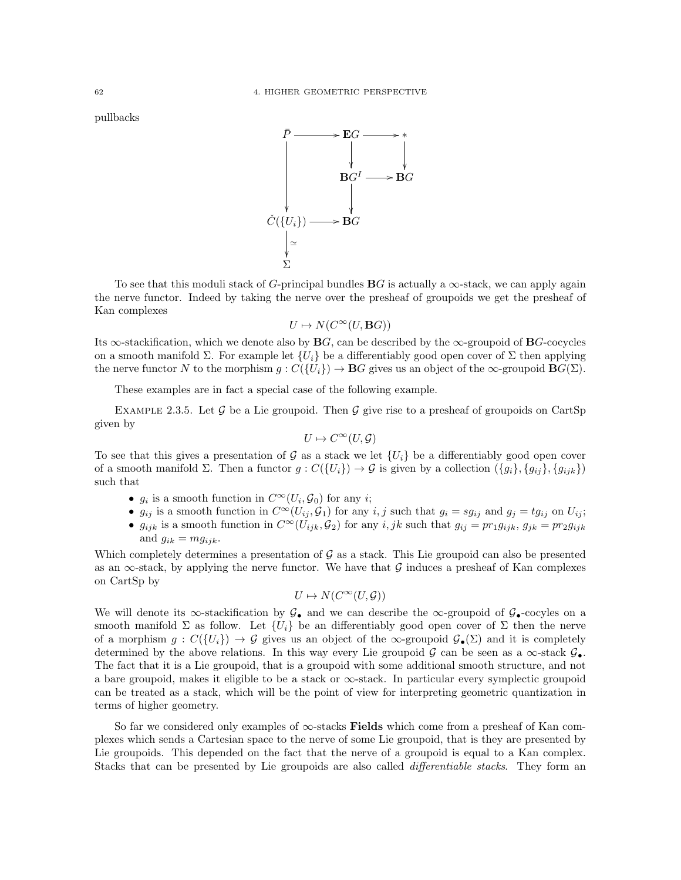pullbacks

$$
\begin{array}{ccccc}
\bar{P} & \longrightarrow & \mathbf{E}G & \longrightarrow & * \\
\downarrow & & \downarrow & & \downarrow \\
& & \mathbf{B}G^I & \longrightarrow & \mathbf{B}G \\
& & \downarrow & & \\
\check{C}(\{U_i\}) & \longrightarrow & \mathbf{B}G & & \\
\downarrow \simeq & & & & \\
\Sigma & & & &
\end{array}
$$

To see that this moduli stack of $G$-principal bundles $\mathbf{B}G$ is actually a $\infty$-stack, we can apply again the nerve functor. Indeed by taking the nerve over the presheaf of groupoids we get the presheaf of Kan complexes

$$U \mapsto N(C^\infty(U, \mathbf{B}G))$$

Its $\infty$-stackification, which we denote also by $\mathbf{B}G$, can be described by the $\infty$-groupoid of $\mathbf{B}G$-cocycles on a smooth manifold $\Sigma$. For example let $\{U_i\}$ be a differentiably good open cover of $\Sigma$ then applying the nerve functor $N$ to the morphism $g : C(\{U_i\}) \to \mathbf{B}G$ gives us an object of the $\infty$-groupoid $\mathbf{B}G(\Sigma)$.

These examples are in fact a special case of the following example.

Example 2.3.5. Let $\mathcal{G}$ be a Lie groupoid. Then $\mathcal{G}$ give rise to a presheaf of groupoids on CartSp given by

$$U \mapsto C^\infty(U, \mathcal{G})$$

To see that this gives a presentation of $\mathcal{G}$ as a stack we let $\{U_i\}$ be a differentiably good open cover of a smooth manifold $\Sigma$. Then a functor $g : C(\{U_i\}) \to \mathcal{G}$ is given by a collection $(\{g_i\}, \{g_{ij}\}, \{g_{ijk}\})$ such that

- $g_i$ is a smooth function in $C^\infty(U_i, \mathcal{G}_0)$ for any $i$;
- $g_{ij}$ is a smooth function in $C^\infty(U_{ij}, \mathcal{G}_1)$ for any $i, j$ such that $g_i = sg_{ij}$ and $g_j = tg_{ij}$ on $U_{ij}$;
- $g_{ijk}$ is a smooth function in $C^\infty(U_{ijk}, \mathcal{G}_2)$ for any $i, jk$ such that $g_{ij} = pr_1 g_{ijk}$, $g_{jk} = pr_2 g_{ijk}$ and $g_{ik} = mg_{ijk}$.

Which completely determines a presentation of $\mathcal{G}$ as a stack. This Lie groupoid can also be presented as an $\infty$-stack, by applying the nerve functor. We have that $\mathcal{G}$ induces a presheaf of Kan complexes on CartSp by

$$U \mapsto N(C^\infty(U, \mathcal{G}))$$

We will denote its $\infty$-stackification by $\mathcal{G}_\bullet$ and we can describe the $\infty$-groupoid of $\mathcal{G}_\bullet$-cocyles on a smooth manifold $\Sigma$ as follow. Let $\{U_i\}$ be an differentiably good open cover of $\Sigma$ then the nerve of a morphism $g : C(\{U_i\}) \to \mathcal{G}$ gives us an object of the $\infty$-groupoid $\mathcal{G}_\bullet(\Sigma)$ and it is completely determined by the above relations. In this way every Lie groupoid $\mathcal{G}$ can be seen as a $\infty$-stack $\mathcal{G}_\bullet$. The fact that it is a Lie groupoid, that is a groupoid with some additional smooth structure, and not a bare groupoid, makes it eligible to be a stack or $\infty$-stack. In particular every symplectic groupoid can be treated as a stack, which will be the point of view for interpreting geometric quantization in terms of higher geometry.

So far we considered only examples of $\infty$-stacks **Fields** which come from a presheaf of Kan complexes which sends a Cartesian space to the nerve of some Lie groupoid, that is they are presented by Lie groupoids. This depended on the fact that the nerve of a groupoid is equal to a Kan complex. Stacks that can be presented by Lie groupoids are also called *differentiable stacks*. They form an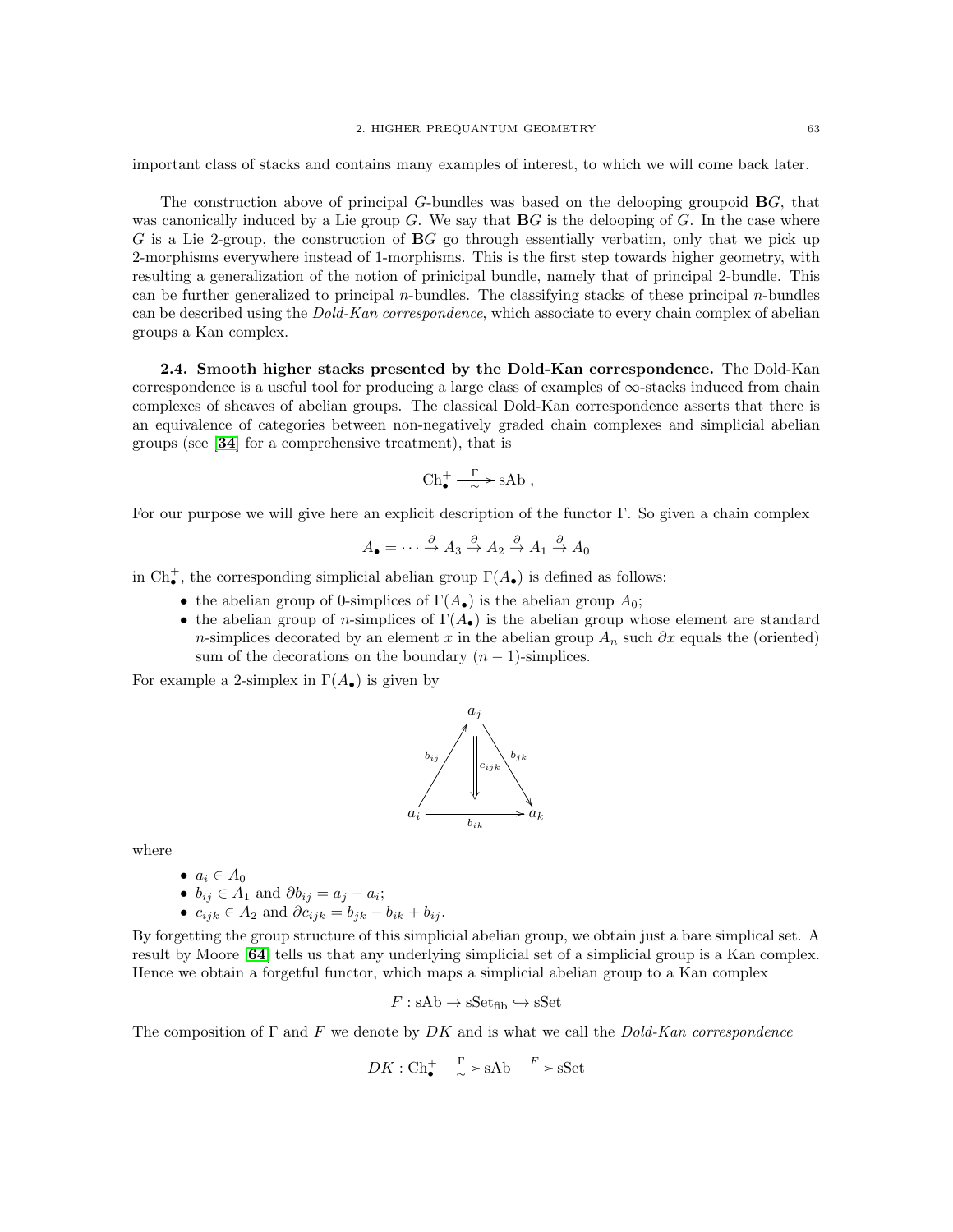important class of stacks and contains many examples of interest, to which we will come back later.

The construction above of principal $G$-bundles was based on the delooping groupoid $\mathbf{B}G$, that was canonically induced by a Lie group $G$. We say that $\mathbf{B}G$ is the delooping of $G$. In the case where $G$ is a Lie 2-group, the construction of $\mathbf{B}G$ go through essentially verbatim, only that we pick up 2-morphisms everywhere instead of 1-morphisms. This is the first step towards higher geometry, with resulting a generalization of the notion of prinicipal bundle, namely that of principal 2-bundle. This can be further generalized to principal $n$-bundles. The classifying stacks of these principal $n$-bundles can be described using the *Dold-Kan correspondence*, which associate to every chain complex of abelian groups a Kan complex.

**2.4. Smooth higher stacks presented by the Dold-Kan correspondence.** The Dold-Kan correspondence is a useful tool for producing a large class of examples of $\infty$-stacks induced from chain complexes of sheaves of abelian groups. The classical Dold-Kan correspondence asserts that there is an equivalence of categories between non-negatively graded chain complexes and simplicial abelian groups (see [**34**] for a comprehensive treatment), that is

$$\mathrm{Ch}_\bullet^+ \xrightarrow[\simeq]{\Gamma} \mathrm{sAb}\,,$$

For our purpose we will give here an explicit description of the functor $\Gamma$. So given a chain complex

$$A_\bullet = \cdots \xrightarrow{\partial} A_3 \xrightarrow{\partial} A_2 \xrightarrow{\partial} A_1 \xrightarrow{\partial} A_0$$

in $\mathrm{Ch}_\bullet^+$, the corresponding simplicial abelian group $\Gamma(A_\bullet)$ is defined as follows:

- the abelian group of 0-simplices of $\Gamma(A_\bullet)$ is the abelian group $A_0$;
- the abelian group of $n$-simplices of $\Gamma(A_\bullet)$ is the abelian group whose element are standard $n$-simplices decorated by an element $x$ in the abelian group $A_n$ such $\partial x$ equals the (oriented) sum of the decorations on the boundary $(n-1)$-simplices.

For example a 2-simplex in $\Gamma(A_\bullet)$ is given by

$$\begin{array}{ccccc} & & a_j & & \\ & {\scriptstyle b_{ij}}\nearrow & \Downarrow{\scriptstyle c_{ijk}} & \searrow{\scriptstyle b_{jk}} & \\ a_i & & \xrightarrow[b_{ik}]{} & & a_k \end{array}$$

where

- $a_i \in A_0$
- $b_{ij} \in A_1$ and $\partial b_{ij} = a_j - a_i$;
- $c_{ijk} \in A_2$ and $\partial c_{ijk} = b_{jk} - b_{ik} + b_{ij}$.

By forgetting the group structure of this simplicial abelian group, we obtain just a bare simplical set. A result by Moore [**64**] tells us that any underlying simplicial set of a simplicial group is a Kan complex. Hence we obtain a forgetful functor, which maps a simplicial abelian group to a Kan complex

$$F : \mathrm{sAb} \to \mathrm{sSet}_{\mathrm{fib}} \hookrightarrow \mathrm{sSet}$$

The composition of $\Gamma$ and $F$ we denote by $DK$ and is what we call the *Dold-Kan correspondence*

$$DK : \mathrm{Ch}_\bullet^+ \xrightarrow[\simeq]{\Gamma} \mathrm{sAb} \xrightarrow{F} \mathrm{sSet}$$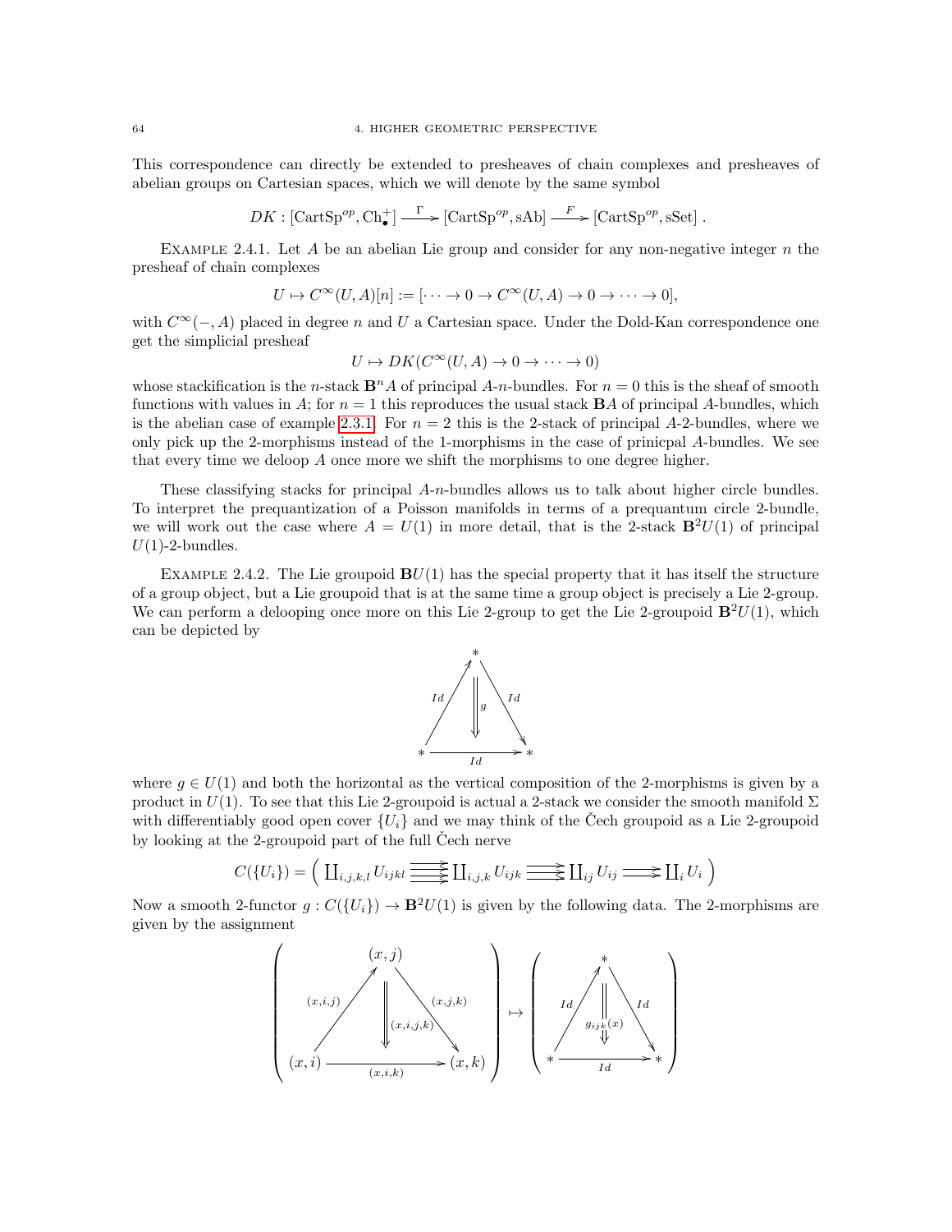This correspondence can directly be extended to presheaves of chain complexes and presheaves of abelian groups on Cartesian spaces, which we will denote by the same symbol

$$DK : [\mathrm{CartSp}^{op}, \mathrm{Ch}_\bullet^+] \xrightarrow{\Gamma} [\mathrm{CartSp}^{op}, \mathrm{sAb}] \xrightarrow{F} [\mathrm{CartSp}^{op}, \mathrm{sSet}] .$$

Example 2.4.1. Let $A$ be an abelian Lie group and consider for any non-negative integer $n$ the presheaf of chain complexes

$$U \mapsto C^\infty(U, A)[n] := [\cdots \to 0 \to C^\infty(U, A) \to 0 \to \cdots \to 0],$$

with $C^\infty(-, A)$ placed in degree $n$ and $U$ a Cartesian space. Under the Dold-Kan correspondence one get the simplicial presheaf

$$U \mapsto DK(C^\infty(U, A) \to 0 \to \cdots \to 0)$$

whose stackification is the $n$-stack $\mathbf{B}^n A$ of principal $A$-$n$-bundles. For $n = 0$ this is the sheaf of smooth functions with values in $A$; for $n = 1$ this reproduces the usual stack $\mathbf{B}A$ of principal $A$-bundles, which is the abelian case of example 2.3.1. For $n = 2$ this is the 2-stack of principal $A$-2-bundles, where we only pick up the 2-morphisms instead of the 1-morphisms in the case of prinicpal $A$-bundles. We see that every time we deloop $A$ once more we shift the morphisms to one degree higher.

These classifying stacks for principal $A$-$n$-bundles allows us to talk about higher circle bundles. To interpret the prequantization of a Poisson manifolds in terms of a prequantum circle 2-bundle, we will work out the case where $A = U(1)$ in more detail, that is the 2-stack $\mathbf{B}^2 U(1)$ of principal $U(1)$-2-bundles.

Example 2.4.2. The Lie groupoid $\mathbf{B}U(1)$ has the special property that it has itself the structure of a group object, but a Lie groupoid that is at the same time a group object is precisely a Lie 2-group. We can perform a delooping once more on this Lie 2-group to get the Lie 2-groupoid $\mathbf{B}^2 U(1)$, which can be depicted by

$$\begin{array}{c} * \\ {\scriptstyle Id}\nearrow \quad \Downarrow g \quad \searrow{\scriptstyle Id} \\ * \xrightarrow[\;Id\;]{} * \end{array}$$

where $g \in U(1)$ and both the horizontal as the vertical composition of the 2-morphisms is given by a product in $U(1)$. To see that this Lie 2-groupoid is actual a 2-stack we consider the smooth manifold $\Sigma$ with differentiably good open cover $\{U_i\}$ and we may think of the Čech groupoid as a Lie 2-groupoid by looking at the 2-groupoid part of the full Čech nerve

$$C(\{U_i\}) = \Big( \coprod_{i,j,k,l} U_{ijkl} \rightrightarrows \coprod_{i,j,k} U_{ijk} \rightrightarrows \coprod_{ij} U_{ij} \rightrightarrows \coprod_i U_i \Big)$$

Now a smooth 2-functor $g : C(\{U_i\}) \to \mathbf{B}^2 U(1)$ is given by the following data. The 2-morphisms are given by the assignment

$$\left( \begin{array}{c} (x,j) \\ {\scriptstyle (x,i,j)}\nearrow \quad \Downarrow {\scriptstyle (x,i,j,k)} \quad \searrow{\scriptstyle (x,j,k)} \\ (x,i) \xrightarrow[\;(x,i,k)\;]{} (x,k) \end{array} \right) \mapsto \left( \begin{array}{c} * \\ {\scriptstyle Id}\nearrow \quad \Downarrow {\scriptstyle g_{ijk}(x)} \quad \searrow{\scriptstyle Id} \\ * \xrightarrow[\;Id\;]{} * \end{array} \right)$$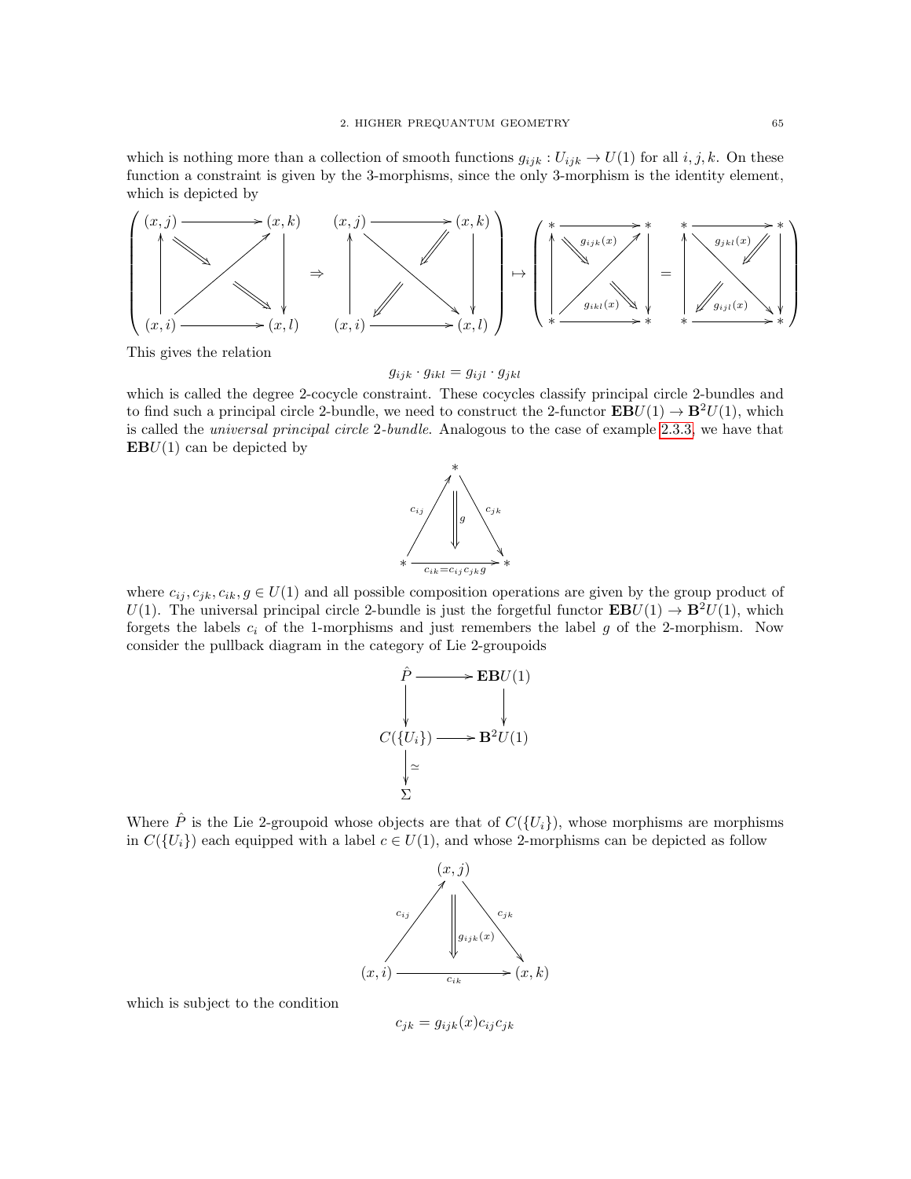which is nothing more than a collection of smooth functions $g_{ijk} : U_{ijk} \to U(1)$ for all $i, j, k$. On these function a constraint is given by the 3-morphisms, since the only 3-morphism is the identity element, which is depicted by

$$\left( \begin{array}{ccc} (x,j) & \longrightarrow & (x,k) \\ \uparrow & \searrow\!\!\!\searrow \nearrow \searrow\!\!\!\searrow & \downarrow \\ (x,i) & \longrightarrow & (x,l) \end{array} \Rightarrow \begin{array}{ccc} (x,j) & \longrightarrow & (x,k) \\ \uparrow & \swarrow\!\!\!\swarrow \searrow \swarrow\!\!\!\swarrow & \downarrow \\ (x,i) & \longrightarrow & (x,l) \end{array} \right) \mapsto \left( \begin{array}{ccc} * & \longrightarrow & * \\ \uparrow & g_{ijk}(x) \quad g_{ikl}(x) & \downarrow \\ * & \longrightarrow & * \end{array} = \begin{array}{ccc} * & \longrightarrow & * \\ \uparrow & g_{jkl}(x) \quad g_{ijl}(x) & \downarrow \\ * & \longrightarrow & * \end{array} \right)$$

This gives the relation

$$g_{ijk} \cdot g_{ikl} = g_{ijl} \cdot g_{jkl}$$

which is called the degree 2-cocycle constraint. These cocycles classify principal circle 2-bundles and to find such a principal circle 2-bundle, we need to construct the 2-functor $\mathbf{EB}U(1) \to \mathbf{B}^2U(1)$, which is called the *universal principal circle 2-bundle*. Analogous to the case of example 2.3.3, we have that $\mathbf{EB}U(1)$ can be depicted by

$$\begin{array}{ccc} & * & \\ {}^{c_{ij}}\nearrow & \Downarrow g & \searrow^{c_{jk}} \\ * & \xrightarrow[c_{ik}=c_{ij}c_{jk}g]{} & * \end{array}$$

where $c_{ij}, c_{jk}, c_{ik}, g \in U(1)$ and all possible composition operations are given by the group product of $U(1)$. The universal principal circle 2-bundle is just the forgetful functor $\mathbf{EB}U(1) \to \mathbf{B}^2U(1)$, which forgets the labels $c_i$ of the 1-morphisms and just remembers the label $g$ of the 2-morphism. Now consider the pullback diagram in the category of Lie 2-groupoids

$$\begin{array}{ccc} \hat{P} & \longrightarrow & \mathbf{EB}U(1) \\ \downarrow & & \downarrow \\ C(\{U_i\}) & \longrightarrow & \mathbf{B}^2U(1) \\ \downarrow \simeq & & \\ \Sigma & & \end{array}$$

Where $\hat{P}$ is the Lie 2-groupoid whose objects are that of $C(\{U_i\})$, whose morphisms are morphisms in $C(\{U_i\})$ each equipped with a label $c \in U(1)$, and whose 2-morphisms can be depicted as follow

$$\begin{array}{ccc} & (x,j) & \\ {}^{c_{ij}}\nearrow & \Downarrow g_{ijk}(x) & \searrow^{c_{jk}} \\ (x,i) & \xrightarrow[c_{ik}]{} & (x,k) \end{array}$$

which is subject to the condition

$$c_{jk} = g_{ijk}(x) c_{ij} c_{jk}$$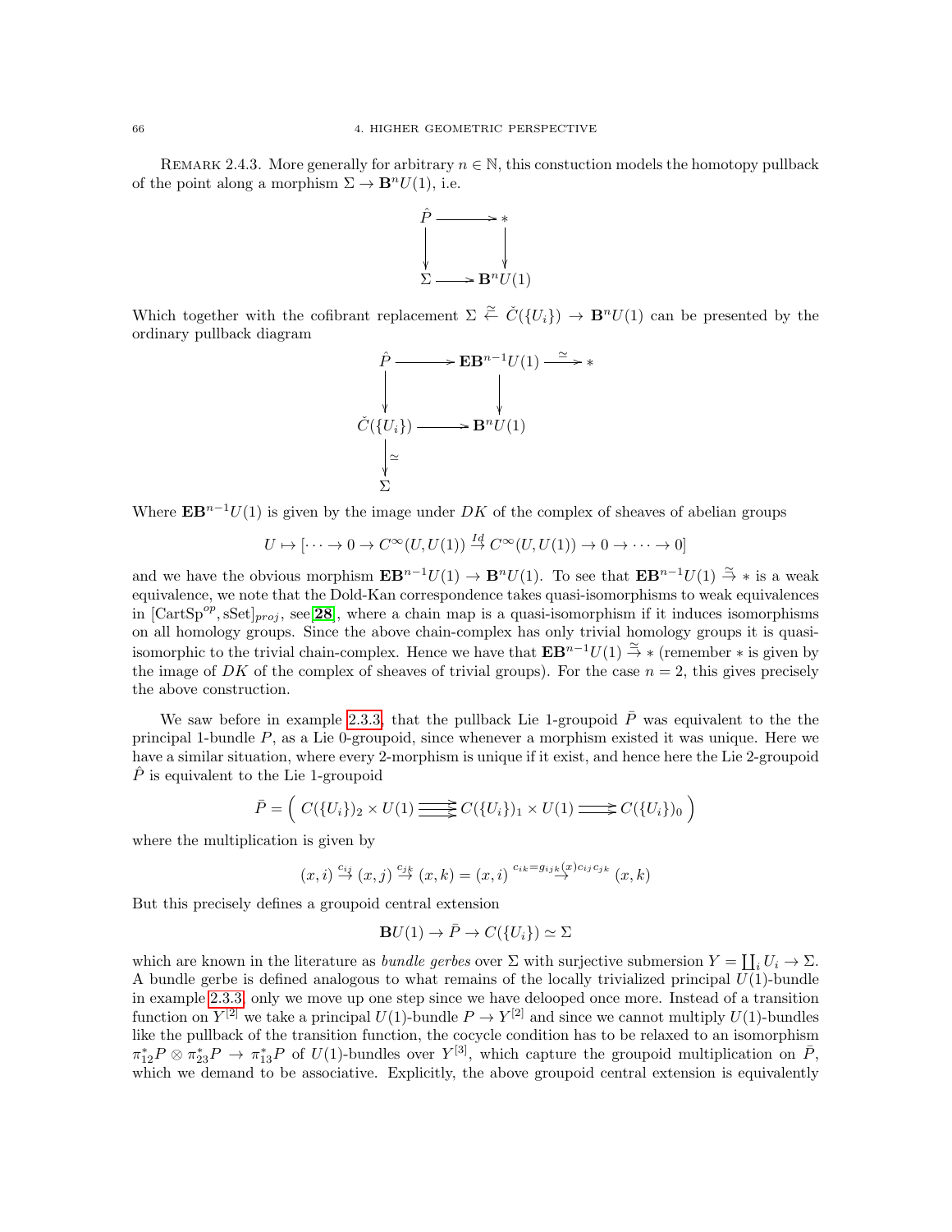Remark 2.4.3. More generally for arbitrary $n \in \mathbb{N}$, this constuction models the homotopy pullback of the point along a morphism $\Sigma \to \mathbf{B}^n U(1)$, i.e.

$$\begin{array}{ccc} \hat{P} & \longrightarrow & * \\ \downarrow & & \downarrow \\ \Sigma & \longrightarrow & \mathbf{B}^n U(1) \end{array}$$

Which together with the cofibrant replacement $\Sigma \overset{\simeq}{\leftarrow} \check{C}(\{U_i\}) \to \mathbf{B}^n U(1)$ can be presented by the ordinary pullback diagram

$$\begin{array}{ccccc} \hat{P} & \longrightarrow & \mathbf{EB}^{n-1}U(1) & \overset{\simeq}{\longrightarrow} & * \\ \downarrow & & \downarrow & & \\ \check{C}(\{U_i\}) & \longrightarrow & \mathbf{B}^n U(1) & & \\ \downarrow \simeq & & & & \\ \Sigma & & & & \end{array}$$

Where $\mathbf{EB}^{n-1}U(1)$ is given by the image under $DK$ of the complex of sheaves of abelian groups

$$U \mapsto [\cdots \to 0 \to C^\infty(U, U(1)) \overset{Id}{\to} C^\infty(U, U(1)) \to 0 \to \cdots \to 0]$$

and we have the obvious morphism $\mathbf{EB}^{n-1}U(1) \to \mathbf{B}^n U(1)$. To see that $\mathbf{EB}^{n-1}U(1) \overset{\simeq}{\to} *$ is a weak equivalence, we note that the Dold-Kan correspondence takes quasi-isomorphisms to weak equivalences in $[\mathrm{CartSp}^{op}, \mathrm{sSet}]_{proj}$, see[**28**], where a chain map is a quasi-isomorphism if it induces isomorphisms on all homology groups. Since the above chain-complex has only trivial homology groups it is quasi-isomorphic to the trivial chain-complex. Hence we have that $\mathbf{EB}^{n-1}U(1) \overset{\simeq}{\to} *$ (remember $*$ is given by the image of $DK$ of the complex of sheaves of trivial groups). For the case $n = 2$, this gives precisely the above construction.

We saw before in example 2.3.3, that the pullback Lie 1-groupoid $\bar{P}$ was equivalent to the the principal 1-bundle $P$, as a Lie 0-groupoid, since whenever a morphism existed it was unique. Here we have a similar situation, where every 2-morphism is unique if it exist, and hence here the Lie 2-groupoid $\hat{P}$ is equivalent to the Lie 1-groupoid

$$\bar{P} = \left( \; C(\{U_i\})_2 \times U(1) \;\substack{\longrightarrow \\ \longrightarrow \\ \longrightarrow}\; C(\{U_i\})_1 \times U(1) \;\substack{\longrightarrow \\ \longrightarrow}\; C(\{U_i\})_0 \; \right)$$

where the multiplication is given by

$$(x, i) \overset{c_{ij}}{\to} (x, j) \overset{c_{jk}}{\to} (x, k) = (x, i) \overset{c_{ik} = g_{ijk}(x) c_{ij} c_{jk}}{\longrightarrow} (x, k)$$

But this precisely defines a groupoid central extension

$$\mathbf{B}U(1) \to \bar{P} \to C(\{U_i\}) \simeq \Sigma$$

which are known in the literature as *bundle gerbes* over $\Sigma$ with surjective submersion $Y = \coprod_i U_i \to \Sigma$. A bundle gerbe is defined analogous to what remains of the locally trivialized principal $U(1)$-bundle in example 2.3.3, only we move up one step since we have delooped once more. Instead of a transition function on $Y^{[2]}$ we take a principal $U(1)$-bundle $P \to Y^{[2]}$ and since we cannot multiply $U(1)$-bundles like the pullback of the transition function, the cocycle condition has to be relaxed to an isomorphism $\pi_{12}^* P \otimes \pi_{23}^* P \to \pi_{13}^* P$ of $U(1)$-bundles over $Y^{[3]}$, which capture the groupoid multiplication on $\bar{P}$, which we demand to be associative. Explicitly, the above groupoid central extension is equivalently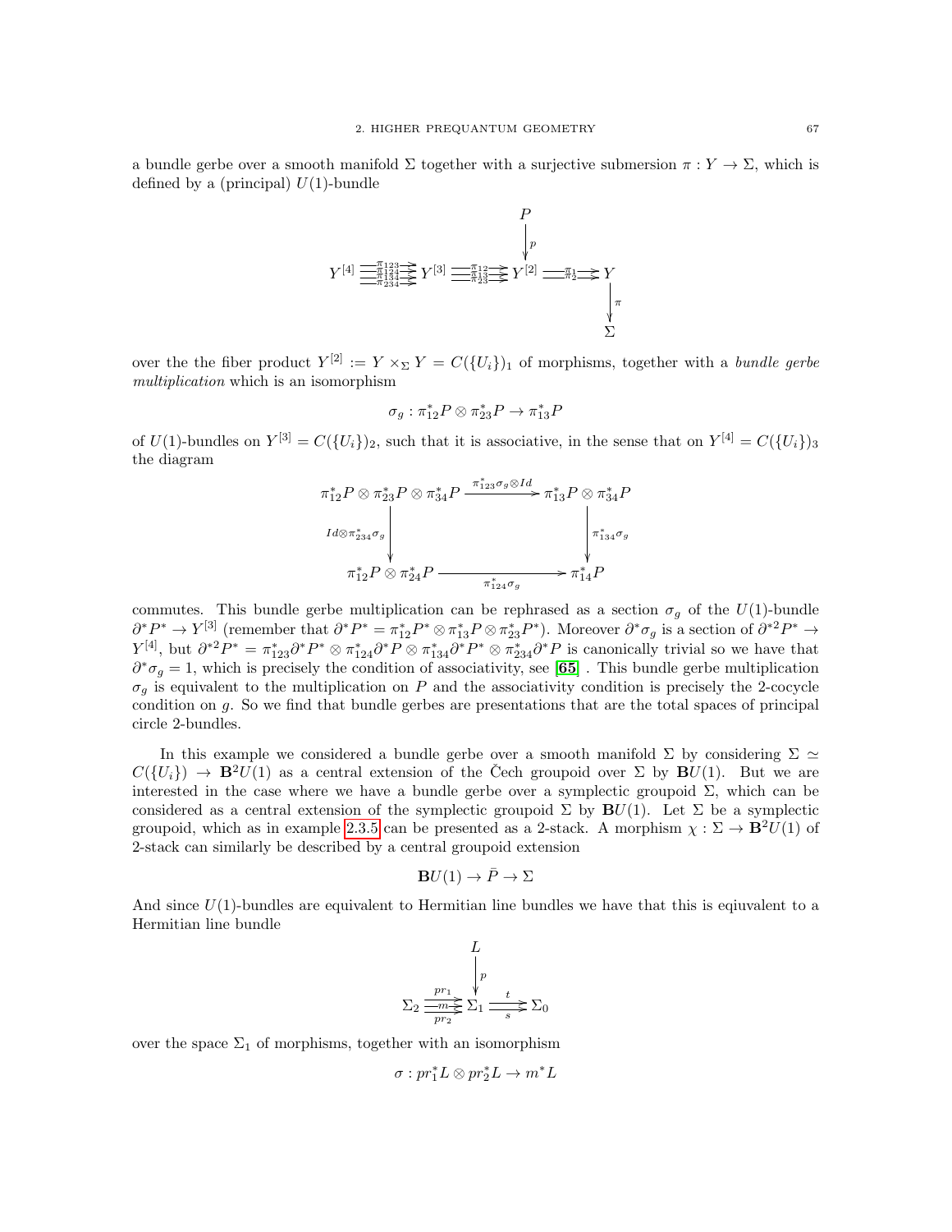a bundle gerbe over a smooth manifold $\Sigma$ together with a surjective submersion $\pi : Y \to \Sigma$, which is defined by a (principal) $U(1)$-bundle

$$
\begin{array}{ccccccc}
 & & & & P & & \\
 & & & & \downarrow{\scriptstyle p} & & \\
Y^{[4]} & \overset{\pi_{123}, \pi_{124}, \pi_{134}, \pi_{234}}{\rightrightarrows} & Y^{[3]} & \overset{\pi_{12}, \pi_{13}, \pi_{23}}{\rightrightarrows} & Y^{[2]} & \overset{\pi_1, \pi_2}{\rightrightarrows} & Y \\
 & & & & & & \downarrow{\scriptstyle \pi} \\
 & & & & & & \Sigma
\end{array}
$$

over the the fiber product $Y^{[2]} := Y \times_\Sigma Y = C(\{U_i\})_1$ of morphisms, together with a *bundle gerbe multiplication* which is an isomorphism

$$\sigma_g : \pi_{12}^* P \otimes \pi_{23}^* P \to \pi_{13}^* P$$

of $U(1)$-bundles on $Y^{[3]} = C(\{U_i\})_2$, such that it is associative, in the sense that on $Y^{[4]} = C(\{U_i\})_3$ the diagram

$$
\begin{array}{ccc}
\pi_{12}^* P \otimes \pi_{23}^* P \otimes \pi_{34}^* P & \xrightarrow{\pi_{123}^* \sigma_g \otimes Id} & \pi_{13}^* P \otimes \pi_{34}^* P \\
\downarrow{\scriptstyle Id \otimes \pi_{234}^* \sigma_g} & & \downarrow{\scriptstyle \pi_{134}^* \sigma_g} \\
\pi_{12}^* P \otimes \pi_{24}^* P & \xrightarrow[\pi_{124}^* \sigma_g]{} & \pi_{14}^* P
\end{array}
$$

commutes. This bundle gerbe multiplication can be rephrased as a section $\sigma_g$ of the $U(1)$-bundle $\partial^* P^* \to Y^{[3]}$ (remember that $\partial^* P^* = \pi_{12}^* P^* \otimes \pi_{13}^* P \otimes \pi_{23}^* P^*$). Moreover $\partial^* \sigma_g$ is a section of $\partial^{*2} P^* \to Y^{[4]}$, but $\partial^{*2} P^* = \pi_{123}^* \partial^* P^* \otimes \pi_{124}^* \partial^* P \otimes \pi_{134}^* \partial^* P^* \otimes \pi_{234}^* \partial^* P$ is canonically trivial so we have that $\partial^* \sigma_g = 1$, which is precisely the condition of associativity, see [**65**] . This bundle gerbe multiplication $\sigma_g$ is equivalent to the multiplication on $P$ and the associativity condition is precisely the 2-cocycle condition on $g$. So we find that bundle gerbes are presentations that are the total spaces of principal circle 2-bundles.

In this example we considered a bundle gerbe over a smooth manifold $\Sigma$ by considering $\Sigma \simeq C(\{U_i\}) \to \mathbf{B}^2 U(1)$ as a central extension of the Čech groupoid over $\Sigma$ by $\mathbf{B}U(1)$. But we are interested in the case where we have a bundle gerbe over a symplectic groupoid $\Sigma$, which can be considered as a central extension of the symplectic groupoid $\Sigma$ by $\mathbf{B}U(1)$. Let $\Sigma$ be a symplectic groupoid, which as in example 2.3.5 can be presented as a 2-stack. A morphism $\chi : \Sigma \to \mathbf{B}^2 U(1)$ of 2-stack can similarly be described by a central groupoid extension

$$\mathbf{B}U(1) \to \bar{P} \to \Sigma$$

And since $U(1)$-bundles are equivalent to Hermitian line bundles we have that this is eqiuvalent to a Hermitian line bundle

$$
\begin{array}{ccccc}
 & & L & & \\
 & & \downarrow{\scriptstyle p} & & \\
\Sigma_2 & \overset{pr_1, m, pr_2}{\rightrightarrows} & \Sigma_1 & \overset{t}{\underset{s}{\rightrightarrows}} & \Sigma_0
\end{array}
$$

over the space $\Sigma_1$ of morphisms, together with an isomorphism

$$\sigma : pr_1^* L \otimes pr_2^* L \to m^* L$$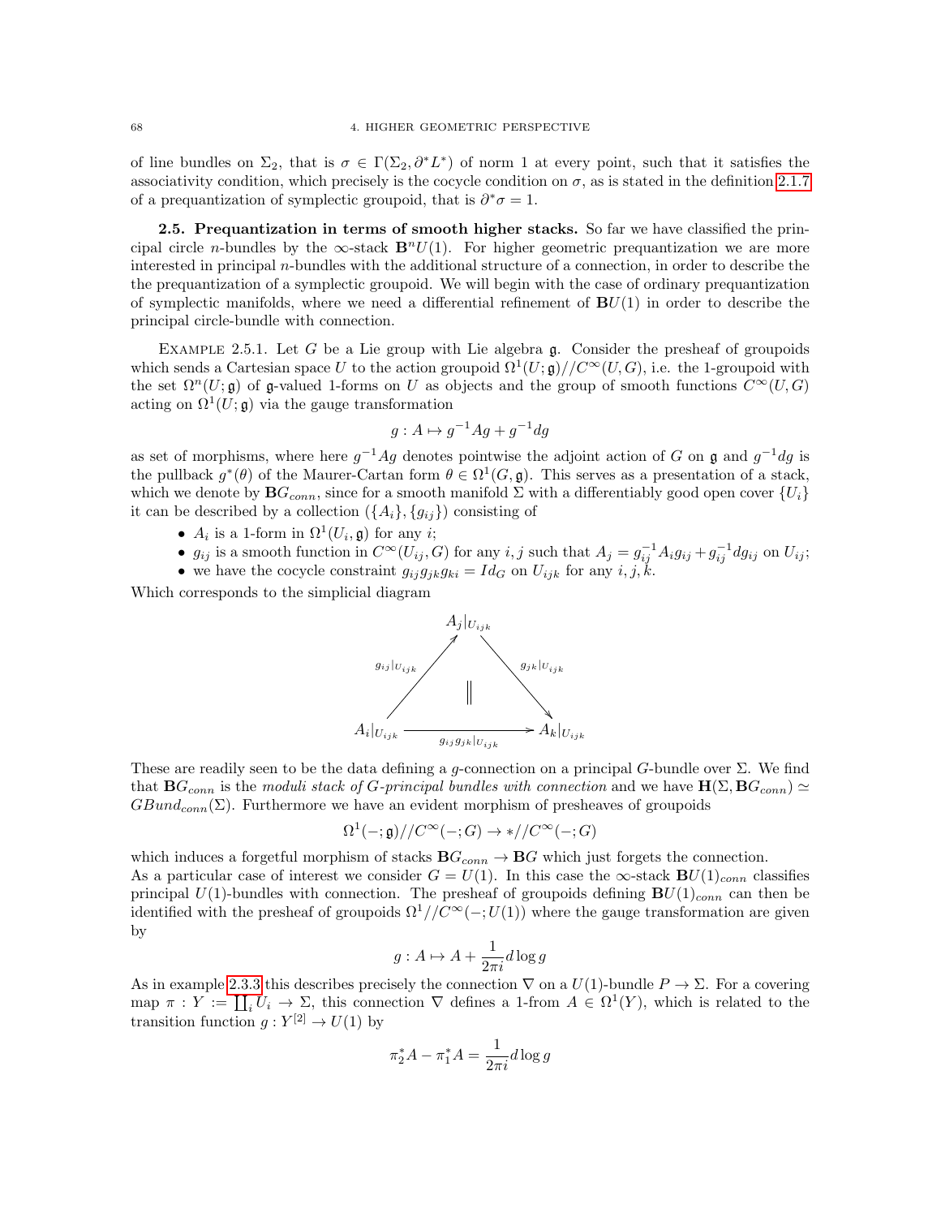of line bundles on $\Sigma_2$, that is $\sigma \in \Gamma(\Sigma_2, \partial^* L^*)$ of norm 1 at every point, such that it satisfies the associativity condition, which precisely is the cocycle condition on $\sigma$, as is stated in the definition 2.1.7 of a prequantization of symplectic groupoid, that is $\partial^*\sigma = 1$.

**2.5. Prequantization in terms of smooth higher stacks.** So far we have classified the principal circle $n$-bundles by the $\infty$-stack $\mathbf{B}^n U(1)$. For higher geometric prequantization we are more interested in principal $n$-bundles with the additional structure of a connection, in order to describe the the prequantization of a symplectic groupoid. We will begin with the case of ordinary prequantization of symplectic manifolds, where we need a differential refinement of $\mathbf{B}U(1)$ in order to describe the principal circle-bundle with connection.

Example 2.5.1. Let $G$ be a Lie group with Lie algebra $\mathfrak{g}$. Consider the presheaf of groupoids which sends a Cartesian space $U$ to the action groupoid $\Omega^1(U;\mathfrak{g})//C^\infty(U,G)$, i.e. the 1-groupoid with the set $\Omega^n(U;\mathfrak{g})$ of $\mathfrak{g}$-valued 1-forms on $U$ as objects and the group of smooth functions $C^\infty(U,G)$ acting on $\Omega^1(U;\mathfrak{g})$ via the gauge transformation

$$g : A \mapsto g^{-1}Ag + g^{-1}dg$$

as set of morphisms, where here $g^{-1}Ag$ denotes pointwise the adjoint action of $G$ on $\mathfrak{g}$ and $g^{-1}dg$ is the pullback $g^*(\theta)$ of the Maurer-Cartan form $\theta \in \Omega^1(G,\mathfrak{g})$. This serves as a presentation of a stack, which we denote by $\mathbf{B}G_{conn}$, since for a smooth manifold $\Sigma$ with a differentiably good open cover $\{U_i\}$ it can be described by a collection $(\{A_i\},\{g_{ij}\})$ consisting of

- $A_i$ is a 1-form in $\Omega^1(U_i,\mathfrak{g})$ for any $i$;
- $g_{ij}$ is a smooth function in $C^\infty(U_{ij},G)$ for any $i,j$ such that $A_j = g_{ij}^{-1}A_i g_{ij} + g_{ij}^{-1}dg_{ij}$ on $U_{ij}$;
- we have the cocycle constraint $g_{ij}g_{jk}g_{ki} = Id_G$ on $U_{ijk}$ for any $i,j,k$.

Which corresponds to the simplicial diagram

$$\begin{array}{ccccc} & & A_j|_{U_{ijk}} & & \\ & {\scriptstyle g_{ij}|_{U_{ijk}}} \nearrow & \| & \searrow {\scriptstyle g_{jk}|_{U_{ijk}}} & \\ A_i|_{U_{ijk}} & & \xrightarrow{\quad g_{ij}g_{jk}|_{U_{ijk}} \quad} & & A_k|_{U_{ijk}} \end{array}$$

These are readily seen to be the data defining a $g$-connection on a principal $G$-bundle over $\Sigma$. We find that $\mathbf{B}G_{conn}$ is the *moduli stack of $G$-principal bundles with connection* and we have $\mathbf{H}(\Sigma,\mathbf{B}G_{conn}) \simeq GBund_{conn}(\Sigma)$. Furthermore we have an evident morphism of presheaves of groupoids

$$\Omega^1(-;\mathfrak{g})//C^\infty(-;G) \to *//C^\infty(-;G)$$

which induces a forgetful morphism of stacks $\mathbf{B}G_{conn} \to \mathbf{B}G$ which just forgets the connection.
As a particular case of interest we consider $G = U(1)$. In this case the $\infty$-stack $\mathbf{B}U(1)_{conn}$ classifies principal $U(1)$-bundles with connection. The presheaf of groupoids defining $\mathbf{B}U(1)_{conn}$ can then be identified with the presheaf of groupoids $\Omega^1//C^\infty(-;U(1))$ where the gauge transformation are given by

$$g : A \mapsto A + \frac{1}{2\pi i} d\log g$$

As in example 2.3.3 this describes precisely the connection $\nabla$ on a $U(1)$-bundle $P \to \Sigma$. For a covering map $\pi : Y := \coprod_i U_i \to \Sigma$, this connection $\nabla$ defines a 1-from $A \in \Omega^1(Y)$, which is related to the transition function $g : Y^{[2]} \to U(1)$ by

$$\pi_2^* A - \pi_1^* A = \frac{1}{2\pi i} d\log g$$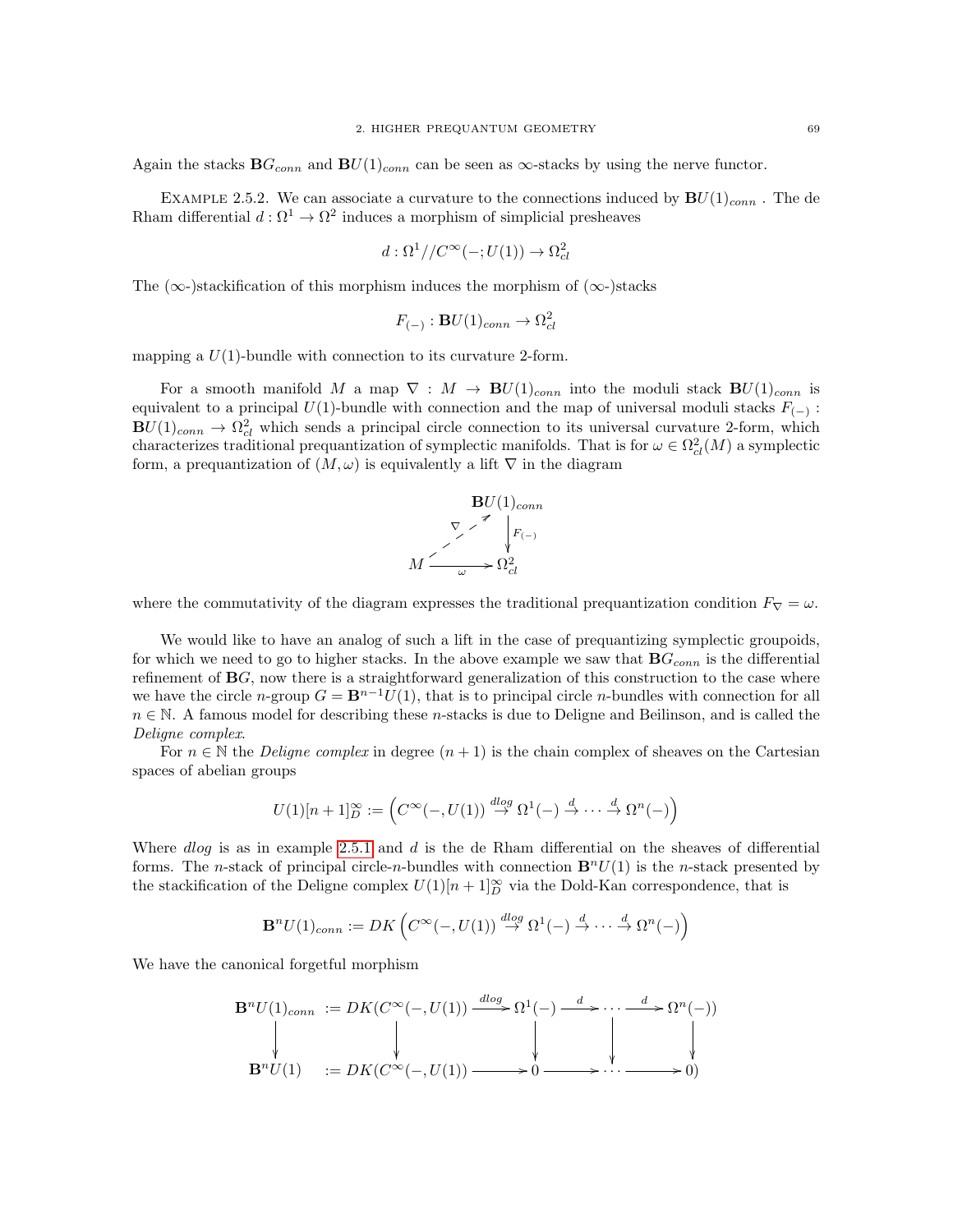Again the stacks $\mathbf{B}G_{conn}$ and $\mathbf{B}U(1)_{conn}$ can be seen as $\infty$-stacks by using the nerve functor.

EXAMPLE 2.5.2. We can associate a curvature to the connections induced by $\mathbf{B}U(1)_{conn}$ . The de Rham differential $d : \Omega^1 \to \Omega^2$ induces a morphism of simplicial presheaves

$$d : \Omega^1//C^\infty(-;U(1)) \to \Omega^2_{cl}$$

The ($\infty$-)stackification of this morphism induces the morphism of ($\infty$-)stacks

$$F_{(-)} : \mathbf{B}U(1)_{conn} \to \Omega^2_{cl}$$

mapping a $U(1)$-bundle with connection to its curvature 2-form.

For a smooth manifold $M$ a map $\nabla : M \to \mathbf{B}U(1)_{conn}$ into the moduli stack $\mathbf{B}U(1)_{conn}$ is equivalent to a principal $U(1)$-bundle with connection and the map of universal moduli stacks $F_{(-)} : \mathbf{B}U(1)_{conn} \to \Omega^2_{cl}$ which sends a principal circle connection to its universal curvature 2-form, which characterizes traditional prequantization of symplectic manifolds. That is for $\omega \in \Omega^2_{cl}(M)$ a symplectic form, a prequantization of $(M, \omega)$ is equivalently a lift $\nabla$ in the diagram

$$\begin{array}{ccc} & & \mathbf{B}U(1)_{conn} \\ & \overset{\nabla}{\nearrow} & \downarrow F_{(-)} \\ M & \xrightarrow{\omega} & \Omega^2_{cl} \end{array}$$

where the commutativity of the diagram expresses the traditional prequantization condition $F_\nabla = \omega$.

We would like to have an analog of such a lift in the case of prequantizing symplectic groupoids, for which we need to go to higher stacks. In the above example we saw that $\mathbf{B}G_{conn}$ is the differential refinement of $\mathbf{B}G$, now there is a straightforward generalization of this construction to the case where we have the circle $n$-group $G = \mathbf{B}^{n-1}U(1)$, that is to principal circle $n$-bundles with connection for all $n \in \mathbb{N}$. A famous model for describing these $n$-stacks is due to Deligne and Beilinson, and is called the *Deligne complex*.

For $n \in \mathbb{N}$ the *Deligne complex* in degree $(n+1)$ is the chain complex of sheaves on the Cartesian spaces of abelian groups

$$U(1)[n+1]^\infty_D := \left( C^\infty(-, U(1)) \overset{dlog}{\to} \Omega^1(-) \overset{d}{\to} \cdots \overset{d}{\to} \Omega^n(-) \right)$$

Where *dlog* is as in example 2.5.1 and $d$ is the de Rham differential on the sheaves of differential forms. The $n$-stack of principal circle-$n$-bundles with connection $\mathbf{B}^n U(1)$ is the $n$-stack presented by the stackification of the Deligne complex $U(1)[n+1]^\infty_D$ via the Dold-Kan correspondence, that is

$$\mathbf{B}^n U(1)_{conn} := DK \left( C^\infty(-, U(1)) \overset{dlog}{\to} \Omega^1(-) \overset{d}{\to} \cdots \overset{d}{\to} \Omega^n(-) \right)$$

We have the canonical forgetful morphism

$$\begin{array}{ccccccccc} \mathbf{B}^n U(1)_{conn} & := DK( & C^\infty(-, U(1)) & \xrightarrow{dlog} & \Omega^1(-) & \xrightarrow{d} & \cdots & \xrightarrow{d} & \Omega^n(-)) \\ \downarrow & & \downarrow & & \downarrow & & \downarrow & & \downarrow \\ \mathbf{B}^n U(1) & := DK( & C^\infty(-, U(1)) & \longrightarrow & 0 & \longrightarrow & \cdots & \longrightarrow & 0) \end{array}$$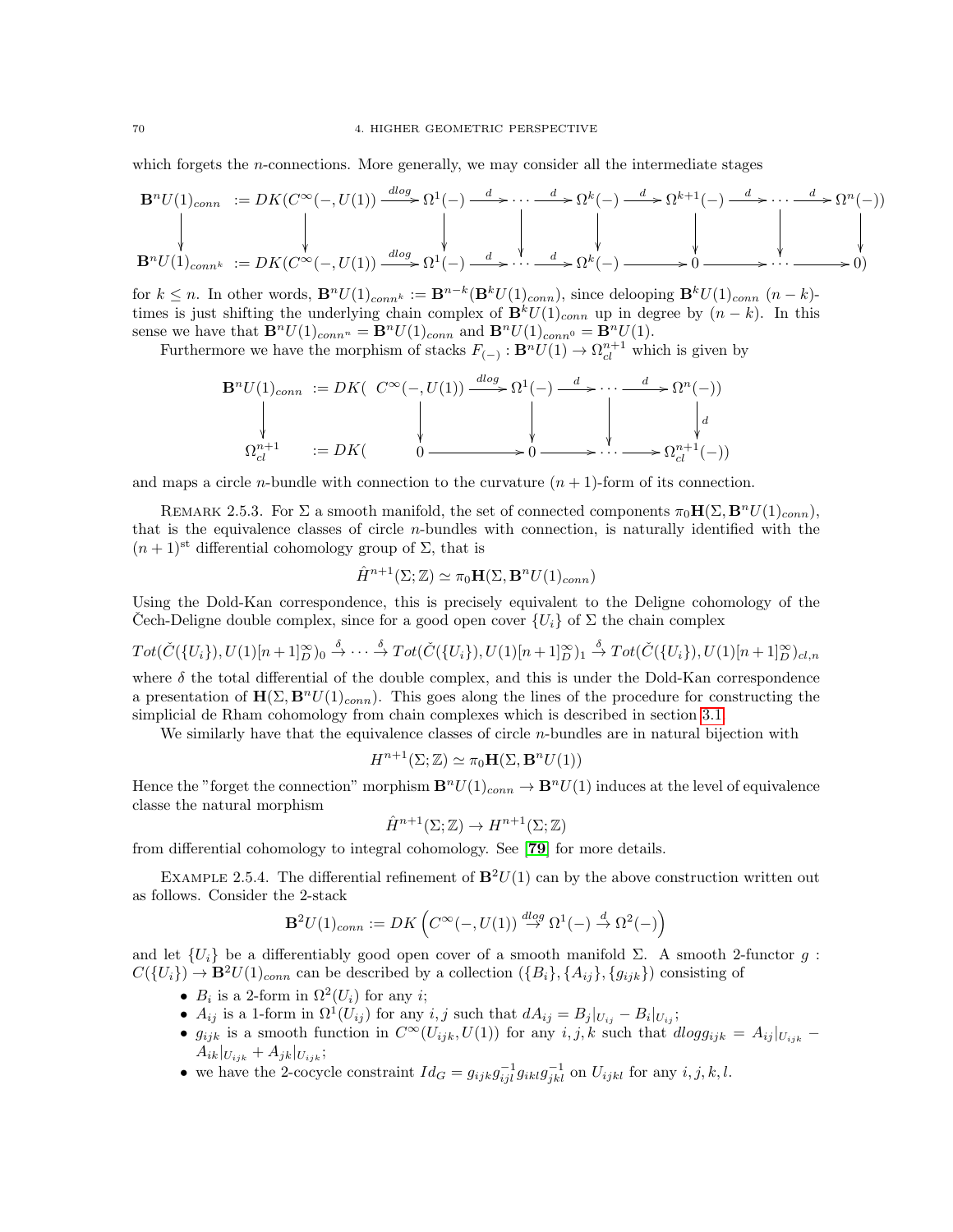which forgets the $n$-connections. More generally, we may consider all the intermediate stages

$$
\begin{array}{ccccccccccccccc}
\mathbf{B}^nU(1)_{conn} & := DK(C^\infty(-,U(1)) & \xrightarrow{dlog} & \Omega^1(-) & \xrightarrow{d} & \cdots & \xrightarrow{d} & \Omega^k(-) & \xrightarrow{d} & \Omega^{k+1}(-) & \xrightarrow{d} & \cdots & \xrightarrow{d} & \Omega^n(-)) \\
\downarrow & \downarrow & & \downarrow & & \downarrow & & \downarrow & & \downarrow & & \downarrow & & \downarrow \\
\mathbf{B}^nU(1)_{conn^k} & := DK(C^\infty(-,U(1)) & \xrightarrow{dlog} & \Omega^1(-) & \xrightarrow{d} & \cdots & \xrightarrow{d} & \Omega^k(-) & \longrightarrow & 0 & \longrightarrow & \cdots & \longrightarrow & 0)
\end{array}
$$

for $k \leq n$. In other words, $\mathbf{B}^nU(1)_{conn^k} := \mathbf{B}^{n-k}(\mathbf{B}^kU(1)_{conn})$, since delooping $\mathbf{B}^kU(1)_{conn}$ $(n-k)$-times is just shifting the underlying chain complex of $\mathbf{B}^kU(1)_{conn}$ up in degree by $(n-k)$. In this sense we have that $\mathbf{B}^nU(1)_{conn^n} = \mathbf{B}^nU(1)_{conn}$ and $\mathbf{B}^nU(1)_{conn^0} = \mathbf{B}^nU(1)$.

Furthermore we have the morphism of stacks $F_{(-)} : \mathbf{B}^nU(1) \to \Omega^{n+1}_{cl}$ which is given by

$$
\begin{array}{cccccccccc}
\mathbf{B}^nU(1)_{conn} & := DK( & C^\infty(-,U(1)) & \xrightarrow{dlog} & \Omega^1(-) & \xrightarrow{d} & \cdots & \xrightarrow{d} & \Omega^n(-)) \\
\downarrow & & \downarrow & & \downarrow & & \downarrow & & \downarrow d \\
\Omega^{n+1}_{cl} & := DK( & 0 & \longrightarrow & 0 & \longrightarrow & \cdots & \longrightarrow & \Omega^{n+1}_{cl}(-))
\end{array}
$$

and maps a circle $n$-bundle with connection to the curvature $(n+1)$-form of its connection.

Remark 2.5.3. For $\Sigma$ a smooth manifold, the set of connected components $\pi_0\mathbf{H}(\Sigma, \mathbf{B}^nU(1)_{conn})$, that is the equivalence classes of circle $n$-bundles with connection, is naturally identified with the $(n+1)^{\text{st}}$ differential cohomology group of $\Sigma$, that is

$$\hat{H}^{n+1}(\Sigma;\mathbb{Z}) \simeq \pi_0\mathbf{H}(\Sigma, \mathbf{B}^nU(1)_{conn})$$

Using the Dold-Kan correspondence, this is precisely equivalent to the Deligne cohomology of the Čech-Deligne double complex, since for a good open cover $\{U_i\}$ of $\Sigma$ the chain complex

$$Tot(\check{C}(\{U_i\}), U(1)[n+1]^\infty_D)_0 \xrightarrow{\delta} \cdots \xrightarrow{\delta} Tot(\check{C}(\{U_i\}), U(1)[n+1]^\infty_D)_1 \xrightarrow{\delta} Tot(\check{C}(\{U_i\}), U(1)[n+1]^\infty_D)_{cl,n}$$

where $\delta$ the total differential of the double complex, and this is under the Dold-Kan correspondence a presentation of $\mathbf{H}(\Sigma, \mathbf{B}^nU(1)_{conn})$. This goes along the lines of the procedure for constructing the simplicial de Rham cohomology from chain complexes which is described in section 3.1.

We similarly have that the equivalence classes of circle $n$-bundles are in natural bijection with

$$H^{n+1}(\Sigma;\mathbb{Z}) \simeq \pi_0\mathbf{H}(\Sigma, \mathbf{B}^nU(1))$$

Hence the "forget the connection" morphism $\mathbf{B}^nU(1)_{conn} \to \mathbf{B}^nU(1)$ induces at the level of equivalence classe the natural morphism

$$\hat{H}^{n+1}(\Sigma;\mathbb{Z}) \to H^{n+1}(\Sigma;\mathbb{Z})$$

from differential cohomology to integral cohomology. See [79] for more details.

Example 2.5.4. The differential refinement of $\mathbf{B}^2U(1)$ can by the above construction written out as follows. Consider the 2-stack

$$\mathbf{B}^2U(1)_{conn} := DK\left(C^\infty(-,U(1)) \xrightarrow{dlog} \Omega^1(-) \xrightarrow{d} \Omega^2(-)\right)$$

and let $\{U_i\}$ be a differentiably good open cover of a smooth manifold $\Sigma$. A smooth 2-functor $g : C(\{U_i\}) \to \mathbf{B}^2U(1)_{conn}$ can be described by a collection $(\{B_i\}, \{A_{ij}\}, \{g_{ijk}\})$ consisting of

- $B_i$ is a 2-form in $\Omega^2(U_i)$ for any $i$;
- $A_{ij}$ is a 1-form in $\Omega^1(U_{ij})$ for any $i,j$ such that $dA_{ij} = B_j|_{U_{ij}} - B_i|_{U_{ij}}$;
- $g_{ijk}$ is a smooth function in $C^\infty(U_{ijk}, U(1))$ for any $i,j,k$ such that $dlog g_{ijk} = A_{ij}|_{U_{ijk}} - A_{ik}|_{U_{ijk}} + A_{jk}|_{U_{ijk}}$;
- we have the 2-cocycle constraint $Id_G = g_{ijk}g^{-1}_{ijl}g_{ikl}g^{-1}_{jkl}$ on $U_{ijkl}$ for any $i,j,k,l$.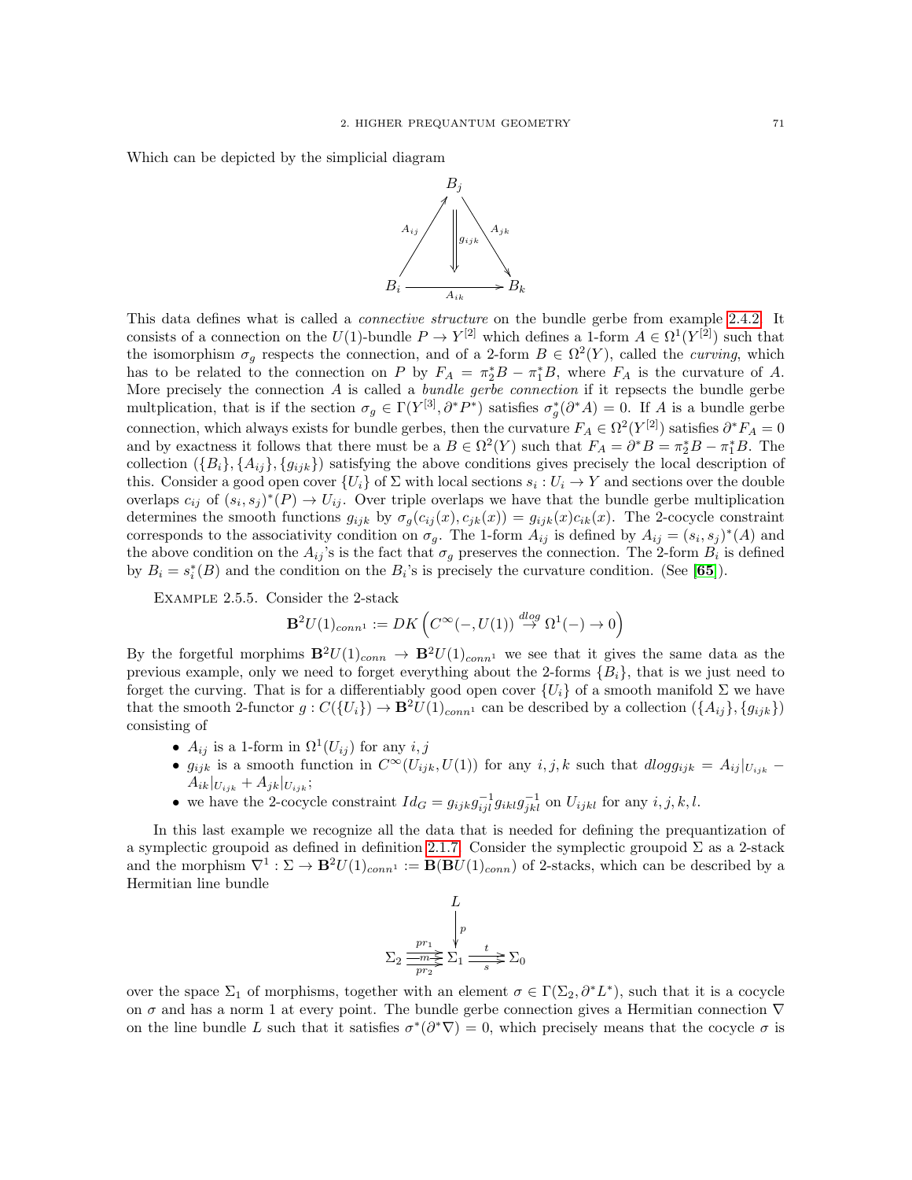Which can be depicted by the simplicial diagram

$$\begin{array}{ccc} & B_j & \\ {}^{A_{ij}}\nearrow & \Downarrow g_{ijk} & \searrow^{A_{jk}} \\ B_i & \xrightarrow[A_{ik}]{} & B_k \end{array}$$

This data defines what is called a *connective structure* on the bundle gerbe from example 2.4.2. It consists of a connection on the $U(1)$-bundle $P \to Y^{[2]}$ which defines a 1-form $A \in \Omega^1(Y^{[2]})$ such that the isomorphism $\sigma_g$ respects the connection, and of a 2-form $B \in \Omega^2(Y)$, called the *curving*, which has to be related to the connection on $P$ by $F_A = \pi_2^* B - \pi_1^* B$, where $F_A$ is the curvature of $A$. More precisely the connection $A$ is called a *bundle gerbe connection* if it repsects the bundle gerbe multplication, that is if the section $\sigma_g \in \Gamma(Y^{[3]}, \partial^* P^*)$ satisfies $\sigma_g^*(\partial^* A) = 0$. If $A$ is a bundle gerbe connection, which always exists for bundle gerbes, then the curvature $F_A \in \Omega^2(Y^{[2]})$ satisfies $\partial^* F_A = 0$ and by exactness it follows that there must be a $B \in \Omega^2(Y)$ such that $F_A = \partial^* B = \pi_2^* B - \pi_1^* B$. The collection $(\{B_i\}, \{A_{ij}\}, \{g_{ijk}\})$ satisfying the above conditions gives precisely the local description of this. Consider a good open cover $\{U_i\}$ of $\Sigma$ with local sections $s_i : U_i \to Y$ and sections over the double overlaps $c_{ij}$ of $(s_i, s_j)^*(P) \to U_{ij}$. Over triple overlaps we have that the bundle gerbe multiplication determines the smooth functions $g_{ijk}$ by $\sigma_g(c_{ij}(x), c_{jk}(x)) = g_{ijk}(x) c_{ik}(x)$. The 2-cocycle constraint corresponds to the associativity condition on $\sigma_g$. The 1-form $A_{ij}$ is defined by $A_{ij} = (s_i, s_j)^*(A)$ and the above condition on the $A_{ij}$'s is the fact that $\sigma_g$ preserves the connection. The 2-form $B_i$ is defined by $B_i = s_i^*(B)$ and the condition on the $B_i$'s is precisely the curvature condition. (See [65]).

Example 2.5.5. Consider the 2-stack

$$\mathbf{B}^2 U(1)_{conn^1} := DK\left(C^\infty(-, U(1)) \stackrel{dlog}{\to} \Omega^1(-) \to 0\right)$$

By the forgetful morphims $\mathbf{B}^2 U(1)_{conn} \to \mathbf{B}^2 U(1)_{conn^1}$ we see that it gives the same data as the previous example, only we need to forget everything about the 2-forms $\{B_i\}$, that is we just need to forget the curving. That is for a differentiably good open cover $\{U_i\}$ of a smooth manifold $\Sigma$ we have that the smooth 2-functor $g : C(\{U_i\}) \to \mathbf{B}^2 U(1)_{conn^1}$ can be described by a collection $(\{A_{ij}\}, \{g_{ijk}\})$ consisting of

- $A_{ij}$ is a 1-form in $\Omega^1(U_{ij})$ for any $i, j$
- $g_{ijk}$ is a smooth function in $C^\infty(U_{ijk}, U(1))$ for any $i, j, k$ such that $dlog g_{ijk} = A_{ij}|_{U_{ijk}} - A_{ik}|_{U_{ijk}} + A_{jk}|_{U_{ijk}}$;
- we have the 2-cocycle constraint $Id_G = g_{ijk} g_{ijl}^{-1} g_{ikl} g_{jkl}^{-1}$ on $U_{ijkl}$ for any $i, j, k, l$.

In this last example we recognize all the data that is needed for defining the prequantization of a symplectic groupoid as defined in definition 2.1.7. Consider the symplectic groupoid $\Sigma$ as a 2-stack and the morphism $\nabla^1 : \Sigma \to \mathbf{B}^2 U(1)_{conn^1} := \mathbf{B}(\mathbf{B}U(1)_{conn})$ of 2-stacks, which can be described by a Hermitian line bundle

$$\begin{array}{ccc} & L & \\ & \downarrow p & \\ \Sigma_2 \overset{pr_1}{\underset{pr_2}{\overset{m}{\rightrightarrows}}} & \Sigma_1 & \overset{t}{\underset{s}{\rightrightarrows}} \Sigma_0 \end{array}$$

over the space $\Sigma_1$ of morphisms, together with an element $\sigma \in \Gamma(\Sigma_2, \partial^* L^*)$, such that it is a cocycle on $\sigma$ and has a norm 1 at every point. The bundle gerbe connection gives a Hermitian connection $\nabla$ on the line bundle $L$ such that it satisfies $\sigma^*(\partial^* \nabla) = 0$, which precisely means that the cocycle $\sigma$ is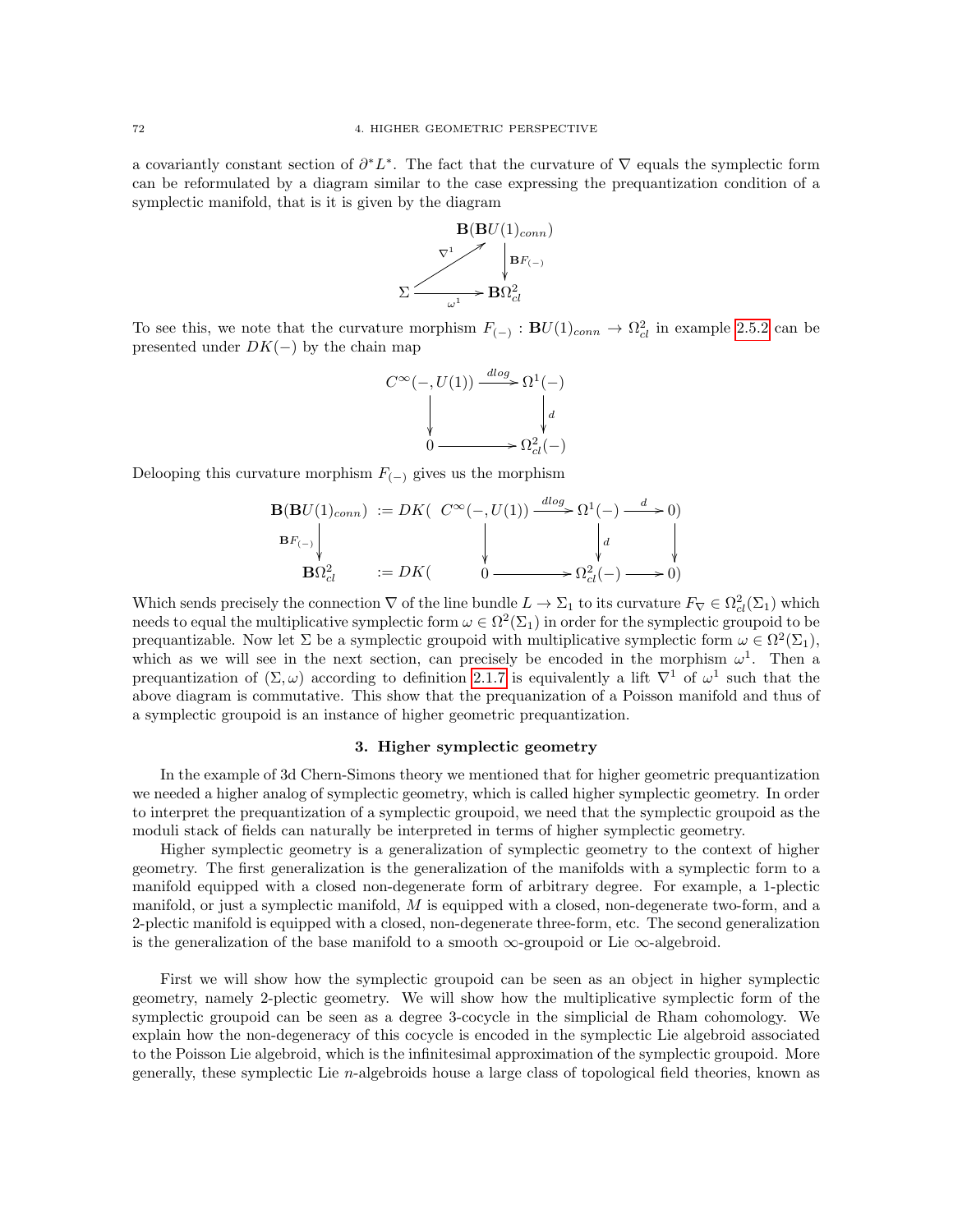a covariantly constant section of $\partial^* L^*$. The fact that the curvature of $\nabla$ equals the symplectic form can be reformulated by a diagram similar to the case expressing the prequantization condition of a symplectic manifold, that is it is given by the diagram

$$\begin{array}{ccc} & & \mathbf{B}(\mathbf{B}U(1)_{conn}) \\ & \overset{\nabla^1}{\nearrow} & \downarrow{\scriptstyle \mathbf{B}F_{(-)}} \\ \Sigma & \xrightarrow[\omega^1]{} & \mathbf{B}\Omega^2_{cl} \end{array}$$

To see this, we note that the curvature morphism $F_{(-)} : \mathbf{B}U(1)_{conn} \to \Omega^2_{cl}$ in example 2.5.2 can be presented under $DK(-)$ by the chain map

$$\begin{array}{ccc} C^\infty(-, U(1)) & \xrightarrow{dlog} & \Omega^1(-) \\ \downarrow & & \downarrow{\scriptstyle d} \\ 0 & \longrightarrow & \Omega^2_{cl}(-) \end{array}$$

Delooping this curvature morphism $F_{(-)}$ gives us the morphism

$$\begin{array}{cccccccc} \mathbf{B}(\mathbf{B}U(1)_{conn}) & := DK( & C^\infty(-, U(1)) & \xrightarrow{dlog} & \Omega^1(-) & \xrightarrow{d} & 0) \\ \downarrow{\scriptstyle \mathbf{B}F_{(-)}} & & \downarrow & & \downarrow{\scriptstyle d} & & \downarrow \\ \mathbf{B}\Omega^2_{cl} & := DK( & 0 & \longrightarrow & \Omega^2_{cl}(-) & \longrightarrow & 0) \end{array}$$

Which sends precisely the connection $\nabla$ of the line bundle $L \to \Sigma_1$ to its curvature $F_\nabla \in \Omega^2_{cl}(\Sigma_1)$ which needs to equal the multiplicative symplectic form $\omega \in \Omega^2(\Sigma_1)$ in order for the symplectic groupoid to be prequantizable. Now let $\Sigma$ be a symplectic groupoid with multiplicative symplectic form $\omega \in \Omega^2(\Sigma_1)$, which as we will see in the next section, can precisely be encoded in the morphism $\omega^1$. Then a prequantization of $(\Sigma, \omega)$ according to definition 2.1.7 is equivalently a lift $\nabla^1$ of $\omega^1$ such that the above diagram is commutative. This show that the prequanization of a Poisson manifold and thus of a symplectic groupoid is an instance of higher geometric prequantization.

## 3. Higher symplectic geometry

In the example of 3d Chern-Simons theory we mentioned that for higher geometric prequantization we needed a higher analog of symplectic geometry, which is called higher symplectic geometry. In order to interpret the prequantization of a symplectic groupoid, we need that the symplectic groupoid as the moduli stack of fields can naturally be interpreted in terms of higher symplectic geometry.

Higher symplectic geometry is a generalization of symplectic geometry to the context of higher geometry. The first generalization is the generalization of the manifolds with a symplectic form to a manifold equipped with a closed non-degenerate form of arbitrary degree. For example, a 1-plectic manifold, or just a symplectic manifold, $M$ is equipped with a closed, non-degenerate two-form, and a 2-plectic manifold is equipped with a closed, non-degenerate three-form, etc. The second generalization is the generalization of the base manifold to a smooth $\infty$-groupoid or Lie $\infty$-algebroid.

First we will show how the symplectic groupoid can be seen as an object in higher symplectic geometry, namely 2-plectic geometry. We will show how the multiplicative symplectic form of the symplectic groupoid can be seen as a degree 3-cocycle in the simplicial de Rham cohomology. We explain how the non-degeneracy of this cocycle is encoded in the symplectic Lie algebroid associated to the Poisson Lie algebroid, which is the infinitesimal approximation of the symplectic groupoid. More generally, these symplectic Lie $n$-algebroids house a large class of topological field theories, known as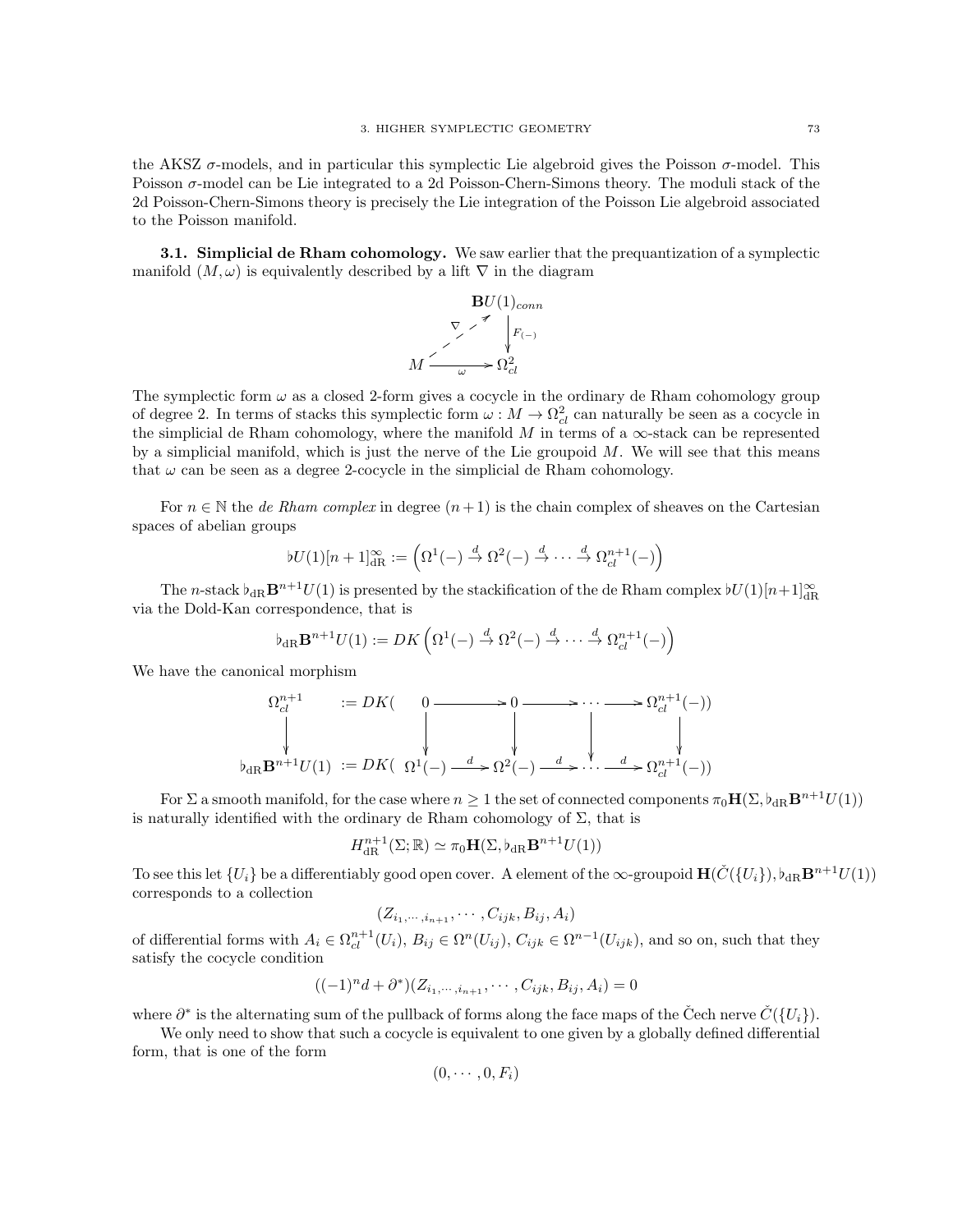the AKSZ $\sigma$-models, and in particular this symplectic Lie algebroid gives the Poisson $\sigma$-model. This Poisson $\sigma$-model can be Lie integrated to a 2d Poisson-Chern-Simons theory. The moduli stack of the 2d Poisson-Chern-Simons theory is precisely the Lie integration of the Poisson Lie algebroid associated to the Poisson manifold.

**3.1. Simplicial de Rham cohomology.** We saw earlier that the prequantization of a symplectic manifold $(M, \omega)$ is equivalently described by a lift $\nabla$ in the diagram

$$\begin{array}{ccc} & & \mathbf{B}U(1)_{conn} \\ & \overset{\nabla}{\nearrow} & \downarrow{\scriptstyle F_{(-)}} \\ M & \xrightarrow{\omega} & \Omega^2_{cl} \end{array}$$

The symplectic form $\omega$ as a closed 2-form gives a cocycle in the ordinary de Rham cohomology group of degree 2. In terms of stacks this symplectic form $\omega : M \to \Omega^2_{cl}$ can naturally be seen as a cocycle in the simplicial de Rham cohomology, where the manifold $M$ in terms of a $\infty$-stack can be represented by a simplicial manifold, which is just the nerve of the Lie groupoid $M$. We will see that this means that $\omega$ can be seen as a degree 2-cocycle in the simplicial de Rham cohomology.

For $n \in \mathbb{N}$ the *de Rham complex* in degree $(n+1)$ is the chain complex of sheaves on the Cartesian spaces of abelian groups

$$\flat U(1)[n+1]^{\infty}_{\mathrm{dR}} := \left( \Omega^1(-) \xrightarrow{d} \Omega^2(-) \xrightarrow{d} \cdots \xrightarrow{d} \Omega^{n+1}_{cl}(-) \right)$$

The $n$-stack $\flat_{\mathrm{dR}} \mathbf{B}^{n+1} U(1)$ is presented by the stackification of the de Rham complex $\flat U(1)[n+1]^{\infty}_{\mathrm{dR}}$ via the Dold-Kan correspondence, that is

$$\flat_{\mathrm{dR}} \mathbf{B}^{n+1} U(1) := DK \left( \Omega^1(-) \xrightarrow{d} \Omega^2(-) \xrightarrow{d} \cdots \xrightarrow{d} \Omega^{n+1}_{cl}(-) \right)$$

We have the canonical morphism

$$\begin{array}{ccccccccc} \Omega^{n+1}_{cl} & := DK( & 0 & \longrightarrow & 0 & \longrightarrow & \cdots & \longrightarrow & \Omega^{n+1}_{cl}(-)) \\ \downarrow & & \downarrow & & \downarrow & & \downarrow & & \downarrow \\ \flat_{\mathrm{dR}} \mathbf{B}^{n+1} U(1) & := DK( & \Omega^1(-) & \xrightarrow{d} & \Omega^2(-) & \xrightarrow{d} & \cdots & \xrightarrow{d} & \Omega^{n+1}_{cl}(-)) \end{array}$$

For $\Sigma$ a smooth manifold, for the case where $n \geq 1$ the set of connected components $\pi_0 \mathbf{H}(\Sigma, \flat_{\mathrm{dR}} \mathbf{B}^{n+1} U(1))$ is naturally identified with the ordinary de Rham cohomology of $\Sigma$, that is

$$H^{n+1}_{\mathrm{dR}}(\Sigma; \mathbb{R}) \simeq \pi_0 \mathbf{H}(\Sigma, \flat_{\mathrm{dR}} \mathbf{B}^{n+1} U(1))$$

To see this let $\{U_i\}$ be a differentiably good open cover. A element of the $\infty$-groupoid $\mathbf{H}(\check{C}(\{U_i\}), \flat_{\mathrm{dR}} \mathbf{B}^{n+1} U(1))$ corresponds to a collection

$$(Z_{i_1, \cdots, i_{n+1}}, \cdots, C_{ijk}, B_{ij}, A_i)$$

of differential forms with $A_i \in \Omega^{n+1}_{cl}(U_i)$, $B_{ij} \in \Omega^n(U_{ij})$, $C_{ijk} \in \Omega^{n-1}(U_{ijk})$, and so on, such that they satisfy the cocycle condition

$$((-1)^n d + \partial^*)(Z_{i_1, \cdots, i_{n+1}}, \cdots, C_{ijk}, B_{ij}, A_i) = 0$$

where $\partial^*$ is the alternating sum of the pullback of forms along the face maps of the Čech nerve $\check{C}(\{U_i\})$.

We only need to show that such a cocycle is equivalent to one given by a globally defined differential form, that is one of the form

$$(0, \cdots, 0, F_i)$$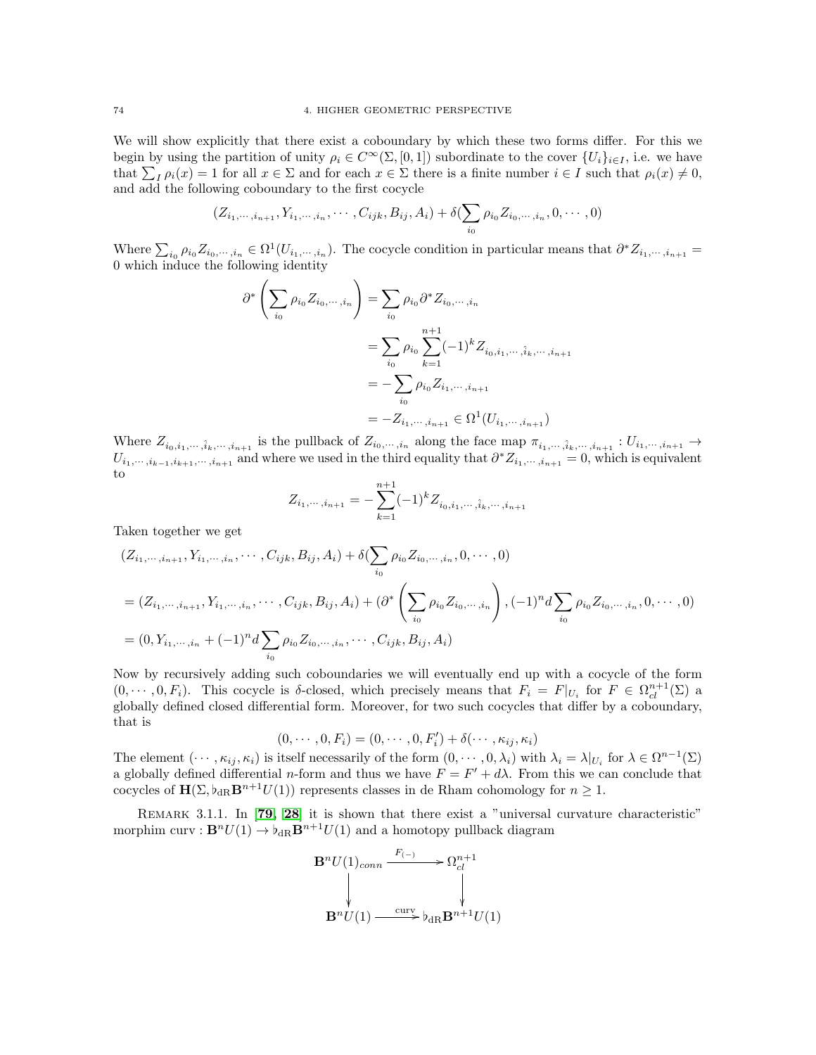We will show explicitly that there exist a coboundary by which these two forms differ. For this we begin by using the partition of unity $\rho_i \in C^\infty(\Sigma, [0,1])$ subordinate to the cover $\{U_i\}_{i\in I}$, i.e. we have that $\sum_I \rho_i(x) = 1$ for all $x \in \Sigma$ and for each $x \in \Sigma$ there is a finite number $i \in I$ such that $\rho_i(x) \neq 0$, and add the following coboundary to the first cocycle

$$(Z_{i_1,\cdots,i_{n+1}}, Y_{i_1,\cdots,i_n}, \cdots, C_{ijk}, B_{ij}, A_i) + \delta(\sum_{i_0} \rho_{i_0} Z_{i_0,\cdots,i_n}, 0, \cdots, 0)$$

Where $\sum_{i_0} \rho_{i_0} Z_{i_0,\cdots,i_n} \in \Omega^1(U_{i_1,\cdots,i_n})$. The cocycle condition in particular means that $\partial^* Z_{i_1,\cdots,i_{n+1}} = 0$ which induce the following identity

$$\begin{aligned}
\partial^*\left(\sum_{i_0} \rho_{i_0} Z_{i_0,\cdots,i_n}\right) &= \sum_{i_0} \rho_{i_0} \partial^* Z_{i_0,\cdots,i_n} \\
&= \sum_{i_0} \rho_{i_0} \sum_{k=1}^{n+1} (-1)^k Z_{i_0,i_1,\cdots,\hat{i}_k,\cdots,i_{n+1}} \\
&= -\sum_{i_0} \rho_{i_0} Z_{i_1,\cdots,i_{n+1}} \\
&= -Z_{i_1,\cdots,i_{n+1}} \in \Omega^1(U_{i_1,\cdots,i_{n+1}})
\end{aligned}$$

Where $Z_{i_0,i_1,\cdots,\hat{i}_k,\cdots,i_{n+1}}$ is the pullback of $Z_{i_0,\cdots,i_n}$ along the face map $\pi_{i_1,\cdots,\hat{i}_k,\cdots,i_{n+1}} : U_{i_1,\cdots,i_{n+1}} \to U_{i_1,\cdots,i_{k-1},i_{k+1},\cdots,i_{n+1}}$ and where we used in the third equality that $\partial^* Z_{i_1,\cdots,i_{n+1}} = 0$, which is equivalent to

$$Z_{i_1,\cdots,i_{n+1}} = -\sum_{k=1}^{n+1} (-1)^k Z_{i_0,i_1,\cdots,\hat{i}_k,\cdots,i_{n+1}}$$

Taken together we get

$$\begin{aligned}
&(Z_{i_1,\cdots,i_{n+1}}, Y_{i_1,\cdots,i_n}, \cdots, C_{ijk}, B_{ij}, A_i) + \delta(\sum_{i_0} \rho_{i_0} Z_{i_0,\cdots,i_n}, 0, \cdots, 0) \\
&= (Z_{i_1,\cdots,i_{n+1}}, Y_{i_1,\cdots,i_n}, \cdots, C_{ijk}, B_{ij}, A_i) + (\partial^*\left(\sum_{i_0} \rho_{i_0} Z_{i_0,\cdots,i_n}\right), (-1)^n d \sum_{i_0} \rho_{i_0} Z_{i_0,\cdots,i_n}, 0, \cdots, 0) \\
&= (0, Y_{i_1,\cdots,i_n} + (-1)^n d \sum_{i_0} \rho_{i_0} Z_{i_0,\cdots,i_n}, \cdots, C_{ijk}, B_{ij}, A_i)
\end{aligned}$$

Now by recursively adding such coboundaries we will eventually end up with a cocycle of the form $(0, \cdots, 0, F_i)$. This cocycle is $\delta$-closed, which precisely means that $F_i = F|_{U_i}$ for $F \in \Omega^{n+1}_{cl}(\Sigma)$ a globally defined closed differential form. Moreover, for two such cocycles that differ by a coboundary, that is

$$(0, \cdots, 0, F_i) = (0, \cdots, 0, F_i') + \delta(\cdots, \kappa_{ij}, \kappa_i)$$

The element $(\cdots, \kappa_{ij}, \kappa_i)$ is itself necessarily of the form $(0, \cdots, 0, \lambda_i)$ with $\lambda_i = \lambda|_{U_i}$ for $\lambda \in \Omega^{n-1}(\Sigma)$ a globally defined differential $n$-form and thus we have $F = F' + d\lambda$. From this we can conclude that cocycles of $\mathbf{H}(\Sigma, \flat_{\mathrm{dR}}\mathbf{B}^{n+1}U(1))$ represents classes in de Rham cohomology for $n \geq 1$.

Remark 3.1.1. In [79, 28] it is shown that there exist a "universal curvature characteristic" morphim $\mathrm{curv} : \mathbf{B}^n U(1) \to \flat_{\mathrm{dR}}\mathbf{B}^{n+1}U(1)$ and a homotopy pullback diagram

$$\begin{array}{ccc}
\mathbf{B}^n U(1)_{conn} & \xrightarrow{F_{(-)}} & \Omega^{n+1}_{cl} \\
\downarrow & & \downarrow \\
\mathbf{B}^n U(1) & \xrightarrow{\mathrm{curv}} & \flat_{\mathrm{dR}}\mathbf{B}^{n+1}U(1)
\end{array}$$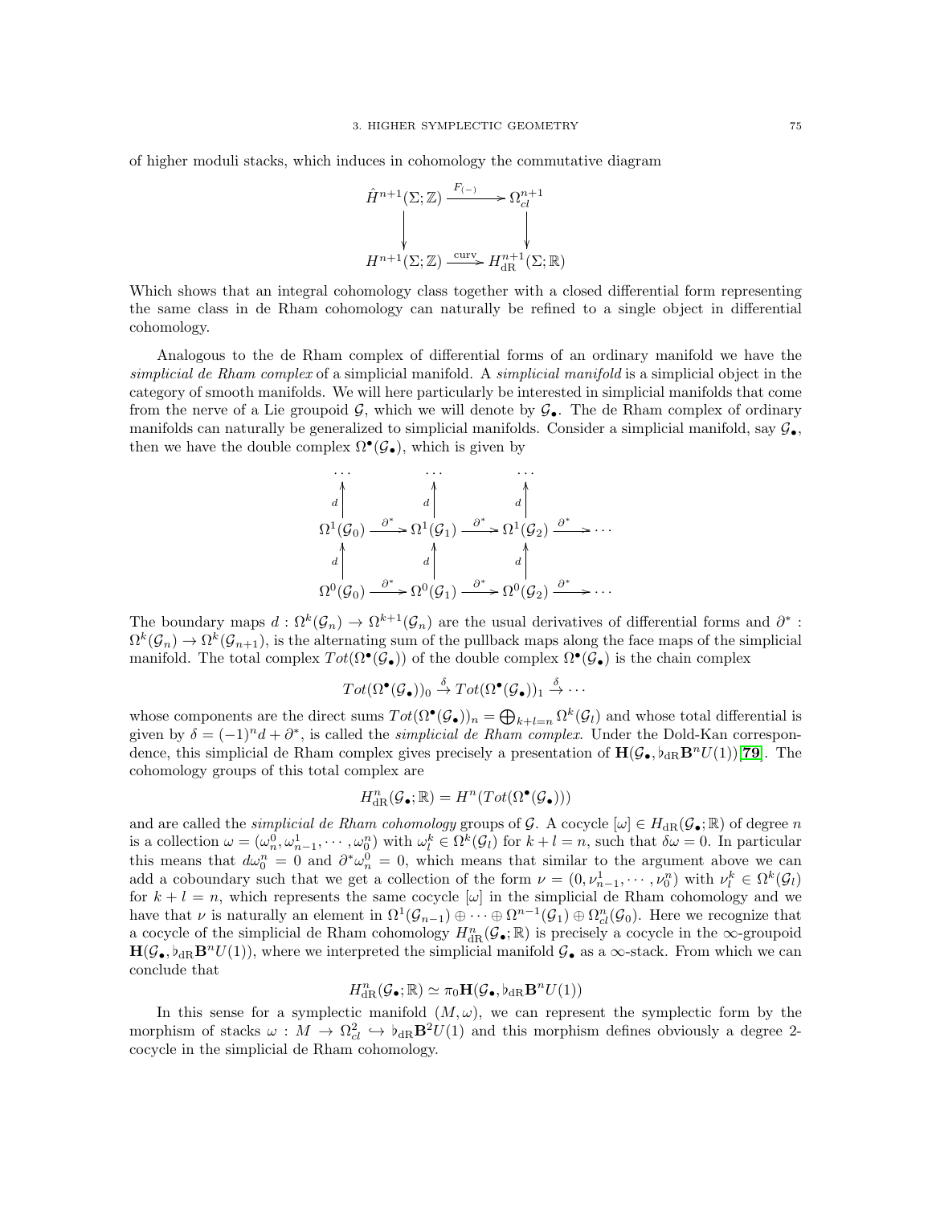of higher moduli stacks, which induces in cohomology the commutative diagram

$$\begin{array}{ccc}
\hat{H}^{n+1}(\Sigma;\mathbb{Z}) & \xrightarrow{F_{(-)}} & \Omega^{n+1}_{cl} \\
\downarrow & & \downarrow \\
H^{n+1}(\Sigma;\mathbb{Z}) & \xrightarrow{\text{curv}} & H^{n+1}_{\text{dR}}(\Sigma;\mathbb{R})
\end{array}$$

Which shows that an integral cohomology class together with a closed differential form representing the same class in de Rham cohomology can naturally be refined to a single object in differential cohomology.

Analogous to the de Rham complex of differential forms of an ordinary manifold we have the *simplicial de Rham complex* of a simplicial manifold. A *simplicial manifold* is a simplicial object in the category of smooth manifolds. We will here particularly be interested in simplicial manifolds that come from the nerve of a Lie groupoid $\mathcal{G}$, which we will denote by $\mathcal{G}_\bullet$. The de Rham complex of ordinary manifolds can naturally be generalized to simplicial manifolds. Consider a simplicial manifold, say $\mathcal{G}_\bullet$, then we have the double complex $\Omega^\bullet(\mathcal{G}_\bullet)$, which is given by

$$\begin{array}{ccccccc}
\cdots & & \cdots & & \cdots & & \\
{\scriptstyle d}\uparrow & & {\scriptstyle d}\uparrow & & {\scriptstyle d}\uparrow & & \\
\Omega^1(\mathcal{G}_0) & \xrightarrow{\partial^*} & \Omega^1(\mathcal{G}_1) & \xrightarrow{\partial^*} & \Omega^1(\mathcal{G}_2) & \xrightarrow{\partial^*} & \cdots \\
{\scriptstyle d}\uparrow & & {\scriptstyle d}\uparrow & & {\scriptstyle d}\uparrow & & \\
\Omega^0(\mathcal{G}_0) & \xrightarrow{\partial^*} & \Omega^0(\mathcal{G}_1) & \xrightarrow{\partial^*} & \Omega^0(\mathcal{G}_2) & \xrightarrow{\partial^*} & \cdots
\end{array}$$

The boundary maps $d : \Omega^k(\mathcal{G}_n) \to \Omega^{k+1}(\mathcal{G}_n)$ are the usual derivatives of differential forms and $\partial^* : \Omega^k(\mathcal{G}_n) \to \Omega^k(\mathcal{G}_{n+1})$, is the alternating sum of the pullback maps along the face maps of the simplicial manifold. The total complex $Tot(\Omega^\bullet(\mathcal{G}_\bullet))$ of the double complex $\Omega^\bullet(\mathcal{G}_\bullet)$ is the chain complex

$$Tot(\Omega^\bullet(\mathcal{G}_\bullet))_0 \xrightarrow{\delta} Tot(\Omega^\bullet(\mathcal{G}_\bullet))_1 \xrightarrow{\delta} \cdots$$

whose components are the direct sums $Tot(\Omega^\bullet(\mathcal{G}_\bullet))_n = \bigoplus_{k+l=n} \Omega^k(\mathcal{G}_l)$ and whose total differential is given by $\delta = (-1)^n d + \partial^*$, is called the *simplicial de Rham complex*. Under the Dold-Kan correspondence, this simplicial de Rham complex gives precisely a presentation of $\mathbf{H}(\mathcal{G}_\bullet, \flat_{\text{dR}}\mathbf{B}^n U(1))$ [**79**]. The cohomology groups of this total complex are

$$H^n_{\text{dR}}(\mathcal{G}_\bullet;\mathbb{R}) = H^n(Tot(\Omega^\bullet(\mathcal{G}_\bullet)))$$

and are called the *simplicial de Rham cohomology* groups of $\mathcal{G}$. A cocycle $[\omega] \in H_{\text{dR}}(\mathcal{G}_\bullet;\mathbb{R})$ of degree $n$ is a collection $\omega = (\omega^0_n, \omega^1_{n-1}, \cdots, \omega^n_0)$ with $\omega^k_l \in \Omega^k(\mathcal{G}_l)$ for $k+l = n$, such that $\delta\omega = 0$. In particular this means that $d\omega^n_0 = 0$ and $\partial^*\omega^0_n = 0$, which means that similar to the argument above we can add a coboundary such that we get a collection of the form $\nu = (0, \nu^1_{n-1}, \cdots, \nu^n_0)$ with $\nu^k_l \in \Omega^k(\mathcal{G}_l)$ for $k+l = n$, which represents the same cocycle $[\omega]$ in the simplicial de Rham cohomology and we have that $\nu$ is naturally an element in $\Omega^1(\mathcal{G}_{n-1}) \oplus \cdots \oplus \Omega^{n-1}(\mathcal{G}_1) \oplus \Omega^n_{cl}(\mathcal{G}_0)$. Here we recognize that a cocycle of the simplicial de Rham cohomology $H^n_{\text{dR}}(\mathcal{G}_\bullet;\mathbb{R})$ is precisely a cocycle in the $\infty$-groupoid $\mathbf{H}(\mathcal{G}_\bullet, \flat_{\text{dR}}\mathbf{B}^n U(1))$, where we interpreted the simplicial manifold $\mathcal{G}_\bullet$ as a $\infty$-stack. From which we can conclude that

$$H^n_{\text{dR}}(\mathcal{G}_\bullet;\mathbb{R}) \simeq \pi_0 \mathbf{H}(\mathcal{G}_\bullet, \flat_{\text{dR}}\mathbf{B}^n U(1))$$

In this sense for a symplectic manifold $(M,\omega)$, we can represent the symplectic form by the morphism of stacks $\omega : M \to \Omega^2_{cl} \hookrightarrow \flat_{\text{dR}}\mathbf{B}^2 U(1)$ and this morphism defines obviously a degree 2-cocycle in the simplicial de Rham cohomology.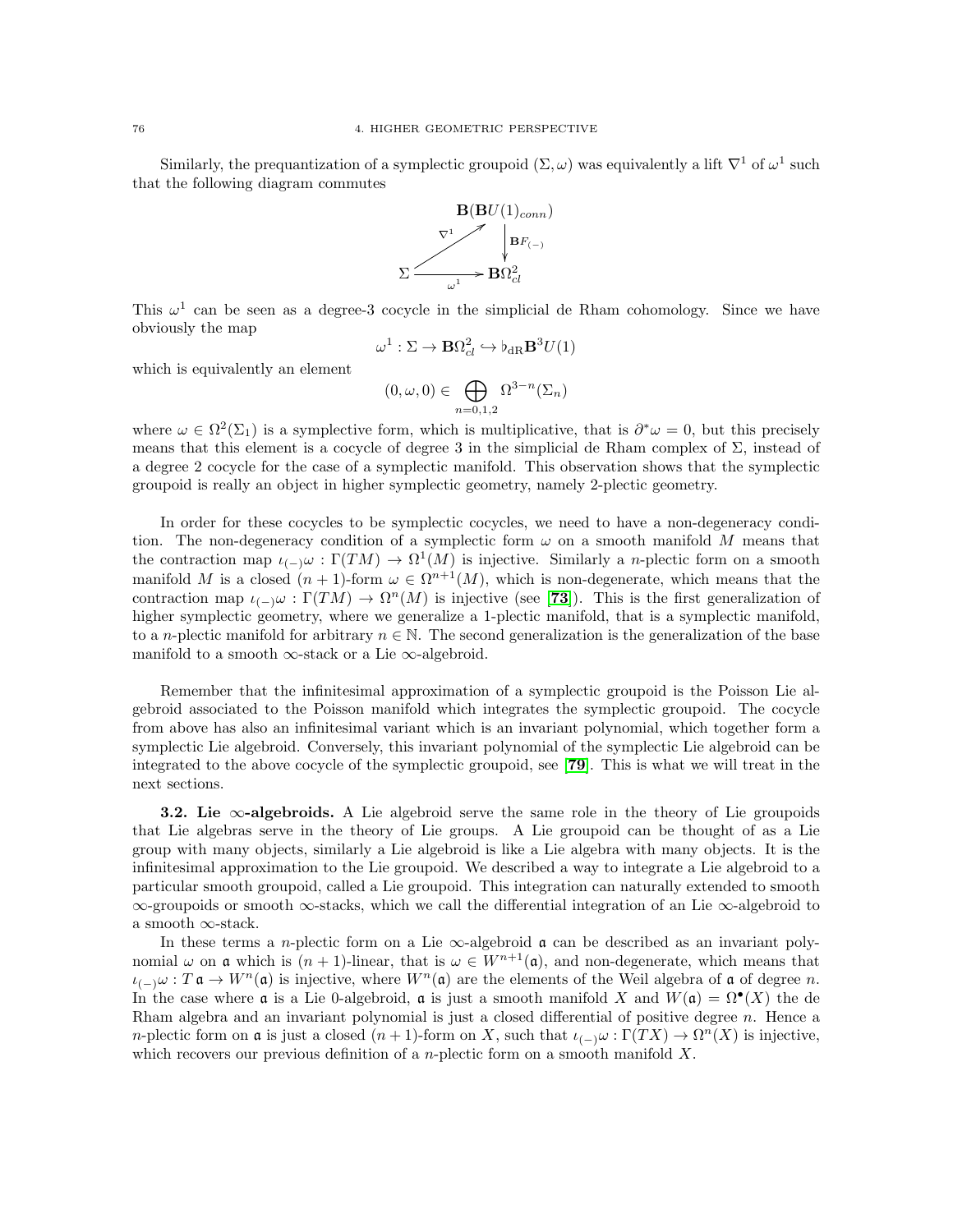Similarly, the prequantization of a symplectic groupoid $(\Sigma, \omega)$ was equivalently a lift $\nabla^1$ of $\omega^1$ such that the following diagram commutes

$$
\begin{array}{ccc}
 & & \mathbf{B}(\mathbf{B}U(1)_{conn}) \\
 & \overset{\nabla^1}{\nearrow} & \Big\downarrow \mathbf{B}F_{(-)} \\
\Sigma & \xrightarrow[\omega^1]{} & \mathbf{B}\Omega^2_{cl}
\end{array}
$$

This $\omega^1$ can be seen as a degree-3 cocycle in the simplicial de Rham cohomology. Since we have obviously the map

$$\omega^1 : \Sigma \to \mathbf{B}\Omega^2_{cl} \hookrightarrow \flat_{\mathrm{dR}}\mathbf{B}^3 U(1)$$

which is equivalently an element

$$(0, \omega, 0) \in \bigoplus_{n=0,1,2} \Omega^{3-n}(\Sigma_n)$$

where $\omega \in \Omega^2(\Sigma_1)$ is a symplective form, which is multiplicative, that is $\partial^* \omega = 0$, but this precisely means that this element is a cocycle of degree 3 in the simplicial de Rham complex of $\Sigma$, instead of a degree 2 cocycle for the case of a symplectic manifold. This observation shows that the symplectic groupoid is really an object in higher symplectic geometry, namely 2-plectic geometry.

In order for these cocycles to be symplectic cocycles, we need to have a non-degeneracy condition. The non-degeneracy condition of a symplectic form $\omega$ on a smooth manifold $M$ means that the contraction map $\iota_{(-)}\omega : \Gamma(TM) \to \Omega^1(M)$ is injective. Similarly a $n$-plectic form on a smooth manifold $M$ is a closed $(n+1)$-form $\omega \in \Omega^{n+1}(M)$, which is non-degenerate, which means that the contraction map $\iota_{(-)}\omega : \Gamma(TM) \to \Omega^n(M)$ is injective (see [**73**]). This is the first generalization of higher symplectic geometry, where we generalize a 1-plectic manifold, that is a symplectic manifold, to a $n$-plectic manifold for arbitrary $n \in \mathbb{N}$. The second generalization is the generalization of the base manifold to a smooth $\infty$-stack or a Lie $\infty$-algebroid.

Remember that the infinitesimal approximation of a symplectic groupoid is the Poisson Lie algebroid associated to the Poisson manifold which integrates the symplectic groupoid. The cocycle from above has also an infinitesimal variant which is an invariant polynomial, which together form a symplectic Lie algebroid. Conversely, this invariant polynomial of the symplectic Lie algebroid can be integrated to the above cocycle of the symplectic groupoid, see [**79**]. This is what we will treat in the next sections.

**3.2. Lie $\infty$-algebroids.** A Lie algebroid serve the same role in the theory of Lie groupoids that Lie algebras serve in the theory of Lie groups. A Lie groupoid can be thought of as a Lie group with many objects, similarly a Lie algebroid is like a Lie algebra with many objects. It is the infinitesimal approximation to the Lie groupoid. We described a way to integrate a Lie algebroid to a particular smooth groupoid, called a Lie groupoid. This integration can naturally extended to smooth $\infty$-groupoids or smooth $\infty$-stacks, which we call the differential integration of an Lie $\infty$-algebroid to a smooth $\infty$-stack.

In these terms a $n$-plectic form on a Lie $\infty$-algebroid $\mathfrak{a}$ can be described as an invariant polynomial $\omega$ on $\mathfrak{a}$ which is $(n+1)$-linear, that is $\omega \in W^{n+1}(\mathfrak{a})$, and non-degenerate, which means that $\iota_{(-)}\omega : T\,\mathfrak{a} \to W^n(\mathfrak{a})$ is injective, where $W^n(\mathfrak{a})$ are the elements of the Weil algebra of $\mathfrak{a}$ of degree $n$. In the case where $\mathfrak{a}$ is a Lie 0-algebroid, $\mathfrak{a}$ is just a smooth manifold $X$ and $W(\mathfrak{a}) = \Omega^\bullet(X)$ the de Rham algebra and an invariant polynomial is just a closed differential of positive degree $n$. Hence a $n$-plectic form on $\mathfrak{a}$ is just a closed $(n+1)$-form on $X$, such that $\iota_{(-)}\omega : \Gamma(TX) \to \Omega^n(X)$ is injective, which recovers our previous definition of a $n$-plectic form on a smooth manifold $X$.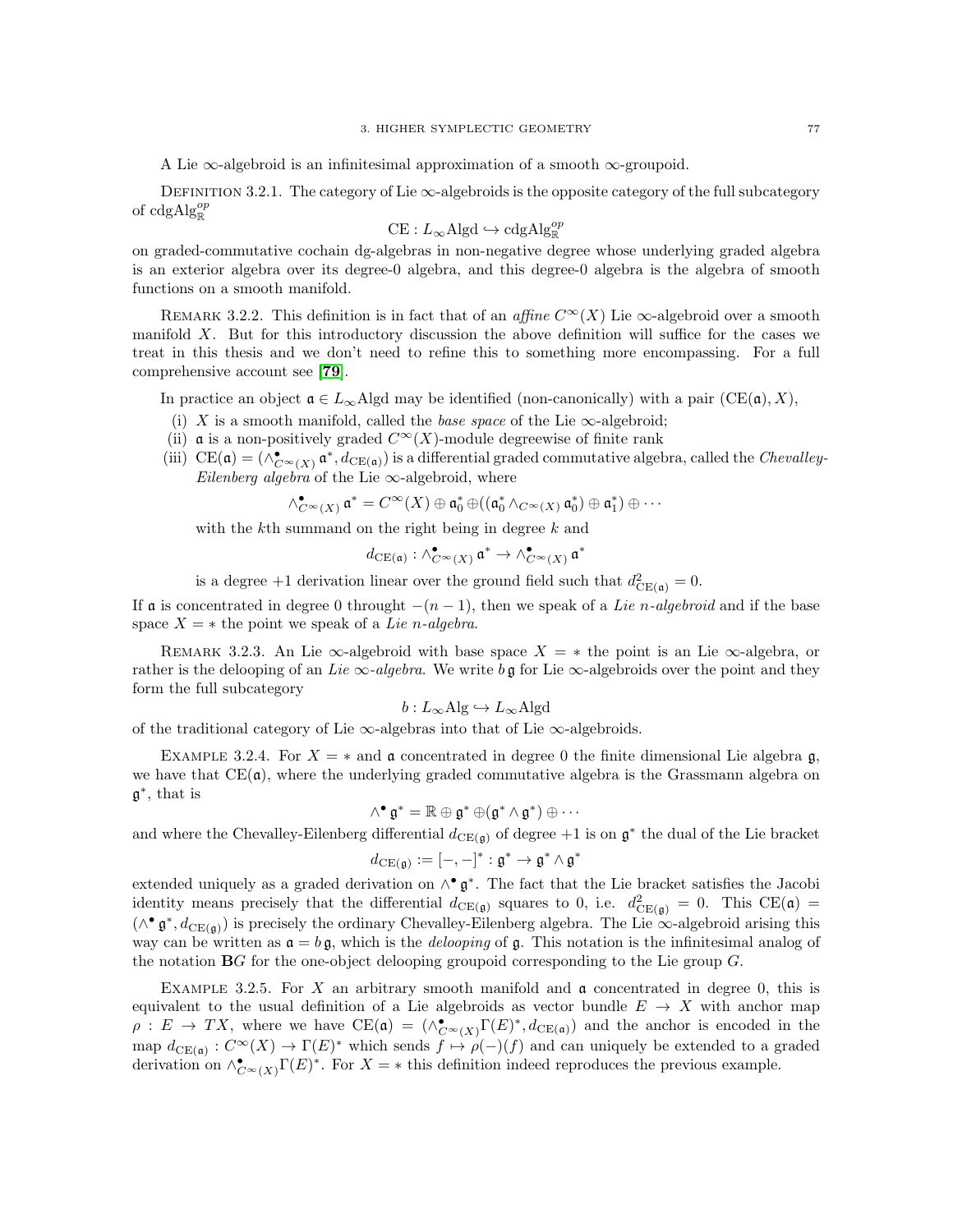A Lie $\infty$-algebroid is an infinitesimal approximation of a smooth $\infty$-groupoid.

Definition 3.2.1. The category of Lie $\infty$-algebroids is the opposite category of the full subcategory of $\mathrm{cdgAlg}_{\mathbb{R}}^{op}$

$$\mathrm{CE} : L_\infty \mathrm{Algd} \hookrightarrow \mathrm{cdgAlg}_{\mathbb{R}}^{op}$$

on graded-commutative cochain dg-algebras in non-negative degree whose underlying graded algebra is an exterior algebra over its degree-0 algebra, and this degree-0 algebra is the algebra of smooth functions on a smooth manifold.

Remark 3.2.2. This definition is in fact that of an *affine* $C^\infty(X)$ Lie $\infty$-algebroid over a smooth manifold $X$. But for this introductory discussion the above definition will suffice for the cases we treat in this thesis and we don't need to refine this to something more encompassing. For a full comprehensive account see [**79**].

In practice an object $\mathfrak{a} \in L_\infty\mathrm{Algd}$ may be identified (non-canonically) with a pair $(\mathrm{CE}(\mathfrak{a}), X)$,

(i) $X$ is a smooth manifold, called the *base space* of the Lie $\infty$-algebroid;
(ii) $\mathfrak{a}$ is a non-positively graded $C^\infty(X)$-module degreewise of finite rank
(iii) $\mathrm{CE}(\mathfrak{a}) = (\wedge^\bullet_{C^\infty(X)} \mathfrak{a}^*, d_{\mathrm{CE}(\mathfrak{a})})$ is a differential graded commutative algebra, called the *Chevalley-Eilenberg algebra* of the Lie $\infty$-algebroid, where

$$\wedge^\bullet_{C^\infty(X)} \mathfrak{a}^* = C^\infty(X) \oplus \mathfrak{a}_0^* \oplus ((\mathfrak{a}_0^* \wedge_{C^\infty(X)} \mathfrak{a}_0^*) \oplus \mathfrak{a}_1^*) \oplus \cdots$$

with the $k$th summand on the right being in degree $k$ and

$$d_{\mathrm{CE}(\mathfrak{a})} : \wedge^\bullet_{C^\infty(X)} \mathfrak{a}^* \to \wedge^\bullet_{C^\infty(X)} \mathfrak{a}^*$$

is a degree $+1$ derivation linear over the ground field such that $d^2_{\mathrm{CE}(\mathfrak{a})} = 0$.

If $\mathfrak{a}$ is concentrated in degree 0 throught $-(n-1)$, then we speak of a *Lie $n$-algebroid* and if the base space $X = *$ the point we speak of a *Lie $n$-algebra*.

Remark 3.2.3. An Lie $\infty$-algebroid with base space $X = *$ the point is an Lie $\infty$-algebra, or rather is the delooping of an *Lie $\infty$-algebra*. We write $b\,\mathfrak{g}$ for Lie $\infty$-algebroids over the point and they form the full subcategory

$$b : L_\infty\mathrm{Alg} \hookrightarrow L_\infty\mathrm{Algd}$$

of the traditional category of Lie $\infty$-algebras into that of Lie $\infty$-algebroids.

Example 3.2.4. For $X = *$ and $\mathfrak{a}$ concentrated in degree 0 the finite dimensional Lie algebra $\mathfrak{g}$, we have that $\mathrm{CE}(\mathfrak{a})$, where the underlying graded commutative algebra is the Grassmann algebra on $\mathfrak{g}^*$, that is

$$\wedge^\bullet \mathfrak{g}^* = \mathbb{R} \oplus \mathfrak{g}^* \oplus (\mathfrak{g}^* \wedge \mathfrak{g}^*) \oplus \cdots$$

and where the Chevalley-Eilenberg differential $d_{\mathrm{CE}(\mathfrak{g})}$ of degree $+1$ is on $\mathfrak{g}^*$ the dual of the Lie bracket

$$d_{\mathrm{CE}(\mathfrak{g})} := [-,-]^* : \mathfrak{g}^* \to \mathfrak{g}^* \wedge \mathfrak{g}^*$$

extended uniquely as a graded derivation on $\wedge^\bullet \mathfrak{g}^*$. The fact that the Lie bracket satisfies the Jacobi identity means precisely that the differential $d_{\mathrm{CE}(\mathfrak{g})}$ squares to 0, i.e. $d^2_{\mathrm{CE}(\mathfrak{g})} = 0$. This $\mathrm{CE}(\mathfrak{a}) = (\wedge^\bullet \mathfrak{g}^*, d_{\mathrm{CE}(\mathfrak{g})})$ is precisely the ordinary Chevalley-Eilenberg algebra. The Lie $\infty$-algebroid arising this way can be written as $\mathfrak{a} = b\,\mathfrak{g}$, which is the *delooping* of $\mathfrak{g}$. This notation is the infinitesimal analog of the notation $\mathbf{B}G$ for the one-object delooping groupoid corresponding to the Lie group $G$.

Example 3.2.5. For $X$ an arbitrary smooth manifold and $\mathfrak{a}$ concentrated in degree 0, this is equivalent to the usual definition of a Lie algebroids as vector bundle $E \to X$ with anchor map $\rho : E \to TX$, where we have $\mathrm{CE}(\mathfrak{a}) = (\wedge^\bullet_{C^\infty(X)} \Gamma(E)^*, d_{\mathrm{CE}(\mathfrak{a})})$ and the anchor is encoded in the map $d_{\mathrm{CE}(\mathfrak{a})} : C^\infty(X) \to \Gamma(E)^*$ which sends $f \mapsto \rho(-)(f)$ and can uniquely be extended to a graded derivation on $\wedge^\bullet_{C^\infty(X)} \Gamma(E)^*$. For $X = *$ this definition indeed reproduces the previous example.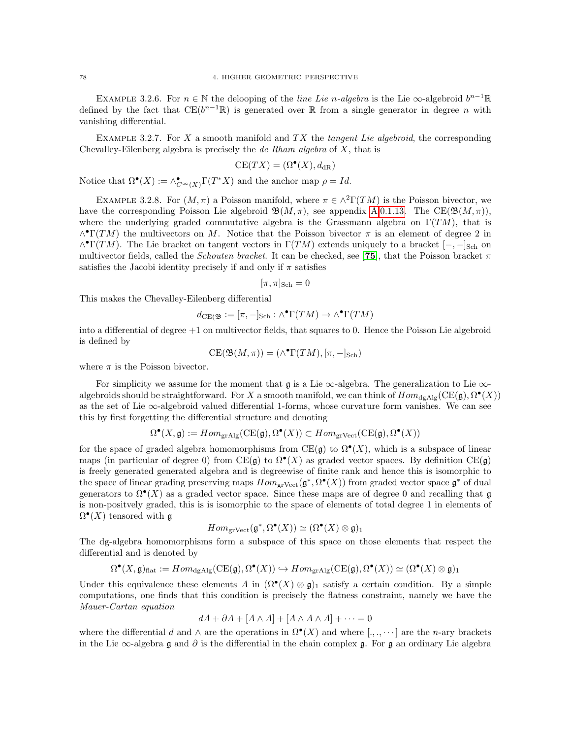Example 3.2.6. For $n \in \mathbb{N}$ the delooping of the *line Lie n-algebra* is the Lie $\infty$-algebroid $b^{n-1}\mathbb{R}$ defined by the fact that $\mathrm{CE}(b^{n-1}\mathbb{R})$ is generated over $\mathbb{R}$ from a single generator in degree $n$ with vanishing differential.

Example 3.2.7. For $X$ a smooth manifold and $TX$ the *tangent Lie algebroid*, the corresponding Chevalley-Eilenberg algebra is precisely the *de Rham algebra* of $X$, that is

$$\mathrm{CE}(TX) = (\Omega^\bullet(X), d_{\mathrm{dR}})$$

Notice that $\Omega^\bullet(X) := \wedge^\bullet_{C^\infty(X)}\Gamma(T^*X)$ and the anchor map $\rho = Id$.

Example 3.2.8. For $(M, \pi)$ a Poisson manifold, where $\pi \in \wedge^2\Gamma(TM)$ is the Poisson bivector, we have the corresponding Poisson Lie algebroid $\mathfrak{B}(M, \pi)$, see appendix A.0.1.13. The $\mathrm{CE}(\mathfrak{B}(M, \pi))$, where the underlying graded commutative algebra is the Grassmann algebra on $\Gamma(TM)$, that is $\wedge^\bullet\Gamma(TM)$ the multivectors on $M$. Notice that the Poisson bivector $\pi$ is an element of degree 2 in $\wedge^\bullet\Gamma(TM)$. The Lie bracket on tangent vectors in $\Gamma(TM)$ extends uniquely to a bracket $[-,-]_{\mathrm{Sch}}$ on multivector fields, called the *Schouten bracket*. It can be checked, see [75], that the Poisson bracket $\pi$ satisfies the Jacobi identity precisely if and only if $\pi$ satisfies

$$[\pi, \pi]_{\mathrm{Sch}} = 0$$

This makes the Chevalley-Eilenberg differential

$$d_{\mathrm{CE}(\mathfrak{B}} := [\pi, -]_{\mathrm{Sch}} : \wedge^\bullet\Gamma(TM) \to \wedge^\bullet\Gamma(TM)$$

into a differential of degree $+1$ on multivector fields, that squares to 0. Hence the Poisson Lie algebroid is defined by

$$\mathrm{CE}(\mathfrak{B}(M, \pi)) = (\wedge^\bullet\Gamma(TM), [\pi, -]_{\mathrm{Sch}})$$

where $\pi$ is the Poisson bivector.

For simplicity we assume for the moment that $\mathfrak{g}$ is a Lie $\infty$-algebra. The generalization to Lie $\infty$-algebroids should be straightforward. For $X$ a smooth manifold, we can think of $Hom_{\mathrm{dgAlg}}(\mathrm{CE}(\mathfrak{g}), \Omega^\bullet(X))$ as the set of Lie $\infty$-algebroid valued differential 1-forms, whose curvature form vanishes. We can see this by first forgetting the differential structure and denoting

$$\Omega^\bullet(X, \mathfrak{g}) := Hom_{\mathrm{grAlg}}(\mathrm{CE}(\mathfrak{g}), \Omega^\bullet(X)) \subset Hom_{\mathrm{grVect}}(\mathrm{CE}(\mathfrak{g}), \Omega^\bullet(X))$$

for the space of graded algebra homomorphisms from $\mathrm{CE}(\mathfrak{g})$ to $\Omega^\bullet(X)$, which is a subspace of linear maps (in particular of degree 0) from $\mathrm{CE}(\mathfrak{g})$ to $\Omega^\bullet(X)$ as graded vector spaces. By definition $\mathrm{CE}(\mathfrak{g})$ is freely generated generated algebra and is degreewise of finite rank and hence this is isomorphic to the space of linear grading preserving maps $Hom_{\mathrm{grVect}}(\mathfrak{g}^*, \Omega^\bullet(X))$ from graded vector space $\mathfrak{g}^*$ of dual generators to $\Omega^\bullet(X)$ as a graded vector space. Since these maps are of degree 0 and recalling that $\mathfrak{g}$ is non-positvely graded, this is is isomorphic to the space of elements of total degree 1 in elements of $\Omega^\bullet(X)$ tensored with $\mathfrak{g}$

$$Hom_{\mathrm{grVect}}(\mathfrak{g}^*, \Omega^\bullet(X)) \simeq (\Omega^\bullet(X) \otimes \mathfrak{g})_1$$

The dg-algebra homomorphisms form a subspace of this space on those elements that respect the differential and is denoted by

$$\Omega^\bullet(X, \mathfrak{g})_{\mathrm{flat}} := Hom_{\mathrm{dgAlg}}(\mathrm{CE}(\mathfrak{g}), \Omega^\bullet(X)) \hookrightarrow Hom_{\mathrm{grAlg}}(\mathrm{CE}(\mathfrak{g}), \Omega^\bullet(X)) \simeq (\Omega^\bullet(X) \otimes \mathfrak{g})_1$$

Under this equivalence these elements $A$ in $(\Omega^\bullet(X) \otimes \mathfrak{g})_1$ satisfy a certain condition. By a simple computations, one finds that this condition is precisely the flatness constraint, namely we have the *Mauer-Cartan equation*

$$dA + \partial A + [A \wedge A] + [A \wedge A \wedge A] + \cdots = 0$$

where the differential $d$ and $\wedge$ are the operations in $\Omega^\bullet(X)$ and where $[.,.,\cdots]$ are the $n$-ary brackets in the Lie $\infty$-algebra $\mathfrak{g}$ and $\partial$ is the differential in the chain complex $\mathfrak{g}$. For $\mathfrak{g}$ an ordinary Lie algebra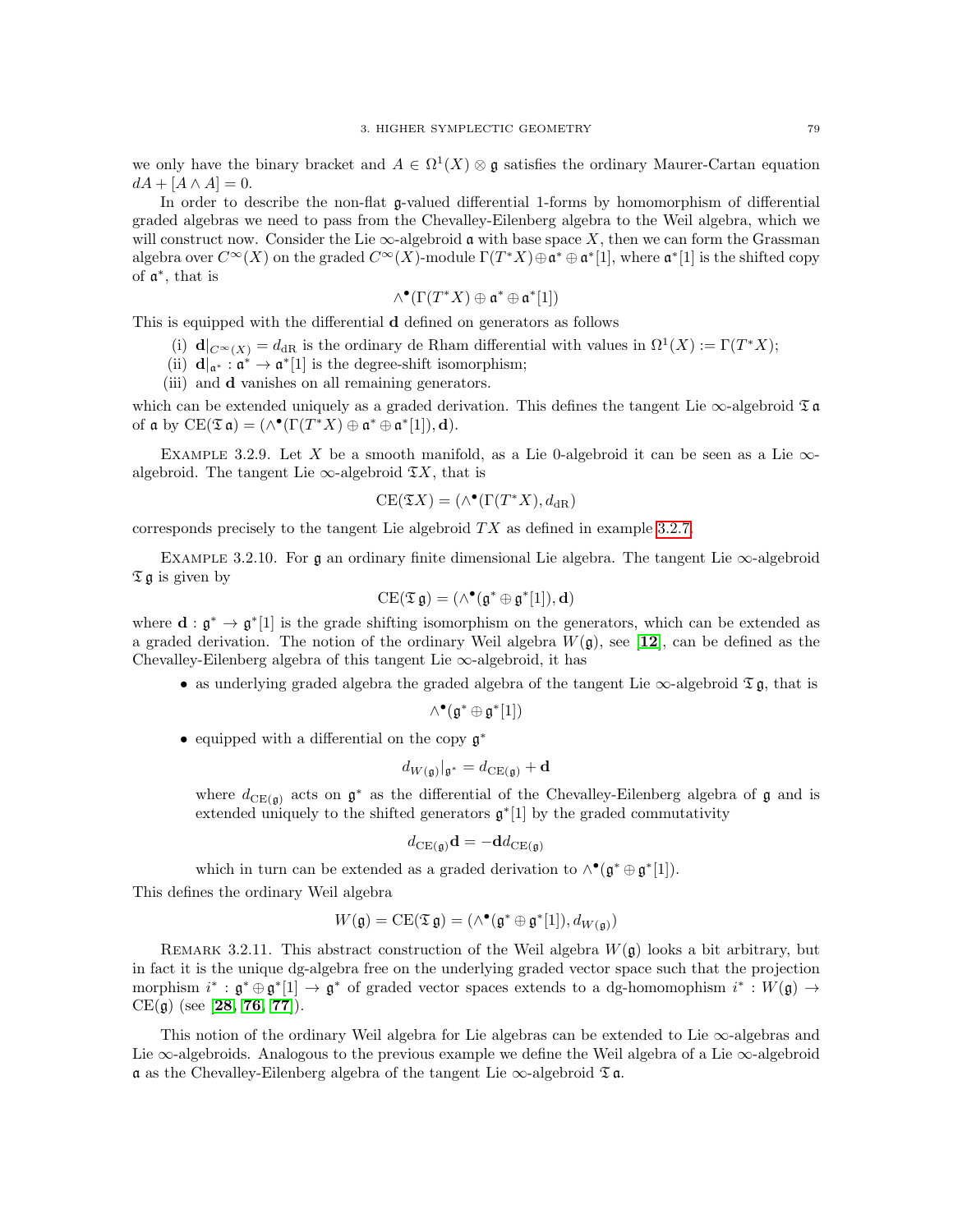we only have the binary bracket and $A \in \Omega^1(X) \otimes \mathfrak{g}$ satisfies the ordinary Maurer-Cartan equation $dA + [A \wedge A] = 0$.

In order to describe the non-flat $\mathfrak{g}$-valued differential 1-forms by homomorphism of differential graded algebras we need to pass from the Chevalley-Eilenberg algebra to the Weil algebra, which we will construct now. Consider the Lie $\infty$-algebroid $\mathfrak{a}$ with base space $X$, then we can form the Grassman algebra over $C^\infty(X)$ on the graded $C^\infty(X)$-module $\Gamma(T^*X) \oplus \mathfrak{a}^* \oplus \mathfrak{a}^*[1]$, where $\mathfrak{a}^*[1]$ is the shifted copy of $\mathfrak{a}^*$, that is

$$\wedge^\bullet(\Gamma(T^*X) \oplus \mathfrak{a}^* \oplus \mathfrak{a}^*[1])$$

This is equipped with the differential $\mathbf{d}$ defined on generators as follows

(i) $\mathbf{d}|_{C^\infty(X)} = d_{\mathrm{dR}}$ is the ordinary de Rham differential with values in $\Omega^1(X) := \Gamma(T^*X)$;
(ii) $\mathbf{d}|_{\mathfrak{a}^*} : \mathfrak{a}^* \to \mathfrak{a}^*[1]$ is the degree-shift isomorphism;
(iii) and $\mathbf{d}$ vanishes on all remaining generators.

which can be extended uniquely as a graded derivation. This defines the tangent Lie $\infty$-algebroid $\mathfrak{T}\,\mathfrak{a}$ of $\mathfrak{a}$ by $\mathrm{CE}(\mathfrak{T}\,\mathfrak{a}) = (\wedge^\bullet(\Gamma(T^*X) \oplus \mathfrak{a}^* \oplus \mathfrak{a}^*[1]), \mathbf{d})$.

Example 3.2.9. Let $X$ be a smooth manifold, as a Lie 0-algebroid it can be seen as a Lie $\infty$-algebroid. The tangent Lie $\infty$-algebroid $\mathfrak{T}X$, that is

$$\mathrm{CE}(\mathfrak{T}X) = (\wedge^\bullet(\Gamma(T^*X), d_{\mathrm{dR}})$$

corresponds precisely to the tangent Lie algebroid $TX$ as defined in example 3.2.7.

Example 3.2.10. For $\mathfrak{g}$ an ordinary finite dimensional Lie algebra. The tangent Lie $\infty$-algebroid $\mathfrak{T}\,\mathfrak{g}$ is given by

$$\mathrm{CE}(\mathfrak{T}\,\mathfrak{g}) = (\wedge^\bullet(\mathfrak{g}^* \oplus \mathfrak{g}^*[1]), \mathbf{d})$$

where $\mathbf{d} : \mathfrak{g}^* \to \mathfrak{g}^*[1]$ is the grade shifting isomorphism on the generators, which can be extended as a graded derivation. The notion of the ordinary Weil algebra $W(\mathfrak{g})$, see [**12**], can be defined as the Chevalley-Eilenberg algebra of this tangent Lie $\infty$-algebroid, it has

- as underlying graded algebra the graded algebra of the tangent Lie $\infty$-algebroid $\mathfrak{T}\,\mathfrak{g}$, that is
$$\wedge^\bullet(\mathfrak{g}^* \oplus \mathfrak{g}^*[1])$$
- equipped with a differential on the copy $\mathfrak{g}^*$
$$d_{W(\mathfrak{g})}|_{\mathfrak{g}^*} = d_{\mathrm{CE}(\mathfrak{g})} + \mathbf{d}$$
where $d_{\mathrm{CE}(\mathfrak{g})}$ acts on $\mathfrak{g}^*$ as the differential of the Chevalley-Eilenberg algebra of $\mathfrak{g}$ and is extended uniquely to the shifted generators $\mathfrak{g}^*[1]$ by the graded commutativity
$$d_{\mathrm{CE}(\mathfrak{g})}\mathbf{d} = -\mathbf{d}d_{\mathrm{CE}(\mathfrak{g})}$$
which in turn can be extended as a graded derivation to $\wedge^\bullet(\mathfrak{g}^* \oplus \mathfrak{g}^*[1])$.

This defines the ordinary Weil algebra

$$W(\mathfrak{g}) = \mathrm{CE}(\mathfrak{T}\,\mathfrak{g}) = (\wedge^\bullet(\mathfrak{g}^* \oplus \mathfrak{g}^*[1]), d_{W(\mathfrak{g})})$$

Remark 3.2.11. This abstract construction of the Weil algebra $W(\mathfrak{g})$ looks a bit arbitrary, but in fact it is the unique dg-algebra free on the underlying graded vector space such that the projection morphism $i^* : \mathfrak{g}^* \oplus \mathfrak{g}^*[1] \to \mathfrak{g}^*$ of graded vector spaces extends to a dg-homomophism $i^* : W(\mathfrak{g}) \to \mathrm{CE}(\mathfrak{g})$ (see [**28**, **76**, **77**]).

This notion of the ordinary Weil algebra for Lie algebras can be extended to Lie $\infty$-algebras and Lie $\infty$-algebroids. Analogous to the previous example we define the Weil algebra of a Lie $\infty$-algebroid $\mathfrak{a}$ as the Chevalley-Eilenberg algebra of the tangent Lie $\infty$-algebroid $\mathfrak{T}\,\mathfrak{a}$.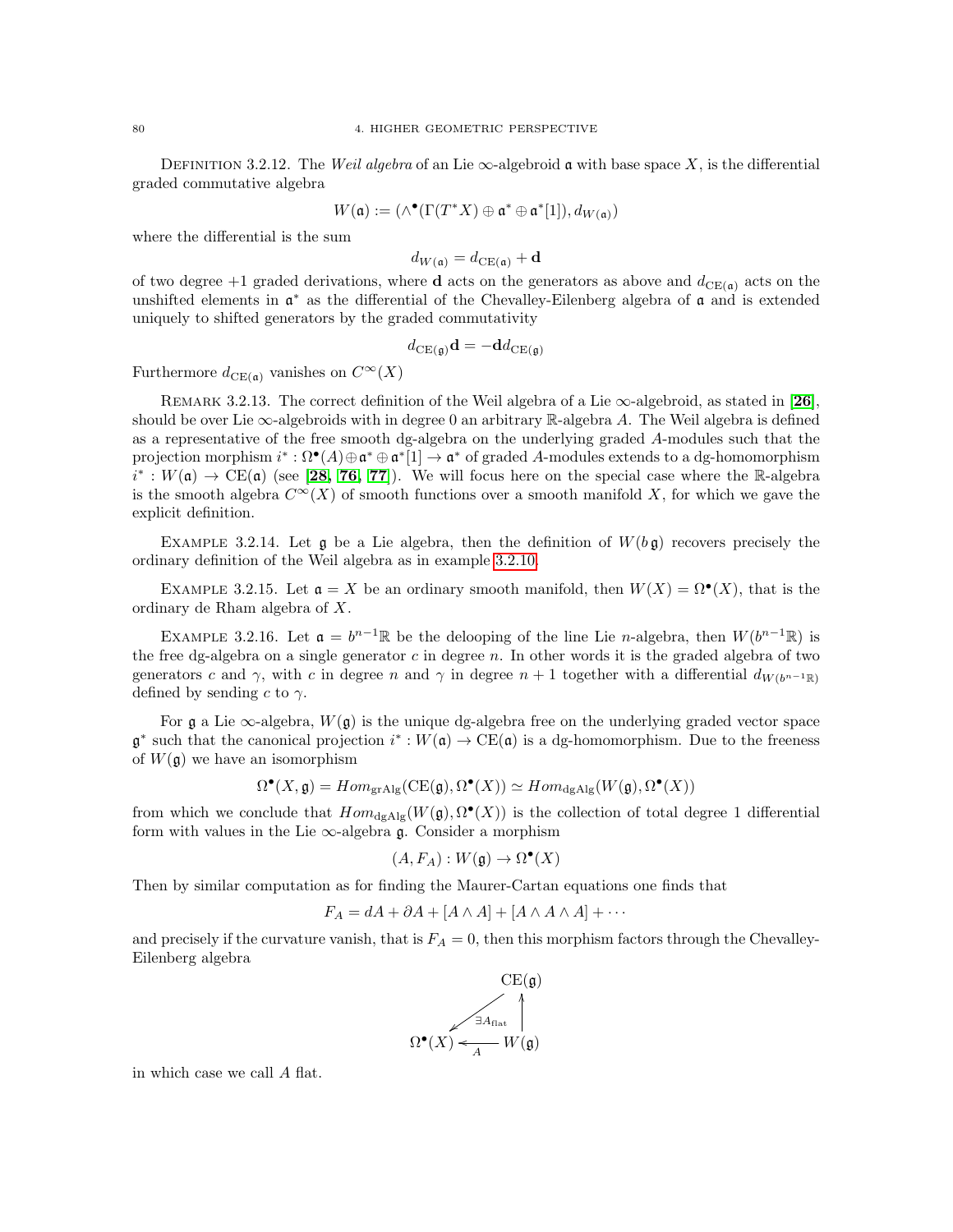DEFINITION 3.2.12. The *Weil algebra* of an Lie $\infty$-algebroid $\mathfrak{a}$ with base space $X$, is the differential graded commutative algebra

$$W(\mathfrak{a}) := (\wedge^\bullet(\Gamma(T^*X) \oplus \mathfrak{a}^* \oplus \mathfrak{a}^*[1]), d_{W(\mathfrak{a})})$$

where the differential is the sum

$$d_{W(\mathfrak{a})} = d_{\mathrm{CE}(\mathfrak{a})} + \mathbf{d}$$

of two degree +1 graded derivations, where $\mathbf{d}$ acts on the generators as above and $d_{\mathrm{CE}(\mathfrak{a})}$ acts on the unshifted elements in $\mathfrak{a}^*$ as the differential of the Chevalley-Eilenberg algebra of $\mathfrak{a}$ and is extended uniquely to shifted generators by the graded commutativity

$$d_{\mathrm{CE}(\mathfrak{g})}\mathbf{d} = -\mathbf{d}d_{\mathrm{CE}(\mathfrak{g})}$$

Furthermore $d_{\mathrm{CE}(\mathfrak{a})}$ vanishes on $C^\infty(X)$

REMARK 3.2.13. The correct definition of the Weil algebra of a Lie $\infty$-algebroid, as stated in [26], should be over Lie $\infty$-algebroids with in degree 0 an arbitrary $\mathbb{R}$-algebra $A$. The Weil algebra is defined as a representative of the free smooth dg-algebra on the underlying graded $A$-modules such that the projection morphism $i^* : \Omega^\bullet(A) \oplus \mathfrak{a}^* \oplus \mathfrak{a}^*[1] \to \mathfrak{a}^*$ of graded $A$-modules extends to a dg-homomorphism $i^* : W(\mathfrak{a}) \to \mathrm{CE}(\mathfrak{a})$ (see [28, 76, 77]). We will focus here on the special case where the $\mathbb{R}$-algebra is the smooth algebra $C^\infty(X)$ of smooth functions over a smooth manifold $X$, for which we gave the explicit definition.

EXAMPLE 3.2.14. Let $\mathfrak{g}$ be a Lie algebra, then the definition of $W(b\,\mathfrak{g})$ recovers precisely the ordinary definition of the Weil algebra as in example 3.2.10.

EXAMPLE 3.2.15. Let $\mathfrak{a} = X$ be an ordinary smooth manifold, then $W(X) = \Omega^\bullet(X)$, that is the ordinary de Rham algebra of $X$.

EXAMPLE 3.2.16. Let $\mathfrak{a} = b^{n-1}\mathbb{R}$ be the delooping of the line Lie $n$-algebra, then $W(b^{n-1}\mathbb{R})$ is the free dg-algebra on a single generator $c$ in degree $n$. In other words it is the graded algebra of two generators $c$ and $\gamma$, with $c$ in degree $n$ and $\gamma$ in degree $n+1$ together with a differential $d_{W(b^{n-1}\mathbb{R})}$ defined by sending $c$ to $\gamma$.

For $\mathfrak{g}$ a Lie $\infty$-algebra, $W(\mathfrak{g})$ is the unique dg-algebra free on the underlying graded vector space $\mathfrak{g}^*$ such that the canonical projection $i^* : W(\mathfrak{a}) \to \mathrm{CE}(\mathfrak{a})$ is a dg-homomorphism. Due to the freeness of $W(\mathfrak{g})$ we have an isomorphism

$$\Omega^\bullet(X, \mathfrak{g}) = Hom_{\mathrm{grAlg}}(\mathrm{CE}(\mathfrak{g}), \Omega^\bullet(X)) \simeq Hom_{\mathrm{dgAlg}}(W(\mathfrak{g}), \Omega^\bullet(X))$$

from which we conclude that $Hom_{\mathrm{dgAlg}}(W(\mathfrak{g}), \Omega^\bullet(X))$ is the collection of total degree 1 differential form with values in the Lie $\infty$-algebra $\mathfrak{g}$. Consider a morphism

$$(A, F_A) : W(\mathfrak{g}) \to \Omega^\bullet(X)$$

Then by similar computation as for finding the Maurer-Cartan equations one finds that

$$F_A = dA + \partial A + [A \wedge A] + [A \wedge A \wedge A] + \cdots$$

and precisely if the curvature vanish, that is $F_A = 0$, then this morphism factors through the Chevalley-Eilenberg algebra

$$\begin{array}{ccc} & & \mathrm{CE}(\mathfrak{g}) \\ & \swarrow^{\exists A_{\mathrm{flat}}} & \uparrow \\ \Omega^\bullet(X) & \xleftarrow{A} & W(\mathfrak{g}) \end{array}$$

in which case we call $A$ flat.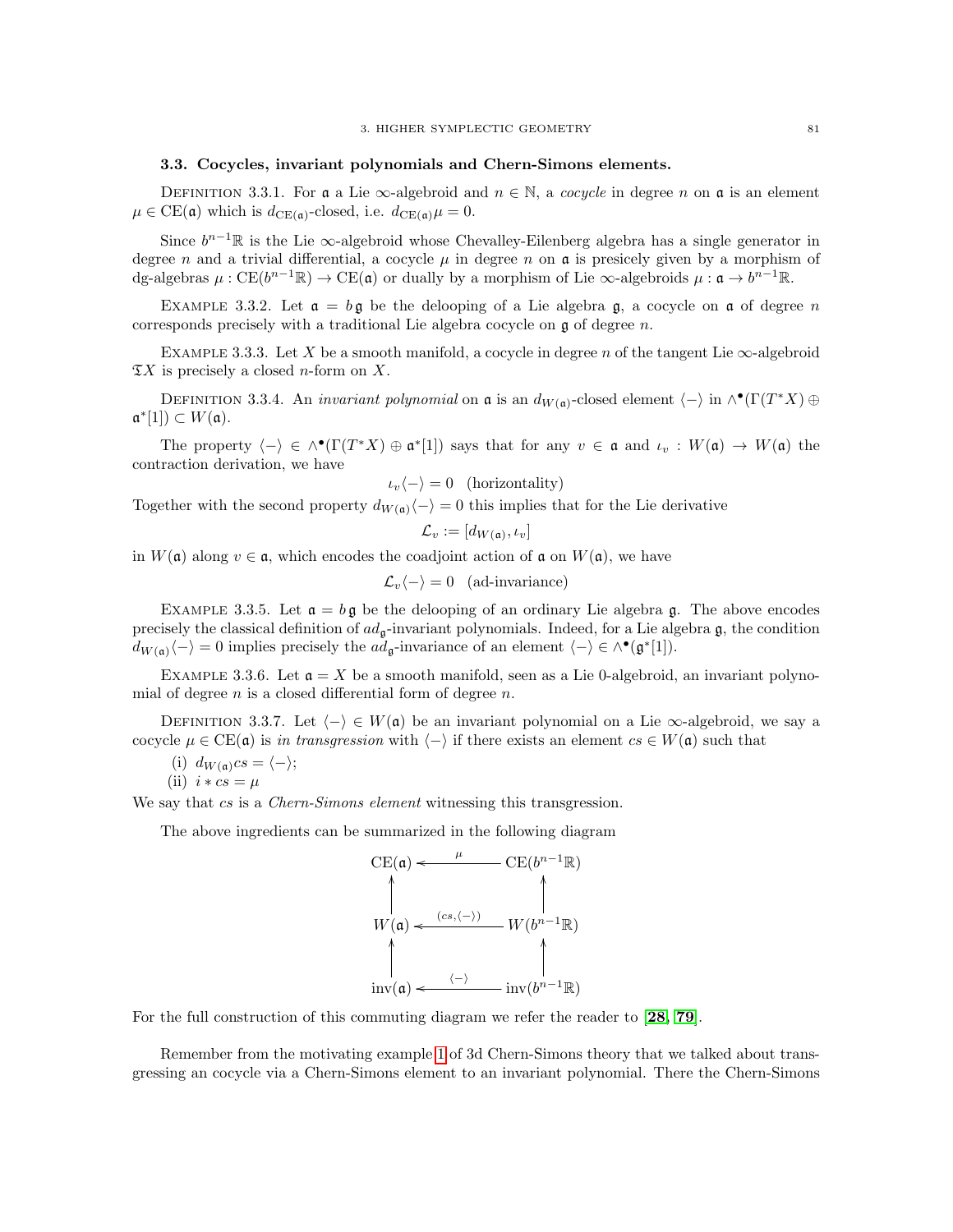### 3.3. Cocycles, invariant polynomials and Chern-Simons elements.

Definition 3.3.1. For $\mathfrak{a}$ a Lie $\infty$-algebroid and $n \in \mathbb{N}$, a *cocycle* in degree $n$ on $\mathfrak{a}$ is an element $\mu \in \mathrm{CE}(\mathfrak{a})$ which is $d_{\mathrm{CE}(\mathfrak{a})}$-closed, i.e. $d_{\mathrm{CE}(\mathfrak{a})}\mu = 0$.

Since $b^{n-1}\mathbb{R}$ is the Lie $\infty$-algebroid whose Chevalley-Eilenberg algebra has a single generator in degree $n$ and a trivial differential, a cocycle $\mu$ in degree $n$ on $\mathfrak{a}$ is presicely given by a morphism of dg-algebras $\mu : \mathrm{CE}(b^{n-1}\mathbb{R}) \to \mathrm{CE}(\mathfrak{a})$ or dually by a morphism of Lie $\infty$-algebroids $\mu : \mathfrak{a} \to b^{n-1}\mathbb{R}$.

Example 3.3.2. Let $\mathfrak{a} = b\,\mathfrak{g}$ be the delooping of a Lie algebra $\mathfrak{g}$, a cocycle on $\mathfrak{a}$ of degree $n$ corresponds precisely with a traditional Lie algebra cocycle on $\mathfrak{g}$ of degree $n$.

Example 3.3.3. Let $X$ be a smooth manifold, a cocycle in degree $n$ of the tangent Lie $\infty$-algebroid $\mathfrak{T}X$ is precisely a closed $n$-form on $X$.

Definition 3.3.4. An *invariant polynomial* on $\mathfrak{a}$ is an $d_{W(\mathfrak{a})}$-closed element $\langle - \rangle$ in $\wedge^\bullet(\Gamma(T^*X) \oplus \mathfrak{a}^*[1]) \subset W(\mathfrak{a})$.

The property $\langle - \rangle \in \wedge^\bullet(\Gamma(T^*X) \oplus \mathfrak{a}^*[1])$ says that for any $v \in \mathfrak{a}$ and $\iota_v : W(\mathfrak{a}) \to W(\mathfrak{a})$ the contraction derivation, we have

$$\iota_v \langle - \rangle = 0 \quad \text{(horizontality)}$$

Together with the second property $d_{W(\mathfrak{a})}\langle - \rangle = 0$ this implies that for the Lie derivative

$$\mathcal{L}_v := [d_{W(\mathfrak{a})}, \iota_v]$$

in $W(\mathfrak{a})$ along $v \in \mathfrak{a}$, which encodes the coadjoint action of $\mathfrak{a}$ on $W(\mathfrak{a})$, we have

$$\mathcal{L}_v \langle - \rangle = 0 \quad \text{(ad-invariance)}$$

Example 3.3.5. Let $\mathfrak{a} = b\,\mathfrak{g}$ be the delooping of an ordinary Lie algebra $\mathfrak{g}$. The above encodes precisely the classical definition of $ad_{\mathfrak{g}}$-invariant polynomials. Indeed, for a Lie algebra $\mathfrak{g}$, the condition $d_{W(\mathfrak{a})}\langle - \rangle = 0$ implies precisely the $ad_{\mathfrak{g}}$-invariance of an element $\langle - \rangle \in \wedge^\bullet(\mathfrak{g}^*[1])$.

Example 3.3.6. Let $\mathfrak{a} = X$ be a smooth manifold, seen as a Lie 0-algebroid, an invariant polynomial of degree $n$ is a closed differential form of degree $n$.

Definition 3.3.7. Let $\langle - \rangle \in W(\mathfrak{a})$ be an invariant polynomial on a Lie $\infty$-algebroid, we say a cocycle $\mu \in \mathrm{CE}(\mathfrak{a})$ is *in transgression* with $\langle - \rangle$ if there exists an element $cs \in W(\mathfrak{a})$ such that

(i) $d_{W(\mathfrak{a})}cs = \langle - \rangle$;
(ii) $i * cs = \mu$

We say that $cs$ is a *Chern-Simons element* witnessing this transgression.

The above ingredients can be summarized in the following diagram

$$\begin{array}{ccc}
\mathrm{CE}(\mathfrak{a}) & \xleftarrow{\ \mu\ } & \mathrm{CE}(b^{n-1}\mathbb{R}) \\
\uparrow & & \uparrow \\
W(\mathfrak{a}) & \xleftarrow{(cs, \langle - \rangle)} & W(b^{n-1}\mathbb{R}) \\
\uparrow & & \uparrow \\
\mathrm{inv}(\mathfrak{a}) & \xleftarrow{\ \langle - \rangle\ } & \mathrm{inv}(b^{n-1}\mathbb{R})
\end{array}$$

For the full construction of this commuting diagram we refer the reader to [28, 79].

Remember from the motivating example 1 of 3d Chern-Simons theory that we talked about transgressing an cocycle via a Chern-Simons element to an invariant polynomial. There the Chern-Simons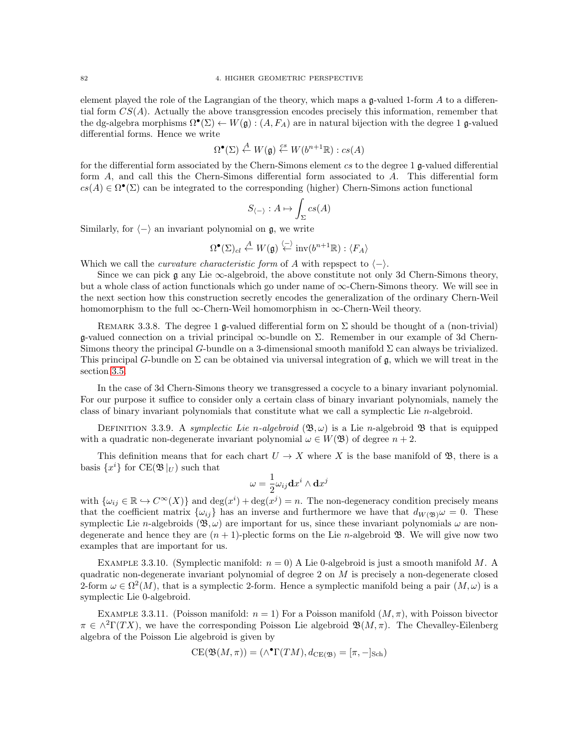element played the role of the Lagrangian of the theory, which maps a $\mathfrak{g}$-valued 1-form $A$ to a differential form $CS(A)$. Actually the above transgression encodes precisely this information, remember that the dg-algebra morphisms $\Omega^\bullet(\Sigma) \leftarrow W(\mathfrak{g}) : (A, F_A)$ are in natural bijection with the degree 1 $\mathfrak{g}$-valued differential forms. Hence we write

$$\Omega^\bullet(\Sigma) \overset{A}{\leftarrow} W(\mathfrak{g}) \overset{cs}{\leftarrow} W(b^{n+1}\mathbb{R}) : cs(A)$$

for the differential form associated by the Chern-Simons element $cs$ to the degree 1 $\mathfrak{g}$-valued differential form $A$, and call this the Chern-Simons differential form associated to $A$. This differential form $cs(A) \in \Omega^\bullet(\Sigma)$ can be integrated to the corresponding (higher) Chern-Simons action functional

$$S_{\langle - \rangle} : A \mapsto \int_\Sigma cs(A)$$

Similarly, for $\langle - \rangle$ an invariant polynomial on $\mathfrak{g}$, we write

$$\Omega^\bullet(\Sigma)_{cl} \overset{A}{\leftarrow} W(\mathfrak{g}) \overset{\langle - \rangle}{\leftarrow} \mathrm{inv}(b^{n+1}\mathbb{R}) : \langle F_A \rangle$$

Which we call the *curvature characteristic form* of $A$ with repspect to $\langle - \rangle$.

Since we can pick $\mathfrak{g}$ any Lie $\infty$-algebroid, the above constitute not only 3d Chern-Simons theory, but a whole class of action functionals which go under name of $\infty$-Chern-Simons theory. We will see in the next section how this construction secretly encodes the generalization of the ordinary Chern-Weil homomorphism to the full $\infty$-Chern-Weil homomorphism in $\infty$-Chern-Weil theory.

REMARK 3.3.8. The degree 1 $\mathfrak{g}$-valued differential form on $\Sigma$ should be thought of a (non-trivial) $\mathfrak{g}$-valued connection on a trivial principal $\infty$-bundle on $\Sigma$. Remember in our example of 3d Chern-Simons theory the principal $G$-bundle on a 3-dimensional smooth manifold $\Sigma$ can always be trivialized. This principal $G$-bundle on $\Sigma$ can be obtained via universal integration of $\mathfrak{g}$, which we will treat in the section 3.5.

In the case of 3d Chern-Simons theory we transgressed a cocycle to a binary invariant polynomial. For our purpose it suffice to consider only a certain class of binary invariant polynomials, namely the class of binary invariant polynomials that constitute what we call a symplectic Lie $n$-algebroid.

DEFINITION 3.3.9. A *symplectic Lie $n$-algebroid* $(\mathfrak{B}, \omega)$ is a Lie $n$-algebroid $\mathfrak{B}$ that is equipped with a quadratic non-degenerate invariant polynomial $\omega \in W(\mathfrak{B})$ of degree $n+2$.

This definition means that for each chart $U \to X$ where $X$ is the base manifold of $\mathfrak{B}$, there is a basis $\{x^i\}$ for $\mathrm{CE}(\mathfrak{B}|_U)$ such that

$$\omega = \frac{1}{2}\omega_{ij}\mathbf{d}x^i \wedge \mathbf{d}x^j$$

with $\{\omega_{ij} \in \mathbb{R} \hookrightarrow C^\infty(X)\}$ and $\deg(x^i) + \deg(x^j) = n$. The non-degeneracy condition precisely means that the coefficient matrix $\{\omega_{ij}\}$ has an inverse and furthermore we have that $d_{W(\mathfrak{B})}\omega = 0$. These symplectic Lie $n$-algebroids $(\mathfrak{B}, \omega)$ are important for us, since these invariant polynomials $\omega$ are non-degenerate and hence they are $(n+1)$-plectic forms on the Lie $n$-algebroid $\mathfrak{B}$. We will give now two examples that are important for us.

EXAMPLE 3.3.10. (Symplectic manifold: $n = 0$) A Lie 0-algebroid is just a smooth manifold $M$. A quadratic non-degenerate invariant polynomial of degree 2 on $M$ is precisely a non-degenerate closed 2-form $\omega \in \Omega^2(M)$, that is a symplectic 2-form. Hence a symplectic manifold being a pair $(M, \omega)$ is a symplectic Lie 0-algebroid.

EXAMPLE 3.3.11. (Poisson manifold: $n = 1$) For a Poisson manifold $(M, \pi)$, with Poisson bivector $\pi \in \wedge^2\Gamma(TX)$, we have the corresponding Poisson Lie algebroid $\mathfrak{B}(M, \pi)$. The Chevalley-Eilenberg algebra of the Poisson Lie algebroid is given by

$$\mathrm{CE}(\mathfrak{B}(M, \pi)) = (\wedge^\bullet\Gamma(TM), d_{\mathrm{CE}(\mathfrak{B})} = [\pi, -]_{\mathrm{Sch}})$$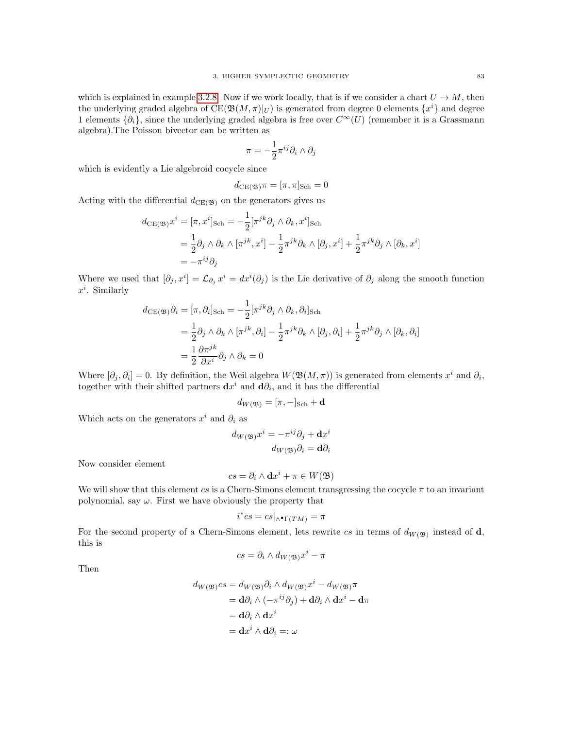which is explained in example 3.2.8. Now if we work locally, that is if we consider a chart $U \to M$, then the underlying graded algebra of $\mathrm{CE}(\mathfrak{B}(M,\pi)|_U)$ is generated from degree 0 elements $\{x^i\}$ and degree 1 elements $\{\partial_i\}$, since the underlying graded algebra is free over $C^\infty(U)$ (remember it is a Grassmann algebra).The Poisson bivector can be written as

$$\pi = -\frac{1}{2}\pi^{ij}\partial_i \wedge \partial_j$$

which is evidently a Lie algebroid cocycle since

$$d_{\mathrm{CE}(\mathfrak{B})}\pi = [\pi,\pi]_{\mathrm{Sch}} = 0$$

Acting with the differential $d_{\mathrm{CE}(\mathfrak{B})}$ on the generators gives us

$$\begin{aligned}
d_{\mathrm{CE}(\mathfrak{B})}x^i = [\pi, x^i]_{\mathrm{Sch}} &= -\frac{1}{2}[\pi^{jk}\partial_j \wedge \partial_k, x^i]_{\mathrm{Sch}} \\
&= \frac{1}{2}\partial_j \wedge \partial_k \wedge [\pi^{jk}, x^i] - \frac{1}{2}\pi^{jk}\partial_k \wedge [\partial_j, x^i] + \frac{1}{2}\pi^{jk}\partial_j \wedge [\partial_k, x^i] \\
&= -\pi^{ij}\partial_j
\end{aligned}$$

Where we used that $[\partial_j, x^i] = \mathcal{L}_{\partial_j} x^i = dx^i(\partial_j)$ is the Lie derivative of $\partial_j$ along the smooth function $x^i$. Similarly

$$\begin{aligned}
d_{\mathrm{CE}(\mathfrak{B})}\partial_i = [\pi, \partial_i]_{\mathrm{Sch}} &= -\frac{1}{2}[\pi^{jk}\partial_j \wedge \partial_k, \partial_i]_{\mathrm{Sch}} \\
&= \frac{1}{2}\partial_j \wedge \partial_k \wedge [\pi^{jk}, \partial_i] - \frac{1}{2}\pi^{jk}\partial_k \wedge [\partial_j, \partial_i] + \frac{1}{2}\pi^{jk}\partial_j \wedge [\partial_k, \partial_i] \\
&= \frac{1}{2}\frac{\partial \pi^{jk}}{\partial x^i}\partial_j \wedge \partial_k = 0
\end{aligned}$$

Where $[\partial_j, \partial_i] = 0$. By definition, the Weil algebra $W(\mathfrak{B}(M,\pi))$ is generated from elements $x^i$ and $\partial_i$, together with their shifted partners $\mathbf{d}x^i$ and $\mathbf{d}\partial_i$, and it has the differential

$$d_{W(\mathfrak{B})} = [\pi, -]_{\mathrm{Sch}} + \mathbf{d}$$

Which acts on the generators $x^i$ and $\partial_i$ as

$$\begin{aligned}
d_{W(\mathfrak{B})}x^i &= -\pi^{ij}\partial_j + \mathbf{d}x^i \\
d_{W(\mathfrak{B})}\partial_i &= \mathbf{d}\partial_i
\end{aligned}$$

Now consider element

$$cs = \partial_i \wedge \mathbf{d}x^i + \pi \in W(\mathfrak{B})$$

We will show that this element $cs$ is a Chern-Simons element transgressing the cocycle $\pi$ to an invariant polynomial, say $\omega$. First we have obviously the property that

$$i^* cs = cs|_{\wedge^\bullet \Gamma(TM)} = \pi$$

For the second property of a Chern-Simons element, lets rewrite $cs$ in terms of $d_{W(\mathfrak{B})}$ instead of $\mathbf{d}$, this is

$$cs = \partial_i \wedge d_{W(\mathfrak{B})}x^i - \pi$$

Then

$$\begin{aligned}
d_{W(\mathfrak{B})}cs &= d_{W(\mathfrak{B})}\partial_i \wedge d_{W(\mathfrak{B})}x^i - d_{W(\mathfrak{B})}\pi \\
&= \mathbf{d}\partial_i \wedge (-\pi^{ij}\partial_j) + \mathbf{d}\partial_i \wedge \mathbf{d}x^i - \mathbf{d}\pi \\
&= \mathbf{d}\partial_i \wedge \mathbf{d}x^i \\
&= \mathbf{d}x^i \wedge \mathbf{d}\partial_i =: \omega
\end{aligned}$$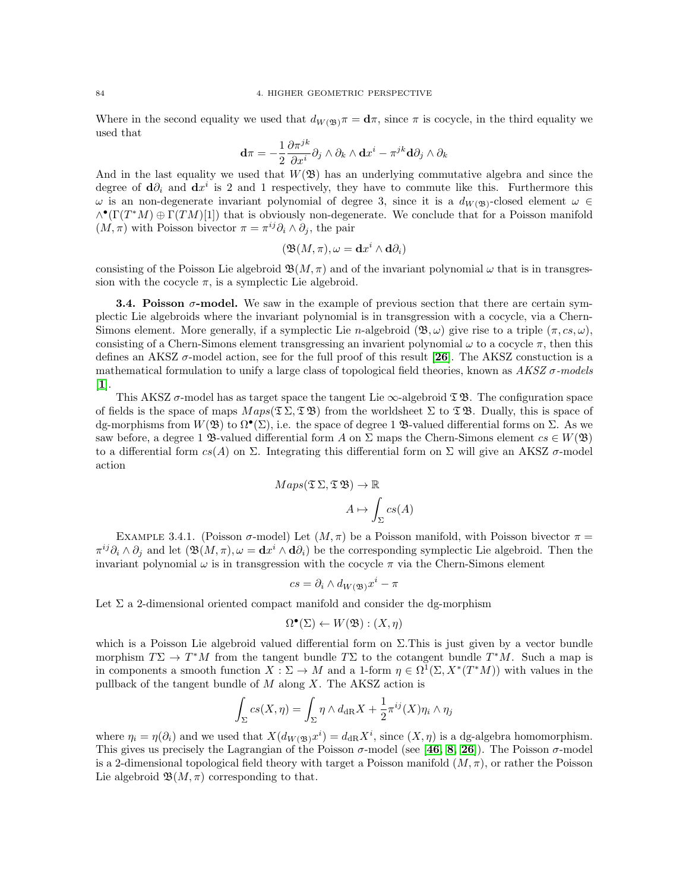Where in the second equality we used that $d_{W(\mathfrak{B})}\pi = \mathbf{d}\pi$, since $\pi$ is cocycle, in the third equality we used that

$$\mathbf{d}\pi = -\frac{1}{2}\frac{\partial \pi^{jk}}{\partial x^i}\partial_j \wedge \partial_k \wedge \mathbf{d}x^i - \pi^{jk}\mathbf{d}\partial_j \wedge \partial_k$$

And in the last equality we used that $W(\mathfrak{B})$ has an underlying commutative algebra and since the degree of $\mathbf{d}\partial_i$ and $\mathbf{d}x^i$ is 2 and 1 respectively, they have to commute like this. Furthermore this $\omega$ is an non-degenerate invariant polynomial of degree 3, since it is a $d_{W(\mathfrak{B})}$-closed element $\omega \in \wedge^\bullet(\Gamma(T^*M) \oplus \Gamma(TM)[1])$ that is obviously non-degenerate. We conclude that for a Poisson manifold $(M, \pi)$ with Poisson bivector $\pi = \pi^{ij}\partial_i \wedge \partial_j$, the pair

$$(\mathfrak{B}(M, \pi), \omega = \mathbf{d}x^i \wedge \mathbf{d}\partial_i)$$

consisting of the Poisson Lie algebroid $\mathfrak{B}(M, \pi)$ and of the invariant polynomial $\omega$ that is in transgression with the cocycle $\pi$, is a symplectic Lie algebroid.

**3.4. Poisson $\sigma$-model.** We saw in the example of previous section that there are certain symplectic Lie algebroids where the invariant polynomial is in transgression with a cocycle, via a Chern-Simons element. More generally, if a symplectic Lie $n$-algebroid $(\mathfrak{B}, \omega)$ give rise to a triple $(\pi, cs, \omega)$, consisting of a Chern-Simons element transgressing an invarient polynomial $\omega$ to a cocycle $\pi$, then this defines an AKSZ $\sigma$-model action, see for the full proof of this result [**26**]. The AKSZ constuction is a mathematical formulation to unify a large class of topological field theories, known as *AKSZ $\sigma$-models* [**1**].

This AKSZ $\sigma$-model has as target space the tangent Lie $\infty$-algebroid $\mathfrak{T}\,\mathfrak{B}$. The configuration space of fields is the space of maps $Maps(\mathfrak{T}\,\Sigma, \mathfrak{T}\,\mathfrak{B})$ from the worldsheet $\Sigma$ to $\mathfrak{T}\,\mathfrak{B}$. Dually, this is space of dg-morphisms from $W(\mathfrak{B})$ to $\Omega^\bullet(\Sigma)$, i.e. the space of degree 1 $\mathfrak{B}$-valued differential forms on $\Sigma$. As we saw before, a degree 1 $\mathfrak{B}$-valued differential form $A$ on $\Sigma$ maps the Chern-Simons element $cs \in W(\mathfrak{B})$ to a differential form $cs(A)$ on $\Sigma$. Integrating this differential form on $\Sigma$ will give an AKSZ $\sigma$-model action

$$\begin{aligned} Maps(\mathfrak{T}\,\Sigma, \mathfrak{T}\,\mathfrak{B}) &\to \mathbb{R} \\ A &\mapsto \int_\Sigma cs(A) \end{aligned}$$

EXAMPLE 3.4.1. (Poisson $\sigma$-model) Let $(M, \pi)$ be a Poisson manifold, with Poisson bivector $\pi = \pi^{ij}\partial_i \wedge \partial_j$ and let $(\mathfrak{B}(M, \pi), \omega = \mathbf{d}x^i \wedge \mathbf{d}\partial_i)$ be the corresponding symplectic Lie algebroid. Then the invariant polynomial $\omega$ is in transgression with the cocycle $\pi$ via the Chern-Simons element

$$cs = \partial_i \wedge d_{W(\mathfrak{B})}x^i - \pi$$

Let $\Sigma$ a 2-dimensional oriented compact manifold and consider the dg-morphism

$$\Omega^\bullet(\Sigma) \leftarrow W(\mathfrak{B}) : (X, \eta)$$

which is a Poisson Lie algebroid valued differential form on $\Sigma$.This is just given by a vector bundle morphism $T\Sigma \to T^*M$ from the tangent bundle $T\Sigma$ to the cotangent bundle $T^*M$. Such a map is in components a smooth function $X : \Sigma \to M$ and a 1-form $\eta \in \Omega^1(\Sigma, X^*(T^*M))$ with values in the pullback of the tangent bundle of $M$ along $X$. The AKSZ action is

$$\int_\Sigma cs(X, \eta) = \int_\Sigma \eta \wedge d_{\mathrm{dR}}X + \frac{1}{2}\pi^{ij}(X)\eta_i \wedge \eta_j$$

where $\eta_i = \eta(\partial_i)$ and we used that $X(d_{W(\mathfrak{B})}x^i) = d_{\mathrm{dR}}X^i$, since $(X, \eta)$ is a dg-algebra homomorphism. This gives us precisely the Lagrangian of the Poisson $\sigma$-model (see [**46**, **8**, **26**]). The Poisson $\sigma$-model is a 2-dimensional topological field theory with target a Poisson manifold $(M, \pi)$, or rather the Poisson Lie algebroid $\mathfrak{B}(M, \pi)$ corresponding to that.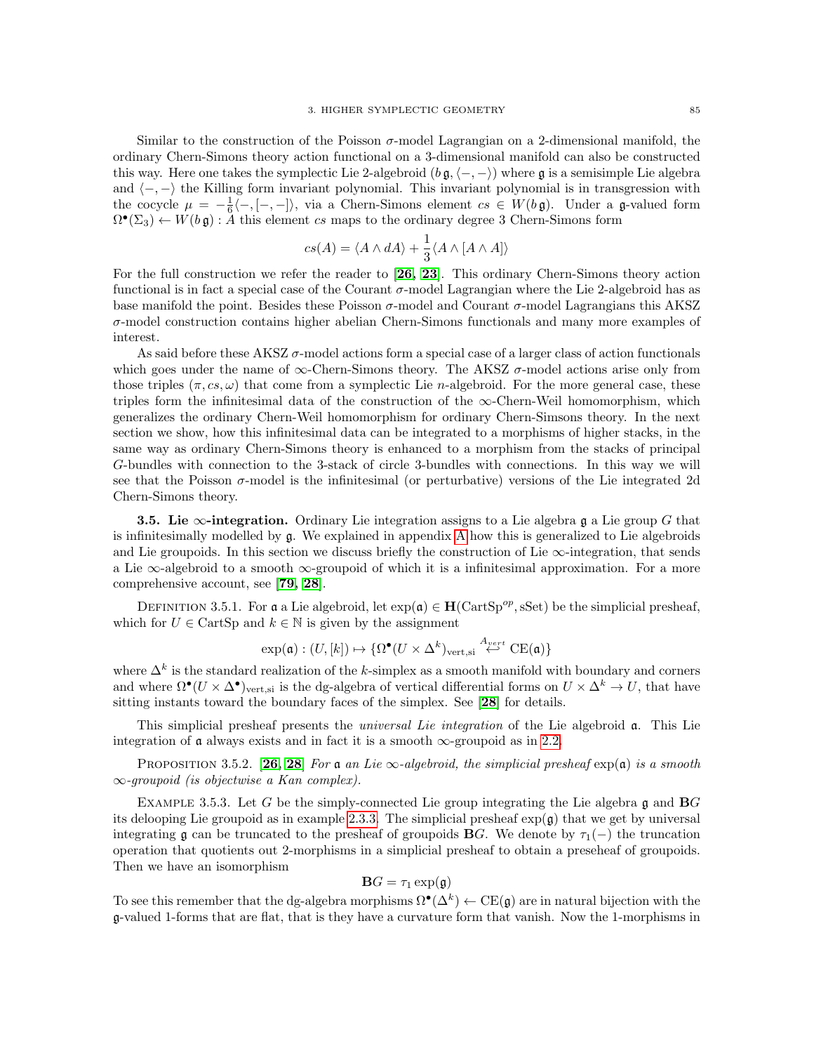Similar to the construction of the Poisson $\sigma$-model Lagrangian on a 2-dimensional manifold, the ordinary Chern-Simons theory action functional on a 3-dimensional manifold can also be constructed this way. Here one takes the symplectic Lie 2-algebroid $(b\,\mathfrak{g}, \langle -,- \rangle)$ where $\mathfrak{g}$ is a semisimple Lie algebra and $\langle -,- \rangle$ the Killing form invariant polynomial. This invariant polynomial is in transgression with the cocycle $\mu = -\frac{1}{6}\langle -,[-,-]\rangle$, via a Chern-Simons element $cs \in W(b\,\mathfrak{g})$. Under a $\mathfrak{g}$-valued form $\Omega^\bullet(\Sigma_3) \leftarrow W(b\,\mathfrak{g}) : A$ this element $cs$ maps to the ordinary degree 3 Chern-Simons form

$$cs(A) = \langle A \wedge dA \rangle + \frac{1}{3}\langle A \wedge [A \wedge A] \rangle$$

For the full construction we refer the reader to [**26**, **23**]. This ordinary Chern-Simons theory action functional is in fact a special case of the Courant $\sigma$-model Lagrangian where the Lie 2-algebroid has as base manifold the point. Besides these Poisson $\sigma$-model and Courant $\sigma$-model Lagrangians this AKSZ $\sigma$-model construction contains higher abelian Chern-Simons functionals and many more examples of interest.

As said before these AKSZ $\sigma$-model actions form a special case of a larger class of action functionals which goes under the name of $\infty$-Chern-Simons theory. The AKSZ $\sigma$-model actions arise only from those triples $(\pi, cs, \omega)$ that come from a symplectic Lie $n$-algebroid. For the more general case, these triples form the infinitesimal data of the construction of the $\infty$-Chern-Weil homomorphism, which generalizes the ordinary Chern-Weil homomorphism for ordinary Chern-Simsons theory. In the next section we show, how this infinitesimal data can be integrated to a morphisms of higher stacks, in the same way as ordinary Chern-Simons theory is enhanced to a morphism from the stacks of principal $G$-bundles with connection to the 3-stack of circle 3-bundles with connections. In this way we will see that the Poisson $\sigma$-model is the infinitesimal (or perturbative) versions of the Lie integrated 2d Chern-Simons theory.

**3.5. Lie $\infty$-integration.** Ordinary Lie integration assigns to a Lie algebra $\mathfrak{g}$ a Lie group $G$ that is infinitesimally modelled by $\mathfrak{g}$. We explained in appendix A how this is generalized to Lie algebroids and Lie groupoids. In this section we discuss briefly the construction of Lie $\infty$-integration, that sends a Lie $\infty$-algebroid to a smooth $\infty$-groupoid of which it is a infinitesimal approximation. For a more comprehensive account, see [**79**, **28**].

Definition 3.5.1. For $\mathfrak{a}$ a Lie algebroid, let $\exp(\mathfrak{a}) \in \mathbf{H}(\mathrm{CartSp}^{op}, \mathrm{sSet})$ be the simplicial presheaf, which for $U \in \mathrm{CartSp}$ and $k \in \mathbb{N}$ is given by the assignment

$$\exp(\mathfrak{a}) : (U, [k]) \mapsto \{\Omega^\bullet(U \times \Delta^k)_{\mathrm{vert,si}} \overset{A_{vert}}{\hookleftarrow} \mathrm{CE}(\mathfrak{a})\}$$

where $\Delta^k$ is the standard realization of the $k$-simplex as a smooth manifold with boundary and corners and where $\Omega^\bullet(U \times \Delta^\bullet)_{\mathrm{vert,si}}$ is the dg-algebra of vertical differential forms on $U \times \Delta^k \to U$, that have sitting instants toward the boundary faces of the simplex. See [**28**] for details.

This simplicial presheaf presents the *universal Lie integration* of the Lie algebroid $\mathfrak{a}$. This Lie integration of $\mathfrak{a}$ always exists and in fact it is a smooth $\infty$-groupoid as in 2.2.

Proposition 3.5.2. [**26**, **28**] *For $\mathfrak{a}$ an Lie $\infty$-algebroid, the simplicial presheaf $\exp(\mathfrak{a})$ is a smooth $\infty$-groupoid (is objectwise a Kan complex).*

Example 3.5.3. Let $G$ be the simply-connected Lie group integrating the Lie algebra $\mathfrak{g}$ and $\mathbf{B}G$ its delooping Lie groupoid as in example 2.3.3. The simplicial presheaf $\exp(\mathfrak{g})$ that we get by universal integrating $\mathfrak{g}$ can be truncated to the presheaf of groupoids $\mathbf{B}G$. We denote by $\tau_1(-)$ the truncation operation that quotients out 2-morphisms in a simplicial presheaf to obtain a preseheaf of groupoids. Then we have an isomorphism

$$\mathbf{B}G = \tau_1 \exp(\mathfrak{g})$$

To see this remember that the dg-algebra morphisms $\Omega^\bullet(\Delta^k) \leftarrow \mathrm{CE}(\mathfrak{g})$ are in natural bijection with the $\mathfrak{g}$-valued 1-forms that are flat, that is they have a curvature form that vanish. Now the 1-morphisms in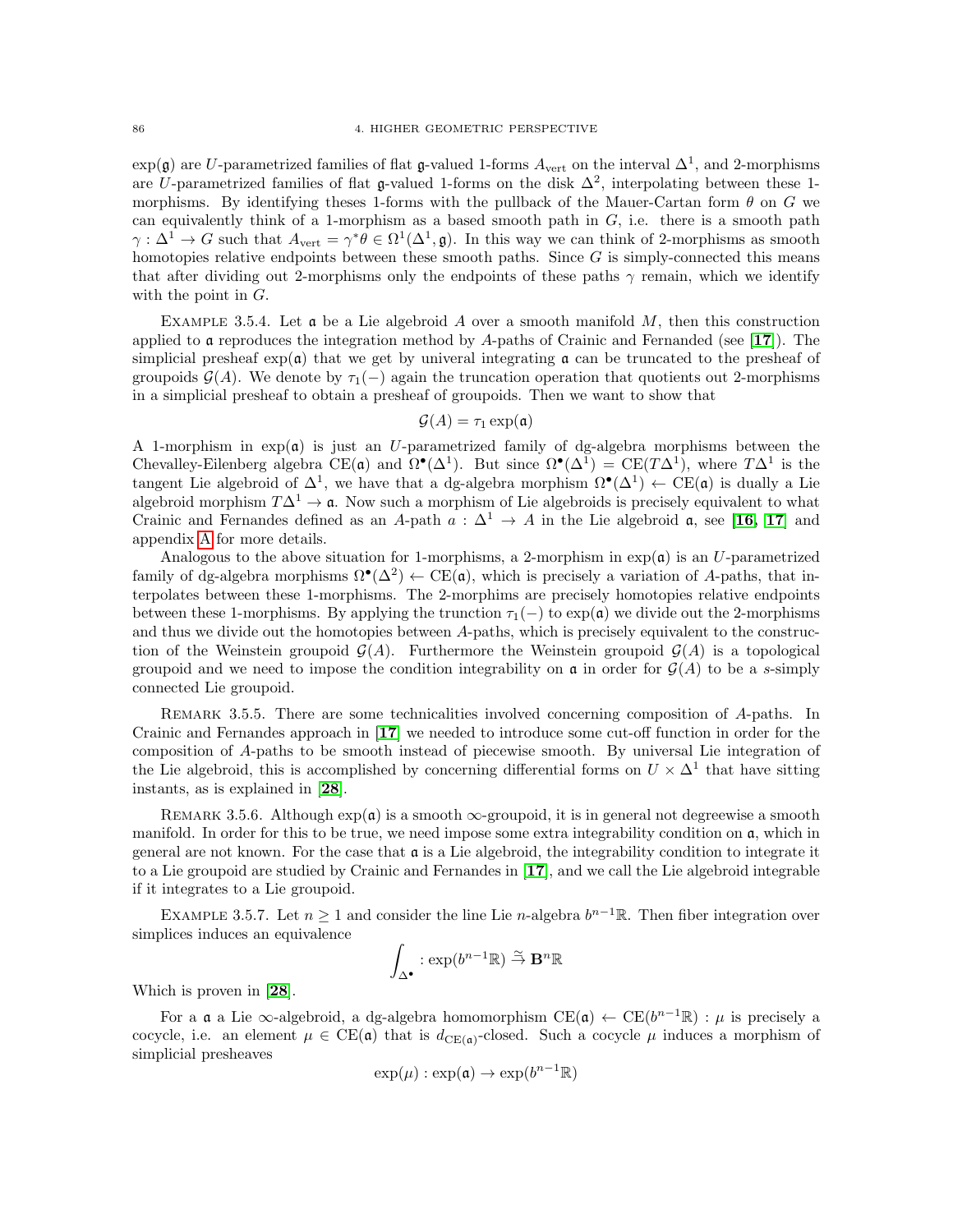$\exp(\mathfrak{g})$ are $U$-parametrized families of flat $\mathfrak{g}$-valued 1-forms $A_{\text{vert}}$ on the interval $\Delta^1$, and 2-morphisms are $U$-parametrized families of flat $\mathfrak{g}$-valued 1-forms on the disk $\Delta^2$, interpolating between these 1-morphisms. By identifying theses 1-forms with the pullback of the Mauer-Cartan form $\theta$ on $G$ we can equivalently think of a 1-morphism as a based smooth path in $G$, i.e. there is a smooth path $\gamma : \Delta^1 \to G$ such that $A_{\text{vert}} = \gamma^*\theta \in \Omega^1(\Delta^1, \mathfrak{g})$. In this way we can think of 2-morphisms as smooth homotopies relative endpoints between these smooth paths. Since $G$ is simply-connected this means that after dividing out 2-morphisms only the endpoints of these paths $\gamma$ remain, which we identify with the point in $G$.

Example 3.5.4. Let $\mathfrak{a}$ be a Lie algebroid $A$ over a smooth manifold $M$, then this construction applied to $\mathfrak{a}$ reproduces the integration method by $A$-paths of Crainic and Fernanded (see [17]). The simplicial presheaf $\exp(\mathfrak{a})$ that we get by univeral integrating $\mathfrak{a}$ can be truncated to the presheaf of groupoids $\mathcal{G}(A)$. We denote by $\tau_1(-)$ again the truncation operation that quotients out 2-morphisms in a simplicial presheaf to obtain a presheaf of groupoids. Then we want to show that

$$\mathcal{G}(A) = \tau_1 \exp(\mathfrak{a})$$

A 1-morphism in $\exp(\mathfrak{a})$ is just an $U$-parametrized family of dg-algebra morphisms between the Chevalley-Eilenberg algebra $\mathrm{CE}(\mathfrak{a})$ and $\Omega^\bullet(\Delta^1)$. But since $\Omega^\bullet(\Delta^1) = \mathrm{CE}(T\Delta^1)$, where $T\Delta^1$ is the tangent Lie algebroid of $\Delta^1$, we have that a dg-algebra morphism $\Omega^\bullet(\Delta^1) \leftarrow \mathrm{CE}(\mathfrak{a})$ is dually a Lie algebroid morphism $T\Delta^1 \to \mathfrak{a}$. Now such a morphism of Lie algebroids is precisely equivalent to what Crainic and Fernandes defined as an $A$-path $a : \Delta^1 \to A$ in the Lie algebroid $\mathfrak{a}$, see [16, 17] and appendix A for more details.

Analogous to the above situation for 1-morphisms, a 2-morphism in $\exp(\mathfrak{a})$ is an $U$-parametrized family of dg-algebra morphisms $\Omega^\bullet(\Delta^2) \leftarrow \mathrm{CE}(\mathfrak{a})$, which is precisely a variation of $A$-paths, that interpolates between these 1-morphisms. The 2-morphims are precisely homotopies relative endpoints between these 1-morphisms. By applying the trunction $\tau_1(-)$ to $\exp(\mathfrak{a})$ we divide out the 2-morphisms and thus we divide out the homotopies between $A$-paths, which is precisely equivalent to the construction of the Weinstein groupoid $\mathcal{G}(A)$. Furthermore the Weinstein groupoid $\mathcal{G}(A)$ is a topological groupoid and we need to impose the condition integrability on $\mathfrak{a}$ in order for $\mathcal{G}(A)$ to be a $s$-simply connected Lie groupoid.

Remark 3.5.5. There are some technicalities involved concerning composition of $A$-paths. In Crainic and Fernandes approach in [17] we needed to introduce some cut-off function in order for the composition of $A$-paths to be smooth instead of piecewise smooth. By universal Lie integration of the Lie algebroid, this is accomplished by concerning differential forms on $U \times \Delta^1$ that have sitting instants, as is explained in [28].

Remark 3.5.6. Although $\exp(\mathfrak{a})$ is a smooth $\infty$-groupoid, it is in general not degreewise a smooth manifold. In order for this to be true, we need impose some extra integrability condition on $\mathfrak{a}$, which in general are not known. For the case that $\mathfrak{a}$ is a Lie algebroid, the integrability condition to integrate it to a Lie groupoid are studied by Crainic and Fernandes in [17], and we call the Lie algebroid integrable if it integrates to a Lie groupoid.

Example 3.5.7. Let $n \geq 1$ and consider the line Lie $n$-algebra $b^{n-1}\mathbb{R}$. Then fiber integration over simplices induces an equivalence

$$\int_{\Delta^\bullet} : \exp(b^{n-1}\mathbb{R}) \xrightarrow{\simeq} \mathbf{B}^n\mathbb{R}$$

Which is proven in [28].

For a $\mathfrak{a}$ a Lie $\infty$-algebroid, a dg-algebra homomorphism $\mathrm{CE}(\mathfrak{a}) \leftarrow \mathrm{CE}(b^{n-1}\mathbb{R}) : \mu$ is precisely a cocycle, i.e. an element $\mu \in \mathrm{CE}(\mathfrak{a})$ that is $d_{\mathrm{CE}(\mathfrak{a})}$-closed. Such a cocycle $\mu$ induces a morphism of simplicial presheaves

$$\exp(\mu) : \exp(\mathfrak{a}) \to \exp(b^{n-1}\mathbb{R})$$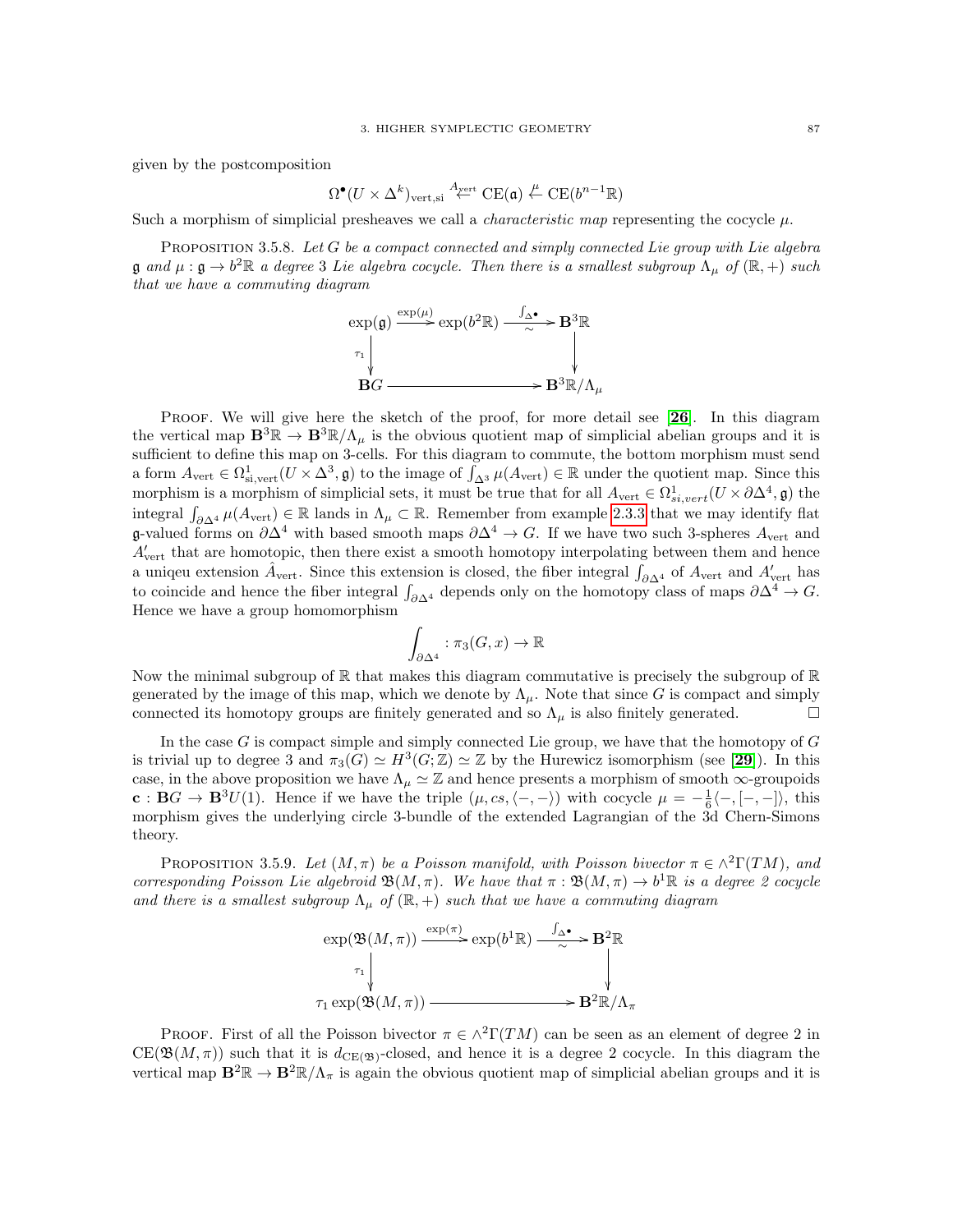given by the postcomposition

$$\Omega^\bullet(U \times \Delta^k)_{\mathrm{vert,si}} \stackrel{A_{\mathrm{vert}}}{\leftarrow} \mathrm{CE}(\mathfrak{a}) \stackrel{\mu}{\leftarrow} \mathrm{CE}(b^{n-1}\mathbb{R})$$

Such a morphism of simplicial presheaves we call a *characteristic map* representing the cocycle $\mu$.

Proposition 3.5.8. *Let $G$ be a compact connected and simply connected Lie group with Lie algebra $\mathfrak{g}$ and $\mu : \mathfrak{g} \to b^2\mathbb{R}$ a degree 3 Lie algebra cocycle. Then there is a smallest subgroup $\Lambda_\mu$ of $(\mathbb{R}, +)$ such that we have a commuting diagram*

$$\begin{array}{ccccc}
\exp(\mathfrak{g}) & \xrightarrow{\exp(\mu)} & \exp(b^2\mathbb{R}) & \xrightarrow[\sim]{\int_{\Delta^\bullet}} & \mathbf{B}^3\mathbb{R} \\
\downarrow{\scriptstyle \tau_1} & & & & \downarrow \\
\mathbf{B}G & & \longrightarrow & & \mathbf{B}^3\mathbb{R}/\Lambda_\mu
\end{array}$$

Proof. We will give here the sketch of the proof, for more detail see [26]. In this diagram the vertical map $\mathbf{B}^3\mathbb{R} \to \mathbf{B}^3\mathbb{R}/\Lambda_\mu$ is the obvious quotient map of simplicial abelian groups and it is sufficient to define this map on 3-cells. For this diagram to commute, the bottom morphism must send a form $A_{\mathrm{vert}} \in \Omega^1_{\mathrm{si,vert}}(U \times \Delta^3, \mathfrak{g})$ to the image of $\int_{\Delta^3} \mu(A_{\mathrm{vert}}) \in \mathbb{R}$ under the quotient map. Since this morphism is a morphism of simplicial sets, it must be true that for all $A_{\mathrm{vert}} \in \Omega^1_{si,vert}(U \times \partial\Delta^4, \mathfrak{g})$ the integral $\int_{\partial\Delta^4} \mu(A_{\mathrm{vert}}) \in \mathbb{R}$ lands in $\Lambda_\mu \subset \mathbb{R}$. Remember from example 2.3.3 that we may identify flat $\mathfrak{g}$-valued forms on $\partial\Delta^4$ with based smooth maps $\partial\Delta^4 \to G$. If we have two such 3-spheres $A_{\mathrm{vert}}$ and $A'_{\mathrm{vert}}$ that are homotopic, then there exist a smooth homotopy interpolating between them and hence a uniqeu extension $\hat{A}_{\mathrm{vert}}$. Since this extension is closed, the fiber integral $\int_{\partial\Delta^4}$ of $A_{\mathrm{vert}}$ and $A'_{\mathrm{vert}}$ has to coincide and hence the fiber integral $\int_{\partial\Delta^4}$ depends only on the homotopy class of maps $\partial\Delta^4 \to G$. Hence we have a group homomorphism

$$\int_{\partial\Delta^4} : \pi_3(G, x) \to \mathbb{R}$$

Now the minimal subgroup of $\mathbb{R}$ that makes this diagram commutative is precisely the subgroup of $\mathbb{R}$ generated by the image of this map, which we denote by $\Lambda_\mu$. Note that since $G$ is compact and simply connected its homotopy groups are finitely generated and so $\Lambda_\mu$ is also finitely generated. $\square$

In the case $G$ is compact simple and simply connected Lie group, we have that the homotopy of $G$ is trivial up to degree 3 and $\pi_3(G) \simeq H^3(G; \mathbb{Z}) \simeq \mathbb{Z}$ by the Hurewicz isomorphism (see [29]). In this case, in the above proposition we have $\Lambda_\mu \simeq \mathbb{Z}$ and hence presents a morphism of smooth $\infty$-groupoids $\mathbf{c} : \mathbf{B}G \to \mathbf{B}^3U(1)$. Hence if we have the triple $(\mu, cs, \langle -, - \rangle)$ with cocycle $\mu = -\frac{1}{6}\langle -, [-, -]\rangle$, this morphism gives the underlying circle 3-bundle of the extended Lagrangian of the 3d Chern-Simons theory.

Proposition 3.5.9. *Let $(M, \pi)$ be a Poisson manifold, with Poisson bivector $\pi \in \wedge^2\Gamma(TM)$, and corresponding Poisson Lie algebroid $\mathfrak{B}(M, \pi)$. We have that $\pi : \mathfrak{B}(M, \pi) \to b^1\mathbb{R}$ is a degree 2 cocycle and there is a smallest subgroup $\Lambda_\mu$ of $(\mathbb{R}, +)$ such that we have a commuting diagram*

$$\begin{array}{ccccc}
\exp(\mathfrak{B}(M, \pi)) & \xrightarrow{\exp(\pi)} & \exp(b^1\mathbb{R}) & \xrightarrow[\sim]{\int_{\Delta^\bullet}} & \mathbf{B}^2\mathbb{R} \\
\downarrow{\scriptstyle \tau_1} & & & & \downarrow \\
\tau_1 \exp(\mathfrak{B}(M, \pi)) & & \longrightarrow & & \mathbf{B}^2\mathbb{R}/\Lambda_\pi
\end{array}$$

Proof. First of all the Poisson bivector $\pi \in \wedge^2\Gamma(TM)$ can be seen as an element of degree 2 in $\mathrm{CE}(\mathfrak{B}(M, \pi))$ such that it is $d_{\mathrm{CE}(\mathfrak{B})}$-closed, and hence it is a degree 2 cocycle. In this diagram the vertical map $\mathbf{B}^2\mathbb{R} \to \mathbf{B}^2\mathbb{R}/\Lambda_\pi$ is again the obvious quotient map of simplicial abelian groups and it is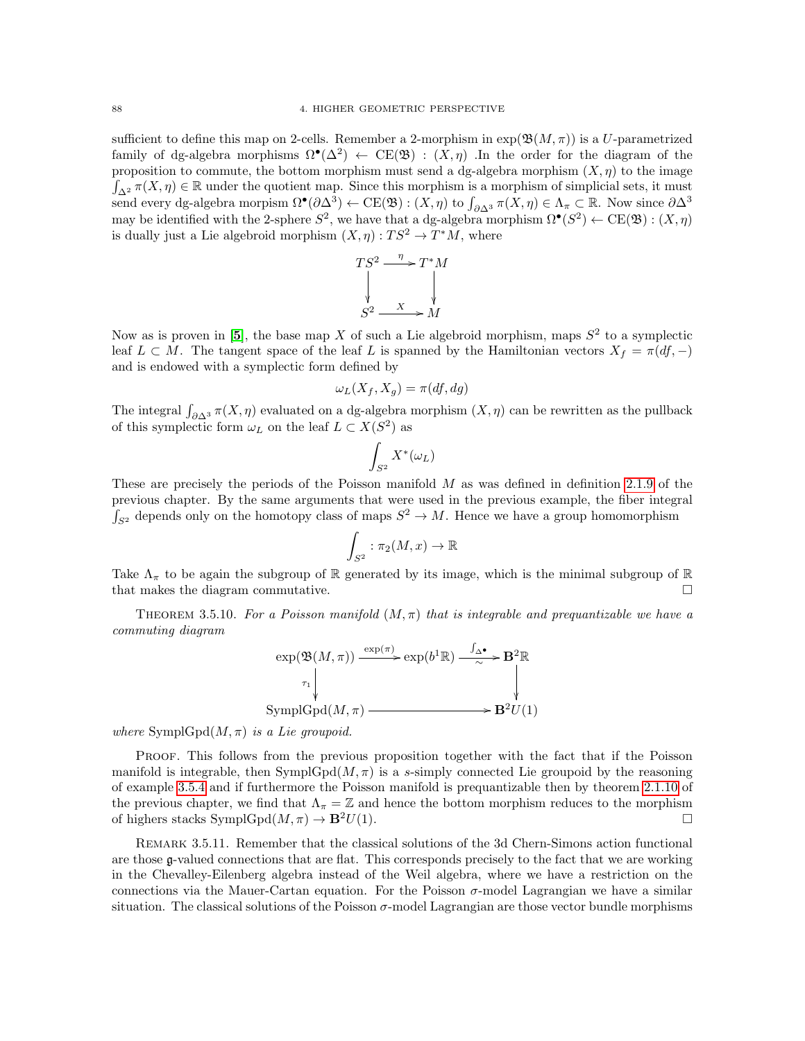sufficient to define this map on 2-cells. Remember a 2-morphism in $\exp(\mathfrak{B}(M,\pi))$ is a $U$-parametrized family of dg-algebra morphisms $\Omega^\bullet(\Delta^2) \leftarrow \mathrm{CE}(\mathfrak{B}) : (X,\eta)$ .In the order for the diagram of the proposition to commute, the bottom morphism must send a dg-algebra morphism $(X,\eta)$ to the image $\int_{\Delta^2} \pi(X,\eta) \in \mathbb{R}$ under the quotient map. Since this morphism is a morphism of simplicial sets, it must send every dg-algebra morpism $\Omega^\bullet(\partial\Delta^3) \leftarrow \mathrm{CE}(\mathfrak{B}) : (X,\eta)$ to $\int_{\partial\Delta^3} \pi(X,\eta) \in \Lambda_\pi \subset \mathbb{R}$. Now since $\partial\Delta^3$ may be identified with the 2-sphere $S^2$, we have that a dg-algebra morphism $\Omega^\bullet(S^2) \leftarrow \mathrm{CE}(\mathfrak{B}) : (X,\eta)$ is dually just a Lie algebroid morphism $(X,\eta) : TS^2 \to T^*M$, where

$$
\begin{array}{ccc}
TS^2 & \xrightarrow{\ \eta\ } & T^*M \\
\downarrow & & \downarrow \\
S^2 & \xrightarrow{\ X\ } & M
\end{array}
$$

Now as is proven in [**5**], the base map $X$ of such a Lie algebroid morphism, maps $S^2$ to a symplectic leaf $L \subset M$. The tangent space of the leaf $L$ is spanned by the Hamiltonian vectors $X_f = \pi(df,-)$ and is endowed with a symplectic form defined by

$$\omega_L(X_f, X_g) = \pi(df, dg)$$

The integral $\int_{\partial\Delta^3} \pi(X,\eta)$ evaluated on a dg-algebra morphism $(X,\eta)$ can be rewritten as the pullback of this symplectic form $\omega_L$ on the leaf $L \subset X(S^2)$ as

$$\int_{S^2} X^*(\omega_L)$$

These are precisely the periods of the Poisson manifold $M$ as was defined in definition 2.1.9 of the previous chapter. By the same arguments that were used in the previous example, the fiber integral $\int_{S^2}$ depends only on the homotopy class of maps $S^2 \to M$. Hence we have a group homomorphism

$$\int_{S^2} : \pi_2(M,x) \to \mathbb{R}$$

Take $\Lambda_\pi$ to be again the subgroup of $\mathbb{R}$ generated by its image, which is the minimal subgroup of $\mathbb{R}$ that makes the diagram commutative. $\square$

THEOREM 3.5.10. *For a Poisson manifold $(M,\pi)$ that is integrable and prequantizable we have a commuting diagram*

$$
\begin{array}{ccccc}
\exp(\mathfrak{B}(M,\pi)) & \xrightarrow{\exp(\pi)} & \exp(b^1\mathbb{R}) & \xrightarrow[\sim]{\int_{\Delta^\bullet}} & \mathbf{B}^2\mathbb{R} \\
\downarrow{\scriptstyle \tau_1} & & & & \downarrow \\
\mathrm{SymplGpd}(M,\pi) & & \longrightarrow & & \mathbf{B}^2U(1)
\end{array}
$$

*where* $\mathrm{SymplGpd}(M,\pi)$ *is a Lie groupoid.*

PROOF. This follows from the previous proposition together with the fact that if the Poisson manifold is integrable, then $\mathrm{SymplGpd}(M,\pi)$ is a $s$-simply connected Lie groupoid by the reasoning of example 3.5.4 and if furthermore the Poisson manifold is prequantizable then by theorem 2.1.10 of the previous chapter, we find that $\Lambda_\pi = \mathbb{Z}$ and hence the bottom morphism reduces to the morphism of highers stacks $\mathrm{SymplGpd}(M,\pi) \to \mathbf{B}^2U(1)$. $\square$

REMARK 3.5.11. Remember that the classical solutions of the 3d Chern-Simons action functional are those $\mathfrak{g}$-valued connections that are flat. This corresponds precisely to the fact that we are working in the Chevalley-Eilenberg algebra instead of the Weil algebra, where we have a restriction on the connections via the Mauer-Cartan equation. For the Poisson $\sigma$-model Lagrangian we have a similar situation. The classical solutions of the Poisson $\sigma$-model Lagrangian are those vector bundle morphisms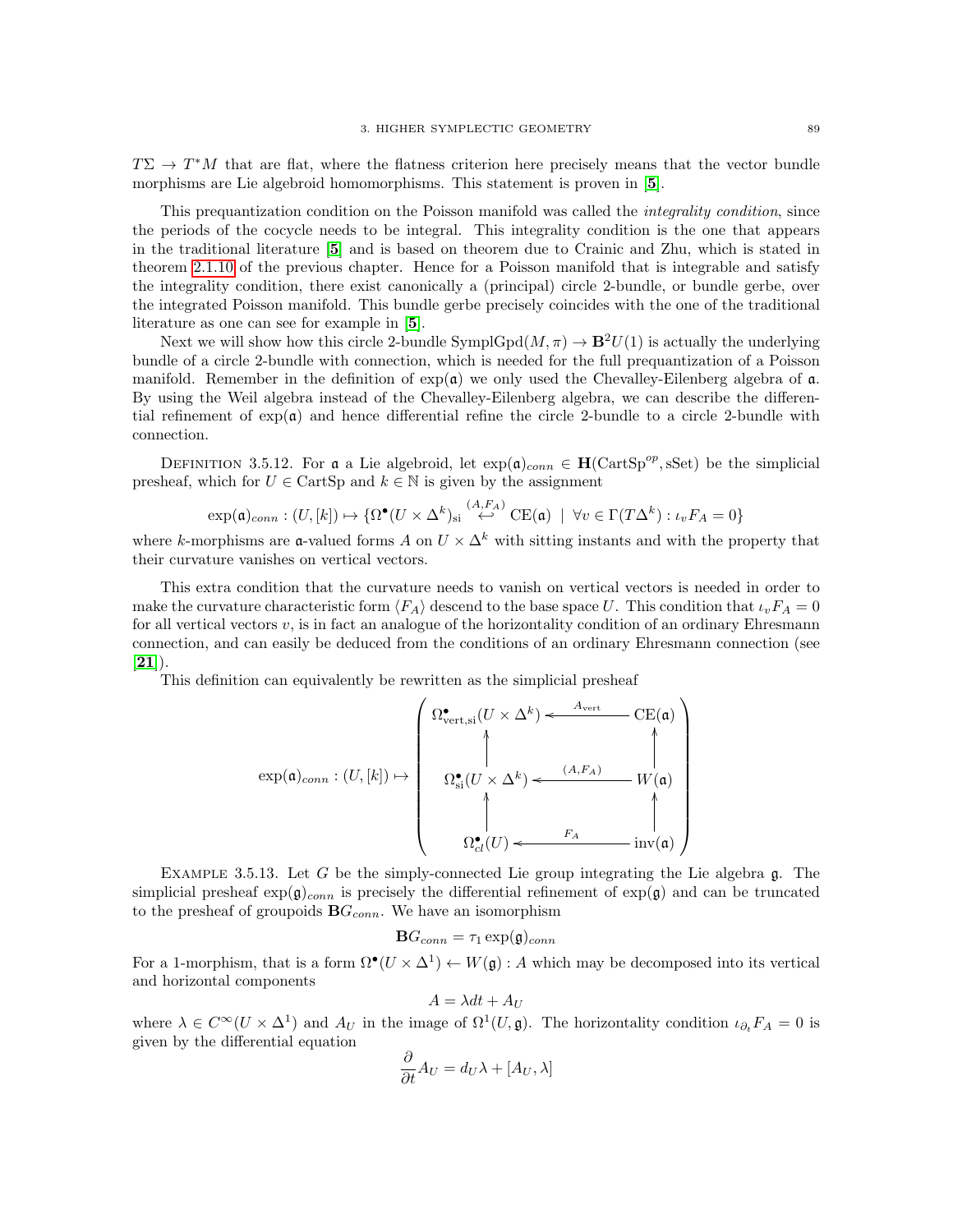$T\Sigma \to T^*M$ that are flat, where the flatness criterion here precisely means that the vector bundle morphisms are Lie algebroid homomorphisms. This statement is proven in [**5**].

This prequantization condition on the Poisson manifold was called the *integrality condition*, since the periods of the cocycle needs to be integral. This integrality condition is the one that appears in the traditional literature [**5**] and is based on theorem due to Crainic and Zhu, which is stated in theorem 2.1.10 of the previous chapter. Hence for a Poisson manifold that is integrable and satisfy the integrality condition, there exist canonically a (principal) circle 2-bundle, or bundle gerbe, over the integrated Poisson manifold. This bundle gerbe precisely coincides with the one of the traditional literature as one can see for example in [**5**].

Next we will show how this circle 2-bundle $\mathrm{SymplGpd}(M,\pi) \to \mathbf{B}^2U(1)$ is actually the underlying bundle of a circle 2-bundle with connection, which is needed for the full prequantization of a Poisson manifold. Remember in the definition of $\exp(\mathfrak{a})$ we only used the Chevalley-Eilenberg algebra of $\mathfrak{a}$. By using the Weil algebra instead of the Chevalley-Eilenberg algebra, we can describe the differential refinement of $\exp(\mathfrak{a})$ and hence differential refine the circle 2-bundle to a circle 2-bundle with connection.

Definition 3.5.12. For $\mathfrak{a}$ a Lie algebroid, let $\exp(\mathfrak{a})_{conn} \in \mathbf{H}(\mathrm{CartSp}^{op}, \mathrm{sSet})$ be the simplicial presheaf, which for $U \in \mathrm{CartSp}$ and $k \in \mathbb{N}$ is given by the assignment

$$\exp(\mathfrak{a})_{conn} : (U,[k]) \mapsto \{\Omega^\bullet(U \times \Delta^k)_{\mathrm{si}} \overset{(A,F_A)}{\hookleftarrow} \mathrm{CE}(\mathfrak{a}) \;\mid\; \forall v \in \Gamma(T\Delta^k) : \iota_v F_A = 0\}$$

where $k$-morphisms are $\mathfrak{a}$-valued forms $A$ on $U \times \Delta^k$ with sitting instants and with the property that their curvature vanishes on vertical vectors.

This extra condition that the curvature needs to vanish on vertical vectors is needed in order to make the curvature characteristic form $\langle F_A \rangle$ descend to the base space $U$. This condition that $\iota_v F_A = 0$ for all vertical vectors $v$, is in fact an analogue of the horizontality condition of an ordinary Ehresmann connection, and can easily be deduced from the conditions of an ordinary Ehresmann connection (see [**21**]).

This definition can equivalently be rewritten as the simplicial presheaf

$$\exp(\mathfrak{a})_{conn} : (U,[k]) \mapsto \left( \begin{array}{ccc} \Omega^\bullet_{\mathrm{vert,si}}(U \times \Delta^k) & \xleftarrow{A_{\mathrm{vert}}} & \mathrm{CE}(\mathfrak{a}) \\ \uparrow & & \uparrow \\ \Omega^\bullet_{\mathrm{si}}(U \times \Delta^k) & \xleftarrow{(A,F_A)} & W(\mathfrak{a}) \\ \uparrow & & \uparrow \\ \Omega^\bullet_{cl}(U) & \xleftarrow{F_A} & \mathrm{inv}(\mathfrak{a}) \end{array} \right)$$

Example 3.5.13. Let $G$ be the simply-connected Lie group integrating the Lie algebra $\mathfrak{g}$. The simplicial presheaf $\exp(\mathfrak{g})_{conn}$ is precisely the differential refinement of $\exp(\mathfrak{g})$ and can be truncated to the presheaf of groupoids $\mathbf{B}G_{conn}$. We have an isomorphism

$$\mathbf{B}G_{conn} = \tau_1 \exp(\mathfrak{g})_{conn}$$

For a 1-morphism, that is a form $\Omega^\bullet(U \times \Delta^1) \leftarrow W(\mathfrak{g}) : A$ which may be decomposed into its vertical and horizontal components

$$A = \lambda dt + A_U$$

where $\lambda \in C^\infty(U \times \Delta^1)$ and $A_U$ in the image of $\Omega^1(U,\mathfrak{g})$. The horizontality condition $\iota_{\partial_t} F_A = 0$ is given by the differential equation

$$\frac{\partial}{\partial t} A_U = d_U \lambda + [A_U, \lambda]$$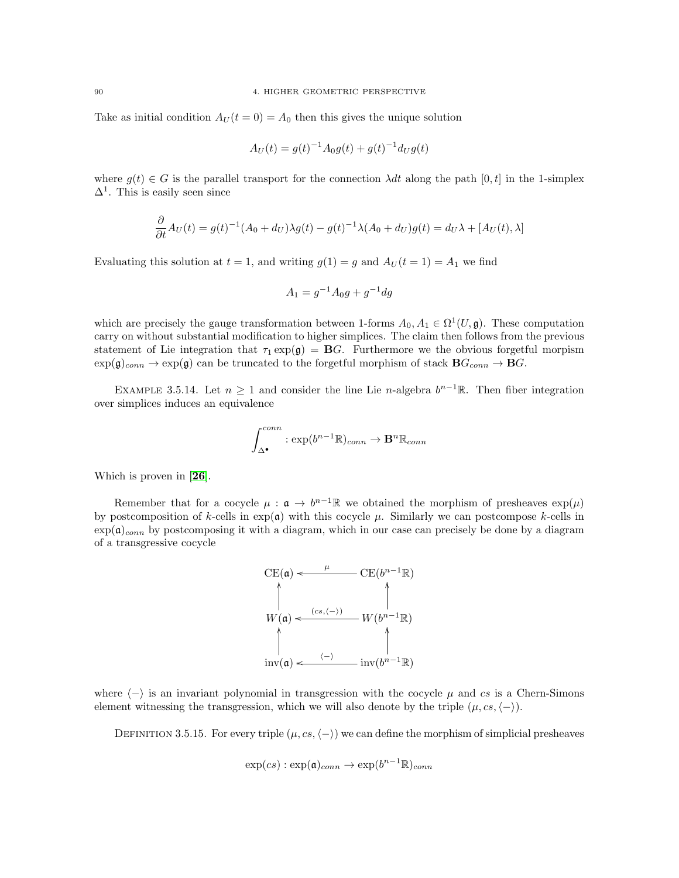Take as initial condition $A_U(t=0) = A_0$ then this gives the unique solution

$$A_U(t) = g(t)^{-1} A_0 g(t) + g(t)^{-1} d_U g(t)$$

where $g(t) \in G$ is the parallel transport for the connection $\lambda dt$ along the path $[0,t]$ in the 1-simplex $\Delta^1$. This is easily seen since

$$\frac{\partial}{\partial t} A_U(t) = g(t)^{-1}(A_0 + d_U)\lambda g(t) - g(t)^{-1}\lambda(A_0 + d_U)g(t) = d_U \lambda + [A_U(t), \lambda]$$

Evaluating this solution at $t = 1$, and writing $g(1) = g$ and $A_U(t=1) = A_1$ we find

$$A_1 = g^{-1} A_0 g + g^{-1} dg$$

which are precisely the gauge transformation between 1-forms $A_0, A_1 \in \Omega^1(U, \mathfrak{g})$. These computation carry on without substantial modification to higher simplices. The claim then follows from the previous statement of Lie integration that $\tau_1 \exp(\mathfrak{g}) = \mathbf{B}G$. Furthermore we the obvious forgetful morpism $\exp(\mathfrak{g})_{conn} \to \exp(\mathfrak{g})$ can be truncated to the forgetful morphism of stack $\mathbf{B}G_{conn} \to \mathbf{B}G$.

Example 3.5.14. Let $n \geq 1$ and consider the line Lie $n$-algebra $b^{n-1}\mathbb{R}$. Then fiber integration over simplices induces an equivalence

$$\int_{\Delta^\bullet}^{conn} : \exp(b^{n-1}\mathbb{R})_{conn} \to \mathbf{B}^n\mathbb{R}_{conn}$$

Which is proven in [**26**].

Remember that for a cocycle $\mu : \mathfrak{a} \to b^{n-1}\mathbb{R}$ we obtained the morphism of presheaves $\exp(\mu)$ by postcomposition of $k$-cells in $\exp(\mathfrak{a})$ with this cocycle $\mu$. Similarly we can postcompose $k$-cells in $\exp(\mathfrak{a})_{conn}$ by postcomposing it with a diagram, which in our case can precisely be done by a diagram of a transgressive cocycle

$$\begin{array}{ccc}
\mathrm{CE}(\mathfrak{a}) & \xleftarrow{\ \mu\ } & \mathrm{CE}(b^{n-1}\mathbb{R}) \\
\uparrow & & \uparrow \\
W(\mathfrak{a}) & \xleftarrow{\ (cs, \langle - \rangle)\ } & W(b^{n-1}\mathbb{R}) \\
\uparrow & & \uparrow \\
\mathrm{inv}(\mathfrak{a}) & \xleftarrow{\ \langle - \rangle\ } & \mathrm{inv}(b^{n-1}\mathbb{R})
\end{array}$$

where $\langle - \rangle$ is an invariant polynomial in transgression with the cocycle $\mu$ and $cs$ is a Chern-Simons element witnessing the transgression, which we will also denote by the triple $(\mu, cs, \langle - \rangle)$.

Definition 3.5.15. For every triple $(\mu, cs, \langle - \rangle)$ we can define the morphism of simplicial presheaves

$$\exp(cs) : \exp(\mathfrak{a})_{conn} \to \exp(b^{n-1}\mathbb{R})_{conn}$$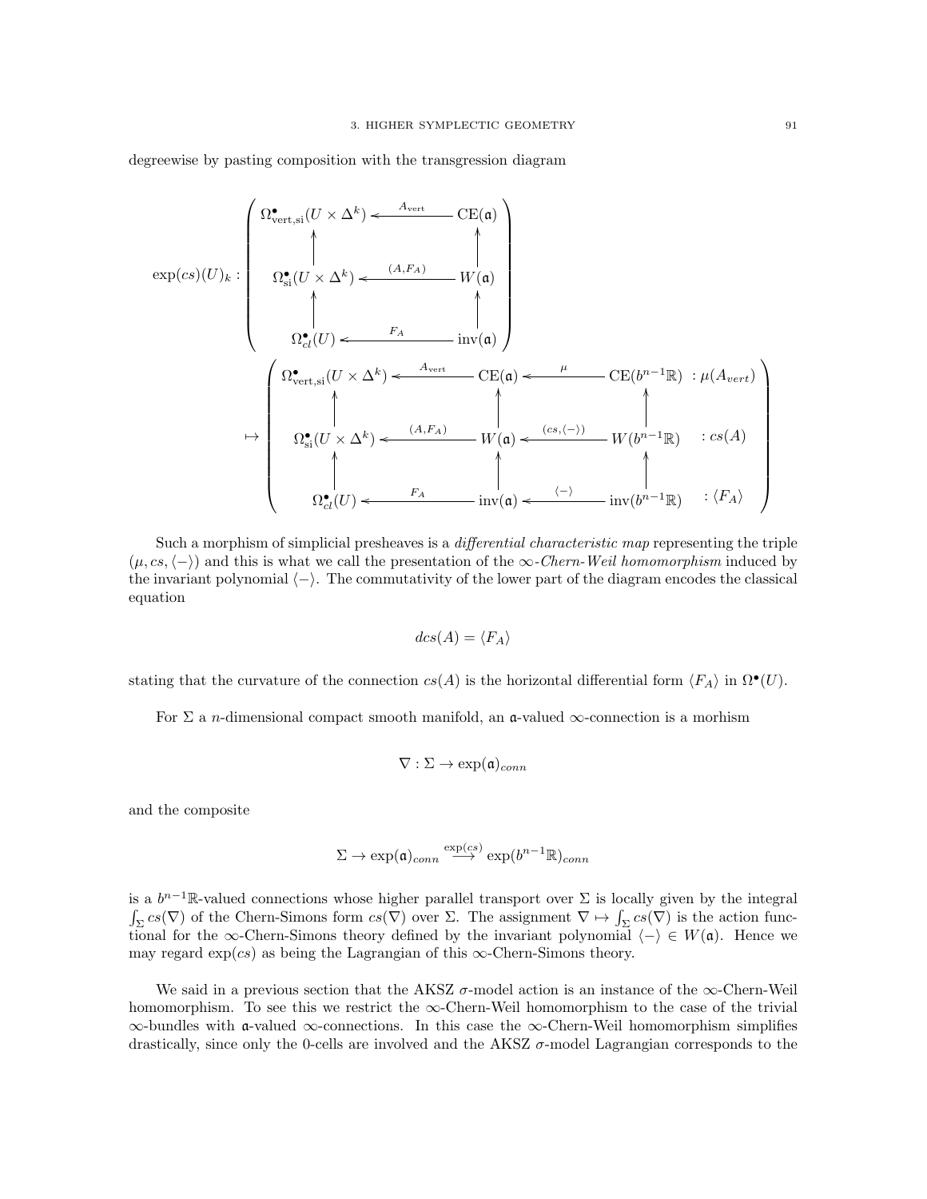degreewise by pasting composition with the transgression diagram

$$
\exp(cs)(U)_k : \left( \begin{array}{ccc}
\Omega^\bullet_{\mathrm{vert,si}}(U \times \Delta^k) & \xleftarrow{A_{\mathrm{vert}}} & \mathrm{CE}(\mathfrak{a}) \\
\uparrow & & \uparrow \\
\Omega^\bullet_{\mathrm{si}}(U \times \Delta^k) & \xleftarrow{(A, F_A)} & W(\mathfrak{a}) \\
\uparrow & & \uparrow \\
\Omega^\bullet_{cl}(U) & \xleftarrow{F_A} & \mathrm{inv}(\mathfrak{a})
\end{array} \right)
$$

$$
\mapsto \left( \begin{array}{ccccc}
\Omega^\bullet_{\mathrm{vert,si}}(U \times \Delta^k) & \xleftarrow{A_{\mathrm{vert}}} & \mathrm{CE}(\mathfrak{a}) & \xleftarrow{\mu} & \mathrm{CE}(b^{n-1}\mathbb{R}) \;\; : \mu(A_{vert}) \\
\uparrow & & \uparrow & & \uparrow \\
\Omega^\bullet_{\mathrm{si}}(U \times \Delta^k) & \xleftarrow{(A, F_A)} & W(\mathfrak{a}) & \xleftarrow{(cs, \langle - \rangle)} & W(b^{n-1}\mathbb{R}) \;\; : cs(A) \\
\uparrow & & \uparrow & & \uparrow \\
\Omega^\bullet_{cl}(U) & \xleftarrow{F_A} & \mathrm{inv}(\mathfrak{a}) & \xleftarrow{\langle - \rangle} & \mathrm{inv}(b^{n-1}\mathbb{R}) \;\; : \langle F_A \rangle
\end{array} \right)
$$

Such a morphism of simplicial presheaves is a *differential characteristic map* representing the triple $(\mu, cs, \langle - \rangle)$ and this is what we call the presentation of the $\infty$-*Chern-Weil homomorphism* induced by the invariant polynomial $\langle - \rangle$. The commutativity of the lower part of the diagram encodes the classical equation

$$dcs(A) = \langle F_A \rangle$$

stating that the curvature of the connection $cs(A)$ is the horizontal differential form $\langle F_A \rangle$ in $\Omega^\bullet(U)$.

For $\Sigma$ a $n$-dimensional compact smooth manifold, an $\mathfrak{a}$-valued $\infty$-connection is a morhism

$$\nabla : \Sigma \to \exp(\mathfrak{a})_{conn}$$

and the composite

$$\Sigma \to \exp(\mathfrak{a})_{conn} \xrightarrow{\exp(cs)} \exp(b^{n-1}\mathbb{R})_{conn}$$

is a $b^{n-1}\mathbb{R}$-valued connections whose higher parallel transport over $\Sigma$ is locally given by the integral $\int_\Sigma cs(\nabla)$ of the Chern-Simons form $cs(\nabla)$ over $\Sigma$. The assignment $\nabla \mapsto \int_\Sigma cs(\nabla)$ is the action functional for the $\infty$-Chern-Simons theory defined by the invariant polynomial $\langle - \rangle \in W(\mathfrak{a})$. Hence we may regard $\exp(cs)$ as being the Lagrangian of this $\infty$-Chern-Simons theory.

We said in a previous section that the AKSZ $\sigma$-model action is an instance of the $\infty$-Chern-Weil homomorphism. To see this we restrict the $\infty$-Chern-Weil homomorphism to the case of the trivial $\infty$-bundles with $\mathfrak{a}$-valued $\infty$-connections. In this case the $\infty$-Chern-Weil homomorphism simplifies drastically, since only the 0-cells are involved and the AKSZ $\sigma$-model Lagrangian corresponds to the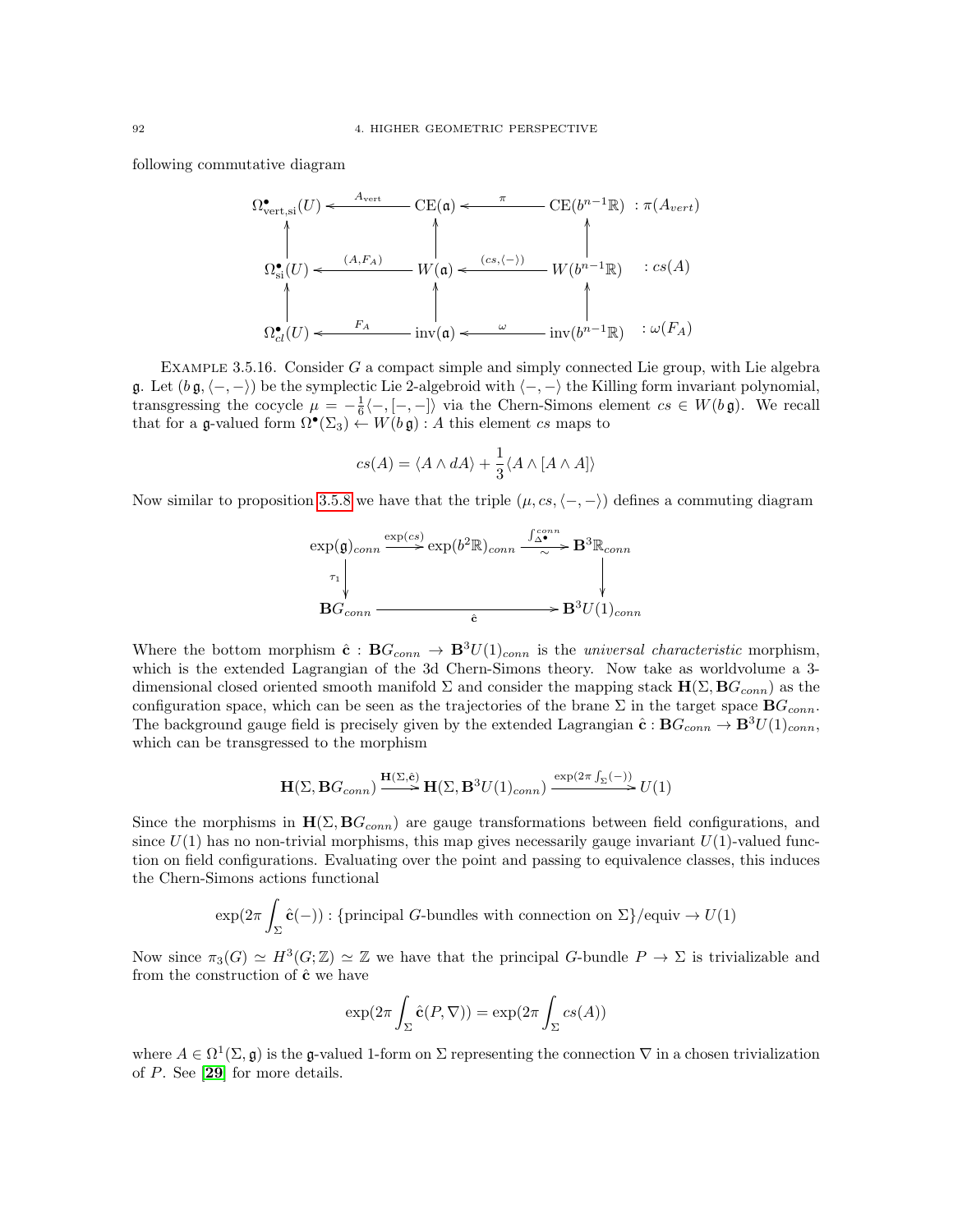following commutative diagram

$$\begin{array}{ccccc}
\Omega^\bullet_{\mathrm{vert,si}}(U) & \xleftarrow{A_{\mathrm{vert}}} & \mathrm{CE}(\mathfrak{a}) & \xleftarrow{\pi} & \mathrm{CE}(b^{n-1}\mathbb{R}) \quad : \pi(A_{vert}) \\
\uparrow & & \uparrow & & \uparrow \\
\Omega^\bullet_{\mathrm{si}}(U) & \xleftarrow{(A,F_A)} & W(\mathfrak{a}) & \xleftarrow{(cs,\langle - \rangle)} & W(b^{n-1}\mathbb{R}) \quad : cs(A) \\
\uparrow & & \uparrow & & \uparrow \\
\Omega^\bullet_{cl}(U) & \xleftarrow{F_A} & \mathrm{inv}(\mathfrak{a}) & \xleftarrow{\omega} & \mathrm{inv}(b^{n-1}\mathbb{R}) \quad : \omega(F_A)
\end{array}$$

Example 3.5.16. Consider $G$ a compact simple and simply connected Lie group, with Lie algebra $\mathfrak{g}$. Let $(b\,\mathfrak{g}, \langle -,- \rangle)$ be the symplectic Lie 2-algebroid with $\langle -,- \rangle$ the Killing form invariant polynomial, transgressing the cocycle $\mu = -\frac{1}{6}\langle -, [-,-]\rangle$ via the Chern-Simons element $cs \in W(b\,\mathfrak{g})$. We recall that for a $\mathfrak{g}$-valued form $\Omega^\bullet(\Sigma_3) \leftarrow W(b\,\mathfrak{g}) : A$ this element $cs$ maps to

$$cs(A) = \langle A \wedge dA \rangle + \frac{1}{3}\langle A \wedge [A \wedge A] \rangle$$

Now similar to proposition 3.5.8 we have that the triple $(\mu, cs, \langle -,- \rangle)$ defines a commuting diagram

$$\begin{array}{ccccc}
\exp(\mathfrak{g})_{conn} & \xrightarrow{\exp(cs)} & \exp(b^2\mathbb{R})_{conn} & \xrightarrow[\sim]{\int^{conn}_{\Delta^\bullet}} & \mathbf{B}^3\mathbb{R}_{conn} \\
\downarrow{\scriptstyle \tau_1} & & & & \downarrow \\
\mathbf{B}G_{conn} & & \xrightarrow{\hat{\mathbf{c}}} & & \mathbf{B}^3U(1)_{conn}
\end{array}$$

Where the bottom morphism $\hat{\mathbf{c}} : \mathbf{B}G_{conn} \to \mathbf{B}^3U(1)_{conn}$ is the *universal characteristic* morphism, which is the extended Lagrangian of the 3d Chern-Simons theory. Now take as worldvolume a 3-dimensional closed oriented smooth manifold $\Sigma$ and consider the mapping stack $\mathbf{H}(\Sigma, \mathbf{B}G_{conn})$ as the configuration space, which can be seen as the trajectories of the brane $\Sigma$ in the target space $\mathbf{B}G_{conn}$. The background gauge field is precisely given by the extended Lagrangian $\hat{\mathbf{c}} : \mathbf{B}G_{conn} \to \mathbf{B}^3U(1)_{conn}$, which can be transgressed to the morphism

$$\mathbf{H}(\Sigma, \mathbf{B}G_{conn}) \xrightarrow{\mathbf{H}(\Sigma,\hat{\mathbf{c}})} \mathbf{H}(\Sigma, \mathbf{B}^3U(1)_{conn}) \xrightarrow{\exp(2\pi \int_\Sigma(-))} U(1)$$

Since the morphisms in $\mathbf{H}(\Sigma, \mathbf{B}G_{conn})$ are gauge transformations between field configurations, and since $U(1)$ has no non-trivial morphisms, this map gives necessarily gauge invariant $U(1)$-valued function on field configurations. Evaluating over the point and passing to equivalence classes, this induces the Chern-Simons actions functional

$$\exp(2\pi \int_\Sigma \hat{\mathbf{c}}(-)) : \{\text{principal } G\text{-bundles with connection on } \Sigma\}/\text{equiv} \to U(1)$$

Now since $\pi_3(G) \simeq H^3(G;\mathbb{Z}) \simeq \mathbb{Z}$ we have that the principal $G$-bundle $P \to \Sigma$ is trivializable and from the construction of $\hat{\mathbf{c}}$ we have

$$\exp(2\pi \int_\Sigma \hat{\mathbf{c}}(P,\nabla)) = \exp(2\pi \int_\Sigma cs(A))$$

where $A \in \Omega^1(\Sigma, \mathfrak{g})$ is the $\mathfrak{g}$-valued 1-form on $\Sigma$ representing the connection $\nabla$ in a chosen trivialization of $P$. See [29] for more details.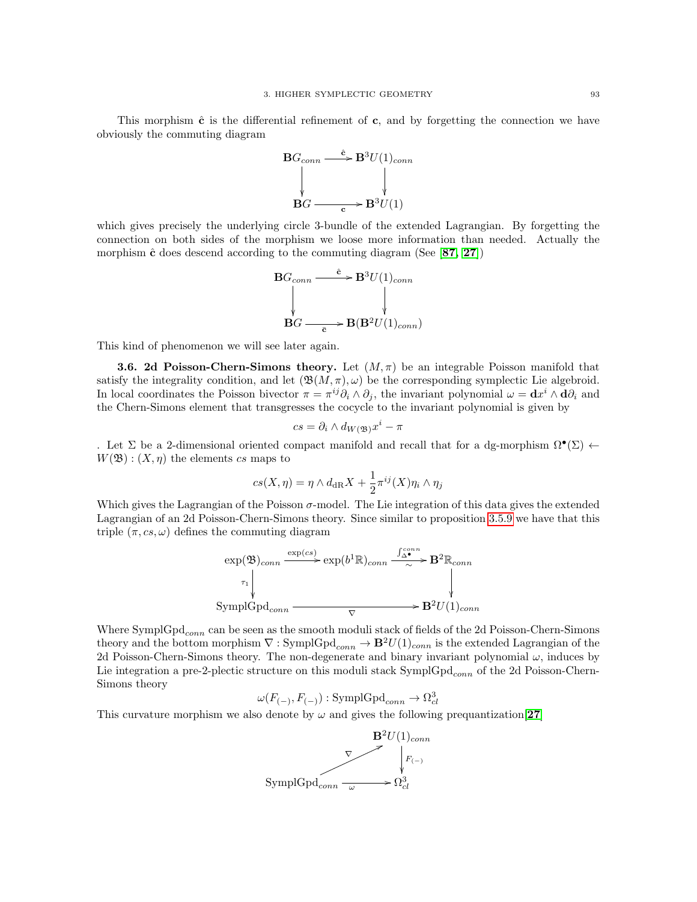This morphism $\hat{\mathbf{c}}$ is the differential refinement of $\mathbf{c}$, and by forgetting the connection we have obviously the commuting diagram

$$\begin{array}{ccc}
\mathbf{B}G_{conn} & \xrightarrow{\hat{\mathbf{c}}} & \mathbf{B}^3U(1)_{conn} \\
\downarrow & & \downarrow \\
\mathbf{B}G & \xrightarrow[\mathbf{c}]{} & \mathbf{B}^3U(1)
\end{array}$$

which gives precisely the underlying circle 3-bundle of the extended Lagrangian. By forgetting the connection on both sides of the morphism we loose more information than needed. Actually the morphism $\hat{\mathbf{c}}$ does descend according to the commuting diagram (See [87, 27])

$$\begin{array}{ccc}
\mathbf{B}G_{conn} & \xrightarrow{\hat{\mathbf{c}}} & \mathbf{B}^3U(1)_{conn} \\
\downarrow & & \downarrow \\
\mathbf{B}G & \xrightarrow[\bar{\mathbf{c}}]{} & \mathbf{B}(\mathbf{B}^2U(1)_{conn})
\end{array}$$

This kind of phenomenon we will see later again.

**3.6. 2d Poisson-Chern-Simons theory.** Let $(M,\pi)$ be an integrable Poisson manifold that satisfy the integrality condition, and let $(\mathfrak{B}(M,\pi),\omega)$ be the corresponding symplectic Lie algebroid. In local coordinates the Poisson bivector $\pi = \pi^{ij}\partial_i \wedge \partial_j$, the invariant polynomial $\omega = \mathbf{d}x^i \wedge \mathbf{d}\partial_i$ and the Chern-Simons element that transgresses the cocycle to the invariant polynomial is given by

$$cs = \partial_i \wedge d_{W(\mathfrak{B})}x^i - \pi$$

. Let $\Sigma$ be a 2-dimensional oriented compact manifold and recall that for a dg-morphism $\Omega^\bullet(\Sigma) \leftarrow W(\mathfrak{B}) : (X,\eta)$ the elements $cs$ maps to

$$cs(X,\eta) = \eta \wedge d_{\mathrm{dR}}X + \frac{1}{2}\pi^{ij}(X)\eta_i \wedge \eta_j$$

Which gives the Lagrangian of the Poisson $\sigma$-model. The Lie integration of this data gives the extended Lagrangian of an 2d Poisson-Chern-Simons theory. Since similar to proposition 3.5.9 we have that this triple $(\pi, cs, \omega)$ defines the commuting diagram

$$\begin{array}{ccccc}
\exp(\mathfrak{B})_{conn} & \xrightarrow{\exp(cs)} & \exp(b^1\mathbb{R})_{conn} & \xrightarrow[\sim]{\int_{\Delta^\bullet}^{conn}} & \mathbf{B}^2\mathbb{R}_{conn} \\
\downarrow{\scriptstyle \tau_1} & & & & \downarrow \\
\mathrm{SymplGpd}_{conn} & & \xrightarrow[\nabla]{} & & \mathbf{B}^2U(1)_{conn}
\end{array}$$

Where $\mathrm{SymplGpd}_{conn}$ can be seen as the smooth moduli stack of fields of the 2d Poisson-Chern-Simons theory and the bottom morphism $\nabla : \mathrm{SymplGpd}_{conn} \to \mathbf{B}^2U(1)_{conn}$ is the extended Lagrangian of the 2d Poisson-Chern-Simons theory. The non-degenerate and binary invariant polynomial $\omega$, induces by Lie integration a pre-2-plectic structure on this moduli stack $\mathrm{SymplGpd}_{conn}$ of the 2d Poisson-Chern-Simons theory

$$\omega(F_{(-)}, F_{(-)}) : \mathrm{SymplGpd}_{conn} \to \Omega^3_{cl}$$

This curvature morphism we also denote by $\omega$ and gives the following prequantization[27]

$$\begin{array}{ccc}
 & & \mathbf{B}^2U(1)_{conn} \\
 & \overset{\nabla}{\nearrow} & \downarrow{\scriptstyle F_{(-)}} \\
\mathrm{SymplGpd}_{conn} & \xrightarrow[\omega]{} & \Omega^3_{cl}
\end{array}$$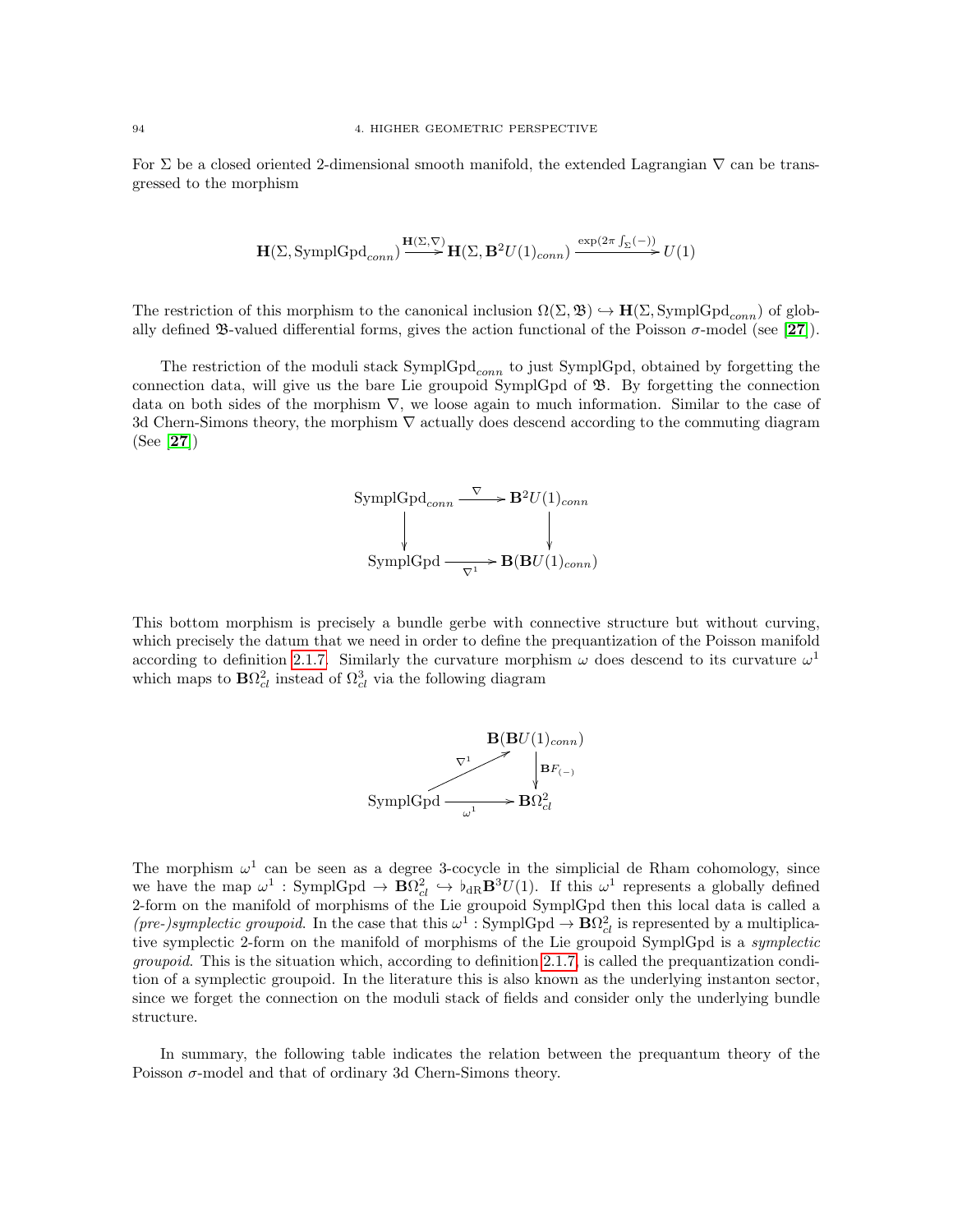For $\Sigma$ be a closed oriented 2-dimensional smooth manifold, the extended Lagrangian $\nabla$ can be transgressed to the morphism

$$\mathbf{H}(\Sigma, \mathrm{SymplGpd}_{conn}) \xrightarrow{\mathbf{H}(\Sigma,\nabla)} \mathbf{H}(\Sigma, \mathbf{B}^2 U(1)_{conn}) \xrightarrow{\exp(2\pi \int_\Sigma(-))} U(1)$$

The restriction of this morphism to the canonical inclusion $\Omega(\Sigma, \mathfrak{B}) \hookrightarrow \mathbf{H}(\Sigma, \mathrm{SymplGpd}_{conn})$ of globally defined $\mathfrak{B}$-valued differential forms, gives the action functional of the Poisson $\sigma$-model (see [**27**]).

The restriction of the moduli stack $\mathrm{SymplGpd}_{conn}$ to just SymplGpd, obtained by forgetting the connection data, will give us the bare Lie groupoid SymplGpd of $\mathfrak{B}$. By forgetting the connection data on both sides of the morphism $\nabla$, we loose again to much information. Similar to the case of 3d Chern-Simons theory, the morphism $\nabla$ actually does descend according to the commuting diagram (See [**27**])

$$\begin{array}{ccc} \mathrm{SymplGpd}_{conn} & \xrightarrow{\nabla} & \mathbf{B}^2 U(1)_{conn} \\ \downarrow & & \downarrow \\ \mathrm{SymplGpd} & \xrightarrow[\nabla^1]{} & \mathbf{B}(\mathbf{B}U(1)_{conn}) \end{array}$$

This bottom morphism is precisely a bundle gerbe with connective structure but without curving, which precisely the datum that we need in order to define the prequantization of the Poisson manifold according to definition 2.1.7. Similarly the curvature morphism $\omega$ does descend to its curvature $\omega^1$ which maps to $\mathbf{B}\Omega^2_{cl}$ instead of $\Omega^3_{cl}$ via the following diagram

$$\begin{array}{ccc} & & \mathbf{B}(\mathbf{B}U(1)_{conn}) \\ & \nearrow^{\nabla^1} & \downarrow \mathbf{B}F_{(-)} \\ \mathrm{SymplGpd} & \xrightarrow[\omega^1]{} & \mathbf{B}\Omega^2_{cl} \end{array}$$

The morphism $\omega^1$ can be seen as a degree 3-cocycle in the simplicial de Rham cohomology, since we have the map $\omega^1 : \mathrm{SymplGpd} \to \mathbf{B}\Omega^2_{cl} \hookrightarrow \flat_{\mathrm{dR}}\mathbf{B}^3 U(1)$. If this $\omega^1$ represents a globally defined 2-form on the manifold of morphisms of the Lie groupoid SymplGpd then this local data is called a *(pre-)symplectic groupoid*. In the case that this $\omega^1 : \mathrm{SymplGpd} \to \mathbf{B}\Omega^2_{cl}$ is represented by a multiplicative symplectic 2-form on the manifold of morphisms of the Lie groupoid SymplGpd is a *symplectic groupoid*. This is the situation which, according to definition 2.1.7, is called the prequantization condition of a symplectic groupoid. In the literature this is also known as the underlying instanton sector, since we forget the connection on the moduli stack of fields and consider only the underlying bundle structure.

In summary, the following table indicates the relation between the prequantum theory of the Poisson $\sigma$-model and that of ordinary 3d Chern-Simons theory.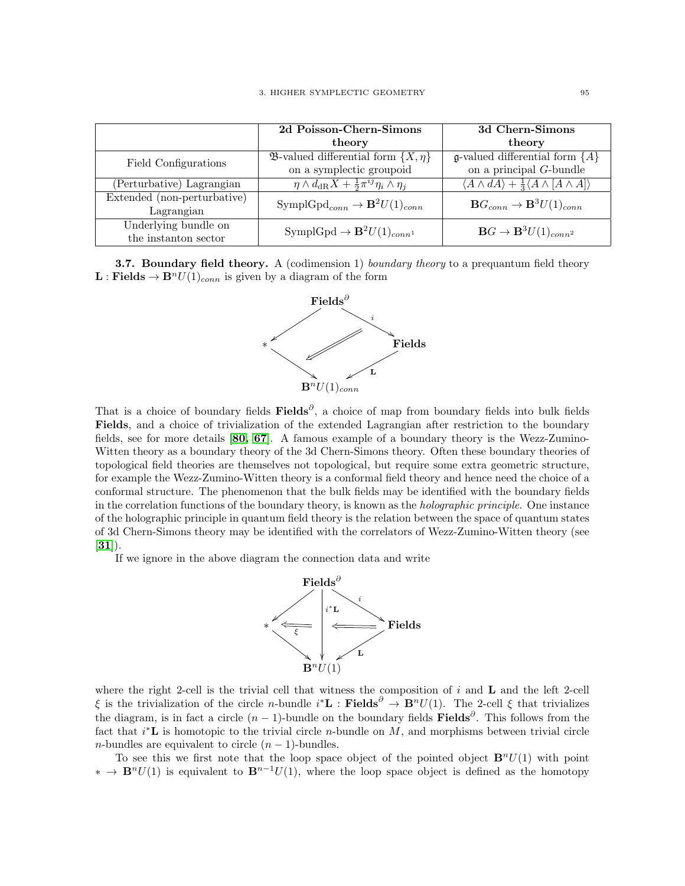| | **2d Poisson-Chern-Simons theory** | **3d Chern-Simons theory** |
|---|---|---|
| Field Configurations | $\mathfrak{B}$-valued differential form $\{X, \eta\}$ on a symplectic groupoid | $\mathfrak{g}$-valued differential form $\{A\}$ on a principal $G$-bundle |
| (Perturbative) Lagrangian | $\eta \wedge d_{\mathrm{dR}} X + \frac{1}{2}\pi^{ij}\eta_i \wedge \eta_j$ | $\langle A \wedge dA \rangle + \frac{1}{3}\langle A \wedge [A \wedge A]\rangle$ |
| Extended (non-perturbative) Lagrangian | $\mathrm{SymplGpd}_{conn} \to \mathbf{B}^2 U(1)_{conn}$ | $\mathbf{B}G_{conn} \to \mathbf{B}^3 U(1)_{conn}$ |
| Underlying bundle on the instanton sector | $\mathrm{SymplGpd} \to \mathbf{B}^2 U(1)_{conn^1}$ | $\mathbf{B}G \to \mathbf{B}^3 U(1)_{conn^2}$ |

**3.7. Boundary field theory.** A (codimension 1) *boundary theory* to a prequantum field theory $\mathbf{L} : \mathbf{Fields} \to \mathbf{B}^n U(1)_{conn}$ is given by a diagram of the form

$$\begin{array}{ccccc} & & \mathbf{Fields}^{\partial} & & \\ & \swarrow & & \searrow^{i} & \\ * & & \Longleftarrow & & \mathbf{Fields} \\ & \searrow & & \swarrow_{\mathbf{L}} & \\ & & \mathbf{B}^n U(1)_{conn} & & \end{array}$$

That is a choice of boundary fields $\mathbf{Fields}^{\partial}$, a choice of map from boundary fields into bulk fields $\mathbf{Fields}$, and a choice of trivialization of the extended Lagrangian after restriction to the boundary fields, see for more details [**80**, **67**]. A famous example of a boundary theory is the Wezz-Zumino-Witten theory as a boundary theory of the 3d Chern-Simons theory. Often these boundary theories of topological field theories are themselves not topological, but require some extra geometric structure, for example the Wezz-Zumino-Witten theory is a conformal field theory and hence need the choice of a conformal structure. The phenomenon that the bulk fields may be identified with the boundary fields in the correlation functions of the boundary theory, is known as the *holographic principle*. One instance of the holographic principle in quantum field theory is the relation between the space of quantum states of 3d Chern-Simons theory may be identified with the correlators of Wezz-Zumino-Witten theory (see [**31**]).

If we ignore in the above diagram the connection data and write

$$\begin{array}{ccccc} & & \mathbf{Fields}^{\partial} & & \\ & \swarrow & \big\downarrow i^*\mathbf{L} & \searrow^{i} & \\ * & \overset{\xi}{\Longleftarrow} & & \Longleftarrow & \mathbf{Fields} \\ & \searrow & \downarrow & \swarrow_{\mathbf{L}} & \\ & & \mathbf{B}^n U(1) & & \end{array}$$

where the right 2-cell is the trivial cell that witness the composition of $i$ and $\mathbf{L}$ and the left 2-cell $\xi$ is the trivialization of the circle $n$-bundle $i^*\mathbf{L} : \mathbf{Fields}^{\partial} \to \mathbf{B}^n U(1)$. The 2-cell $\xi$ that trivializes the diagram, is in fact a circle $(n-1)$-bundle on the boundary fields $\mathbf{Fields}^{\partial}$. This follows from the fact that $i^*\mathbf{L}$ is homotopic to the trivial circle $n$-bundle on $M$, and morphisms between trivial circle $n$-bundles are equivalent to circle $(n-1)$-bundles.

To see this we first note that the loop space object of the pointed object $\mathbf{B}^n U(1)$ with point $* \to \mathbf{B}^n U(1)$ is equivalent to $\mathbf{B}^{n-1} U(1)$, where the loop space object is defined as the homotopy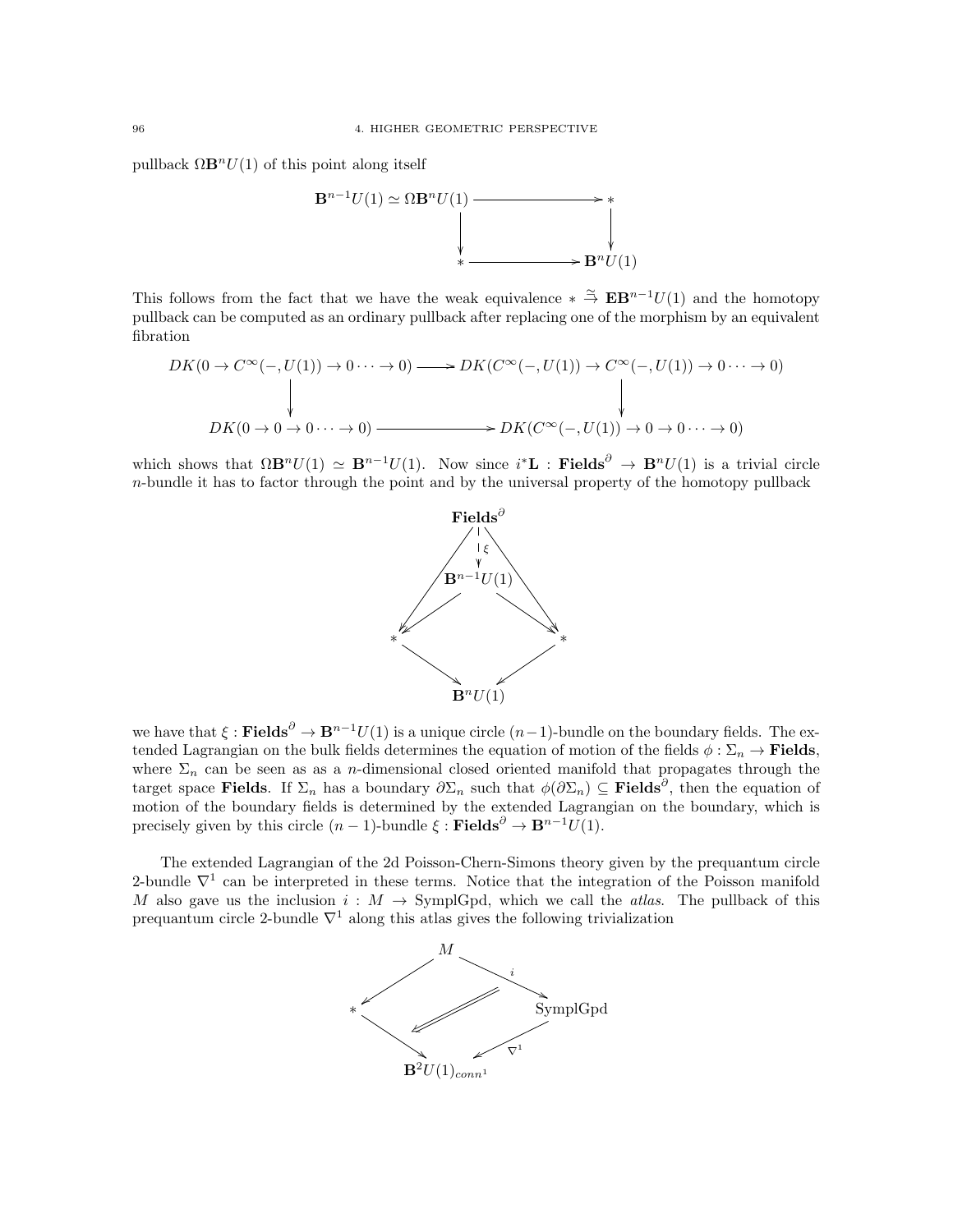pullback $\Omega \mathbf{B}^n U(1)$ of this point along itself

$$
\begin{array}{ccc}
\mathbf{B}^{n-1}U(1) \simeq \Omega \mathbf{B}^n U(1) & \longrightarrow & * \\
\downarrow & & \downarrow \\
* & \longrightarrow & \mathbf{B}^n U(1)
\end{array}
$$

This follows from the fact that we have the weak equivalence $* \overset{\simeq}{\to} \mathbf{E}\mathbf{B}^{n-1}U(1)$ and the homotopy pullback can be computed as an ordinary pullback after replacing one of the morphism by an equivalent fibration

$$
\begin{array}{ccc}
DK(0 \to C^\infty(-, U(1)) \to 0 \cdots \to 0) & \longrightarrow & DK(C^\infty(-, U(1)) \to C^\infty(-, U(1)) \to 0 \cdots \to 0) \\
\downarrow & & \downarrow \\
DK(0 \to 0 \to 0 \cdots \to 0) & \longrightarrow & DK(C^\infty(-, U(1)) \to 0 \to 0 \cdots \to 0)
\end{array}
$$

which shows that $\Omega \mathbf{B}^n U(1) \simeq \mathbf{B}^{n-1}U(1)$. Now since $i^*\mathbf{L} : \mathbf{Fields}^\partial \to \mathbf{B}^n U(1)$ is a trivial circle $n$-bundle it has to factor through the point and by the universal property of the homotopy pullback

$$
\begin{array}{ccccc}
 & & \mathbf{Fields}^\partial & & \\
 & \swarrow & \downarrow \xi & \searrow & \\
 & & \mathbf{B}^{n-1}U(1) & & \\
 & \swarrow & & \searrow & \\
* & & & & * \\
 & \searrow & & \swarrow & \\
 & & \mathbf{B}^n U(1) & &
\end{array}
$$

we have that $\xi : \mathbf{Fields}^\partial \to \mathbf{B}^{n-1}U(1)$ is a unique circle $(n-1)$-bundle on the boundary fields. The extended Lagrangian on the bulk fields determines the equation of motion of the fields $\phi : \Sigma_n \to \mathbf{Fields}$, where $\Sigma_n$ can be seen as as a $n$-dimensional closed oriented manifold that propagates through the target space $\mathbf{Fields}$. If $\Sigma_n$ has a boundary $\partial\Sigma_n$ such that $\phi(\partial\Sigma_n) \subseteq \mathbf{Fields}^\partial$, then the equation of motion of the boundary fields is determined by the extended Lagrangian on the boundary, which is precisely given by this circle $(n-1)$-bundle $\xi : \mathbf{Fields}^\partial \to \mathbf{B}^{n-1}U(1)$.

The extended Lagrangian of the 2d Poisson-Chern-Simons theory given by the prequantum circle 2-bundle $\nabla^1$ can be interpreted in these terms. Notice that the integration of the Poisson manifold $M$ also gave us the inclusion $i : M \to \mathrm{SymplGpd}$, which we call the *atlas*. The pullback of this prequantum circle 2-bundle $\nabla^1$ along this atlas gives the following trivialization

$$
\begin{array}{ccccc}
 & & M & & \\
 & \swarrow & & \searrow^{i} & \\
* & & \Swarrow & & \mathrm{SymplGpd} \\
 & \searrow & & \swarrow_{\nabla^1} & \\
 & & \mathbf{B}^2 U(1)_{conn^1} & &
\end{array}
$$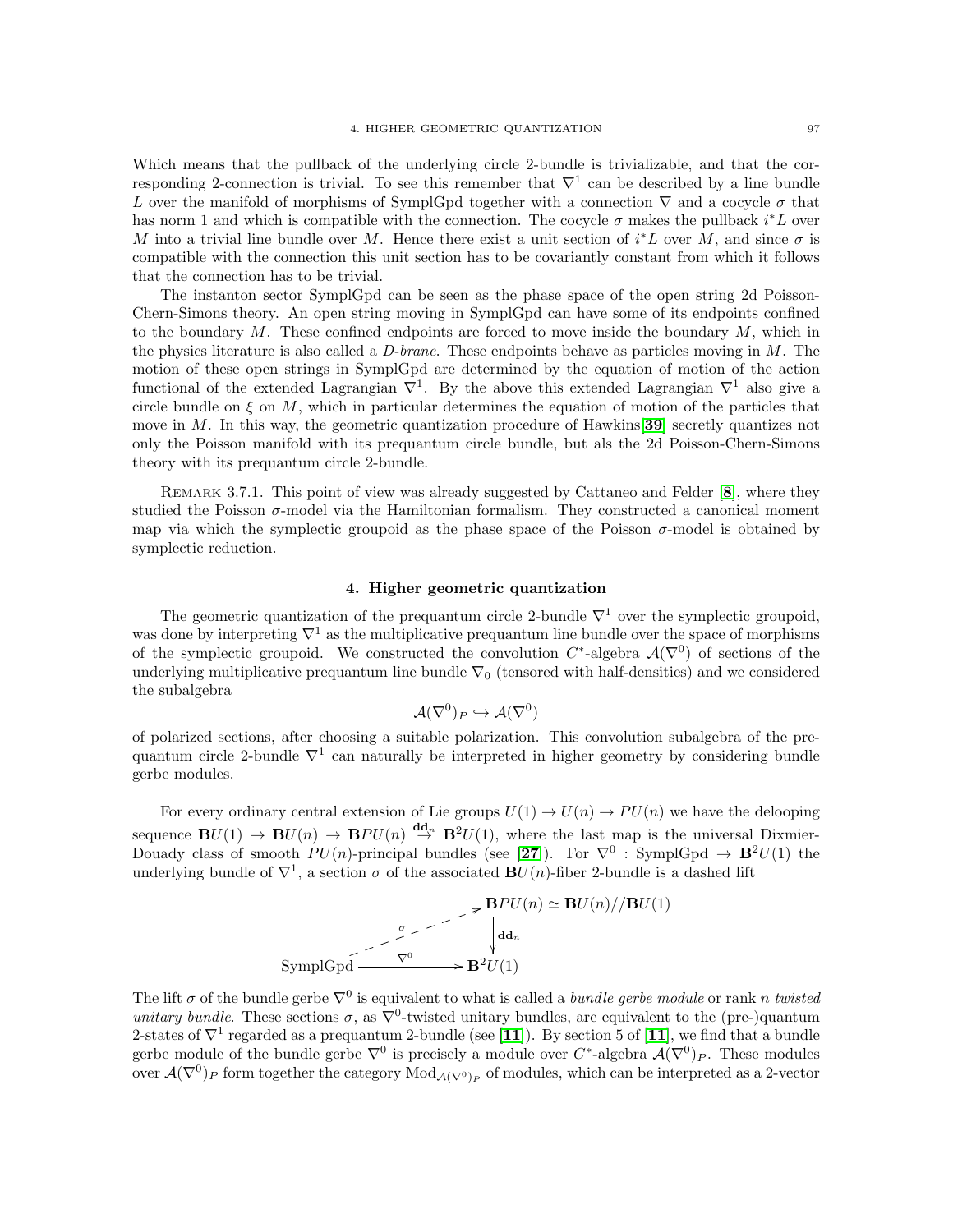Which means that the pullback of the underlying circle 2-bundle is trivializable, and that the corresponding 2-connection is trivial. To see this remember that $\nabla^1$ can be described by a line bundle $L$ over the manifold of morphisms of SymplGpd together with a connection $\nabla$ and a cocycle $\sigma$ that has norm 1 and which is compatible with the connection. The cocycle $\sigma$ makes the pullback $i^*L$ over $M$ into a trivial line bundle over $M$. Hence there exist a unit section of $i^*L$ over $M$, and since $\sigma$ is compatible with the connection this unit section has to be covariantly constant from which it follows that the connection has to be trivial.

The instanton sector SymplGpd can be seen as the phase space of the open string 2d Poisson-Chern-Simons theory. An open string moving in SymplGpd can have some of its endpoints confined to the boundary $M$. These confined endpoints are forced to move inside the boundary $M$, which in the physics literature is also called a *D-brane*. These endpoints behave as particles moving in $M$. The motion of these open strings in SymplGpd are determined by the equation of motion of the action functional of the extended Lagrangian $\nabla^1$. By the above this extended Lagrangian $\nabla^1$ also give a circle bundle on $\xi$ on $M$, which in particular determines the equation of motion of the particles that move in $M$. In this way, the geometric quantization procedure of Hawkins[**39**] secretly quantizes not only the Poisson manifold with its prequantum circle bundle, but als the 2d Poisson-Chern-Simons theory with its prequantum circle 2-bundle.

REMARK 3.7.1. This point of view was already suggested by Cattaneo and Felder [**8**], where they studied the Poisson $\sigma$-model via the Hamiltonian formalism. They constructed a canonical moment map via which the symplectic groupoid as the phase space of the Poisson $\sigma$-model is obtained by symplectic reduction.

## 4. Higher geometric quantization

The geometric quantization of the prequantum circle 2-bundle $\nabla^1$ over the symplectic groupoid, was done by interpreting $\nabla^1$ as the multiplicative prequantum line bundle over the space of morphisms of the symplectic groupoid. We constructed the convolution $C^*$-algebra $\mathcal{A}(\nabla^0)$ of sections of the underlying multiplicative prequantum line bundle $\nabla_0$ (tensored with half-densities) and we considered the subalgebra

$$\mathcal{A}(\nabla^0)_P \hookrightarrow \mathcal{A}(\nabla^0)$$

of polarized sections, after choosing a suitable polarization. This convolution subalgebra of the prequantum circle 2-bundle $\nabla^1$ can naturally be interpreted in higher geometry by considering bundle gerbe modules.

For every ordinary central extension of Lie groups $U(1) \to U(n) \to PU(n)$ we have the delooping sequence $\mathbf{B}U(1) \to \mathbf{B}U(n) \to \mathbf{B}PU(n) \stackrel{\mathbf{dd}_n}{\to} \mathbf{B}^2U(1)$, where the last map is the universal Dixmier-Douady class of smooth $PU(n)$-principal bundles (see [**27**]). For $\nabla^0 : \text{SymplGpd} \to \mathbf{B}^2U(1)$ the underlying bundle of $\nabla^1$, a section $\sigma$ of the associated $\mathbf{B}U(n)$-fiber 2-bundle is a dashed lift

$$\begin{array}{ccc} & & \mathbf{B}PU(n) \simeq \mathbf{B}U(n)//\mathbf{B}U(1) \\ & \overset{\sigma}{\nearrow} & \downarrow \mathbf{dd}_n \\ \text{SymplGpd} & \xrightarrow{\nabla^0} & \mathbf{B}^2U(1) \end{array}$$

The lift $\sigma$ of the bundle gerbe $\nabla^0$ is equivalent to what is called a *bundle gerbe module* or rank $n$ *twisted unitary bundle*. These sections $\sigma$, as $\nabla^0$-twisted unitary bundles, are equivalent to the (pre-)quantum 2-states of $\nabla^1$ regarded as a prequantum 2-bundle (see [**11**]). By section 5 of [**11**], we find that a bundle gerbe module of the bundle gerbe $\nabla^0$ is precisely a module over $C^*$-algebra $\mathcal{A}(\nabla^0)_P$. These modules over $\mathcal{A}(\nabla^0)_P$ form together the category $\text{Mod}_{\mathcal{A}(\nabla^0)_P}$ of modules, which can be interpreted as a 2-vector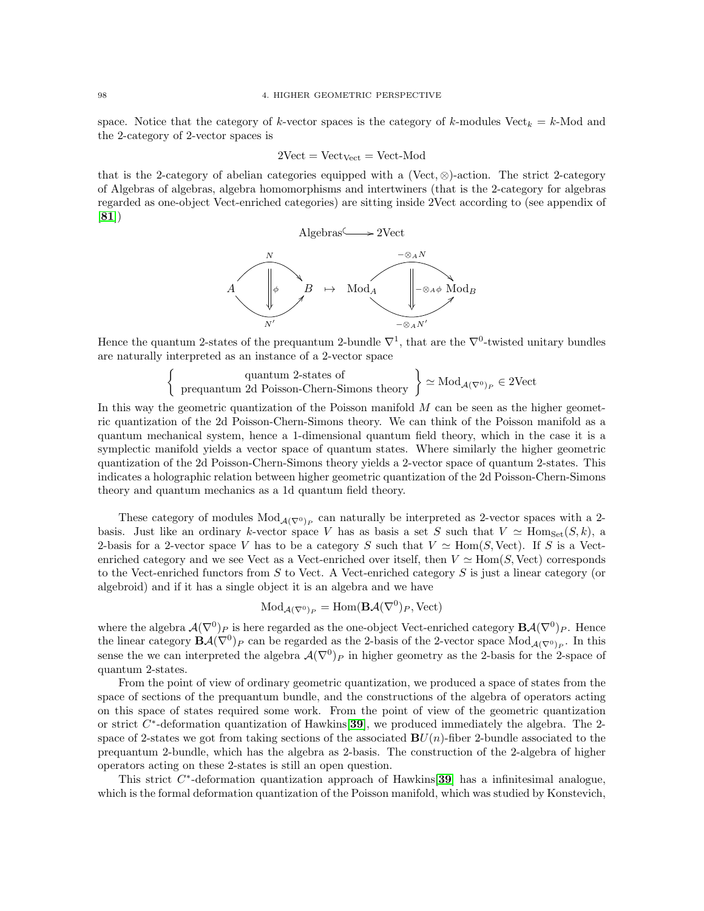space. Notice that the category of $k$-vector spaces is the category of $k$-modules $\mathrm{Vect}_k = k\text{-Mod}$ and the 2-category of 2-vector spaces is

$$2\mathrm{Vect} = \mathrm{Vect}_{\mathrm{Vect}} = \mathrm{Vect}\text{-Mod}$$

that is the 2-category of abelian categories equipped with a $(\mathrm{Vect}, \otimes)$-action. The strict 2-category of Algebras of algebras, algebra homomorphisms and intertwiners (that is the 2-category for algebras regarded as one-object Vect-enriched categories) are sitting inside 2Vect according to (see appendix of [81])

$$\mathrm{Algebras} \hookrightarrow 2\mathrm{Vect}$$

$$\left( A \underset{N'}{\overset{N}{\underset{\Downarrow \phi}{\rightrightarrows}}} B \right) \mapsto \left( \mathrm{Mod}_A \underset{-\otimes_A N'}{\overset{-\otimes_A N}{\underset{\Downarrow -\otimes_A \phi}{\rightrightarrows}}} \mathrm{Mod}_B \right)$$

Hence the quantum 2-states of the prequantum 2-bundle $\nabla^1$, that are the $\nabla^0$-twisted unitary bundles are naturally interpreted as an instance of a 2-vector space

$$\left\{ \begin{array}{c} \text{quantum 2-states of} \\ \text{prequantum 2d Poisson-Chern-Simons theory} \end{array} \right\} \simeq \mathrm{Mod}_{\mathcal{A}(\nabla^0)_P} \in 2\mathrm{Vect}$$

In this way the geometric quantization of the Poisson manifold $M$ can be seen as the higher geometric quantization of the 2d Poisson-Chern-Simons theory. We can think of the Poisson manifold as a quantum mechanical system, hence a 1-dimensional quantum field theory, which in the case it is a symplectic manifold yields a vector space of quantum states. Where similarly the higher geometric quantization of the 2d Poisson-Chern-Simons theory yields a 2-vector space of quantum 2-states. This indicates a holographic relation between higher geometric quantization of the 2d Poisson-Chern-Simons theory and quantum mechanics as a 1d quantum field theory.

These category of modules $\mathrm{Mod}_{\mathcal{A}(\nabla^0)_P}$ can naturally be interpreted as 2-vector spaces with a 2-basis. Just like an ordinary $k$-vector space $V$ has as basis a set $S$ such that $V \simeq \mathrm{Hom}_{\mathrm{Set}}(S, k)$, a 2-basis for a 2-vector space $V$ has to be a category $S$ such that $V \simeq \mathrm{Hom}(S, \mathrm{Vect})$. If $S$ is a Vect-enriched category and we see Vect as a Vect-enriched over itself, then $V \simeq \mathrm{Hom}(S, \mathrm{Vect})$ corresponds to the Vect-enriched functors from $S$ to Vect. A Vect-enriched category $S$ is just a linear category (or algebroid) and if it has a single object it is an algebra and we have

$$\mathrm{Mod}_{\mathcal{A}(\nabla^0)_P} = \mathrm{Hom}(\mathbf{B}\mathcal{A}(\nabla^0)_P, \mathrm{Vect})$$

where the algebra $\mathcal{A}(\nabla^0)_P$ is here regarded as the one-object Vect-enriched category $\mathbf{B}\mathcal{A}(\nabla^0)_P$. Hence the linear category $\mathbf{B}\mathcal{A}(\nabla^0)_P$ can be regarded as the 2-basis of the 2-vector space $\mathrm{Mod}_{\mathcal{A}(\nabla^0)_P}$. In this sense the we can interpreted the algebra $\mathcal{A}(\nabla^0)_P$ in higher geometry as the 2-basis for the 2-space of quantum 2-states.

From the point of view of ordinary geometric quantization, we produced a space of states from the space of sections of the prequantum bundle, and the constructions of the algebra of operators acting on this space of states required some work. From the point of view of the geometric quantization or strict $C^*$-deformation quantization of Hawkins[39], we produced immediately the algebra. The 2-space of 2-states we got from taking sections of the associated $\mathbf{B}U(n)$-fiber 2-bundle associated to the prequantum 2-bundle, which has the algebra as 2-basis. The construction of the 2-algebra of higher operators acting on these 2-states is still an open question.

This strict $C^*$-deformation quantization approach of Hawkins[39] has a infinitesimal analogue, which is the formal deformation quantization of the Poisson manifold, which was studied by Konstevich,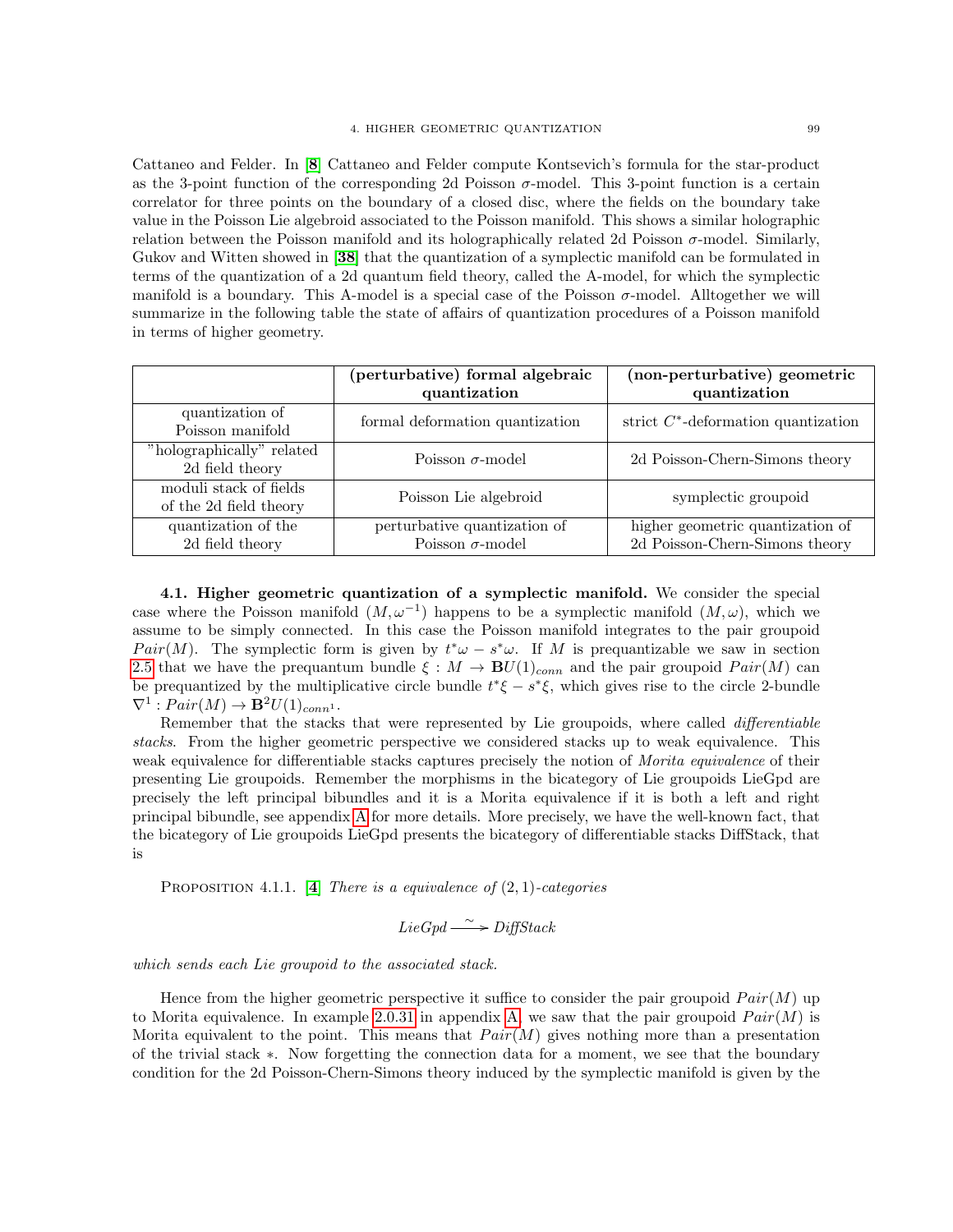Cattaneo and Felder. In [**8**] Cattaneo and Felder compute Kontsevich's formula for the star-product as the 3-point function of the corresponding 2d Poisson $\sigma$-model. This 3-point function is a certain correlator for three points on the boundary of a closed disc, where the fields on the boundary take value in the Poisson Lie algebroid associated to the Poisson manifold. This shows a similar holographic relation between the Poisson manifold and its holographically related 2d Poisson $\sigma$-model. Similarly, Gukov and Witten showed in [**38**] that the quantization of a symplectic manifold can be formulated in terms of the quantization of a 2d quantum field theory, called the A-model, for which the symplectic manifold is a boundary. This A-model is a special case of the Poisson $\sigma$-model. Alltogether we will summarize in the following table the state of affairs of quantization procedures of a Poisson manifold in terms of higher geometry.

| | **(perturbative) formal algebraic quantization** | **(non-perturbative) geometric quantization** |
|---|---|---|
| quantization of Poisson manifold | formal deformation quantization | strict $C^*$-deformation quantization |
| "holographically" related 2d field theory | Poisson $\sigma$-model | 2d Poisson-Chern-Simons theory |
| moduli stack of fields of the 2d field theory | Poisson Lie algebroid | symplectic groupoid |
| quantization of the 2d field theory | perturbative quantization of Poisson $\sigma$-model | higher geometric quantization of 2d Poisson-Chern-Simons theory |

**4.1. Higher geometric quantization of a symplectic manifold.** We consider the special case where the Poisson manifold $(M, \omega^{-1})$ happens to be a symplectic manifold $(M, \omega)$, which we assume to be simply connected. In this case the Poisson manifold integrates to the pair groupoid $Pair(M)$. The symplectic form is given by $t^*\omega - s^*\omega$. If $M$ is prequantizable we saw in section 2.5 that we have the prequantum bundle $\xi : M \to \mathbf{B}U(1)_{conn}$ and the pair groupoid $Pair(M)$ can be prequantized by the multiplicative circle bundle $t^*\xi - s^*\xi$, which gives rise to the circle 2-bundle $\nabla^1 : Pair(M) \to \mathbf{B}^2U(1)_{conn^1}$.

Remember that the stacks that were represented by Lie groupoids, where called *differentiable stacks*. From the higher geometric perspective we considered stacks up to weak equivalence. This weak equivalence for differentiable stacks captures precisely the notion of *Morita equivalence* of their presenting Lie groupoids. Remember the morphisms in the bicategory of Lie groupoids LieGpd are precisely the left principal bibundles and it is a Morita equivalence if it is both a left and right principal bibundle, see appendix A for more details. More precisely, we have the well-known fact, that the bicategory of Lie groupoids LieGpd presents the bicategory of differentiable stacks DiffStack, that is

Proposition 4.1.1. [**4**] *There is a equivalence of* $(2,1)$*-categories*

$$LieGpd \xrightarrow{\sim} DiffStack$$

*which sends each Lie groupoid to the associated stack.*

Hence from the higher geometric perspective it suffice to consider the pair groupoid $Pair(M)$ up to Morita equivalence. In example 2.0.31 in appendix A, we saw that the pair groupoid $Pair(M)$ is Morita equivalent to the point. This means that $Pair(M)$ gives nothing more than a presentation of the trivial stack $*$. Now forgetting the connection data for a moment, we see that the boundary condition for the 2d Poisson-Chern-Simons theory induced by the symplectic manifold is given by the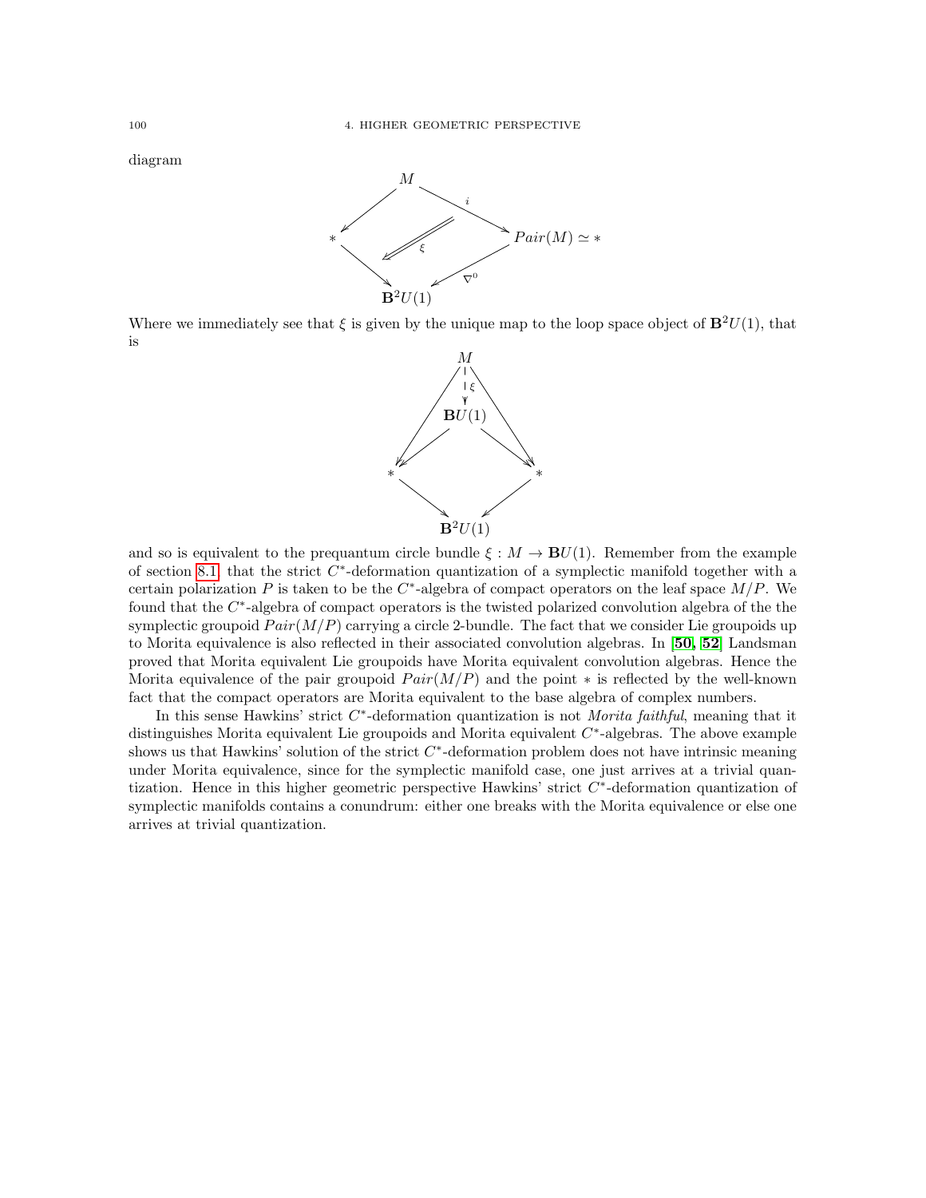diagram

$$
\begin{array}{ccccc}
 & & M & & \\
 & \swarrow & & \searrow^{i} & \\
* & & \overset{\xi}{\Longleftarrow} & & Pair(M) \simeq * \\
 & \searrow & & \swarrow_{\nabla^0} & \\
 & & \mathbf{B}^2U(1) & &
\end{array}
$$

Where we immediately see that $\xi$ is given by the unique map to the loop space object of $\mathbf{B}^2U(1)$, that is

$$
\begin{array}{ccccc}
 & & M & & \\
 & & \downarrow \xi & & \\
 & & \mathbf{B}U(1) & & \\
 & \swarrow & & \searrow & \\
* & & & & * \\
 & \searrow & & \swarrow & \\
 & & \mathbf{B}^2U(1) & &
\end{array}
$$

and so is equivalent to the prequantum circle bundle $\xi : M \to \mathbf{B}U(1)$. Remember from the example of section 8.1 that the strict $C^*$-deformation quantization of a symplectic manifold together with a certain polarization $P$ is taken to be the $C^*$-algebra of compact operators on the leaf space $M/P$. We found that the $C^*$-algebra of compact operators is the twisted polarized convolution algebra of the the symplectic groupoid $Pair(M/P)$ carrying a circle 2-bundle. The fact that we consider Lie groupoids up to Morita equivalence is also reflected in their associated convolution algebras. In [**50**, **52**] Landsman proved that Morita equivalent Lie groupoids have Morita equivalent convolution algebras. Hence the Morita equivalence of the pair groupoid $Pair(M/P)$ and the point $*$ is reflected by the well-known fact that the compact operators are Morita equivalent to the base algebra of complex numbers.

In this sense Hawkins' strict $C^*$-deformation quantization is not *Morita faithful*, meaning that it distinguishes Morita equivalent Lie groupoids and Morita equivalent $C^*$-algebras. The above example shows us that Hawkins' solution of the strict $C^*$-deformation problem does not have intrinsic meaning under Morita equivalence, since for the symplectic manifold case, one just arrives at a trivial quantization. Hence in this higher geometric perspective Hawkins' strict $C^*$-deformation quantization of symplectic manifolds contains a conundrum: either one breaks with the Morita equivalence or else one arrives at trivial quantization.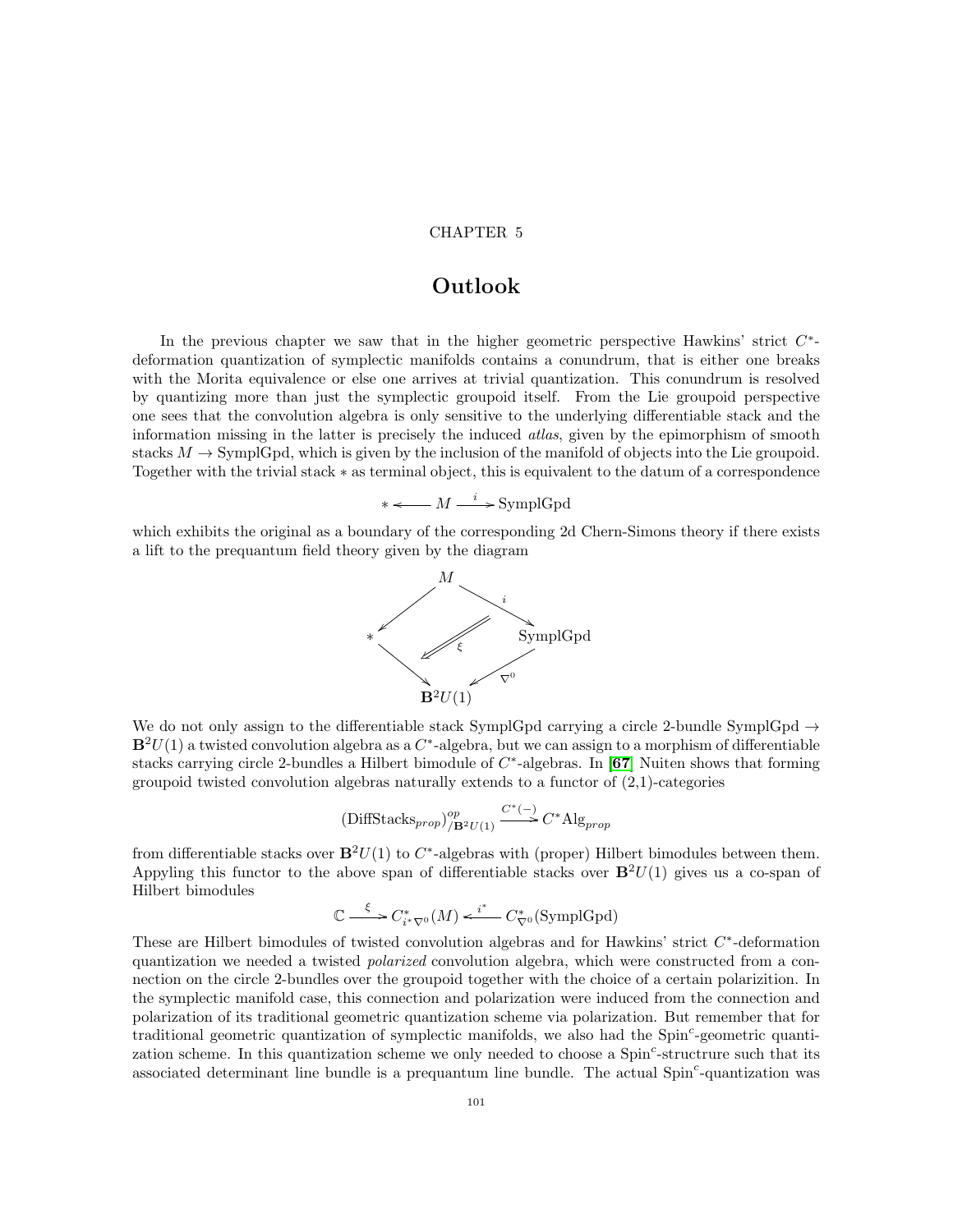# CHAPTER 5

# Outlook

In the previous chapter we saw that in the higher geometric perspective Hawkins' strict $C^*$-deformation quantization of symplectic manifolds contains a conundrum, that is either one breaks with the Morita equivalence or else one arrives at trivial quantization. This conundrum is resolved by quantizing more than just the symplectic groupoid itself. From the Lie groupoid perspective one sees that the convolution algebra is only sensitive to the underlying differentiable stack and the information missing in the latter is precisely the induced *atlas*, given by the epimorphism of smooth stacks $M \to \mathrm{SymplGpd}$, which is given by the inclusion of the manifold of objects into the Lie groupoid. Together with the trivial stack $*$ as terminal object, this is equivalent to the datum of a correspondence

$$* \longleftarrow M \xrightarrow{\;i\;} \mathrm{SymplGpd}$$

which exhibits the original as a boundary of the corresponding 2d Chern-Simons theory if there exists a lift to the prequantum field theory given by the diagram

$$\begin{array}{ccccc} & & M & & \\ & \swarrow & & \searrow^{i} & \\ * & & \overset{\xi}{\Longleftarrow} & & \mathrm{SymplGpd} \\ & \searrow & & \swarrow_{\nabla^0} & \\ & & \mathbf{B}^2U(1) & & \end{array}$$

We do not only assign to the differentiable stack SymplGpd carrying a circle 2-bundle $\mathrm{SymplGpd} \to \mathbf{B}^2U(1)$ a twisted convolution algebra as a $C^*$-algebra, but we can assign to a morphism of differentiable stacks carrying circle 2-bundles a Hilbert bimodule of $C^*$-algebras. In [67] Nuiten shows that forming groupoid twisted convolution algebras naturally extends to a functor of (2,1)-categories

$$(\mathrm{DiffStacks}_{prop})^{op}_{/\mathbf{B}^2U(1)} \xrightarrow{C^*(-)} C^*\mathrm{Alg}_{prop}$$

from differentiable stacks over $\mathbf{B}^2U(1)$ to $C^*$-algebras with (proper) Hilbert bimodules between them. Appyling this functor to the above span of differentiable stacks over $\mathbf{B}^2U(1)$ gives us a co-span of Hilbert bimodules

$$\mathbb{C} \xrightarrow{\;\xi\;} C^*_{i^*\nabla^0}(M) \xleftarrow{\;i^*\;} C^*_{\nabla^0}(\mathrm{SymplGpd})$$

These are Hilbert bimodules of twisted convolution algebras and for Hawkins' strict $C^*$-deformation quantization we needed a twisted *polarized* convolution algebra, which were constructed from a connection on the circle 2-bundles over the groupoid together with the choice of a certain polarizition. In the symplectic manifold case, this connection and polarization were induced from the connection and polarization of its traditional geometric quantization scheme via polarization. But remember that for traditional geometric quantization of symplectic manifolds, we also had the $\mathrm{Spin}^c$-geometric quantization scheme. In this quantization scheme we only needed to choose a $\mathrm{Spin}^c$-structrure such that its associated determinant line bundle is a prequantum line bundle. The actual $\mathrm{Spin}^c$-quantization was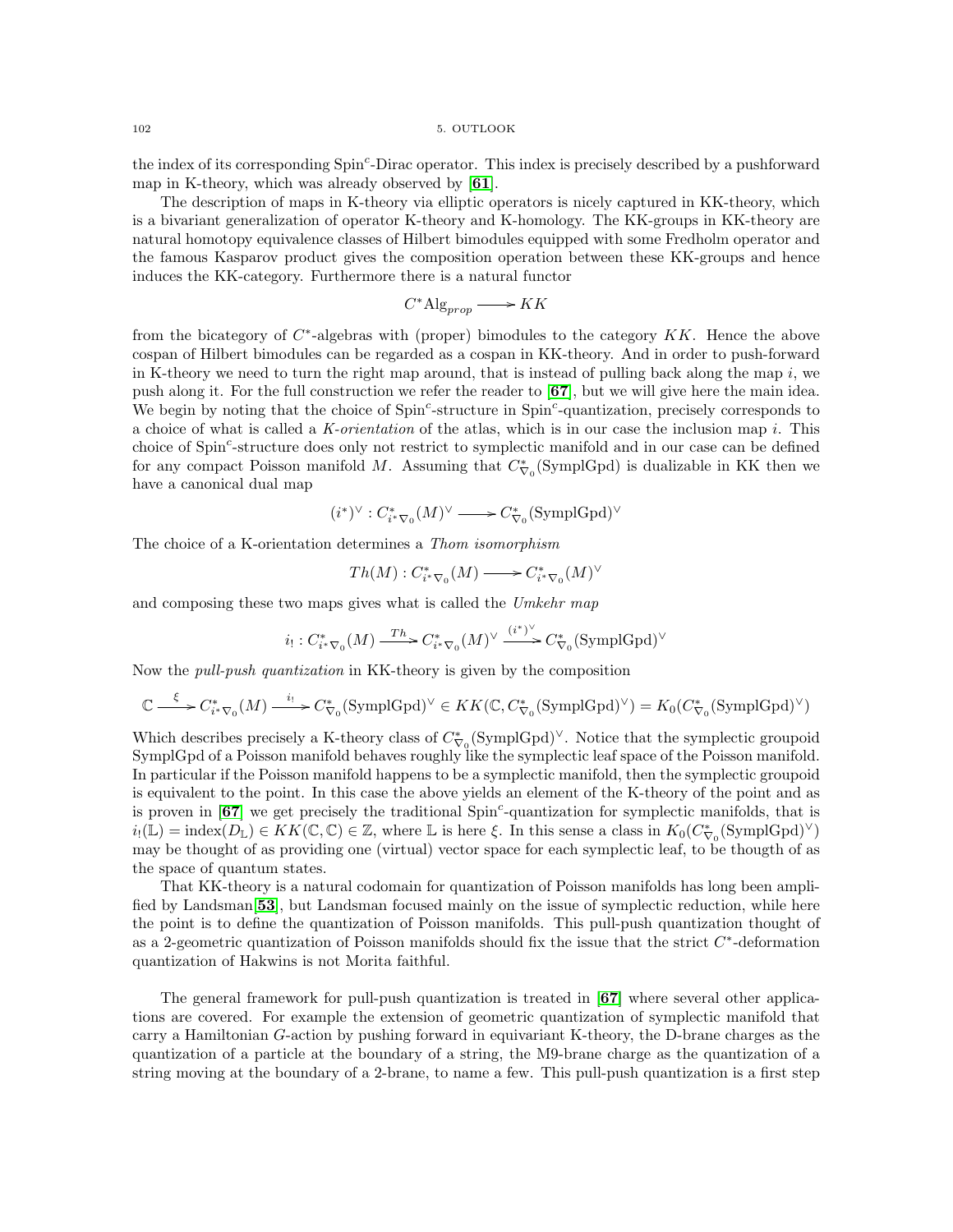the index of its corresponding Spin$^c$-Dirac operator. This index is precisely described by a pushforward map in K-theory, which was already observed by [**61**].

The description of maps in K-theory via elliptic operators is nicely captured in KK-theory, which is a bivariant generalization of operator K-theory and K-homology. The KK-groups in KK-theory are natural homotopy equivalence classes of Hilbert bimodules equipped with some Fredholm operator and the famous Kasparov product gives the composition operation between these KK-groups and hence induces the KK-category. Furthermore there is a natural functor

$$C^*\mathrm{Alg}_{prop} \longrightarrow KK$$

from the bicategory of $C^*$-algebras with (proper) bimodules to the category $KK$. Hence the above cospan of Hilbert bimodules can be regarded as a cospan in KK-theory. And in order to push-forward in K-theory we need to turn the right map around, that is instead of pulling back along the map $i$, we push along it. For the full construction we refer the reader to [**67**], but we will give here the main idea. We begin by noting that the choice of Spin$^c$-structure in Spin$^c$-quantization, precisely corresponds to a choice of what is called a *K-orientation* of the atlas, which is in our case the inclusion map $i$. This choice of Spin$^c$-structure does only not restrict to symplectic manifold and in our case can be defined for any compact Poisson manifold $M$. Assuming that $C^*_{\nabla_0}(\mathrm{SymplGpd})$ is dualizable in KK then we have a canonical dual map

$$(i^*)^\vee : C^*_{i^*\nabla_0}(M)^\vee \longrightarrow C^*_{\nabla_0}(\mathrm{SymplGpd})^\vee$$

The choice of a K-orientation determines a *Thom isomorphism*

$$Th(M) : C^*_{i^*\nabla_0}(M) \longrightarrow C^*_{i^*\nabla_0}(M)^\vee$$

and composing these two maps gives what is called the *Umkehr map*

$$i_! : C^*_{i^*\nabla_0}(M) \xrightarrow{Th} C^*_{i^*\nabla_0}(M)^\vee \xrightarrow{(i^*)^\vee} C^*_{\nabla_0}(\mathrm{SymplGpd})^\vee$$

Now the *pull-push quantization* in KK-theory is given by the composition

$$\mathbb{C} \xrightarrow{\xi} C^*_{i^*\nabla_0}(M) \xrightarrow{i_!} C^*_{\nabla_0}(\mathrm{SymplGpd})^\vee \in KK(\mathbb{C}, C^*_{\nabla_0}(\mathrm{SymplGpd})^\vee) = K_0(C^*_{\nabla_0}(\mathrm{SymplGpd})^\vee)$$

Which describes precisely a K-theory class of $C^*_{\nabla_0}(\mathrm{SymplGpd})^\vee$. Notice that the symplectic groupoid SymplGpd of a Poisson manifold behaves roughly like the symplectic leaf space of the Poisson manifold. In particular if the Poisson manifold happens to be a symplectic manifold, then the symplectic groupoid is equivalent to the point. In this case the above yields an element of the K-theory of the point and as is proven in [**67**] we get precisely the traditional Spin$^c$-quantization for symplectic manifolds, that is $i_!(\mathbb{L}) = \mathrm{index}(D_{\mathbb{L}}) \in KK(\mathbb{C}, \mathbb{C}) \in \mathbb{Z}$, where $\mathbb{L}$ is here $\xi$. In this sense a class in $K_0(C^*_{\nabla_0}(\mathrm{SymplGpd})^\vee)$ may be thought of as providing one (virtual) vector space for each symplectic leaf, to be thougth of as the space of quantum states.

That KK-theory is a natural codomain for quantization of Poisson manifolds has long been amplified by Landsman[**53**], but Landsman focused mainly on the issue of symplectic reduction, while here the point is to define the quantization of Poisson manifolds. This pull-push quantization thought of as a 2-geometric quantization of Poisson manifolds should fix the issue that the strict $C^*$-deformation quantization of Hakwins is not Morita faithful.

The general framework for pull-push quantization is treated in [**67**] where several other applications are covered. For example the extension of geometric quantization of symplectic manifold that carry a Hamiltonian $G$-action by pushing forward in equivariant K-theory, the D-brane charges as the quantization of a particle at the boundary of a string, the M9-brane charge as the quantization of a string moving at the boundary of a 2-brane, to name a few. This pull-push quantization is a first step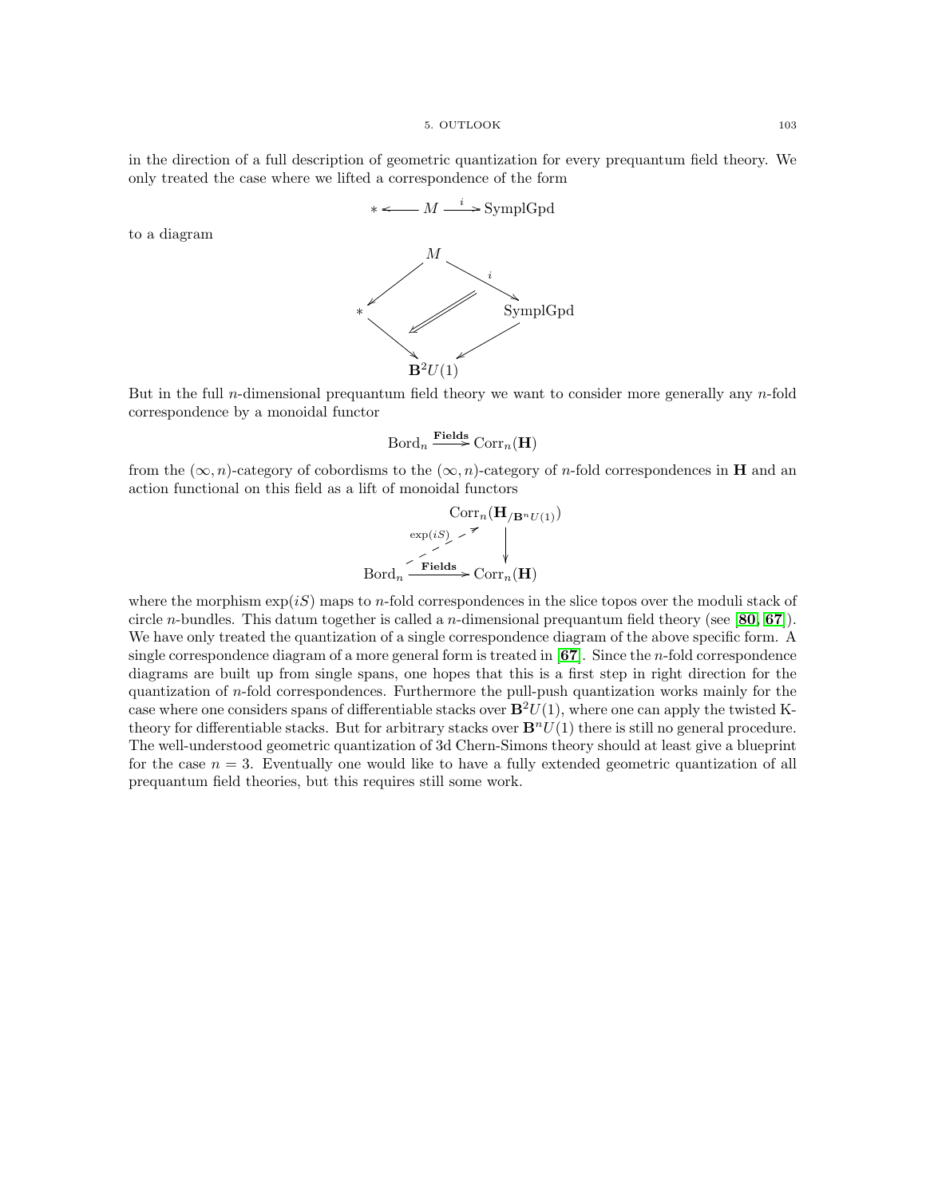in the direction of a full description of geometric quantization for every prequantum field theory. We only treated the case where we lifted a correspondence of the form

$$* \longleftarrow M \xrightarrow{\;i\;} \mathrm{SymplGpd}$$

to a diagram

$$\begin{array}{ccccc} & & M & & \\ & \swarrow & & \searrow^{i} & \\ * & & \Longleftarrow & & \mathrm{SymplGpd} \\ & \searrow & & \swarrow & \\ & & \mathbf{B}^2 U(1) & & \end{array}$$

But in the full $n$-dimensional prequantum field theory we want to consider more generally any $n$-fold correspondence by a monoidal functor

$$\mathrm{Bord}_n \xrightarrow{\mathbf{Fields}} \mathrm{Corr}_n(\mathbf{H})$$

from the $(\infty, n)$-category of cobordisms to the $(\infty, n)$-category of $n$-fold correspondences in $\mathbf{H}$ and an action functional on this field as a lift of monoidal functors

$$\begin{array}{ccc} & & \mathrm{Corr}_n(\mathbf{H}_{/\mathbf{B}^n U(1)}) \\ & \overset{\exp(iS)}{\nearrow} & \downarrow \\ \mathrm{Bord}_n & \xrightarrow{\mathbf{Fields}} & \mathrm{Corr}_n(\mathbf{H}) \end{array}$$

where the morphism $\exp(iS)$ maps to $n$-fold correspondences in the slice topos over the moduli stack of circle $n$-bundles. This datum together is called a $n$-dimensional prequantum field theory (see [**80**, **67**]). We have only treated the quantization of a single correspondence diagram of the above specific form. A single correspondence diagram of a more general form is treated in [**67**]. Since the $n$-fold correspondence diagrams are built up from single spans, one hopes that this is a first step in right direction for the quantization of $n$-fold correspondences. Furthermore the pull-push quantization works mainly for the case where one considers spans of differentiable stacks over $\mathbf{B}^2 U(1)$, where one can apply the twisted K-theory for differentiable stacks. But for arbitrary stacks over $\mathbf{B}^n U(1)$ there is still no general procedure. The well-understood geometric quantization of 3d Chern-Simons theory should at least give a blueprint for the case $n = 3$. Eventually one would like to have a fully extended geometric quantization of all prequantum field theories, but this requires still some work.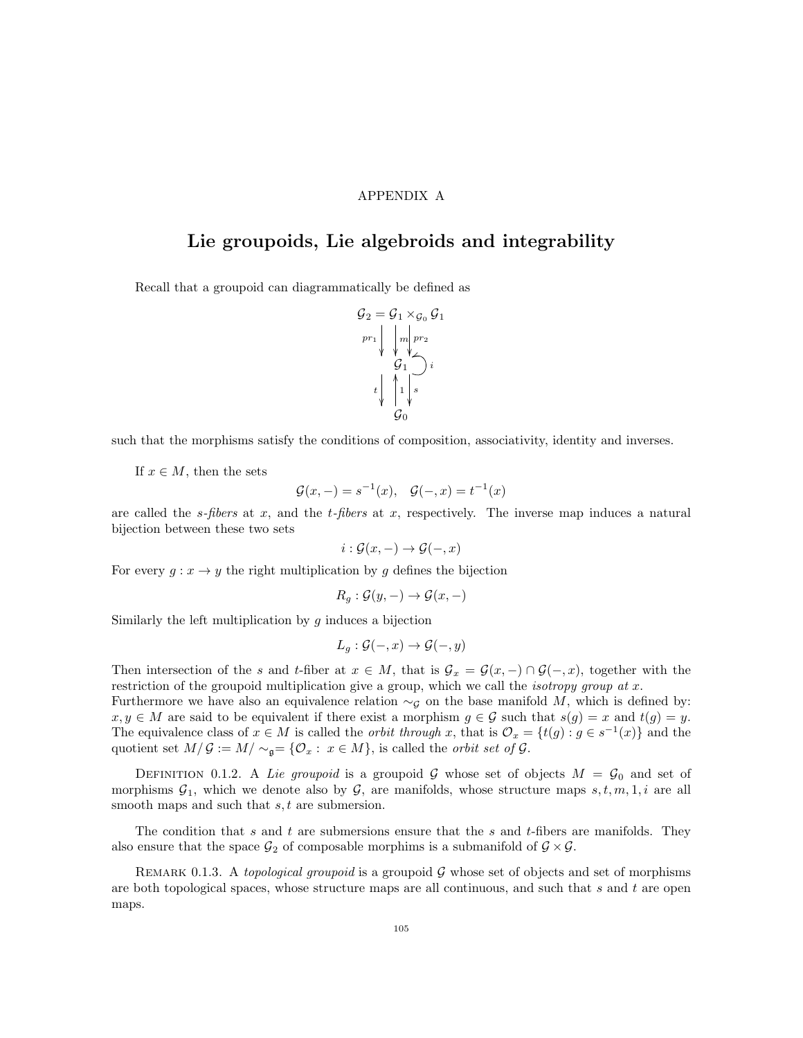APPENDIX A

# Lie groupoids, Lie algebroids and integrability

Recall that a groupoid can diagrammatically be defined as

$$\begin{array}{c}
\mathcal{G}_2 = \mathcal{G}_1 \times_{\mathcal{G}_0} \mathcal{G}_1 \\
pr_1 \downarrow \quad \downarrow m \quad \downarrow pr_2 \\
\mathcal{G}_1 \circlearrowright i \\
t \downarrow \quad \uparrow 1 \quad \downarrow s \\
\mathcal{G}_0
\end{array}$$

such that the morphisms satisfy the conditions of composition, associativity, identity and inverses.

If $x \in M$, then the sets

$$\mathcal{G}(x,-) = s^{-1}(x), \quad \mathcal{G}(-,x) = t^{-1}(x)$$

are called the *s-fibers* at $x$, and the *t-fibers* at $x$, respectively. The inverse map induces a natural bijection between these two sets

$$i : \mathcal{G}(x,-) \to \mathcal{G}(-,x)$$

For every $g : x \to y$ the right multiplication by $g$ defines the bijection

$$R_g : \mathcal{G}(y,-) \to \mathcal{G}(x,-)$$

Similarly the left multiplication by $g$ induces a bijection

$$L_g : \mathcal{G}(-,x) \to \mathcal{G}(-,y)$$

Then intersection of the $s$ and $t$-fiber at $x \in M$, that is $\mathcal{G}_x = \mathcal{G}(x,-) \cap \mathcal{G}(-,x)$, together with the restriction of the groupoid multiplication give a group, which we call the *isotropy group at x*.
Furthermore we have also an equivalence relation $\sim_{\mathcal{G}}$ on the base manifold $M$, which is defined by: $x, y \in M$ are said to be equivalent if there exist a morphism $g \in \mathcal{G}$ such that $s(g) = x$ and $t(g) = y$. The equivalence class of $x \in M$ is called the *orbit through* $x$, that is $\mathcal{O}_x = \{t(g) : g \in s^{-1}(x)\}$ and the quotient set $M/\mathcal{G} := M/\sim_{\mathfrak{g}} = \{\mathcal{O}_x : \ x \in M\}$, is called the *orbit set of* $\mathcal{G}$.

Definition 0.1.2. A *Lie groupoid* is a groupoid $\mathcal{G}$ whose set of objects $M = \mathcal{G}_0$ and set of morphisms $\mathcal{G}_1$, which we denote also by $\mathcal{G}$, are manifolds, whose structure maps $s, t, m, 1, i$ are all smooth maps and such that $s, t$ are submersion.

The condition that $s$ and $t$ are submersions ensure that the $s$ and $t$-fibers are manifolds. They also ensure that the space $\mathcal{G}_2$ of composable morphims is a submanifold of $\mathcal{G} \times \mathcal{G}$.

Remark 0.1.3. A *topological groupoid* is a groupoid $\mathcal{G}$ whose set of objects and set of morphisms are both topological spaces, whose structure maps are all continuous, and such that $s$ and $t$ are open maps.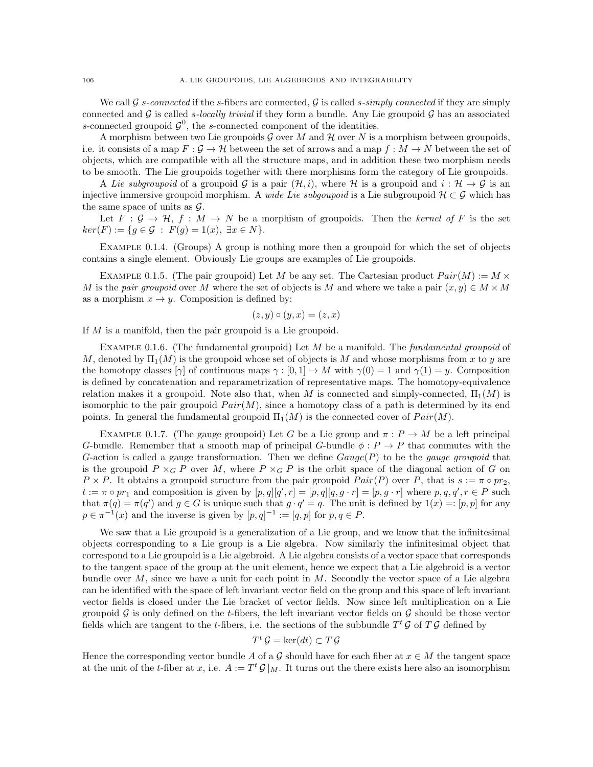We call $\mathcal{G}$ *s-connected* if the $s$-fibers are connected, $\mathcal{G}$ is called *s-simply connected* if they are simply connected and $\mathcal{G}$ is called *s-locally trivial* if they form a bundle. Any Lie groupoid $\mathcal{G}$ has an associated $s$-connected groupoid $\mathcal{G}^0$, the $s$-connected component of the identities.

A morphism between two Lie groupoids $\mathcal{G}$ over $M$ and $\mathcal{H}$ over $N$ is a morphism between groupoids, i.e. it consists of a map $F : \mathcal{G} \to \mathcal{H}$ between the set of arrows and a map $f : M \to N$ between the set of objects, which are compatible with all the structure maps, and in addition these two morphism needs to be smooth. The Lie groupoids together with there morphisms form the category of Lie groupoids.

A *Lie subgroupoid* of a groupoid $\mathcal{G}$ is a pair $(\mathcal{H}, i)$, where $\mathcal{H}$ is a groupoid and $i : \mathcal{H} \to \mathcal{G}$ is an injective immersive groupoid morphism. A *wide Lie subgoupoid* is a Lie subgroupoid $\mathcal{H} \subset \mathcal{G}$ which has the same space of units as $\mathcal{G}$.

Let $F : \mathcal{G} \to \mathcal{H}$, $f : M \to N$ be a morphism of groupoids. Then the *kernel of* $F$ is the set $ker(F) := \{g \in \mathcal{G} \ : \ F(g) = 1(x), \ \exists x \in N\}$.

Example 0.1.4. (Groups) A group is nothing more then a groupoid for which the set of objects contains a single element. Obviously Lie groups are examples of Lie groupoids.

Example 0.1.5. (The pair groupoid) Let $M$ be any set. The Cartesian product $Pair(M) := M \times M$ is the *pair groupoid* over $M$ where the set of objects is $M$ and where we take a pair $(x, y) \in M \times M$ as a morphism $x \to y$. Composition is defined by:

$$(z, y) \circ (y, x) = (z, x)$$

If $M$ is a manifold, then the pair groupoid is a Lie groupoid.

Example 0.1.6. (The fundamental groupoid) Let $M$ be a manifold. The *fundamental groupoid* of $M$, denoted by $\Pi_1(M)$ is the groupoid whose set of objects is $M$ and whose morphisms from $x$ to $y$ are the homotopy classes $[\gamma]$ of continuous maps $\gamma : [0,1] \to M$ with $\gamma(0) = 1$ and $\gamma(1) = y$. Composition is defined by concatenation and reparametrization of representative maps. The homotopy-equivalence relation makes it a groupoid. Note also that, when $M$ is connected and simply-connected, $\Pi_1(M)$ is isomorphic to the pair groupoid $Pair(M)$, since a homotopy class of a path is determined by its end points. In general the fundamental groupoid $\Pi_1(M)$ is the connected cover of $Pair(M)$.

Example 0.1.7. (The gauge groupoid) Let $G$ be a Lie group and $\pi : P \to M$ be a left principal $G$-bundle. Remember that a smooth map of principal $G$-bundle $\phi : P \to P$ that commutes with the $G$-action is called a gauge transformation. Then we define $Gauge(P)$ to be the *gauge groupoid* that is the groupoid $P \times_G P$ over $M$, where $P \times_G P$ is the orbit space of the diagonal action of $G$ on $P \times P$. It obtains a groupoid structure from the pair groupoid $Pair(P)$ over $P$, that is $s := \pi \circ pr_2$, $t := \pi \circ pr_1$ and composition is given by $[p, q][q', r] = [p, q][q, g \cdot r] = [p, g \cdot r]$ where $p, q, q', r \in P$ such that $\pi(q) = \pi(q')$ and $g \in G$ is unique such that $g \cdot q' = q$. The unit is defined by $1(x) =: [p, p]$ for any $p \in \pi^{-1}(x)$ and the inverse is given by $[p, q]^{-1} := [q, p]$ for $p, q \in P$.

We saw that a Lie groupoid is a generalization of a Lie group, and we know that the infinitesimal objects corresponding to a Lie group is a Lie algebra. Now similarly the infinitesimal object that correspond to a Lie groupoid is a Lie algebroid. A Lie algebra consists of a vector space that corresponds to the tangent space of the group at the unit element, hence we expect that a Lie algebroid is a vector bundle over $M$, since we have a unit for each point in $M$. Secondly the vector space of a Lie algebra can be identified with the space of left invariant vector field on the group and this space of left invariant vector fields is closed under the Lie bracket of vector fields. Now since left multiplication on a Lie groupoid $\mathcal{G}$ is only defined on the $t$-fibers, the left invariant vector fields on $\mathcal{G}$ should be those vector fields which are tangent to the $t$-fibers, i.e. the sections of the subbundle $T^t \mathcal{G}$ of $T \mathcal{G}$ defined by

$$T^t \mathcal{G} = \ker(dt) \subset T \mathcal{G}$$

Hence the corresponding vector bundle $A$ of a $\mathcal{G}$ should have for each fiber at $x \in M$ the tangent space at the unit of the $t$-fiber at $x$, i.e. $A := T^t \mathcal{G}|_M$. It turns out the there exists here also an isomorphism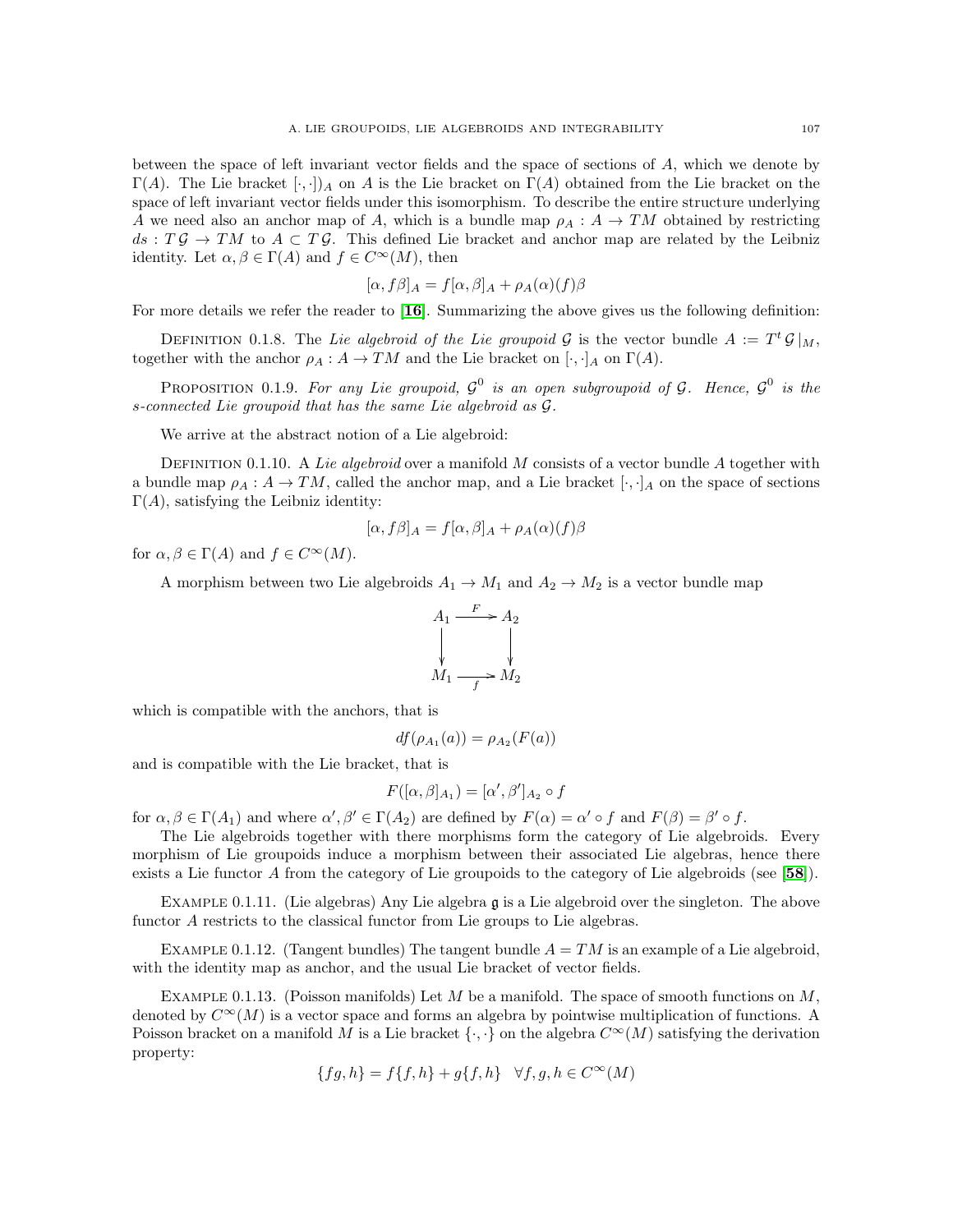between the space of left invariant vector fields and the space of sections of $A$, which we denote by $\Gamma(A)$. The Lie bracket $[\cdot,\cdot])_A$ on $A$ is the Lie bracket on $\Gamma(A)$ obtained from the Lie bracket on the space of left invariant vector fields under this isomorphism. To describe the entire structure underlying $A$ we need also an anchor map of $A$, which is a bundle map $\rho_A : A \to TM$ obtained by restricting $ds : T\mathcal{G} \to TM$ to $A \subset T\mathcal{G}$. This defined Lie bracket and anchor map are related by the Leibniz identity. Let $\alpha, \beta \in \Gamma(A)$ and $f \in C^\infty(M)$, then

$$[\alpha, f\beta]_A = f[\alpha,\beta]_A + \rho_A(\alpha)(f)\beta$$

For more details we refer the reader to [16]. Summarizing the above gives us the following definition:

Definition 0.1.8. The *Lie algebroid of the Lie groupoid* $\mathcal{G}$ is the vector bundle $A := T^t\mathcal{G}|_M$, together with the anchor $\rho_A : A \to TM$ and the Lie bracket on $[\cdot,\cdot]_A$ on $\Gamma(A)$.

Proposition 0.1.9. *For any Lie groupoid, $\mathcal{G}^0$ is an open subgroupoid of $\mathcal{G}$. Hence, $\mathcal{G}^0$ is the s-connected Lie groupoid that has the same Lie algebroid as $\mathcal{G}$.*

We arrive at the abstract notion of a Lie algebroid:

Definition 0.1.10. A *Lie algebroid* over a manifold $M$ consists of a vector bundle $A$ together with a bundle map $\rho_A : A \to TM$, called the anchor map, and a Lie bracket $[\cdot,\cdot]_A$ on the space of sections $\Gamma(A)$, satisfying the Leibniz identity:

$$[\alpha, f\beta]_A = f[\alpha,\beta]_A + \rho_A(\alpha)(f)\beta$$

for $\alpha, \beta \in \Gamma(A)$ and $f \in C^\infty(M)$.

A morphism between two Lie algebroids $A_1 \to M_1$ and $A_2 \to M_2$ is a vector bundle map

$$\begin{array}{ccc} A_1 & \xrightarrow{F} & A_2 \\ \downarrow & & \downarrow \\ M_1 & \xrightarrow[f]{} & M_2 \end{array}$$

which is compatible with the anchors, that is

$$df(\rho_{A_1}(a)) = \rho_{A_2}(F(a))$$

and is compatible with the Lie bracket, that is

$$F([\alpha,\beta]_{A_1}) = [\alpha',\beta']_{A_2} \circ f$$

for $\alpha, \beta \in \Gamma(A_1)$ and where $\alpha', \beta' \in \Gamma(A_2)$ are defined by $F(\alpha) = \alpha' \circ f$ and $F(\beta) = \beta' \circ f$.

The Lie algebroids together with there morphisms form the category of Lie algebroids. Every morphism of Lie groupoids induce a morphism between their associated Lie algebras, hence there exists a Lie functor $A$ from the category of Lie groupoids to the category of Lie algebroids (see [58]).

Example 0.1.11. (Lie algebras) Any Lie algebra $\mathfrak{g}$ is a Lie algebroid over the singleton. The above functor $A$ restricts to the classical functor from Lie groups to Lie algebras.

Example 0.1.12. (Tangent bundles) The tangent bundle $A = TM$ is an example of a Lie algebroid, with the identity map as anchor, and the usual Lie bracket of vector fields.

Example 0.1.13. (Poisson manifolds) Let $M$ be a manifold. The space of smooth functions on $M$, denoted by $C^\infty(M)$ is a vector space and forms an algebra by pointwise multiplication of functions. A Poisson bracket on a manifold $M$ is a Lie bracket $\{\cdot,\cdot\}$ on the algebra $C^\infty(M)$ satisfying the derivation property:

$$\{fg, h\} = f\{f,h\} + g\{f,h\} \quad \forall f,g,h \in C^\infty(M)$$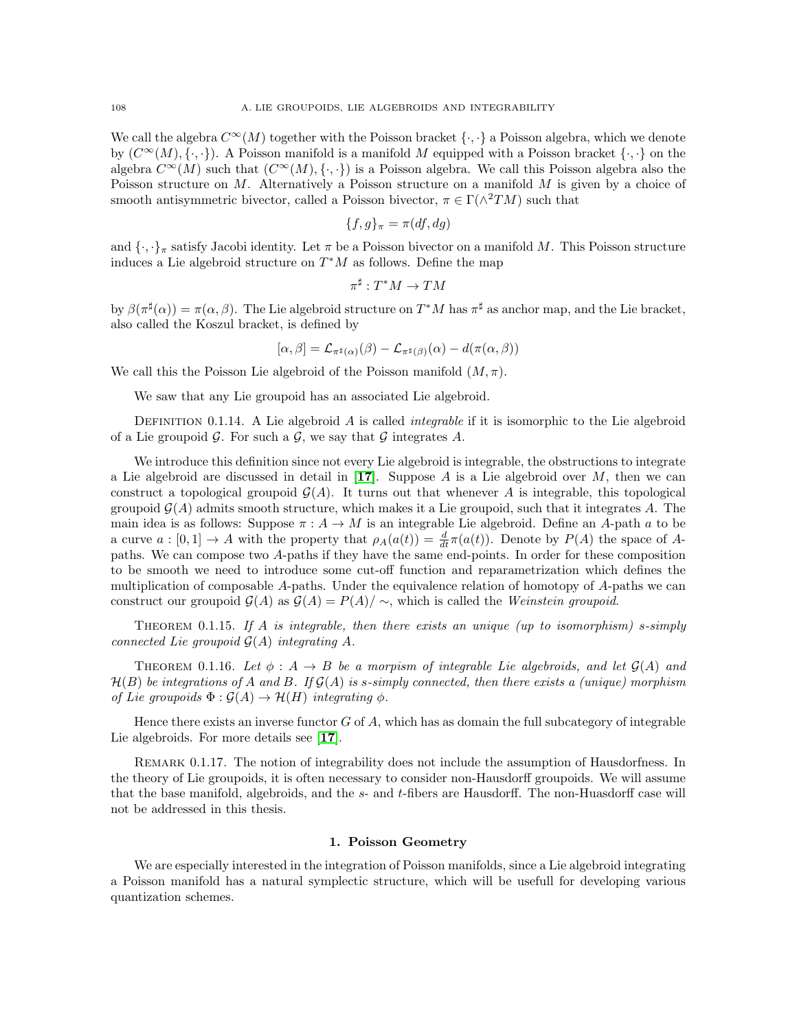We call the algebra $C^\infty(M)$ together with the Poisson bracket $\{\cdot,\cdot\}$ a Poisson algebra, which we denote by $(C^\infty(M),\{\cdot,\cdot\})$. A Poisson manifold is a manifold $M$ equipped with a Poisson bracket $\{\cdot,\cdot\}$ on the algebra $C^\infty(M)$ such that $(C^\infty(M),\{\cdot,\cdot\})$ is a Poisson algebra. We call this Poisson algebra also the Poisson structure on $M$. Alternatively a Poisson structure on a manifold $M$ is given by a choice of smooth antisymmetric bivector, called a Poisson bivector, $\pi \in \Gamma(\wedge^2 TM)$ such that

$$\{f,g\}_\pi = \pi(df,dg)$$

and $\{\cdot,\cdot\}_\pi$ satisfy Jacobi identity. Let $\pi$ be a Poisson bivector on a manifold $M$. This Poisson structure induces a Lie algebroid structure on $T^*M$ as follows. Define the map

$$\pi^\sharp : T^*M \to TM$$

by $\beta(\pi^\sharp(\alpha)) = \pi(\alpha,\beta)$. The Lie algebroid structure on $T^*M$ has $\pi^\sharp$ as anchor map, and the Lie bracket, also called the Koszul bracket, is defined by

$$[\alpha,\beta] = \mathcal{L}_{\pi^\sharp(\alpha)}(\beta) - \mathcal{L}_{\pi^\sharp(\beta)}(\alpha) - d(\pi(\alpha,\beta))$$

We call this the Poisson Lie algebroid of the Poisson manifold $(M,\pi)$.

We saw that any Lie groupoid has an associated Lie algebroid.

Definition 0.1.14. A Lie algebroid $A$ is called *integrable* if it is isomorphic to the Lie algebroid of a Lie groupoid $\mathcal{G}$. For such a $\mathcal{G}$, we say that $\mathcal{G}$ integrates $A$.

We introduce this definition since not every Lie algebroid is integrable, the obstructions to integrate a Lie algebroid are discussed in detail in [**17**]. Suppose $A$ is a Lie algebroid over $M$, then we can construct a topological groupoid $\mathcal{G}(A)$. It turns out that whenever $A$ is integrable, this topological groupoid $\mathcal{G}(A)$ admits smooth structure, which makes it a Lie groupoid, such that it integrates $A$. The main idea is as follows: Suppose $\pi : A \to M$ is an integrable Lie algebroid. Define an $A$-path $a$ to be a curve $a : [0,1] \to A$ with the property that $\rho_A(a(t)) = \frac{d}{dt}\pi(a(t))$. Denote by $P(A)$ the space of $A$-paths. We can compose two $A$-paths if they have the same end-points. In order for these composition to be smooth we need to introduce some cut-off function and reparametrization which defines the multiplication of composable $A$-paths. Under the equivalence relation of homotopy of $A$-paths we can construct our groupoid $\mathcal{G}(A)$ as $\mathcal{G}(A) = P(A)/\sim$, which is called the *Weinstein groupoid*.

Theorem 0.1.15. *If $A$ is integrable, then there exists an unique (up to isomorphism) s-simply connected Lie groupoid $\mathcal{G}(A)$ integrating $A$.*

Theorem 0.1.16. *Let $\phi : A \to B$ be a morpism of integrable Lie algebroids, and let $\mathcal{G}(A)$ and $\mathcal{H}(B)$ be integrations of $A$ and $B$. If $\mathcal{G}(A)$ is s-simply connected, then there exists a (unique) morphism of Lie groupoids $\Phi : \mathcal{G}(A) \to \mathcal{H}(H)$ integrating $\phi$.*

Hence there exists an inverse functor $G$ of $A$, which has as domain the full subcategory of integrable Lie algebroids. For more details see [**17**].

Remark 0.1.17. The notion of integrability does not include the assumption of Hausdorfness. In the theory of Lie groupoids, it is often necessary to consider non-Hausdorff groupoids. We will assume that the base manifold, algebroids, and the $s$- and $t$-fibers are Hausdorff. The non-Huasdorff case will not be addressed in this thesis.

## 1. Poisson Geometry

We are especially interested in the integration of Poisson manifolds, since a Lie algebroid integrating a Poisson manifold has a natural symplectic structure, which will be usefull for developing various quantization schemes.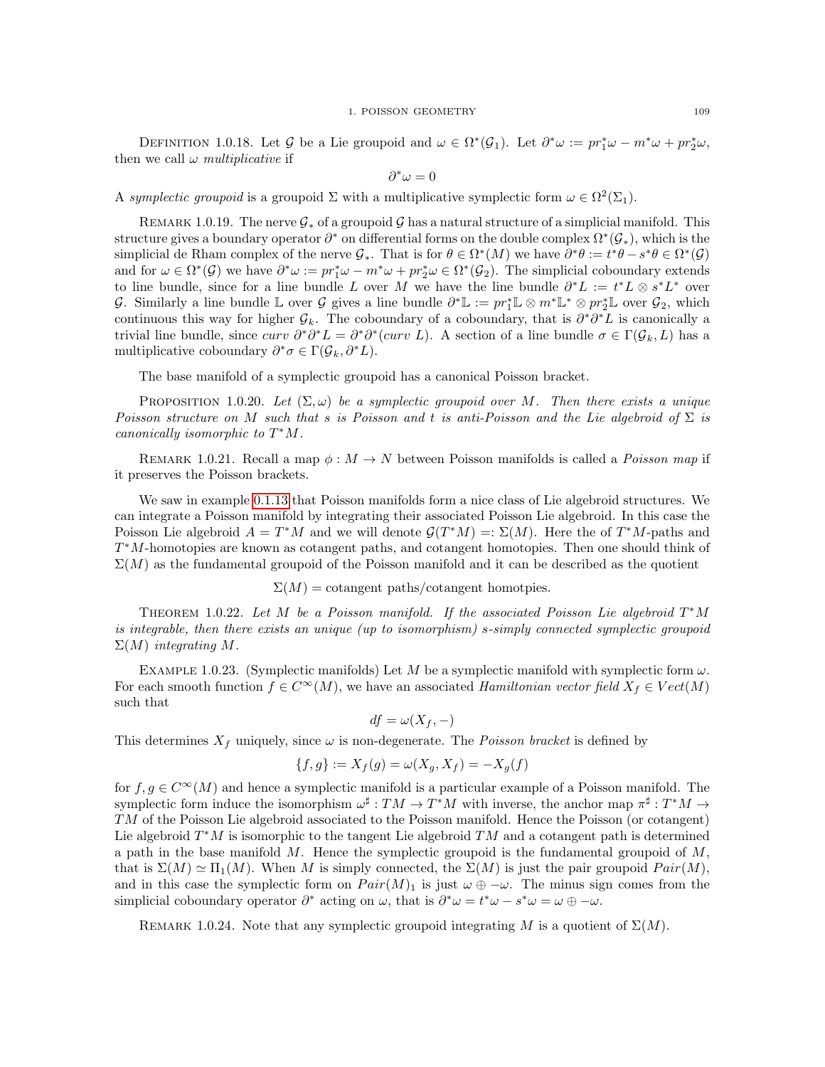**Definition 1.0.18.** Let $\mathcal{G}$ be a Lie groupoid and $\omega \in \Omega^*(\mathcal{G}_1)$. Let $\partial^*\omega := pr_1^*\omega - m^*\omega + pr_2^*\omega$, then we call $\omega$ *multiplicative* if

$$\partial^*\omega = 0$$

A *symplectic groupoid* is a groupoid $\Sigma$ with a multiplicative symplectic form $\omega \in \Omega^2(\Sigma_1)$.

**Remark 1.0.19.** The nerve $\mathcal{G}_*$ of a groupoid $\mathcal{G}$ has a natural structure of a simplicial manifold. This structure gives a boundary operator $\partial^*$ on differential forms on the double complex $\Omega^*(\mathcal{G}_*)$, which is the simplicial de Rham complex of the nerve $\mathcal{G}_*$. That is for $\theta \in \Omega^*(M)$ we have $\partial^*\theta := t^*\theta - s^*\theta \in \Omega^*(\mathcal{G})$ and for $\omega \in \Omega^*(\mathcal{G})$ we have $\partial^*\omega := pr_1^*\omega - m^*\omega + pr_2^*\omega \in \Omega^*(\mathcal{G}_2)$. The simplicial coboundary extends to line bundle, since for a line bundle $L$ over $M$ we have the line bundle $\partial^*L := t^*L \otimes s^*L^*$ over $\mathcal{G}$. Similarly a line bundle $\mathbb{L}$ over $\mathcal{G}$ gives a line bundle $\partial^*\mathbb{L} := pr_1^*\mathbb{L} \otimes m^*\mathbb{L}^* \otimes pr_2^*\mathbb{L}$ over $\mathcal{G}_2$, which continuous this way for higher $\mathcal{G}_k$. The coboundary of a coboundary, that is $\partial^*\partial^*L$ is canonically a trivial line bundle, since $curv\ \partial^*\partial^*L = \partial^*\partial^*(curv\ L)$. A section of a line bundle $\sigma \in \Gamma(\mathcal{G}_k, L)$ has a multiplicative coboundary $\partial^*\sigma \in \Gamma(\mathcal{G}_k, \partial^*L)$.

The base manifold of a symplectic groupoid has a canonical Poisson bracket.

**Proposition 1.0.20.** *Let $(\Sigma, \omega)$ be a symplectic groupoid over $M$. Then there exists a unique Poisson structure on $M$ such that $s$ is Poisson and $t$ is anti-Poisson and the Lie algebroid of $\Sigma$ is canonically isomorphic to $T^*M$.*

**Remark 1.0.21.** Recall a map $\phi : M \to N$ between Poisson manifolds is called a *Poisson map* if it preserves the Poisson brackets.

We saw in example 0.1.13 that Poisson manifolds form a nice class of Lie algebroid structures. We can integrate a Poisson manifold by integrating their associated Poisson Lie algebroid. In this case the Poisson Lie algebroid $A = T^*M$ and we will denote $\mathcal{G}(T^*M) =: \Sigma(M)$. Here the of $T^*M$-paths and $T^*M$-homotopies are known as cotangent paths, and cotangent homotopies. Then one should think of $\Sigma(M)$ as the fundamental groupoid of the Poisson manifold and it can be described as the quotient

$$\Sigma(M) = \text{cotangent paths/cotangent homotpies.}$$

**Theorem 1.0.22.** *Let $M$ be a Poisson manifold. If the associated Poisson Lie algebroid $T^*M$ is integrable, then there exists an unique (up to isomorphism) s-simply connected symplectic groupoid $\Sigma(M)$ integrating $M$.*

**Example 1.0.23.** (Symplectic manifolds) Let $M$ be a symplectic manifold with symplectic form $\omega$. For each smooth function $f \in C^\infty(M)$, we have an associated *Hamiltonian vector field* $X_f \in Vect(M)$ such that

$$df = \omega(X_f, -)$$

This determines $X_f$ uniquely, since $\omega$ is non-degenerate. The *Poisson bracket* is defined by

$$\{f, g\} := X_f(g) = \omega(X_g, X_f) = -X_g(f)$$

for $f, g \in C^\infty(M)$ and hence a symplectic manifold is a particular example of a Poisson manifold. The symplectic form induce the isomorphism $\omega^\sharp : TM \to T^*M$ with inverse, the anchor map $\pi^\sharp : T^*M \to TM$ of the Poisson Lie algebroid associated to the Poisson manifold. Hence the Poisson (or cotangent) Lie algebroid $T^*M$ is isomorphic to the tangent Lie algebroid $TM$ and a cotangent path is determined a path in the base manifold $M$. Hence the symplectic groupoid is the fundamental groupoid of $M$, that is $\Sigma(M) \simeq \Pi_1(M)$. When $M$ is simply connected, the $\Sigma(M)$ is just the pair groupoid $Pair(M)$, and in this case the symplectic form on $Pair(M)_1$ is just $\omega \oplus -\omega$. The minus sign comes from the simplicial coboundary operator $\partial^*$ acting on $\omega$, that is $\partial^*\omega = t^*\omega - s^*\omega = \omega \oplus -\omega$.

**Remark 1.0.24.** Note that any symplectic groupoid integrating $M$ is a quotient of $\Sigma(M)$.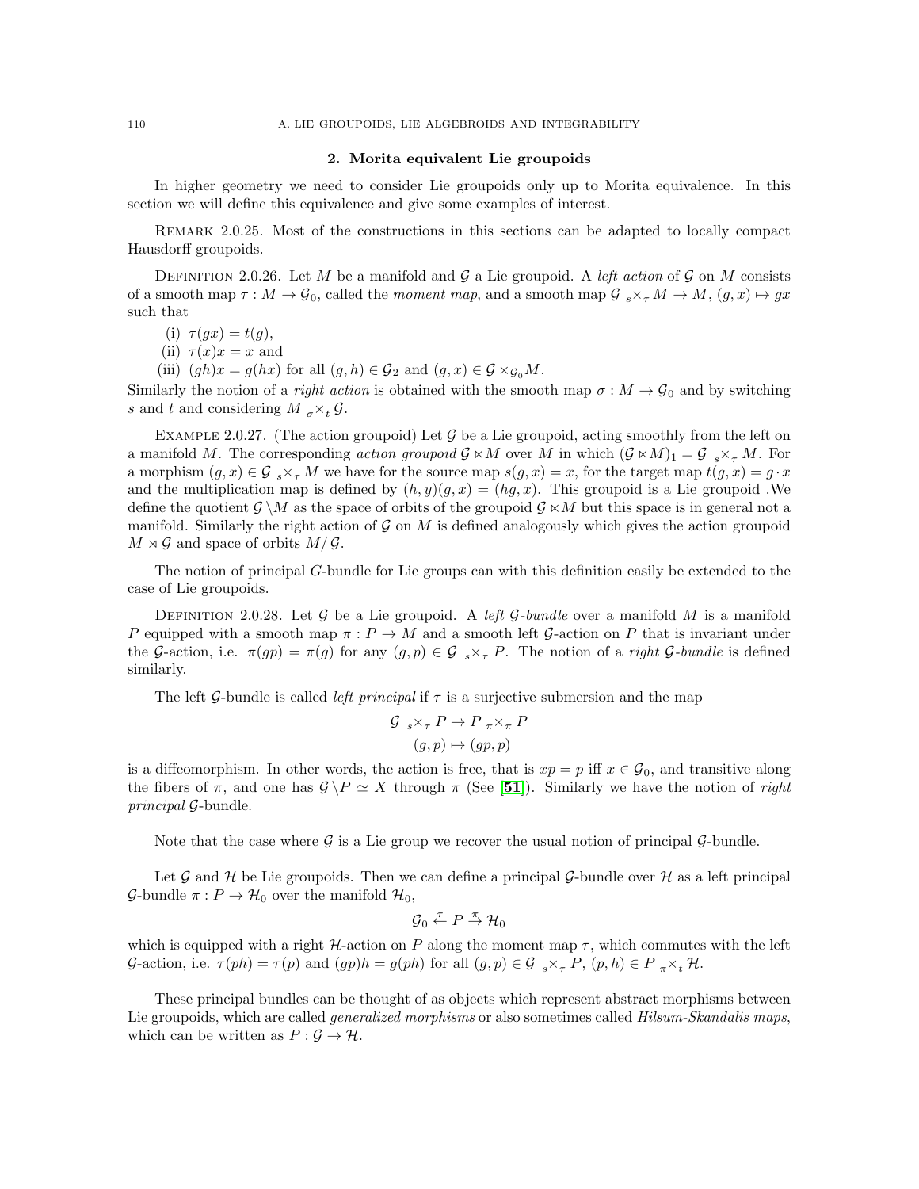## 2. Morita equivalent Lie groupoids

In higher geometry we need to consider Lie groupoids only up to Morita equivalence. In this section we will define this equivalence and give some examples of interest.

Remark 2.0.25. Most of the constructions in this sections can be adapted to locally compact Hausdorff groupoids.

Definition 2.0.26. Let $M$ be a manifold and $\mathcal{G}$ a Lie groupoid. A *left action* of $\mathcal{G}$ on $M$ consists of a smooth map $\tau : M \to \mathcal{G}_0$, called the *moment map*, and a smooth map $\mathcal{G}\ {}_s\!\times_\tau M \to M$, $(g, x) \mapsto gx$ such that

(i) $\tau(gx) = t(g)$,
(ii) $\tau(x)x = x$ and
(iii) $(gh)x = g(hx)$ for all $(g, h) \in \mathcal{G}_2$ and $(g, x) \in \mathcal{G} \times_{\mathcal{G}_0} M$.

Similarly the notion of a *right action* is obtained with the smooth map $\sigma : M \to \mathcal{G}_0$ and by switching $s$ and $t$ and considering $M\ {}_\sigma\!\times_t \mathcal{G}$.

Example 2.0.27. (The action groupoid) Let $\mathcal{G}$ be a Lie groupoid, acting smoothly from the left on a manifold $M$. The corresponding *action groupoid* $\mathcal{G} \ltimes M$ over $M$ in which $(\mathcal{G} \ltimes M)_1 = \mathcal{G}\ {}_s\!\times_\tau M$. For a morphism $(g, x) \in \mathcal{G}\ {}_s\!\times_\tau M$ we have for the source map $s(g, x) = x$, for the target map $t(g, x) = g \cdot x$ and the multiplication map is defined by $(h, y)(g, x) = (hg, x)$. This groupoid is a Lie groupoid .We define the quotient $\mathcal{G} \backslash M$ as the space of orbits of the groupoid $\mathcal{G} \ltimes M$ but this space is in general not a manifold. Similarly the right action of $\mathcal{G}$ on $M$ is defined analogously which gives the action groupoid $M \rtimes \mathcal{G}$ and space of orbits $M/\mathcal{G}$.

The notion of principal $G$-bundle for Lie groups can with this definition easily be extended to the case of Lie groupoids.

Definition 2.0.28. Let $\mathcal{G}$ be a Lie groupoid. A *left $\mathcal{G}$-bundle* over a manifold $M$ is a manifold $P$ equipped with a smooth map $\pi : P \to M$ and a smooth left $\mathcal{G}$-action on $P$ that is invariant under the $\mathcal{G}$-action, i.e. $\pi(gp) = \pi(g)$ for any $(g, p) \in \mathcal{G}\ {}_s\!\times_\tau P$. The notion of a *right $\mathcal{G}$-bundle* is defined similarly.

The left $\mathcal{G}$-bundle is called *left principal* if $\tau$ is a surjective submersion and the map

$$\begin{aligned} \mathcal{G}\ {}_s\!\times_\tau P &\to P\ {}_\pi\!\times_\pi P \\ (g, p) &\mapsto (gp, p) \end{aligned}$$

is a diffeomorphism. In other words, the action is free, that is $xp = p$ iff $x \in \mathcal{G}_0$, and transitive along the fibers of $\pi$, and one has $\mathcal{G} \backslash P \simeq X$ through $\pi$ (See [**51**]). Similarly we have the notion of *right principal* $\mathcal{G}$-bundle.

Note that the case where $\mathcal{G}$ is a Lie group we recover the usual notion of principal $\mathcal{G}$-bundle.

Let $\mathcal{G}$ and $\mathcal{H}$ be Lie groupoids. Then we can define a principal $\mathcal{G}$-bundle over $\mathcal{H}$ as a left principal $\mathcal{G}$-bundle $\pi : P \to \mathcal{H}_0$ over the manifold $\mathcal{H}_0$,

$$\mathcal{G}_0 \overset{\tau}{\leftarrow} P \overset{\pi}{\to} \mathcal{H}_0$$

which is equipped with a right $\mathcal{H}$-action on $P$ along the moment map $\tau$, which commutes with the left $\mathcal{G}$-action, i.e. $\tau(ph) = \tau(p)$ and $(gp)h = g(ph)$ for all $(g, p) \in \mathcal{G}\ {}_s\!\times_\tau P$, $(p, h) \in P\ {}_\pi\!\times_t \mathcal{H}$.

These principal bundles can be thought of as objects which represent abstract morphisms between Lie groupoids, which are called *generalized morphisms* or also sometimes called *Hilsum-Skandalis maps*, which can be written as $P : \mathcal{G} \to \mathcal{H}$.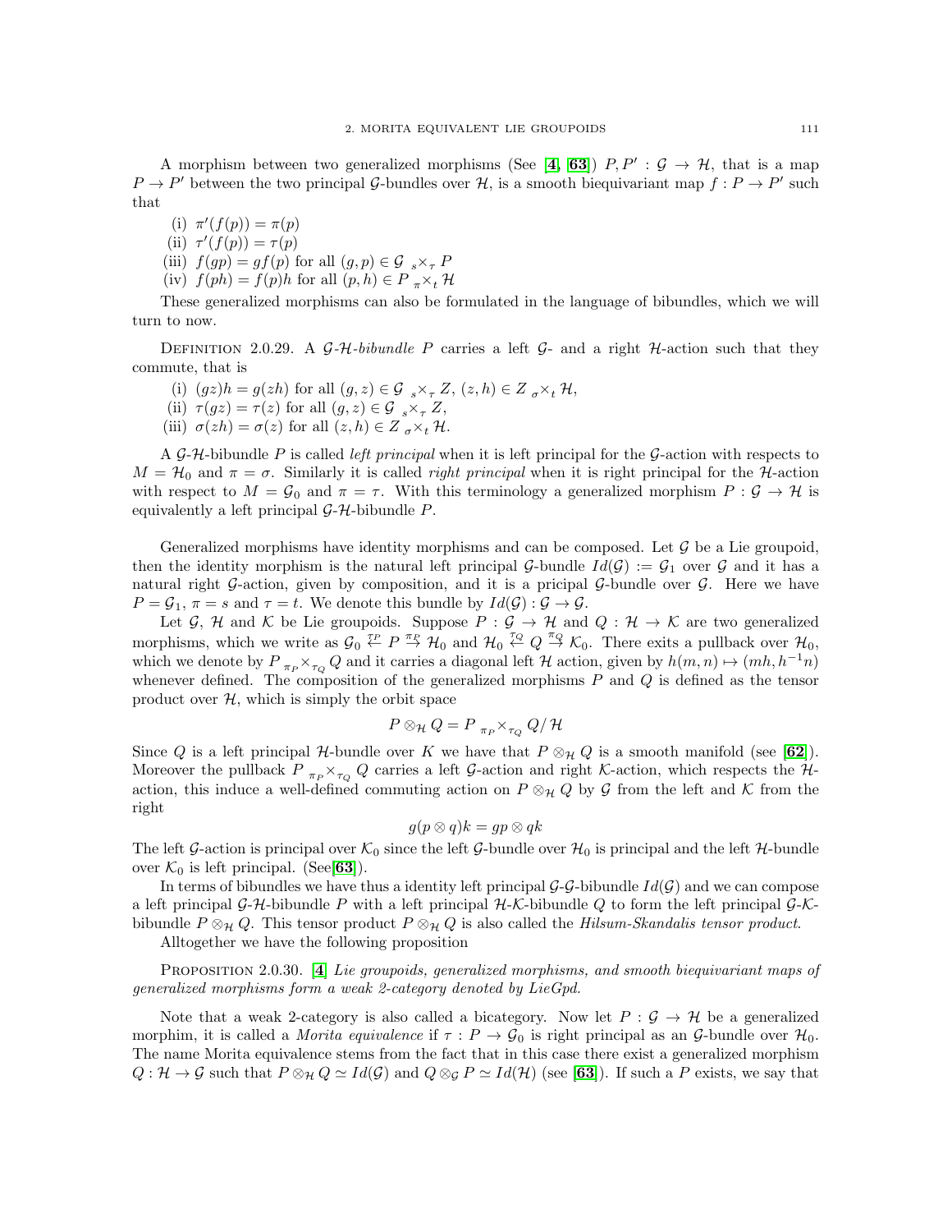A morphism between two generalized morphisms (See [**4**, **63**]) $P, P' : \mathcal{G} \to \mathcal{H}$, that is a map $P \to P'$ between the two principal $\mathcal{G}$-bundles over $\mathcal{H}$, is a smooth biequivariant map $f : P \to P'$ such that

(i) $\pi'(f(p)) = \pi(p)$
(ii) $\tau'(f(p)) = \tau(p)$
(iii) $f(gp) = gf(p)$ for all $(g,p) \in \mathcal{G}\ {}_s\!\times_\tau P$
(iv) $f(ph) = f(p)h$ for all $(p,h) \in P\ {}_\pi\!\times_t \mathcal{H}$

These generalized morphisms can also be formulated in the language of bibundles, which we will turn to now.

Definition 2.0.29. A *$\mathcal{G}$-$\mathcal{H}$-bibundle* $P$ carries a left $\mathcal{G}$- and a right $\mathcal{H}$-action such that they commute, that is

(i) $(gz)h = g(zh)$ for all $(g,z) \in \mathcal{G}\ {}_s\!\times_\tau Z$, $(z,h) \in Z\ {}_\sigma\!\times_t \mathcal{H}$,
(ii) $\tau(gz) = \tau(z)$ for all $(g,z) \in \mathcal{G}\ {}_s\!\times_\tau Z$,
(iii) $\sigma(zh) = \sigma(z)$ for all $(z,h) \in Z\ {}_\sigma\!\times_t \mathcal{H}$.

A $\mathcal{G}$-$\mathcal{H}$-bibundle $P$ is called *left principal* when it is left principal for the $\mathcal{G}$-action with respects to $M = \mathcal{H}_0$ and $\pi = \sigma$. Similarly it is called *right principal* when it is right principal for the $\mathcal{H}$-action with respect to $M = \mathcal{G}_0$ and $\pi = \tau$. With this terminology a generalized morphism $P : \mathcal{G} \to \mathcal{H}$ is equivalently a left principal $\mathcal{G}$-$\mathcal{H}$-bibundle $P$.

Generalized morphisms have identity morphisms and can be composed. Let $\mathcal{G}$ be a Lie groupoid, then the identity morphism is the natural left principal $\mathcal{G}$-bundle $Id(\mathcal{G}) := \mathcal{G}_1$ over $\mathcal{G}$ and it has a natural right $\mathcal{G}$-action, given by composition, and it is a pricipal $\mathcal{G}$-bundle over $\mathcal{G}$. Here we have $P = \mathcal{G}_1$, $\pi = s$ and $\tau = t$. We denote this bundle by $Id(\mathcal{G}) : \mathcal{G} \to \mathcal{G}$.

Let $\mathcal{G}$, $\mathcal{H}$ and $\mathcal{K}$ be Lie groupoids. Suppose $P : \mathcal{G} \to \mathcal{H}$ and $Q : \mathcal{H} \to \mathcal{K}$ are two generalized morphisms, which we write as $\mathcal{G}_0 \overset{\tau_P}{\leftarrow} P \overset{\pi_P}{\rightarrow} \mathcal{H}_0$ and $\mathcal{H}_0 \overset{\tau_Q}{\leftarrow} Q \overset{\pi_Q}{\rightarrow} \mathcal{K}_0$. There exits a pullback over $\mathcal{H}_0$, which we denote by $P\ {}_{\pi_P}\!\times_{\tau_Q} Q$ and it carries a diagonal left $\mathcal{H}$ action, given by $h(m,n) \mapsto (mh, h^{-1}n)$ whenever defined. The composition of the generalized morphisms $P$ and $Q$ is defined as the tensor product over $\mathcal{H}$, which is simply the orbit space

$$P \otimes_{\mathcal{H}} Q = P\ {}_{\pi_P}\!\times_{\tau_Q} Q/\mathcal{H}$$

Since $Q$ is a left principal $\mathcal{H}$-bundle over $K$ we have that $P \otimes_{\mathcal{H}} Q$ is a smooth manifold (see [**62**]). Moreover the pullback $P\ {}_{\pi_P}\!\times_{\tau_Q} Q$ carries a left $\mathcal{G}$-action and right $\mathcal{K}$-action, which respects the $\mathcal{H}$-action, this induce a well-defined commuting action on $P \otimes_{\mathcal{H}} Q$ by $\mathcal{G}$ from the left and $\mathcal{K}$ from the right

$$g(p \otimes q)k = gp \otimes qk$$

The left $\mathcal{G}$-action is principal over $\mathcal{K}_0$ since the left $\mathcal{G}$-bundle over $\mathcal{H}_0$ is principal and the left $\mathcal{H}$-bundle over $\mathcal{K}_0$ is left principal. (See[**63**]).

In terms of bibundles we have thus a identity left principal $\mathcal{G}$-$\mathcal{G}$-bibundle $Id(\mathcal{G})$ and we can compose a left principal $\mathcal{G}$-$\mathcal{H}$-bibundle $P$ with a left principal $\mathcal{H}$-$\mathcal{K}$-bibundle $Q$ to form the left principal $\mathcal{G}$-$\mathcal{K}$-bibundle $P \otimes_{\mathcal{H}} Q$. This tensor product $P \otimes_{\mathcal{H}} Q$ is also called the *Hilsum-Skandalis tensor product*.

Alltogether we have the following proposition

Proposition 2.0.30. [**4**] *Lie groupoids, generalized morphisms, and smooth biequivariant maps of generalized morphisms form a weak 2-category denoted by LieGpd.*

Note that a weak 2-category is also called a bicategory. Now let $P : \mathcal{G} \to \mathcal{H}$ be a generalized morphim, it is called a *Morita equivalence* if $\tau : P \to \mathcal{G}_0$ is right principal as an $\mathcal{G}$-bundle over $\mathcal{H}_0$. The name Morita equivalence stems from the fact that in this case there exist a generalized morphism $Q : \mathcal{H} \to \mathcal{G}$ such that $P \otimes_{\mathcal{H}} Q \simeq Id(\mathcal{G})$ and $Q \otimes_{\mathcal{G}} P \simeq Id(\mathcal{H})$ (see [**63**]). If such a $P$ exists, we say that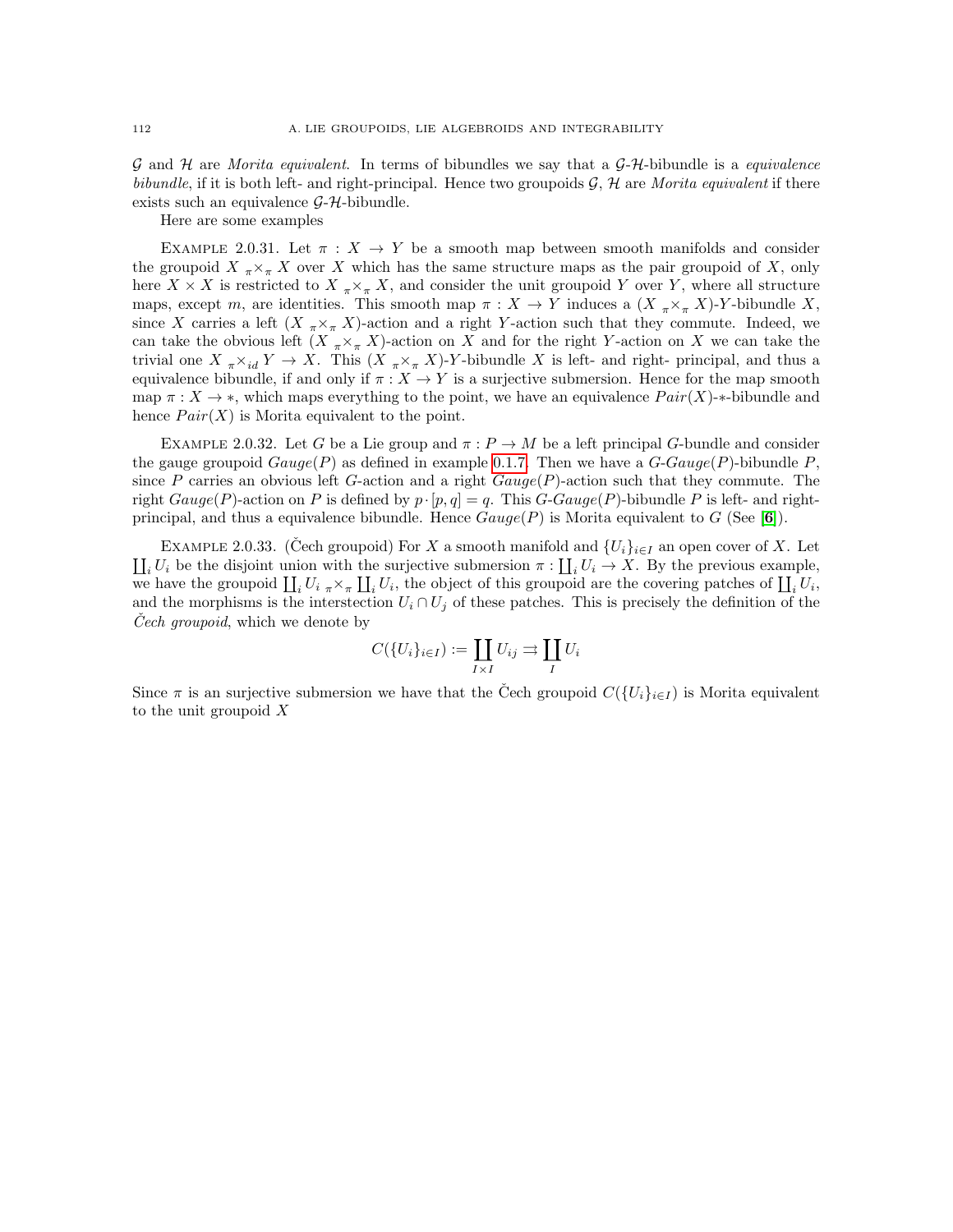$\mathcal{G}$ and $\mathcal{H}$ are *Morita equivalent*. In terms of bibundles we say that a $\mathcal{G}$-$\mathcal{H}$-bibundle is a *equivalence bibundle*, if it is both left- and right-principal. Hence two groupoids $\mathcal{G}$, $\mathcal{H}$ are *Morita equivalent* if there exists such an equivalence $\mathcal{G}$-$\mathcal{H}$-bibundle.

Here are some examples

EXAMPLE 2.0.31. Let $\pi : X \to Y$ be a smooth map between smooth manifolds and consider the groupoid $X\ {}_{\pi}\!\times_{\pi} X$ over $X$ which has the same structure maps as the pair groupoid of $X$, only here $X \times X$ is restricted to $X\ {}_{\pi}\!\times_{\pi} X$, and consider the unit groupoid $Y$ over $Y$, where all structure maps, except $m$, are identities. This smooth map $\pi : X \to Y$ induces a $(X\ {}_{\pi}\!\times_{\pi} X)$-$Y$-bibundle $X$, since $X$ carries a left $(X\ {}_{\pi}\!\times_{\pi} X)$-action and a right $Y$-action such that they commute. Indeed, we can take the obvious left $(X\ {}_{\pi}\!\times_{\pi} X)$-action on $X$ and for the right $Y$-action on $X$ we can take the trivial one $X\ {}_{\pi}\!\times_{id} Y \to X$. This $(X\ {}_{\pi}\!\times_{\pi} X)$-$Y$-bibundle $X$ is left- and right- principal, and thus a equivalence bibundle, if and only if $\pi : X \to Y$ is a surjective submersion. Hence for the map smooth map $\pi : X \to *$, which maps everything to the point, we have an equivalence $Pair(X)$-$*$-bibundle and hence $Pair(X)$ is Morita equivalent to the point.

EXAMPLE 2.0.32. Let $G$ be a Lie group and $\pi : P \to M$ be a left principal $G$-bundle and consider the gauge groupoid $Gauge(P)$ as defined in example 0.1.7. Then we have a $G$-$Gauge(P)$-bibundle $P$, since $P$ carries an obvious left $G$-action and a right $Gauge(P)$-action such that they commute. The right $Gauge(P)$-action on $P$ is defined by $p \cdot [p, q] = q$. This $G$-$Gauge(P)$-bibundle $P$ is left- and right-principal, and thus a equivalence bibundle. Hence $Gauge(P)$ is Morita equivalent to $G$ (See [6]).

EXAMPLE 2.0.33. (Čech groupoid) For $X$ a smooth manifold and $\{U_i\}_{i\in I}$ an open cover of $X$. Let $\coprod_i U_i$ be the disjoint union with the surjective submersion $\pi : \coprod_i U_i \to X$. By the previous example, we have the groupoid $\coprod_i U_i\ {}_{\pi}\!\times_{\pi} \coprod_i U_i$, the object of this groupoid are the covering patches of $\coprod_i U_i$, and the morphisms is the interstection $U_i \cap U_j$ of these patches. This is precisely the definition of the *Čech groupoid*, which we denote by

$$C(\{U_i\}_{i\in I}) := \coprod_{I\times I} U_{ij} \rightrightarrows \coprod_{I} U_i$$

Since $\pi$ is an surjective submersion we have that the Čech groupoid $C(\{U_i\}_{i\in I})$ is Morita equivalent to the unit groupoid $X$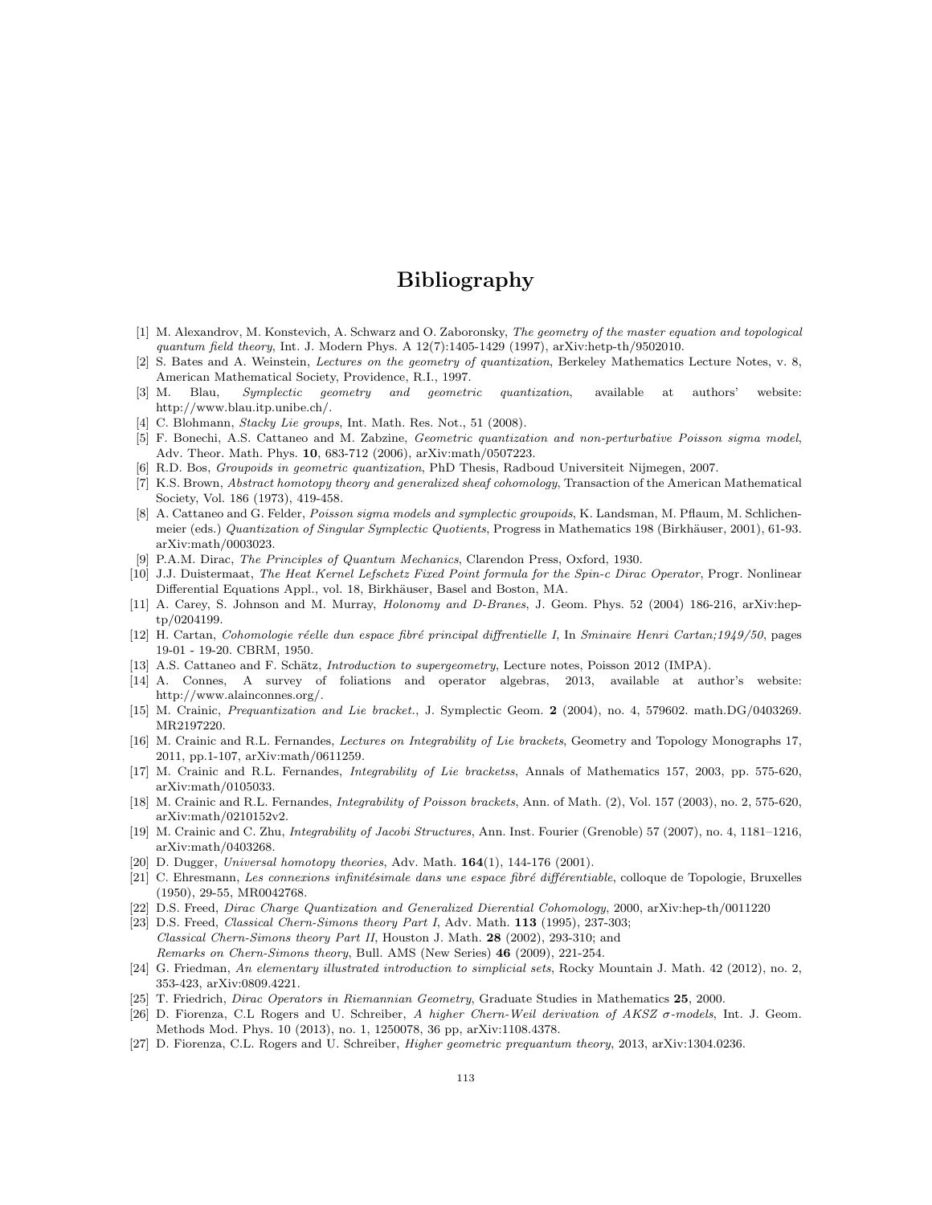# Bibliography

[1] M. Alexandrov, M. Konstevich, A. Schwarz and O. Zaboronsky, *The geometry of the master equation and topological quantum field theory*, Int. J. Modern Phys. A 12(7):1405-1429 (1997), arXiv:hetp-th/9502010.

[2] S. Bates and A. Weinstein, *Lectures on the geometry of quantization*, Berkeley Mathematics Lecture Notes, v. 8, American Mathematical Society, Providence, R.I., 1997.

[3] M. Blau, *Symplectic geometry and geometric quantization*, available at authors' website: http://www.blau.itp.unibe.ch/.

[4] C. Blohmann, *Stacky Lie groups*, Int. Math. Res. Not., 51 (2008).

[5] F. Bonechi, A.S. Cattaneo and M. Zabzine, *Geometric quantization and non-perturbative Poisson sigma model*, Adv. Theor. Math. Phys. **10**, 683-712 (2006), arXiv:math/0507223.

[6] R.D. Bos, *Groupoids in geometric quantization*, PhD Thesis, Radboud Universiteit Nijmegen, 2007.

[7] K.S. Brown, *Abstract homotopy theory and generalized sheaf cohomology*, Transaction of the American Mathematical Society, Vol. 186 (1973), 419-458.

[8] A. Cattaneo and G. Felder, *Poisson sigma models and symplectic groupoids*, K. Landsman, M. Pflaum, M. Schlichenmeier (eds.) *Quantization of Singular Symplectic Quotients*, Progress in Mathematics 198 (Birkhäuser, 2001), 61-93. arXiv:math/0003023.

[9] P.A.M. Dirac, *The Principles of Quantum Mechanics*, Clarendon Press, Oxford, 1930.

[10] J.J. Duistermaat, *The Heat Kernel Lefschetz Fixed Point formula for the Spin-c Dirac Operator*, Progr. Nonlinear Differential Equations Appl., vol. 18, Birkhäuser, Basel and Boston, MA.

[11] A. Carey, S. Johnson and M. Murray, *Holonomy and D-Branes*, J. Geom. Phys. 52 (2004) 186-216, arXiv:hep-tp/0204199.

[12] H. Cartan, *Cohomologie réelle dun espace fibré principal diffrentielle I*, In *Sminaire Henri Cartan;1949/50*, pages 19-01 - 19-20. CBRM, 1950.

[13] A.S. Cattaneo and F. Schätz, *Introduction to supergeometry*, Lecture notes, Poisson 2012 (IMPA).

[14] A. Connes, A survey of foliations and operator algebras, 2013, available at author's website: http://www.alainconnes.org/.

[15] M. Crainic, *Prequantization and Lie bracket.*, J. Symplectic Geom. **2** (2004), no. 4, 579602. math.DG/0403269. MR2197220.

[16] M. Crainic and R.L. Fernandes, *Lectures on Integrability of Lie brackets*, Geometry and Topology Monographs 17, 2011, pp.1-107, arXiv:math/0611259.

[17] M. Crainic and R.L. Fernandes, *Integrability of Lie bracketss*, Annals of Mathematics 157, 2003, pp. 575-620, arXiv:math/0105033.

[18] M. Crainic and R.L. Fernandes, *Integrability of Poisson brackets*, Ann. of Math. (2), Vol. 157 (2003), no. 2, 575-620, arXiv:math/0210152v2.

[19] M. Crainic and C. Zhu, *Integrability of Jacobi Structures*, Ann. Inst. Fourier (Grenoble) 57 (2007), no. 4, 1181–1216, arXiv:math/0403268.

[20] D. Dugger, *Universal homotopy theories*, Adv. Math. **164**(1), 144-176 (2001).

[21] C. Ehresmann, *Les connexions infinitésimale dans une espace fibré différentiable*, colloque de Topologie, Bruxelles (1950), 29-55, MR0042768.

[22] D.S. Freed, *Dirac Charge Quantization and Generalized Dierential Cohomology*, 2000, arXiv:hep-th/0011220

[23] D.S. Freed, *Classical Chern-Simons theory Part I*, Adv. Math. **113** (1995), 237-303;
*Classical Chern-Simons theory Part II*, Houston J. Math. **28** (2002), 293-310; and
*Remarks on Chern-Simons theory*, Bull. AMS (New Series) **46** (2009), 221-254.

[24] G. Friedman, *An elementary illustrated introduction to simplicial sets*, Rocky Mountain J. Math. 42 (2012), no. 2, 353-423, arXiv:0809.4221.

[25] T. Friedrich, *Dirac Operators in Riemannian Geometry*, Graduate Studies in Mathematics **25**, 2000.

[26] D. Fiorenza, C.L Rogers and U. Schreiber, *A higher Chern-Weil derivation of AKSZ $\sigma$-models*, Int. J. Geom. Methods Mod. Phys. 10 (2013), no. 1, 1250078, 36 pp, arXiv:1108.4378.

[27] D. Fiorenza, C.L. Rogers and U. Schreiber, *Higher geometric prequantum theory*, 2013, arXiv:1304.0236.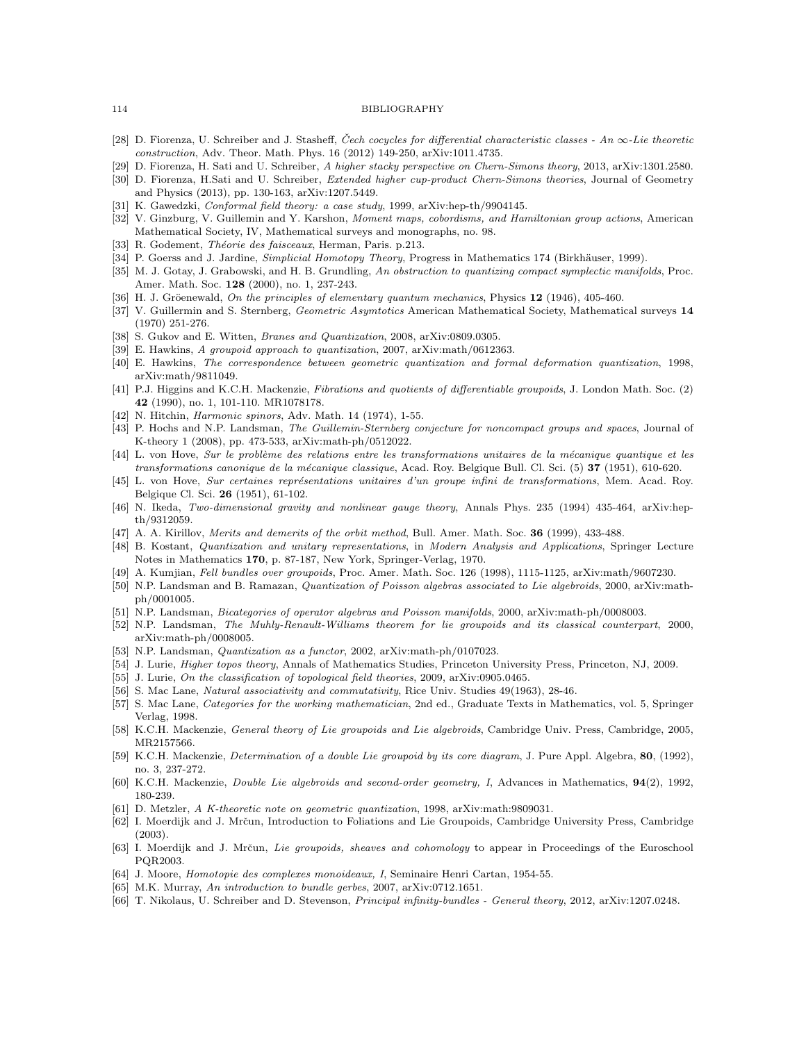[28] D. Fiorenza, U. Schreiber and J. Stasheff, *Čech cocycles for differential characteristic classes - An $\infty$-Lie theoretic construction*, Adv. Theor. Math. Phys. 16 (2012) 149-250, arXiv:1011.4735.

[29] D. Fiorenza, H. Sati and U. Schreiber, *A higher stacky perspective on Chern-Simons theory*, 2013, arXiv:1301.2580.

[30] D. Fiorenza, H.Sati and U. Schreiber, *Extended higher cup-product Chern-Simons theories*, Journal of Geometry and Physics (2013), pp. 130-163, arXiv:1207.5449.

[31] K. Gawedzki, *Conformal field theory: a case study*, 1999, arXiv:hep-th/9904145.

[32] V. Ginzburg, V. Guillemin and Y. Karshon, *Moment maps, cobordisms, and Hamiltonian group actions*, American Mathematical Society, IV, Mathematical surveys and monographs, no. 98.

[33] R. Godement, *Théorie des faisceaux*, Herman, Paris. p.213.

[34] P. Goerss and J. Jardine, *Simplicial Homotopy Theory*, Progress in Mathematics 174 (Birkhäuser, 1999).

[35] M. J. Gotay, J. Grabowski, and H. B. Grundling, *An obstruction to quantizing compact symplectic manifolds*, Proc. Amer. Math. Soc. **128** (2000), no. 1, 237-243.

[36] H. J. Gröenewald, *On the principles of elementary quantum mechanics*, Physics **12** (1946), 405-460.

[37] V. Guillermin and S. Sternberg, *Geometric Asymtotics* American Mathematical Society, Mathematical surveys **14** (1970) 251-276.

[38] S. Gukov and E. Witten, *Branes and Quantization*, 2008, arXiv:0809.0305.

[39] E. Hawkins, *A groupoid approach to quantization*, 2007, arXiv:math/0612363.

[40] E. Hawkins, *The correspondence between geometric quantization and formal deformation quantization*, 1998, arXiv:math/9811049.

[41] P.J. Higgins and K.C.H. Mackenzie, *Fibrations and quotients of differentiable groupoids*, J. London Math. Soc. (2) **42** (1990), no. 1, 101-110. MR1078178.

[42] N. Hitchin, *Harmonic spinors*, Adv. Math. 14 (1974), 1-55.

[43] P. Hochs and N.P. Landsman, *The Guillemin-Sternberg conjecture for noncompact groups and spaces*, Journal of K-theory 1 (2008), pp. 473-533, arXiv:math-ph/0512022.

[44] L. von Hove, *Sur le problème des relations entre les transformations unitaires de la mécanique quantique et les transformations canonique de la mécanique classique*, Acad. Roy. Belgique Bull. Cl. Sci. (5) **37** (1951), 610-620.

[45] L. von Hove, *Sur certaines représentations unitaires d'un groupe infini de transformations*, Mem. Acad. Roy. Belgique Cl. Sci. **26** (1951), 61-102.

[46] N. Ikeda, *Two-dimensional gravity and nonlinear gauge theory*, Annals Phys. 235 (1994) 435-464, arXiv:hep-th/9312059.

[47] A. A. Kirillov, *Merits and demerits of the orbit method*, Bull. Amer. Math. Soc. **36** (1999), 433-488.

[48] B. Kostant, *Quantization and unitary representations*, in *Modern Analysis and Applications*, Springer Lecture Notes in Mathematics **170**, p. 87-187, New York, Springer-Verlag, 1970.

[49] A. Kumjian, *Fell bundles over groupoids*, Proc. Amer. Math. Soc. 126 (1998), 1115-1125, arXiv:math/9607230.

[50] N.P. Landsman and B. Ramazan, *Quantization of Poisson algebras associated to Lie algebroids*, 2000, arXiv:math-ph/0001005.

[51] N.P. Landsman, *Bicategories of operator algebras and Poisson manifolds*, 2000, arXiv:math-ph/0008003.

[52] N.P. Landsman, *The Muhly-Renault-Williams theorem for lie groupoids and its classical counterpart*, 2000, arXiv:math-ph/0008005.

[53] N.P. Landsman, *Quantization as a functor*, 2002, arXiv:math-ph/0107023.

[54] J. Lurie, *Higher topos theory*, Annals of Mathematics Studies, Princeton University Press, Princeton, NJ, 2009.

[55] J. Lurie, *On the classification of topological field theories*, 2009, arXiv:0905.0465.

[56] S. Mac Lane, *Natural associativity and commutativity*, Rice Univ. Studies 49(1963), 28-46.

[57] S. Mac Lane, *Categories for the working mathematician*, 2nd ed., Graduate Texts in Mathematics, vol. 5, Springer Verlag, 1998.

[58] K.C.H. Mackenzie, *General theory of Lie groupoids and Lie algebroids*, Cambridge Univ. Press, Cambridge, 2005, MR2157566.

[59] K.C.H. Mackenzie, *Determination of a double Lie groupoid by its core diagram*, J. Pure Appl. Algebra, **80**, (1992), no. 3, 237-272.

[60] K.C.H. Mackenzie, *Double Lie algebroids and second-order geometry, I*, Advances in Mathematics, **94**(2), 1992, 180-239.

[61] D. Metzler, *A K-theoretic note on geometric quantization*, 1998, arXiv:math:9809031.

[62] I. Moerdijk and J. Mrčun, Introduction to Foliations and Lie Groupoids, Cambridge University Press, Cambridge (2003).

[63] I. Moerdijk and J. Mrčun, *Lie groupoids, sheaves and cohomology* to appear in Proceedings of the Euroschool PQR2003.

[64] J. Moore, *Homotopie des complexes monoideaux, I*, Seminaire Henri Cartan, 1954-55.

[65] M.K. Murray, *An introduction to bundle gerbes*, 2007, arXiv:0712.1651.

[66] T. Nikolaus, U. Schreiber and D. Stevenson, *Principal infinity-bundles - General theory*, 2012, arXiv:1207.0248.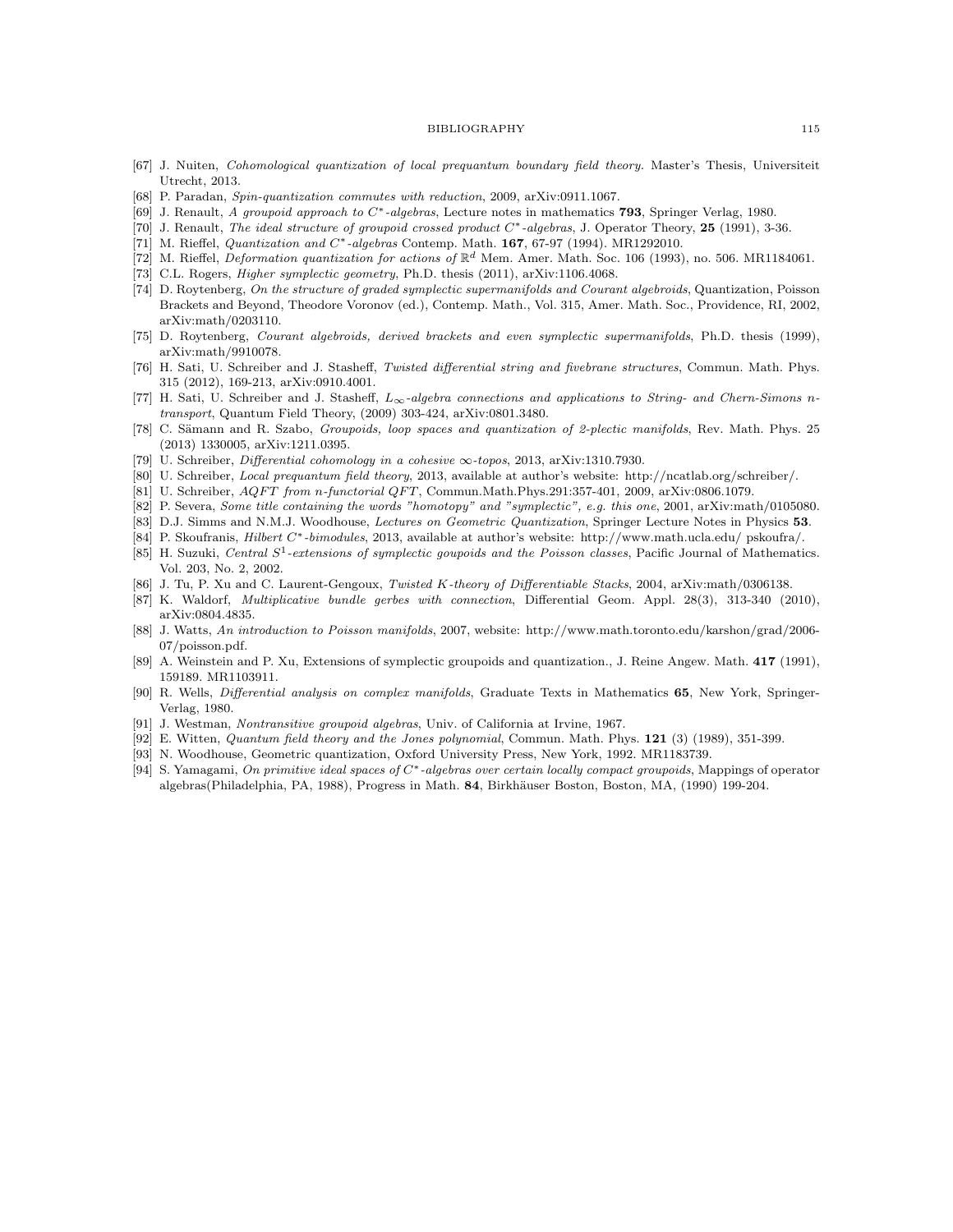[67] J. Nuiten, *Cohomological quantization of local prequantum boundary field theory.* Master's Thesis, Universiteit Utrecht, 2013.

[68] P. Paradan, *Spin-quantization commutes with reduction*, 2009, arXiv:0911.1067.

[69] J. Renault, *A groupoid approach to $C^*$-algebras*, Lecture notes in mathematics **793**, Springer Verlag, 1980.

[70] J. Renault, *The ideal structure of groupoid crossed product $C^*$-algebras*, J. Operator Theory, **25** (1991), 3-36.

[71] M. Rieffel, *Quantization and $C^*$-algebras* Contemp. Math. **167**, 67-97 (1994). MR1292010.

[72] M. Rieffel, *Deformation quantization for actions of $\mathbb{R}^d$* Mem. Amer. Math. Soc. 106 (1993), no. 506. MR1184061.

[73] C.L. Rogers, *Higher symplectic geometry*, Ph.D. thesis (2011), arXiv:1106.4068.

[74] D. Roytenberg, *On the structure of graded symplectic supermanifolds and Courant algebroids*, Quantization, Poisson Brackets and Beyond, Theodore Voronov (ed.), Contemp. Math., Vol. 315, Amer. Math. Soc., Providence, RI, 2002, arXiv:math/0203110.

[75] D. Roytenberg, *Courant algebroids, derived brackets and even symplectic supermanifolds*, Ph.D. thesis (1999), arXiv:math/9910078.

[76] H. Sati, U. Schreiber and J. Stasheff, *Twisted differential string and fivebrane structures*, Commun. Math. Phys. 315 (2012), 169-213, arXiv:0910.4001.

[77] H. Sati, U. Schreiber and J. Stasheff, *$L_\infty$-algebra connections and applications to String- and Chern-Simons n-transport*, Quantum Field Theory, (2009) 303-424, arXiv:0801.3480.

[78] C. Sämann and R. Szabo, *Groupoids, loop spaces and quantization of 2-plectic manifolds*, Rev. Math. Phys. 25 (2013) 1330005, arXiv:1211.0395.

[79] U. Schreiber, *Differential cohomology in a cohesive $\infty$-topos*, 2013, arXiv:1310.7930.

[80] U. Schreiber, *Local prequantum field theory*, 2013, available at author's website: http://ncatlab.org/schreiber/.

[81] U. Schreiber, *AQFT from n-functorial QFT*, Commun.Math.Phys.291:357-401, 2009, arXiv:0806.1079.

[82] P. Severa, *Some title containing the words "homotopy" and "symplectic", e.g. this one*, 2001, arXiv:math/0105080.

[83] D.J. Simms and N.M.J. Woodhouse, *Lectures on Geometric Quantization*, Springer Lecture Notes in Physics **53**.

[84] P. Skoufranis, *Hilbert $C^*$-bimodules*, 2013, available at author's website: http://www.math.ucla.edu/ pskoufra/.

[85] H. Suzuki, *Central $S^1$-extensions of symplectic goupoids and the Poisson classes*, Pacific Journal of Mathematics. Vol. 203, No. 2, 2002.

[86] J. Tu, P. Xu and C. Laurent-Gengoux, *Twisted K-theory of Differentiable Stacks*, 2004, arXiv:math/0306138.

[87] K. Waldorf, *Multiplicative bundle gerbes with connection*, Differential Geom. Appl. 28(3), 313-340 (2010), arXiv:0804.4835.

[88] J. Watts, *An introduction to Poisson manifolds*, 2007, website: http://www.math.toronto.edu/karshon/grad/2006-07/poisson.pdf.

[89] A. Weinstein and P. Xu, Extensions of symplectic groupoids and quantization., J. Reine Angew. Math. **417** (1991), 159189. MR1103911.

[90] R. Wells, *Differential analysis on complex manifolds*, Graduate Texts in Mathematics **65**, New York, Springer-Verlag, 1980.

[91] J. Westman, *Nontransitive groupoid algebras*, Univ. of California at Irvine, 1967.

[92] E. Witten, *Quantum field theory and the Jones polynomial*, Commun. Math. Phys. **121** (3) (1989), 351-399.

[93] N. Woodhouse, Geometric quantization, Oxford University Press, New York, 1992. MR1183739.

[94] S. Yamagami, *On primitive ideal spaces of $C^*$-algebras over certain locally compact groupoids*, Mappings of operator algebras(Philadelphia, PA, 1988), Progress in Math. **84**, Birkhäuser Boston, Boston, MA, (1990) 199-204.